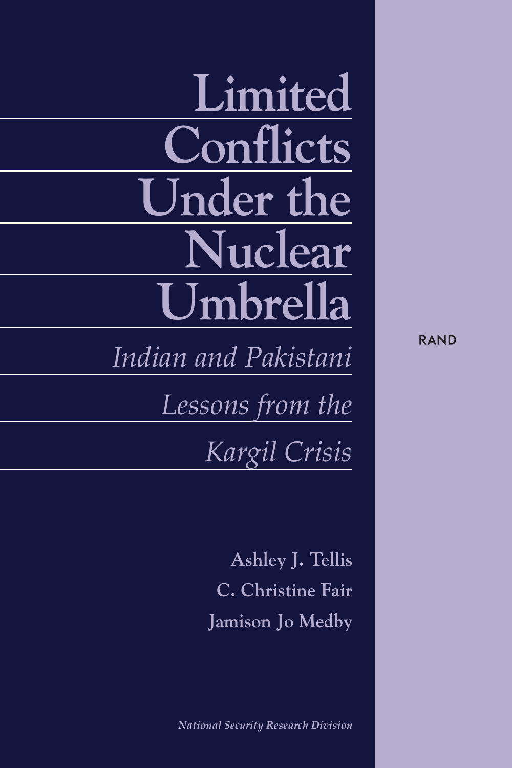# Limited Conflicts Under the Nuclear Umbrella

## *Indian and Pakistani Lessons from the Kargil Crisis*

**Ashley J. Tellis**

**C. Christine Fair**

**Jamison Jo Medby**

***National Security Research Division***

RAND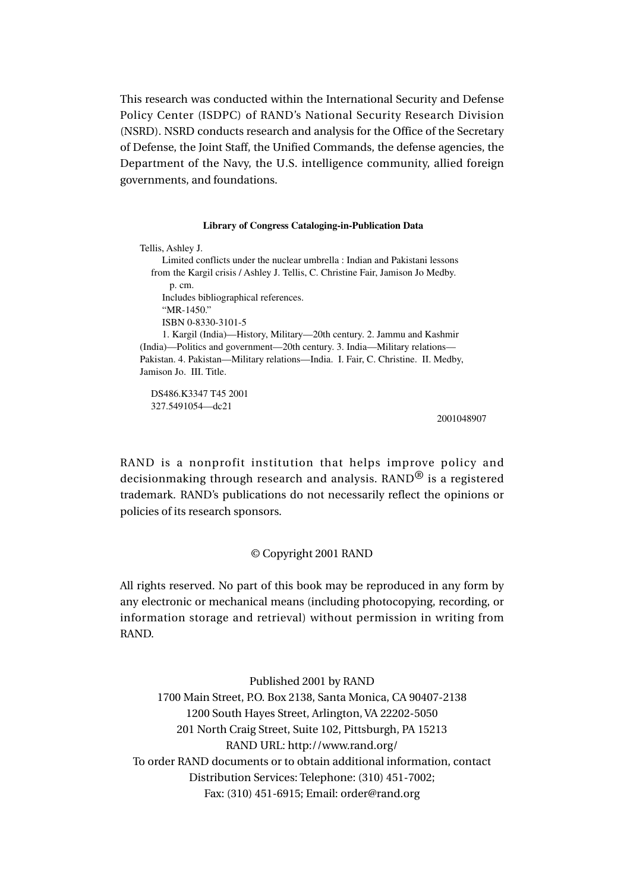This research was conducted within the International Security and Defense Policy Center (ISDPC) of RAND's National Security Research Division (NSRD). NSRD conducts research and analysis for the Office of the Secretary of Defense, the Joint Staff, the Unified Commands, the defense agencies, the Department of the Navy, the U.S. intelligence community, allied foreign governments, and foundations.

**Library of Congress Cataloging-in-Publication Data**

Tellis, Ashley J.  
Limited conflicts under the nuclear umbrella : Indian and Pakistani lessons from the Kargil crisis / Ashley J. Tellis, C. Christine Fair, Jamison Jo Medby.  
p. cm.  
Includes bibliographical references.  
"MR-1450."  
ISBN 0-8330-3101-5  
1. Kargil (India)—History, Military—20th century. 2. Jammu and Kashmir (India)—Politics and government—20th century. 3. India—Military relations—Pakistan. 4. Pakistan—Military relations—India. I. Fair, C. Christine. II. Medby, Jamison Jo. III. Title.

DS486.K3347 T45 2001  
327.5491054—dc21

2001048907

RAND is a nonprofit institution that helps improve policy and decisionmaking through research and analysis. RAND® is a registered trademark. RAND's publications do not necessarily reflect the opinions or policies of its research sponsors.

© Copyright 2001 RAND

All rights reserved. No part of this book may be reproduced in any form by any electronic or mechanical means (including photocopying, recording, or information storage and retrieval) without permission in writing from RAND.

Published 2001 by RAND  
1700 Main Street, P.O. Box 2138, Santa Monica, CA 90407-2138  
1200 South Hayes Street, Arlington, VA 22202-5050  
201 North Craig Street, Suite 102, Pittsburgh, PA 15213  
RAND URL: http://www.rand.org/  
To order RAND documents or to obtain additional information, contact Distribution Services: Telephone: (310) 451-7002;  
Fax: (310) 451-6915; Email: order@rand.org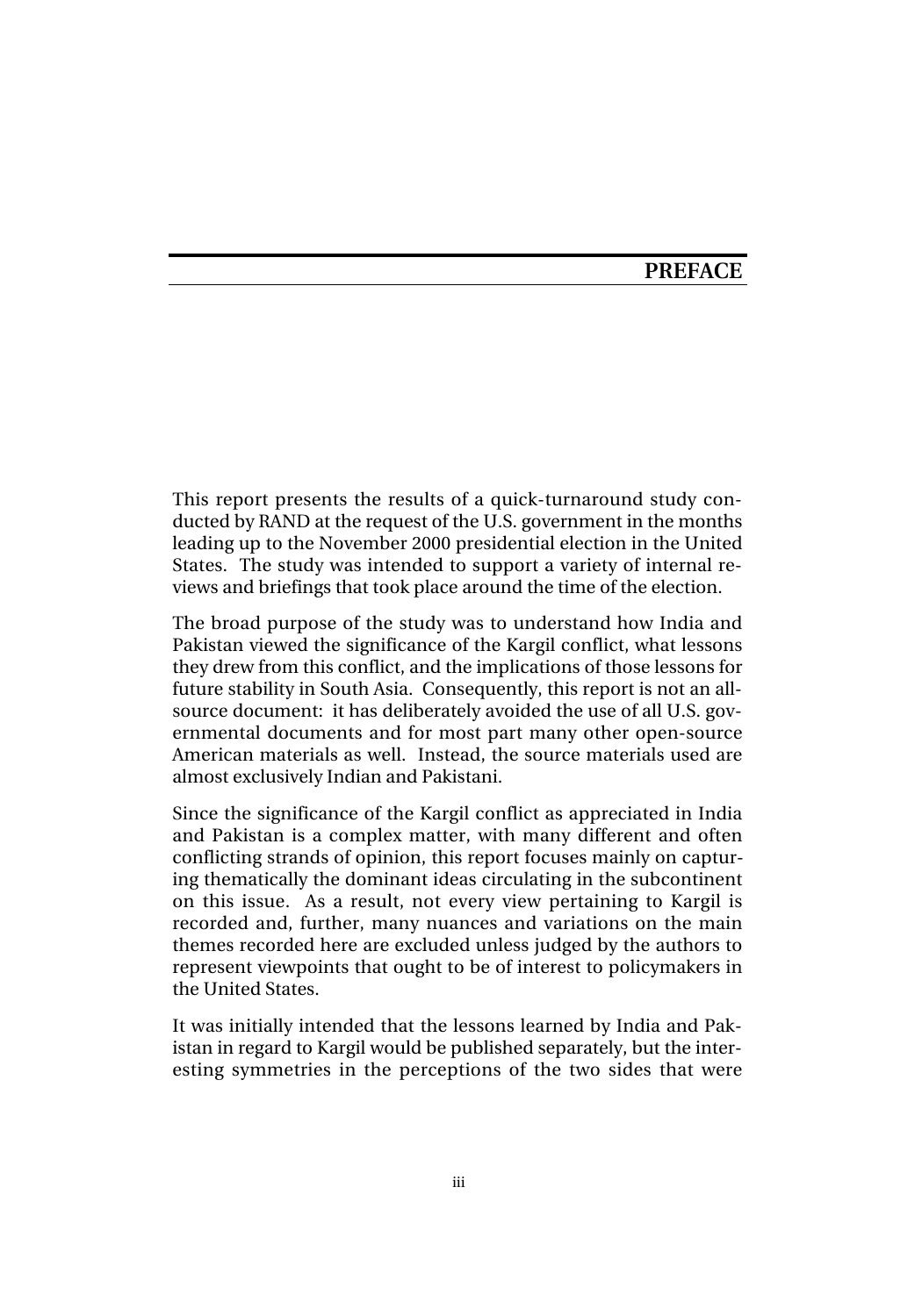# PREFACE

This report presents the results of a quick-turnaround study conducted by RAND at the request of the U.S. government in the months leading up to the November 2000 presidential election in the United States. The study was intended to support a variety of internal reviews and briefings that took place around the time of the election.

The broad purpose of the study was to understand how India and Pakistan viewed the significance of the Kargil conflict, what lessons they drew from this conflict, and the implications of those lessons for future stability in South Asia. Consequently, this report is not an all-source document: it has deliberately avoided the use of all U.S. governmental documents and for most part many other open-source American materials as well. Instead, the source materials used are almost exclusively Indian and Pakistani.

Since the significance of the Kargil conflict as appreciated in India and Pakistan is a complex matter, with many different and often conflicting strands of opinion, this report focuses mainly on capturing thematically the dominant ideas circulating in the subcontinent on this issue. As a result, not every view pertaining to Kargil is recorded and, further, many nuances and variations on the main themes recorded here are excluded unless judged by the authors to represent viewpoints that ought to be of interest to policymakers in the United States.

It was initially intended that the lessons learned by India and Pakistan in regard to Kargil would be published separately, but the interesting symmetries in the perceptions of the two sides that were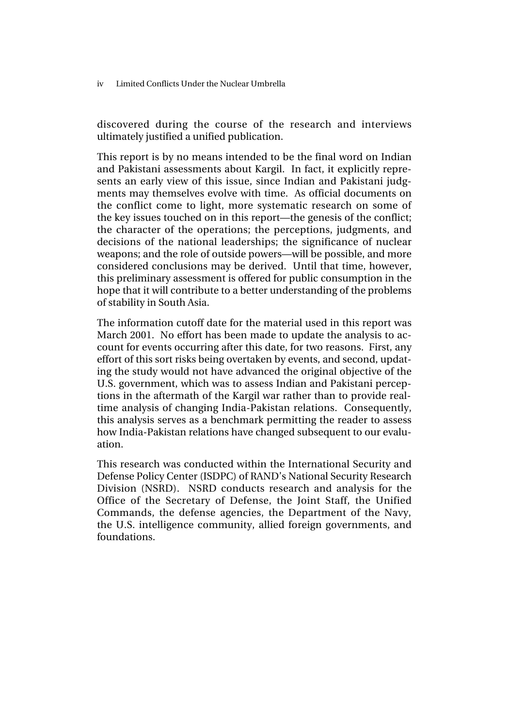discovered during the course of the research and interviews ultimately justified a unified publication.

This report is by no means intended to be the final word on Indian and Pakistani assessments about Kargil. In fact, it explicitly represents an early view of this issue, since Indian and Pakistani judgments may themselves evolve with time. As official documents on the conflict come to light, more systematic research on some of the key issues touched on in this report—the genesis of the conflict; the character of the operations; the perceptions, judgments, and decisions of the national leaderships; the significance of nuclear weapons; and the role of outside powers—will be possible, and more considered conclusions may be derived. Until that time, however, this preliminary assessment is offered for public consumption in the hope that it will contribute to a better understanding of the problems of stability in South Asia.

The information cutoff date for the material used in this report was March 2001. No effort has been made to update the analysis to account for events occurring after this date, for two reasons. First, any effort of this sort risks being overtaken by events, and second, updating the study would not have advanced the original objective of the U.S. government, which was to assess Indian and Pakistani perceptions in the aftermath of the Kargil war rather than to provide real-time analysis of changing India-Pakistan relations. Consequently, this analysis serves as a benchmark permitting the reader to assess how India-Pakistan relations have changed subsequent to our evaluation.

This research was conducted within the International Security and Defense Policy Center (ISDPC) of RAND's National Security Research Division (NSRD). NSRD conducts research and analysis for the Office of the Secretary of Defense, the Joint Staff, the Unified Commands, the defense agencies, the Department of the Navy, the U.S. intelligence community, allied foreign governments, and foundations.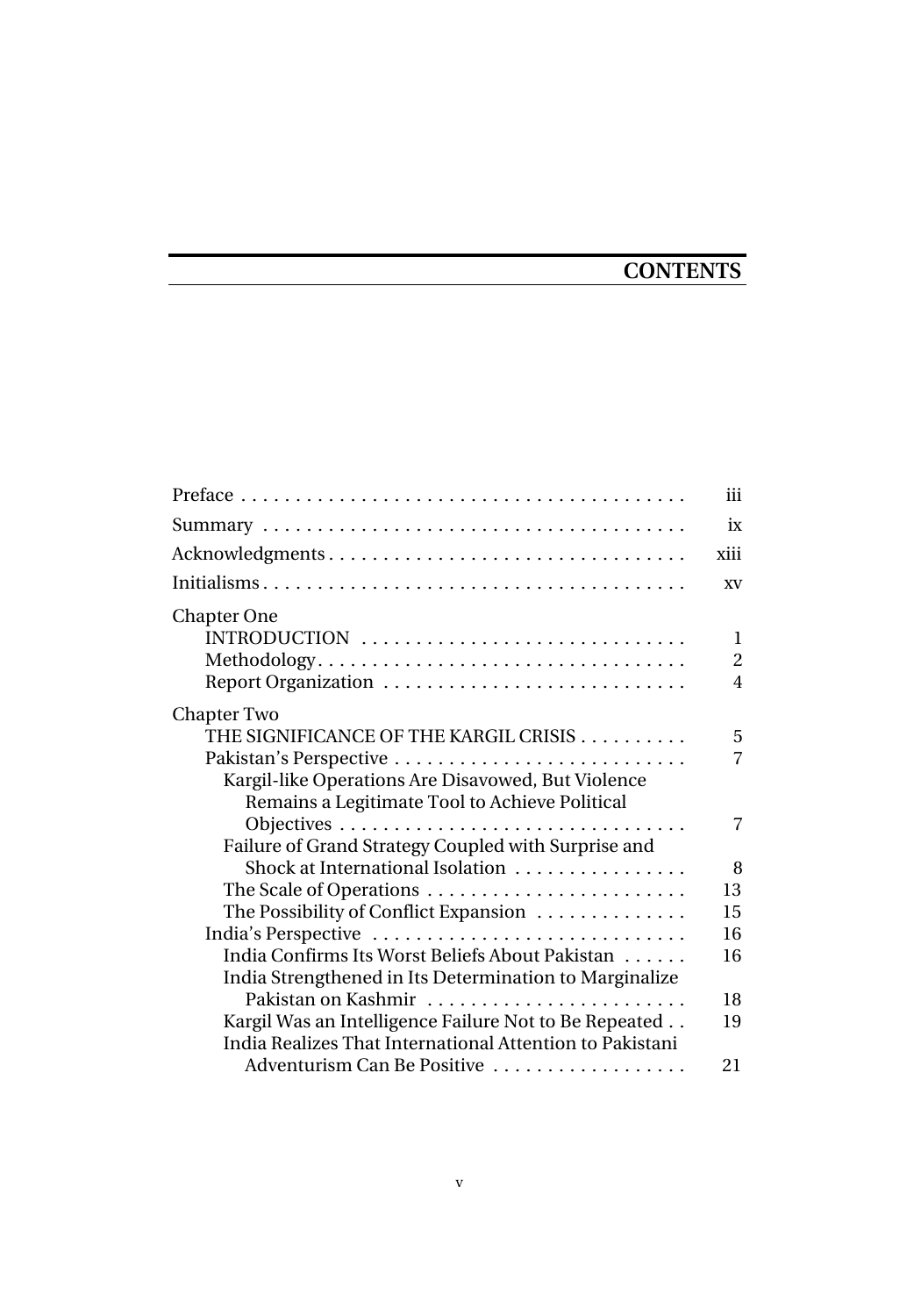# CONTENTS

| | |
|---|---|
| Preface | iii |
| Summary | ix |
| Acknowledgments | xiii |
| Initialisms | xv |
| Chapter One | |
| INTRODUCTION | 1 |
| Methodology | 2 |
| Report Organization | 4 |
| Chapter Two | |
| THE SIGNIFICANCE OF THE KARGIL CRISIS | 5 |
| Pakistan's Perspective | 7 |
| Kargil-like Operations Are Disavowed, But Violence Remains a Legitimate Tool to Achieve Political Objectives | 7 |
| Failure of Grand Strategy Coupled with Surprise and Shock at International Isolation | 8 |
| The Scale of Operations | 13 |
| The Possibility of Conflict Expansion | 15 |
| India's Perspective | 16 |
| India Confirms Its Worst Beliefs About Pakistan | 16 |
| India Strengthened in Its Determination to Marginalize Pakistan on Kashmir | 18 |
| Kargil Was an Intelligence Failure Not to Be Repeated | 19 |
| India Realizes That International Attention to Pakistani Adventurism Can Be Positive | 21 |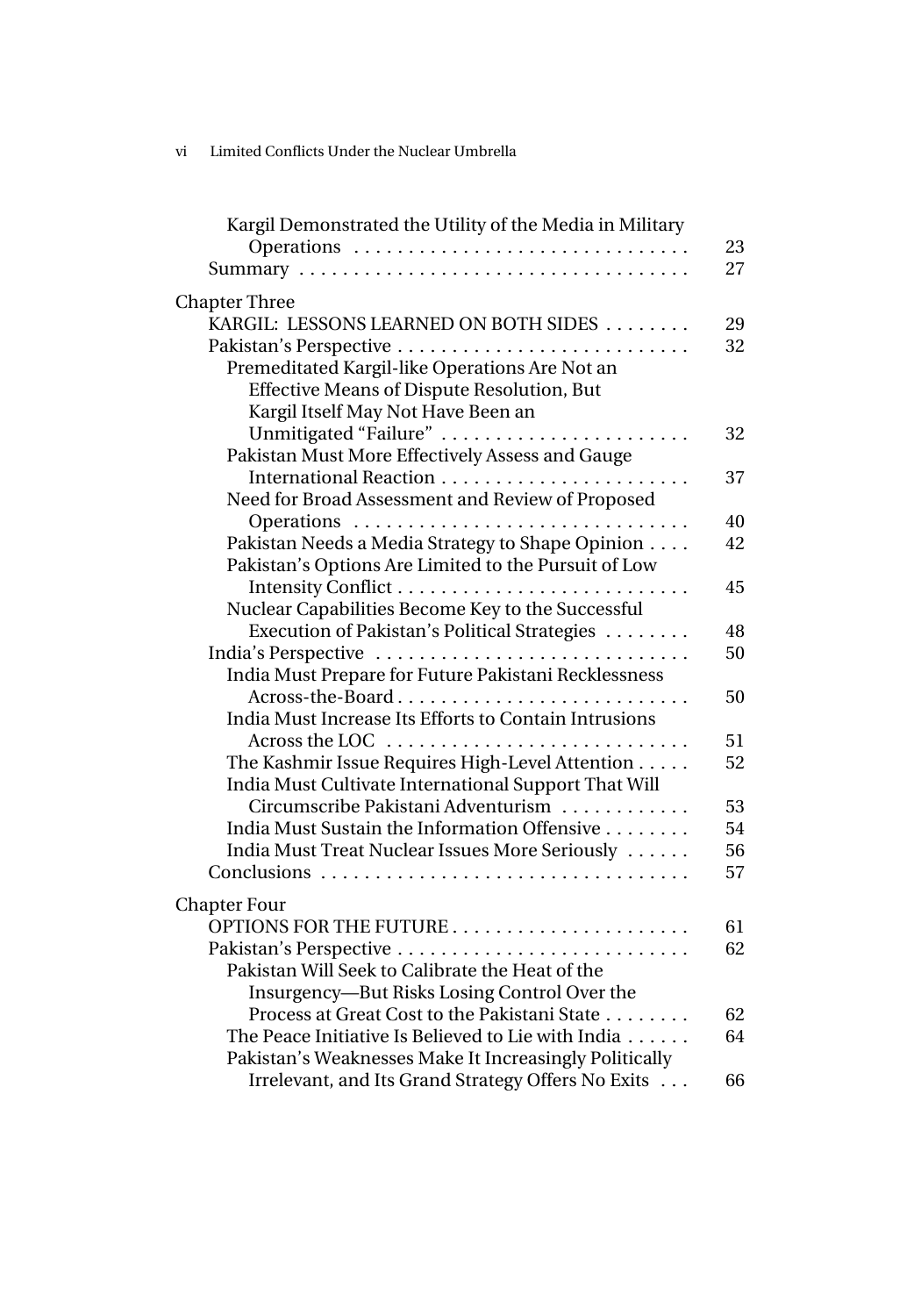Kargil Demonstrated the Utility of the Media in Military Operations . . . . . . . . . . . . . . . . . . . . . . . . . . . . . . . 23
Summary . . . . . . . . . . . . . . . . . . . . . . . . . . . . . . . . . . . 27

Chapter Three
KARGIL: LESSONS LEARNED ON BOTH SIDES . . . . . . . . 29
Pakistan's Perspective . . . . . . . . . . . . . . . . . . . . . . . . . . . 32
Premeditated Kargil-like Operations Are Not an Effective Means of Dispute Resolution, But Kargil Itself May Not Have Been an Unmitigated "Failure" . . . . . . . . . . . . . . . . . . . . . . . 32
Pakistan Must More Effectively Assess and Gauge International Reaction . . . . . . . . . . . . . . . . . . . . . . . 37
Need for Broad Assessment and Review of Proposed Operations . . . . . . . . . . . . . . . . . . . . . . . . . . . . . . . 40
Pakistan Needs a Media Strategy to Shape Opinion . . . . 42
Pakistan's Options Are Limited to the Pursuit of Low Intensity Conflict . . . . . . . . . . . . . . . . . . . . . . . . . . . 45
Nuclear Capabilities Become Key to the Successful Execution of Pakistan's Political Strategies . . . . . . . . 48
India's Perspective . . . . . . . . . . . . . . . . . . . . . . . . . . . . 50
India Must Prepare for Future Pakistani Recklessness Across-the-Board . . . . . . . . . . . . . . . . . . . . . . . . . . 50
India Must Increase Its Efforts to Contain Intrusions Across the LOC . . . . . . . . . . . . . . . . . . . . . . . . . . . 51
The Kashmir Issue Requires High-Level Attention . . . . . 52
India Must Cultivate International Support That Will Circumscribe Pakistani Adventurism . . . . . . . . . . . . 53
India Must Sustain the Information Offensive . . . . . . . . 54
India Must Treat Nuclear Issues More Seriously . . . . . . 56
Conclusions . . . . . . . . . . . . . . . . . . . . . . . . . . . . . . . . . 57

Chapter Four
OPTIONS FOR THE FUTURE . . . . . . . . . . . . . . . . . . . . . . 61
Pakistan's Perspective . . . . . . . . . . . . . . . . . . . . . . . . . . . 62
Pakistan Will Seek to Calibrate the Heat of the Insurgency—But Risks Losing Control Over the Process at Great Cost to the Pakistani State . . . . . . . . 62
The Peace Initiative Is Believed to Lie with India . . . . . . 64
Pakistan's Weaknesses Make It Increasingly Politically Irrelevant, and Its Grand Strategy Offers No Exits . . . 66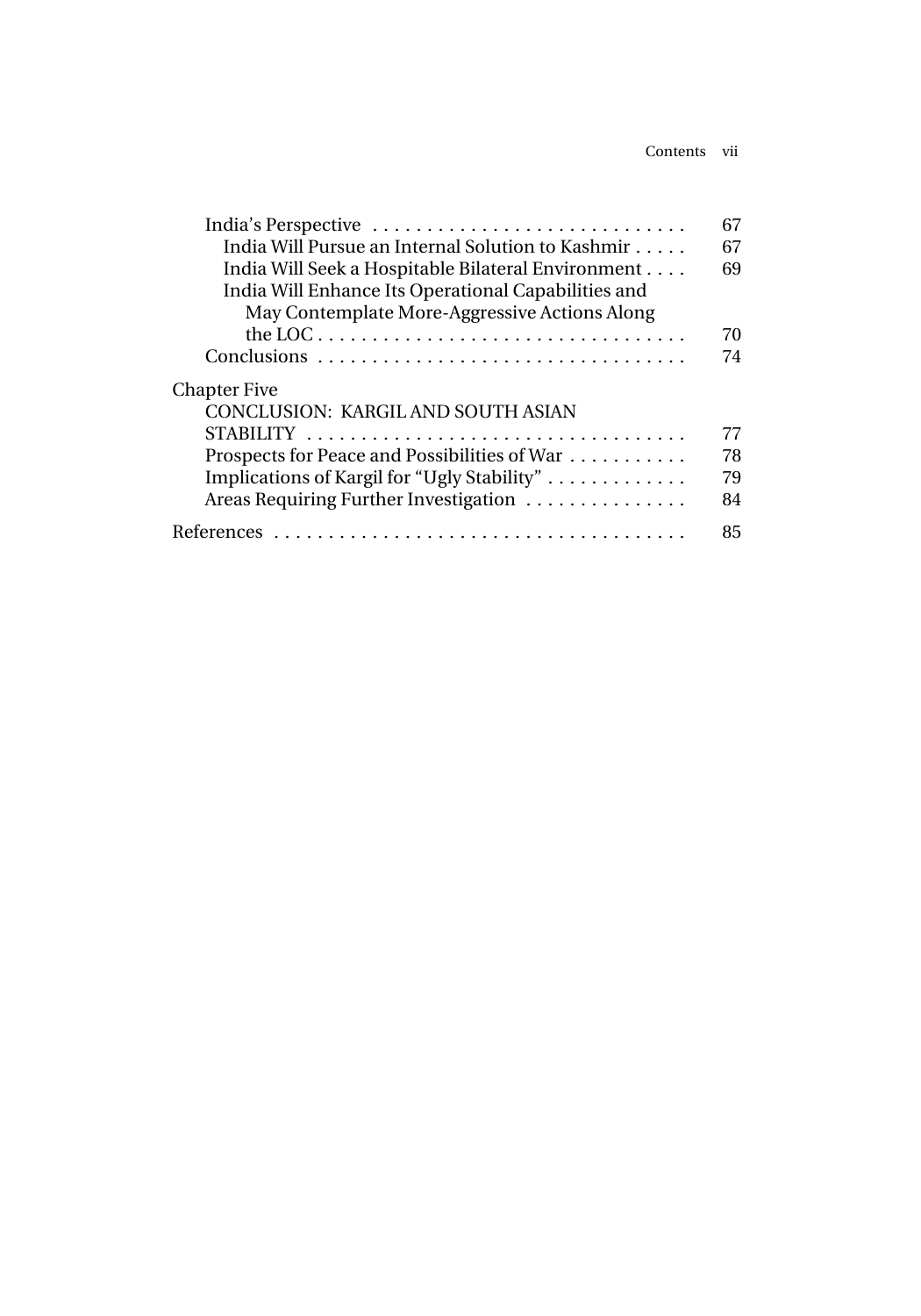India's Perspective . . . . . . . . . . . . . . . . . . . . . . . . . . . . . 67

India Will Pursue an Internal Solution to Kashmir . . . . . 67

India Will Seek a Hospitable Bilateral Environment . . . . 69

India Will Enhance Its Operational Capabilities and May Contemplate More-Aggressive Actions Along the LOC . . . . . . . . . . . . . . . . . . . . . . . . . . . . . . . . . . 70

Conclusions . . . . . . . . . . . . . . . . . . . . . . . . . . . . . . . . . . 74

Chapter Five

CONCLUSION: KARGIL AND SOUTH ASIAN STABILITY . . . . . . . . . . . . . . . . . . . . . . . . . . . . . . . . . . . 77

Prospects for Peace and Possibilities of War . . . . . . . . . . . 78

Implications of Kargil for "Ugly Stability" . . . . . . . . . . . . . 79

Areas Requiring Further Investigation . . . . . . . . . . . . . . . 84

References . . . . . . . . . . . . . . . . . . . . . . . . . . . . . . . . . . . . . . 85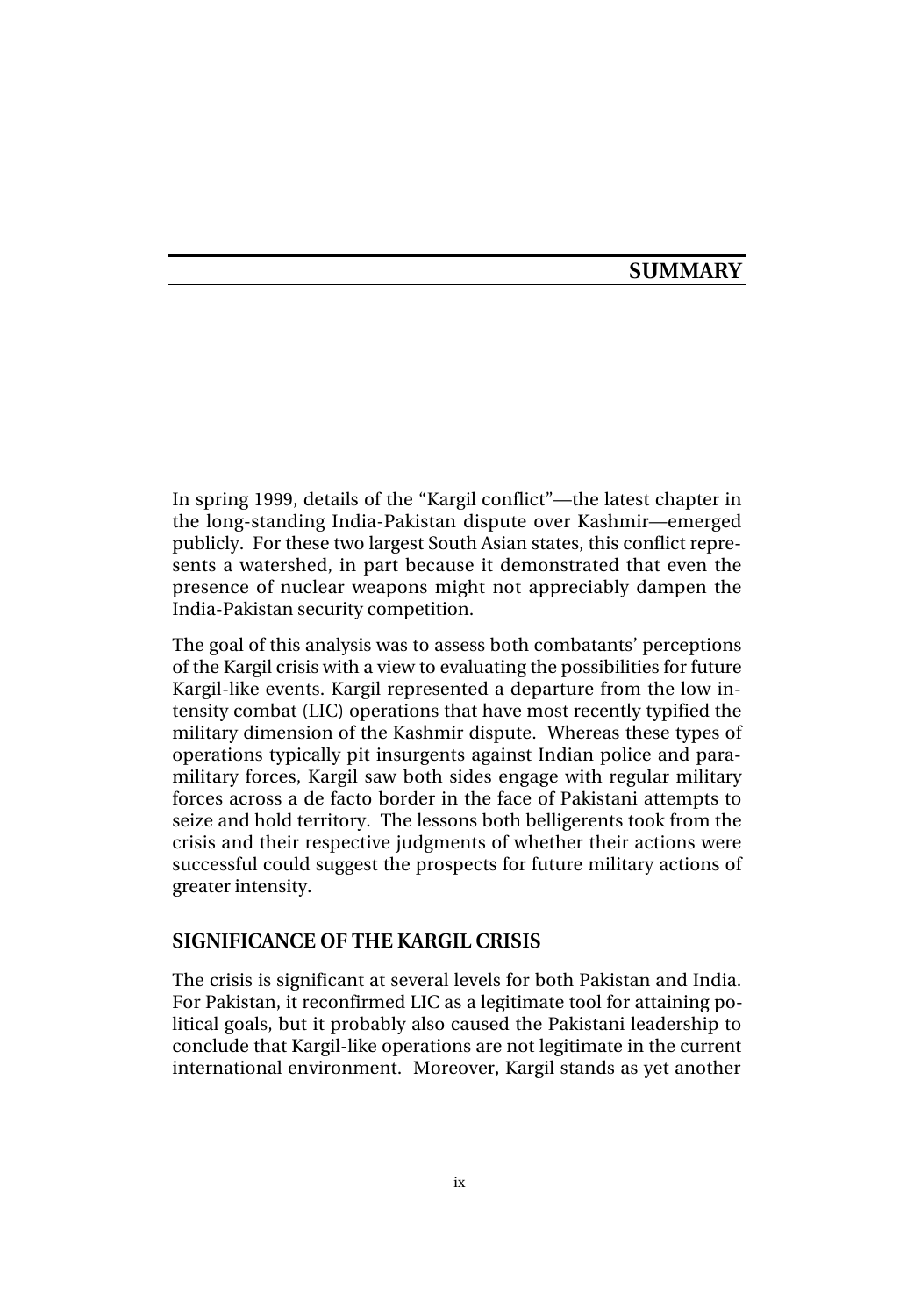# SUMMARY

In spring 1999, details of the "Kargil conflict"—the latest chapter in the long-standing India-Pakistan dispute over Kashmir—emerged publicly. For these two largest South Asian states, this conflict represents a watershed, in part because it demonstrated that even the presence of nuclear weapons might not appreciably dampen the India-Pakistan security competition.

The goal of this analysis was to assess both combatants' perceptions of the Kargil crisis with a view to evaluating the possibilities for future Kargil-like events. Kargil represented a departure from the low intensity combat (LIC) operations that have most recently typified the military dimension of the Kashmir dispute. Whereas these types of operations typically pit insurgents against Indian police and paramilitary forces, Kargil saw both sides engage with regular military forces across a de facto border in the face of Pakistani attempts to seize and hold territory. The lessons both belligerents took from the crisis and their respective judgments of whether their actions were successful could suggest the prospects for future military actions of greater intensity.

## SIGNIFICANCE OF THE KARGIL CRISIS

The crisis is significant at several levels for both Pakistan and India. For Pakistan, it reconfirmed LIC as a legitimate tool for attaining political goals, but it probably also caused the Pakistani leadership to conclude that Kargil-like operations are not legitimate in the current international environment. Moreover, Kargil stands as yet another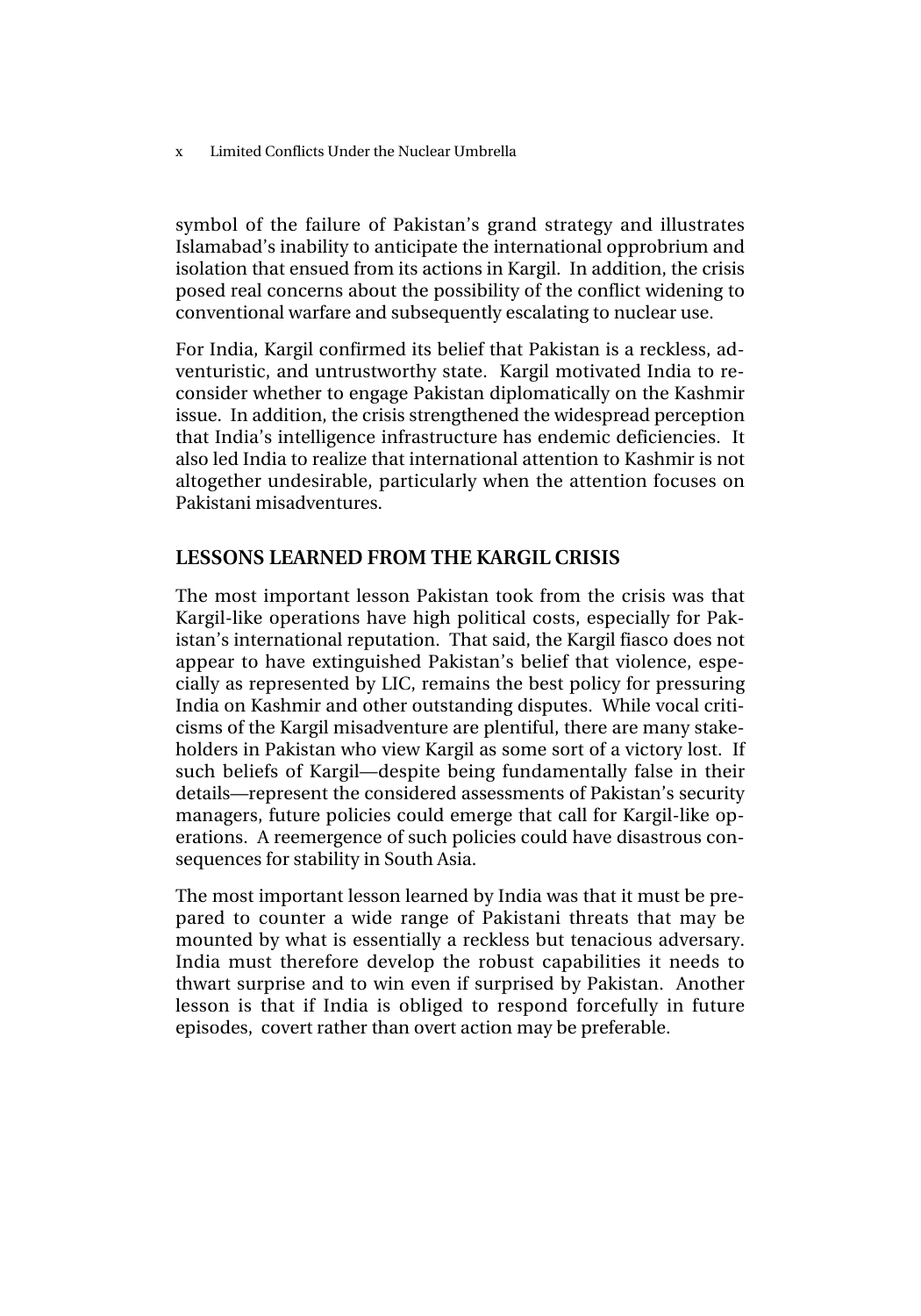symbol of the failure of Pakistan's grand strategy and illustrates Islamabad's inability to anticipate the international opprobrium and isolation that ensued from its actions in Kargil. In addition, the crisis posed real concerns about the possibility of the conflict widening to conventional warfare and subsequently escalating to nuclear use.

For India, Kargil confirmed its belief that Pakistan is a reckless, adventuristic, and untrustworthy state. Kargil motivated India to reconsider whether to engage Pakistan diplomatically on the Kashmir issue. In addition, the crisis strengthened the widespread perception that India's intelligence infrastructure has endemic deficiencies. It also led India to realize that international attention to Kashmir is not altogether undesirable, particularly when the attention focuses on Pakistani misadventures.

## LESSONS LEARNED FROM THE KARGIL CRISIS

The most important lesson Pakistan took from the crisis was that Kargil-like operations have high political costs, especially for Pakistan's international reputation. That said, the Kargil fiasco does not appear to have extinguished Pakistan's belief that violence, especially as represented by LIC, remains the best policy for pressuring India on Kashmir and other outstanding disputes. While vocal criticisms of the Kargil misadventure are plentiful, there are many stakeholders in Pakistan who view Kargil as some sort of a victory lost. If such beliefs of Kargil—despite being fundamentally false in their details—represent the considered assessments of Pakistan's security managers, future policies could emerge that call for Kargil-like operations. A reemergence of such policies could have disastrous consequences for stability in South Asia.

The most important lesson learned by India was that it must be prepared to counter a wide range of Pakistani threats that may be mounted by what is essentially a reckless but tenacious adversary. India must therefore develop the robust capabilities it needs to thwart surprise and to win even if surprised by Pakistan. Another lesson is that if India is obliged to respond forcefully in future episodes, covert rather than overt action may be preferable.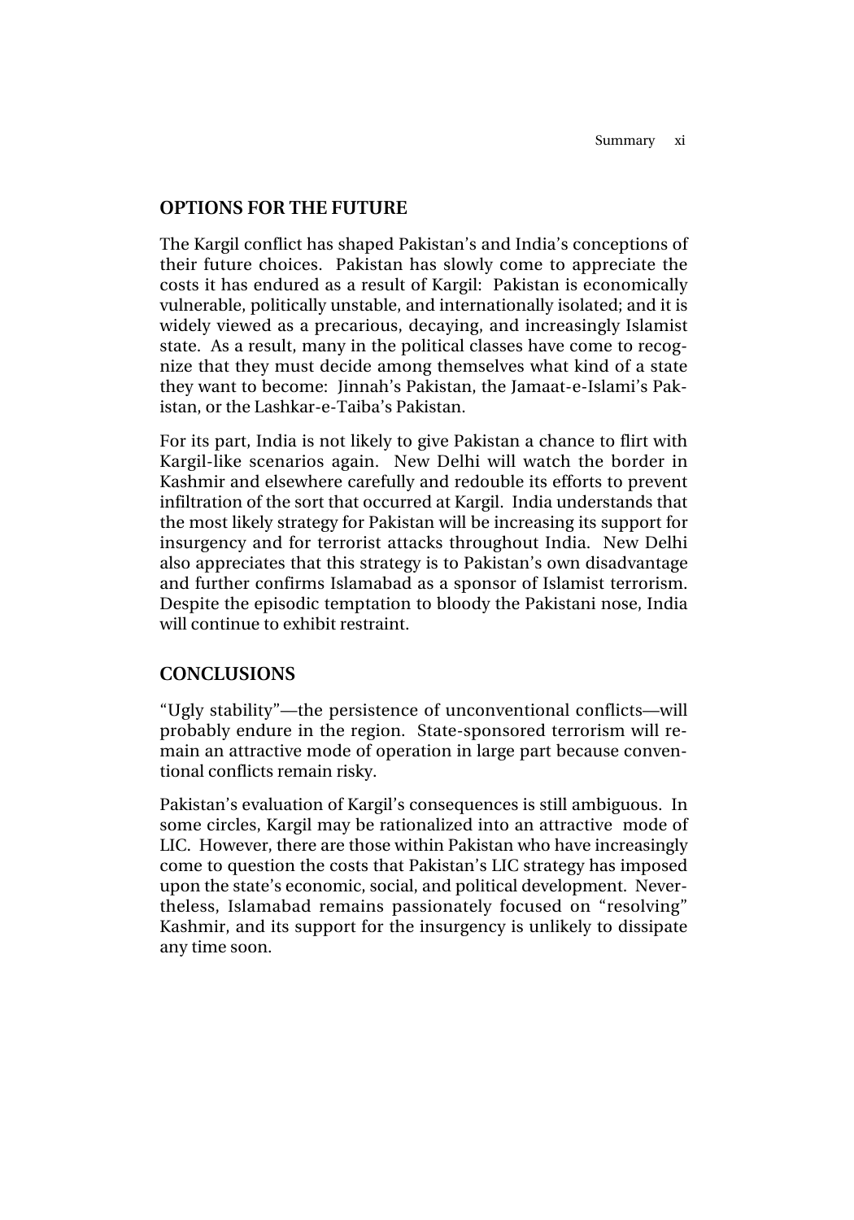## OPTIONS FOR THE FUTURE

The Kargil conflict has shaped Pakistan's and India's conceptions of their future choices. Pakistan has slowly come to appreciate the costs it has endured as a result of Kargil: Pakistan is economically vulnerable, politically unstable, and internationally isolated; and it is widely viewed as a precarious, decaying, and increasingly Islamist state. As a result, many in the political classes have come to recognize that they must decide among themselves what kind of a state they want to become: Jinnah's Pakistan, the Jamaat-e-Islami's Pakistan, or the Lashkar-e-Taiba's Pakistan.

For its part, India is not likely to give Pakistan a chance to flirt with Kargil-like scenarios again. New Delhi will watch the border in Kashmir and elsewhere carefully and redouble its efforts to prevent infiltration of the sort that occurred at Kargil. India understands that the most likely strategy for Pakistan will be increasing its support for insurgency and for terrorist attacks throughout India. New Delhi also appreciates that this strategy is to Pakistan's own disadvantage and further confirms Islamabad as a sponsor of Islamist terrorism. Despite the episodic temptation to bloody the Pakistani nose, India will continue to exhibit restraint.

## CONCLUSIONS

"Ugly stability"—the persistence of unconventional conflicts—will probably endure in the region. State-sponsored terrorism will remain an attractive mode of operation in large part because conventional conflicts remain risky.

Pakistan's evaluation of Kargil's consequences is still ambiguous. In some circles, Kargil may be rationalized into an attractive mode of LIC. However, there are those within Pakistan who have increasingly come to question the costs that Pakistan's LIC strategy has imposed upon the state's economic, social, and political development. Nevertheless, Islamabad remains passionately focused on "resolving" Kashmir, and its support for the insurgency is unlikely to dissipate any time soon.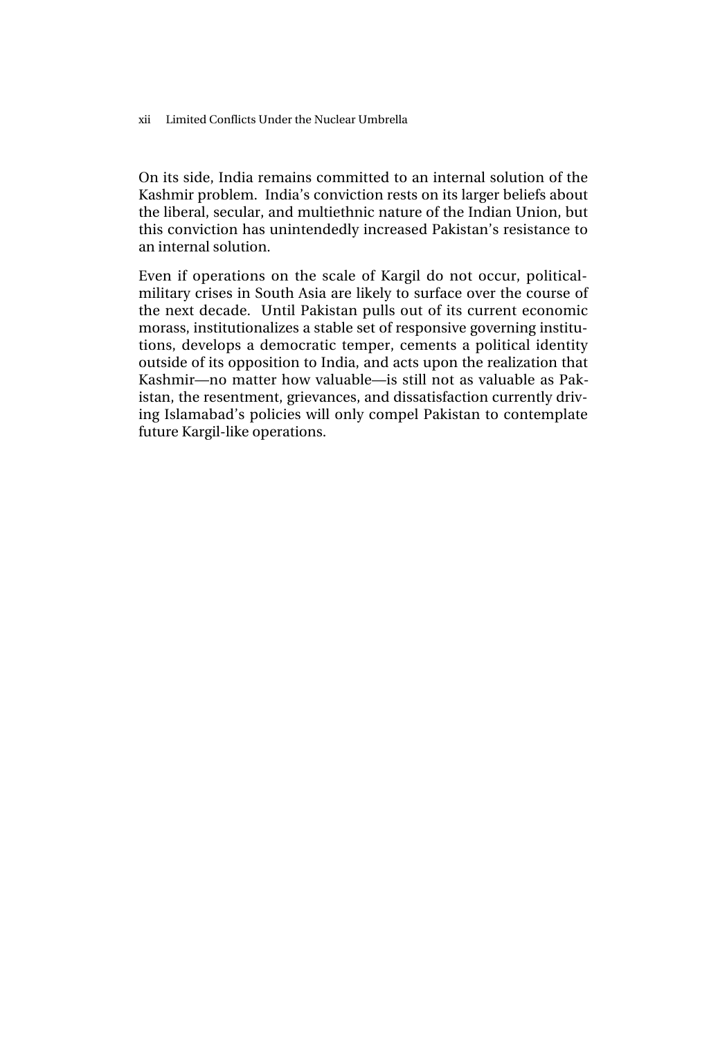On its side, India remains committed to an internal solution of the Kashmir problem. India's conviction rests on its larger beliefs about the liberal, secular, and multiethnic nature of the Indian Union, but this conviction has unintendedly increased Pakistan's resistance to an internal solution.

Even if operations on the scale of Kargil do not occur, political-military crises in South Asia are likely to surface over the course of the next decade. Until Pakistan pulls out of its current economic morass, institutionalizes a stable set of responsive governing institutions, develops a democratic temper, cements a political identity outside of its opposition to India, and acts upon the realization that Kashmir—no matter how valuable—is still not as valuable as Pakistan, the resentment, grievances, and dissatisfaction currently driving Islamabad's policies will only compel Pakistan to contemplate future Kargil-like operations.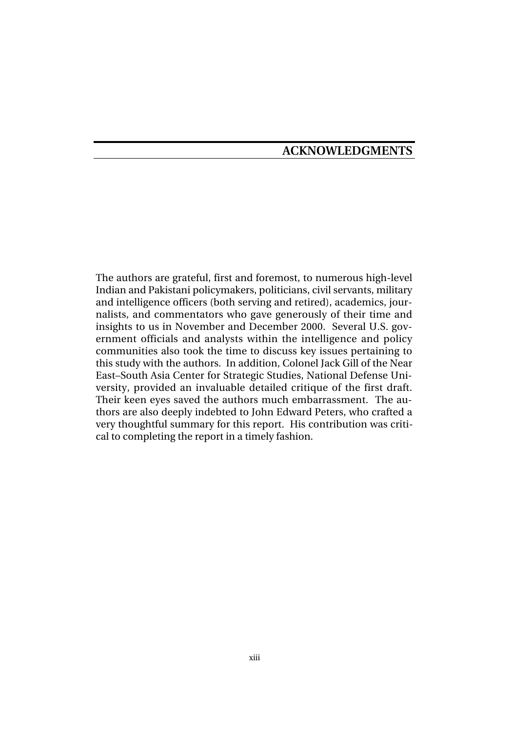## ACKNOWLEDGMENTS

The authors are grateful, first and foremost, to numerous high-level Indian and Pakistani policymakers, politicians, civil servants, military and intelligence officers (both serving and retired), academics, journalists, and commentators who gave generously of their time and insights to us in November and December 2000. Several U.S. government officials and analysts within the intelligence and policy communities also took the time to discuss key issues pertaining to this study with the authors. In addition, Colonel Jack Gill of the Near East–South Asia Center for Strategic Studies, National Defense University, provided an invaluable detailed critique of the first draft. Their keen eyes saved the authors much embarrassment. The authors are also deeply indebted to John Edward Peters, who crafted a very thoughtful summary for this report. His contribution was critical to completing the report in a timely fashion.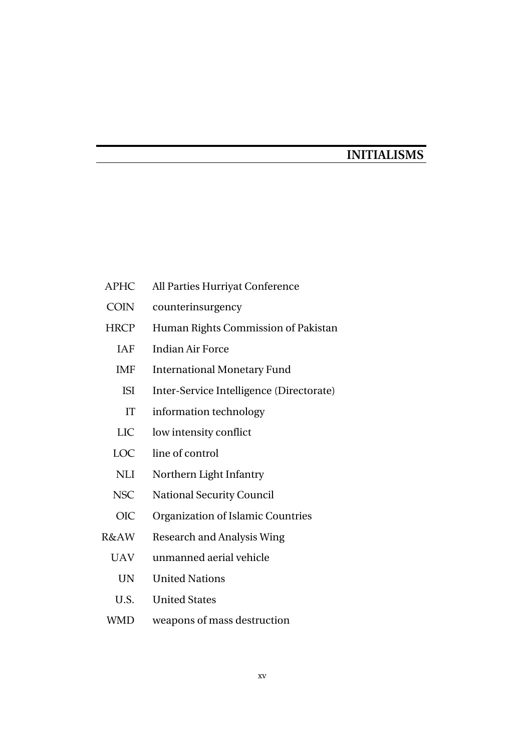# INITIALISMS

| | |
|---|---|
| APHC | All Parties Hurriyat Conference |
| COIN | counterinsurgency |
| HRCP | Human Rights Commission of Pakistan |
| IAF | Indian Air Force |
| IMF | International Monetary Fund |
| ISI | Inter-Service Intelligence (Directorate) |
| IT | information technology |
| LIC | low intensity conflict |
| LOC | line of control |
| NLI | Northern Light Infantry |
| NSC | National Security Council |
| OIC | Organization of Islamic Countries |
| R&AW | Research and Analysis Wing |
| UAV | unmanned aerial vehicle |
| UN | United Nations |
| U.S. | United States |
| WMD | weapons of mass destruction |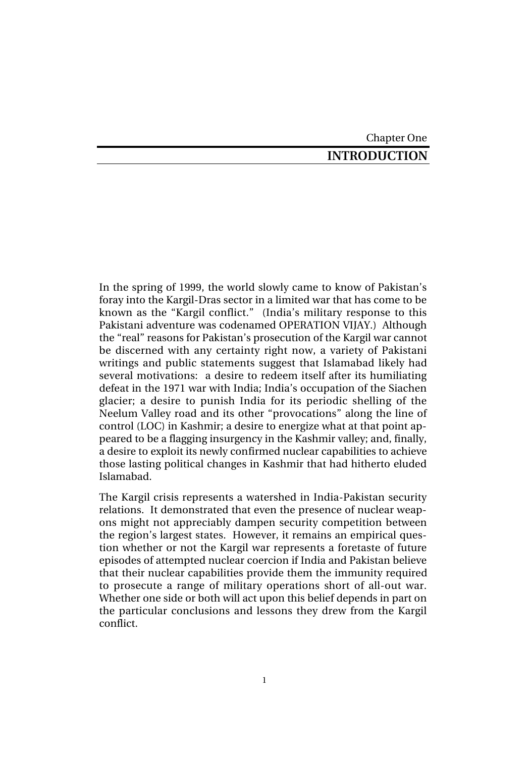Chapter One

# INTRODUCTION

In the spring of 1999, the world slowly came to know of Pakistan's foray into the Kargil-Dras sector in a limited war that has come to be known as the "Kargil conflict." (India's military response to this Pakistani adventure was codenamed OPERATION VIJAY.) Although the "real" reasons for Pakistan's prosecution of the Kargil war cannot be discerned with any certainty right now, a variety of Pakistani writings and public statements suggest that Islamabad likely had several motivations: a desire to redeem itself after its humiliating defeat in the 1971 war with India; India's occupation of the Siachen glacier; a desire to punish India for its periodic shelling of the Neelum Valley road and its other "provocations" along the line of control (LOC) in Kashmir; a desire to energize what at that point appeared to be a flagging insurgency in the Kashmir valley; and, finally, a desire to exploit its newly confirmed nuclear capabilities to achieve those lasting political changes in Kashmir that had hitherto eluded Islamabad.

The Kargil crisis represents a watershed in India-Pakistan security relations. It demonstrated that even the presence of nuclear weapons might not appreciably dampen security competition between the region's largest states. However, it remains an empirical question whether or not the Kargil war represents a foretaste of future episodes of attempted nuclear coercion if India and Pakistan believe that their nuclear capabilities provide them the immunity required to prosecute a range of military operations short of all-out war. Whether one side or both will act upon this belief depends in part on the particular conclusions and lessons they drew from the Kargil conflict.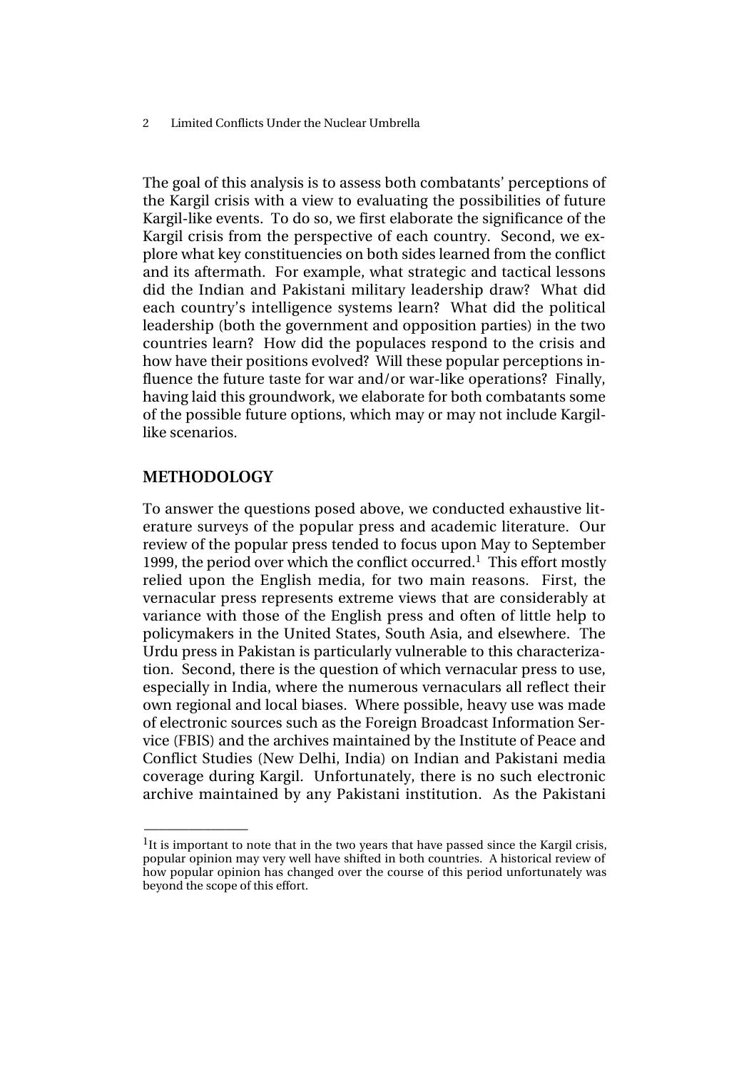The goal of this analysis is to assess both combatants' perceptions of the Kargil crisis with a view to evaluating the possibilities of future Kargil-like events. To do so, we first elaborate the significance of the Kargil crisis from the perspective of each country. Second, we explore what key constituencies on both sides learned from the conflict and its aftermath. For example, what strategic and tactical lessons did the Indian and Pakistani military leadership draw? What did each country's intelligence systems learn? What did the political leadership (both the government and opposition parties) in the two countries learn? How did the populaces respond to the crisis and how have their positions evolved? Will these popular perceptions influence the future taste for war and/or war-like operations? Finally, having laid this groundwork, we elaborate for both combatants some of the possible future options, which may or may not include Kargil-like scenarios.

## METHODOLOGY

To answer the questions posed above, we conducted exhaustive literature surveys of the popular press and academic literature. Our review of the popular press tended to focus upon May to September 1999, the period over which the conflict occurred.[1] This effort mostly relied upon the English media, for two main reasons. First, the vernacular press represents extreme views that are considerably at variance with those of the English press and often of little help to policymakers in the United States, South Asia, and elsewhere. The Urdu press in Pakistan is particularly vulnerable to this characterization. Second, there is the question of which vernacular press to use, especially in India, where the numerous vernaculars all reflect their own regional and local biases. Where possible, heavy use was made of electronic sources such as the Foreign Broadcast Information Service (FBIS) and the archives maintained by the Institute of Peace and Conflict Studies (New Delhi, India) on Indian and Pakistani media coverage during Kargil. Unfortunately, there is no such electronic archive maintained by any Pakistani institution. As the Pakistani

---

[1]It is important to note that in the two years that have passed since the Kargil crisis, popular opinion may very well have shifted in both countries. A historical review of how popular opinion has changed over the course of this period unfortunately was beyond the scope of this effort.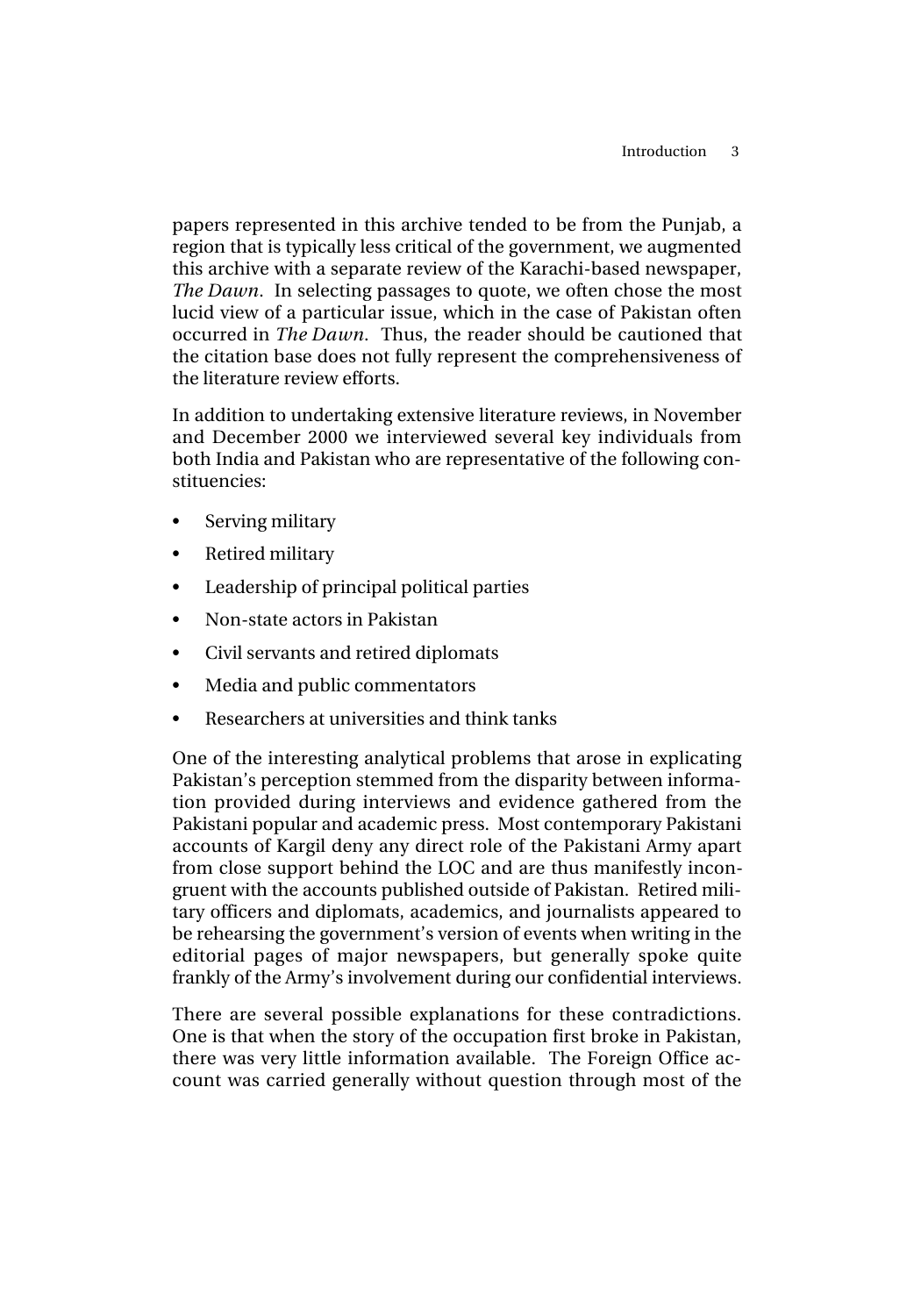papers represented in this archive tended to be from the Punjab, a region that is typically less critical of the government, we augmented this archive with a separate review of the Karachi-based newspaper, *The Dawn*. In selecting passages to quote, we often chose the most lucid view of a particular issue, which in the case of Pakistan often occurred in *The Dawn*. Thus, the reader should be cautioned that the citation base does not fully represent the comprehensiveness of the literature review efforts.

In addition to undertaking extensive literature reviews, in November and December 2000 we interviewed several key individuals from both India and Pakistan who are representative of the following constituencies:

- Serving military
- Retired military
- Leadership of principal political parties
- Non-state actors in Pakistan
- Civil servants and retired diplomats
- Media and public commentators
- Researchers at universities and think tanks

One of the interesting analytical problems that arose in explicating Pakistan's perception stemmed from the disparity between information provided during interviews and evidence gathered from the Pakistani popular and academic press. Most contemporary Pakistani accounts of Kargil deny any direct role of the Pakistani Army apart from close support behind the LOC and are thus manifestly incongruent with the accounts published outside of Pakistan. Retired military officers and diplomats, academics, and journalists appeared to be rehearsing the government's version of events when writing in the editorial pages of major newspapers, but generally spoke quite frankly of the Army's involvement during our confidential interviews.

There are several possible explanations for these contradictions. One is that when the story of the occupation first broke in Pakistan, there was very little information available. The Foreign Office account was carried generally without question through most of the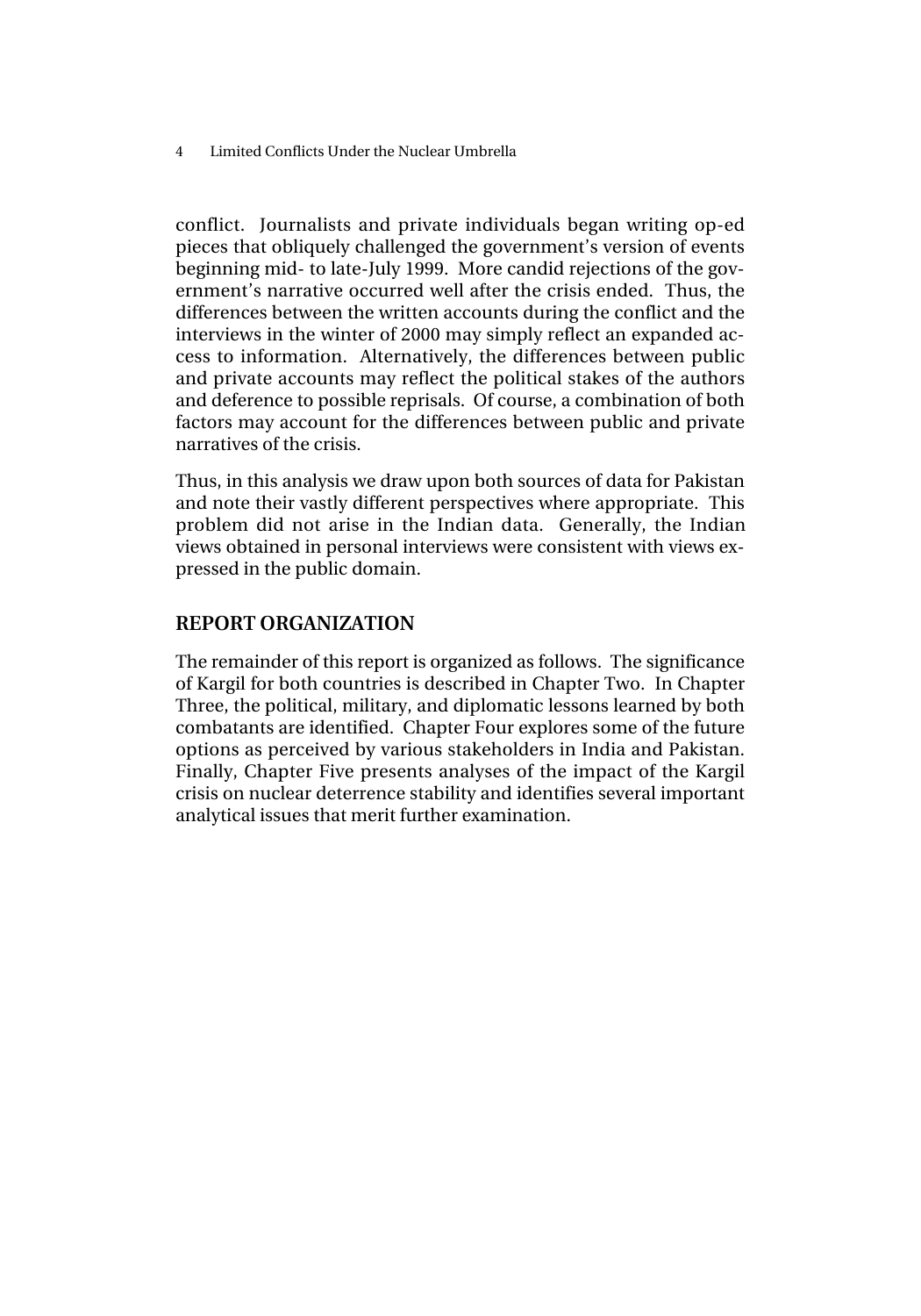conflict. Journalists and private individuals began writing op-ed pieces that obliquely challenged the government's version of events beginning mid- to late-July 1999. More candid rejections of the government's narrative occurred well after the crisis ended. Thus, the differences between the written accounts during the conflict and the interviews in the winter of 2000 may simply reflect an expanded access to information. Alternatively, the differences between public and private accounts may reflect the political stakes of the authors and deference to possible reprisals. Of course, a combination of both factors may account for the differences between public and private narratives of the crisis.

Thus, in this analysis we draw upon both sources of data for Pakistan and note their vastly different perspectives where appropriate. This problem did not arise in the Indian data. Generally, the Indian views obtained in personal interviews were consistent with views expressed in the public domain.

## REPORT ORGANIZATION

The remainder of this report is organized as follows. The significance of Kargil for both countries is described in Chapter Two. In Chapter Three, the political, military, and diplomatic lessons learned by both combatants are identified. Chapter Four explores some of the future options as perceived by various stakeholders in India and Pakistan. Finally, Chapter Five presents analyses of the impact of the Kargil crisis on nuclear deterrence stability and identifies several important analytical issues that merit further examination.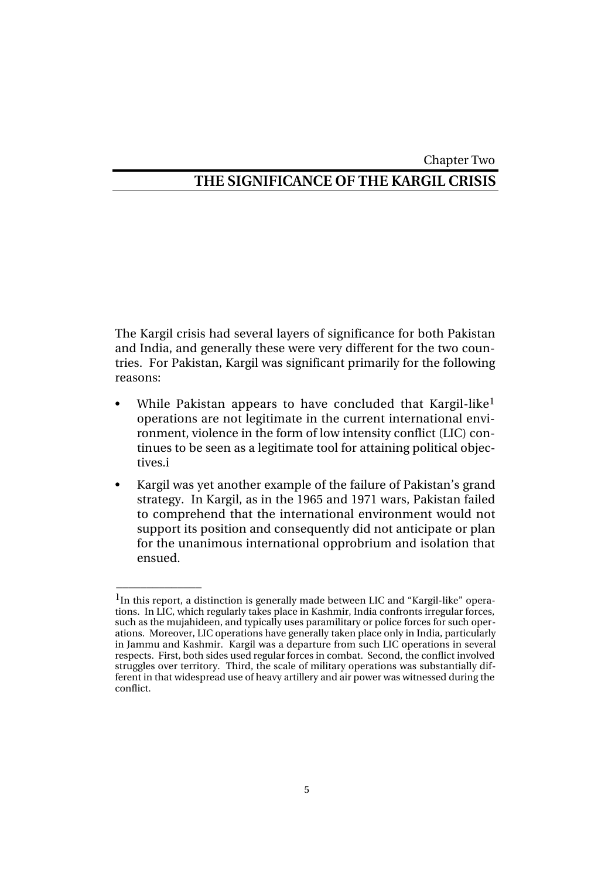Chapter Two

# THE SIGNIFICANCE OF THE KARGIL CRISIS

The Kargil crisis had several layers of significance for both Pakistan and India, and generally these were very different for the two countries. For Pakistan, Kargil was significant primarily for the following reasons:

- While Pakistan appears to have concluded that Kargil-like[1] operations are not legitimate in the current international environment, violence in the form of low intensity conflict (LIC) continues to be seen as a legitimate tool for attaining political objectives.i
- Kargil was yet another example of the failure of Pakistan's grand strategy. In Kargil, as in the 1965 and 1971 wars, Pakistan failed to comprehend that the international environment would not support its position and consequently did not anticipate or plan for the unanimous international opprobrium and isolation that ensued.

---

[1]In this report, a distinction is generally made between LIC and "Kargil-like" operations. In LIC, which regularly takes place in Kashmir, India confronts irregular forces, such as the mujahideen, and typically uses paramilitary or police forces for such operations. Moreover, LIC operations have generally taken place only in India, particularly in Jammu and Kashmir. Kargil was a departure from such LIC operations in several respects. First, both sides used regular forces in combat. Second, the conflict involved struggles over territory. Third, the scale of military operations was substantially different in that widespread use of heavy artillery and air power was witnessed during the conflict.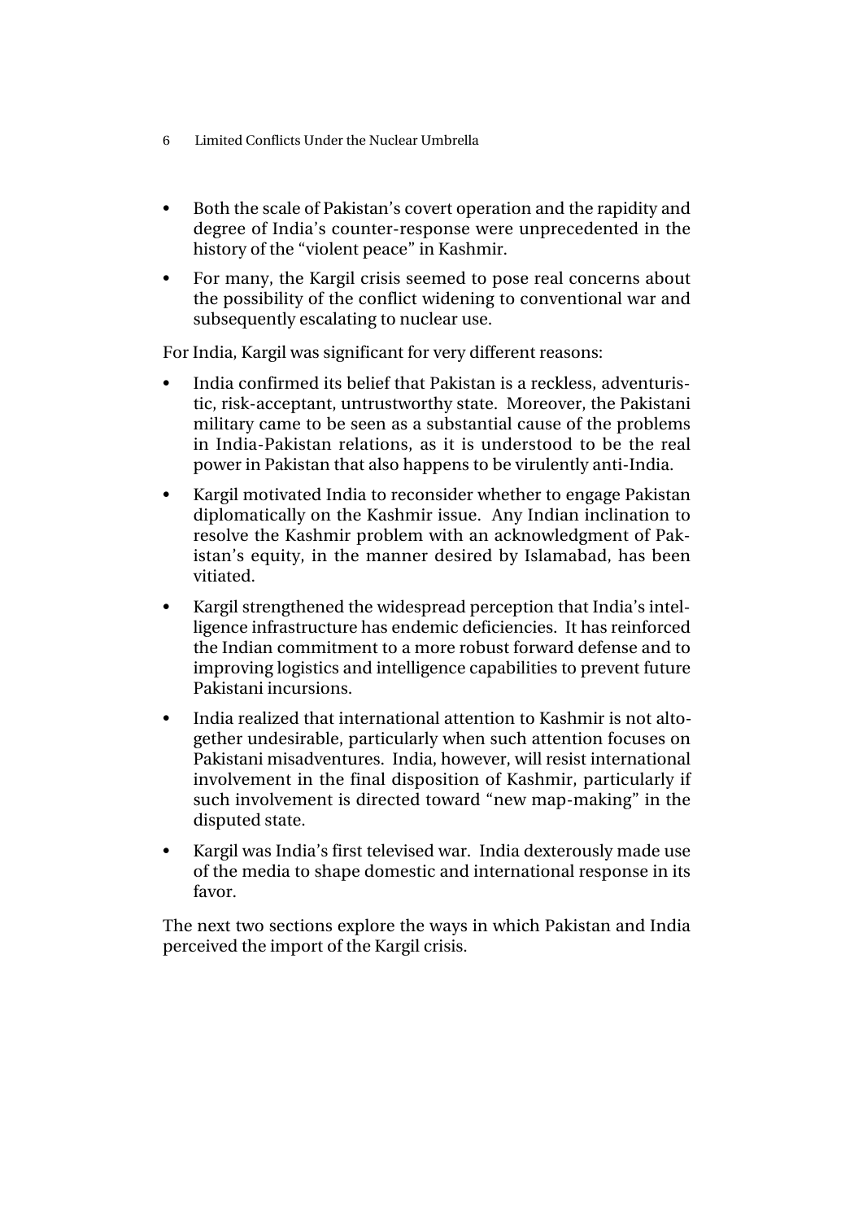- Both the scale of Pakistan's covert operation and the rapidity and degree of India's counter-response were unprecedented in the history of the "violent peace" in Kashmir.
- For many, the Kargil crisis seemed to pose real concerns about the possibility of the conflict widening to conventional war and subsequently escalating to nuclear use.

For India, Kargil was significant for very different reasons:

- India confirmed its belief that Pakistan is a reckless, adventuristic, risk-acceptant, untrustworthy state. Moreover, the Pakistani military came to be seen as a substantial cause of the problems in India-Pakistan relations, as it is understood to be the real power in Pakistan that also happens to be virulently anti-India.
- Kargil motivated India to reconsider whether to engage Pakistan diplomatically on the Kashmir issue. Any Indian inclination to resolve the Kashmir problem with an acknowledgment of Pakistan's equity, in the manner desired by Islamabad, has been vitiated.
- Kargil strengthened the widespread perception that India's intelligence infrastructure has endemic deficiencies. It has reinforced the Indian commitment to a more robust forward defense and to improving logistics and intelligence capabilities to prevent future Pakistani incursions.
- India realized that international attention to Kashmir is not altogether undesirable, particularly when such attention focuses on Pakistani misadventures. India, however, will resist international involvement in the final disposition of Kashmir, particularly if such involvement is directed toward "new map-making" in the disputed state.
- Kargil was India's first televised war. India dexterously made use of the media to shape domestic and international response in its favor.

The next two sections explore the ways in which Pakistan and India perceived the import of the Kargil crisis.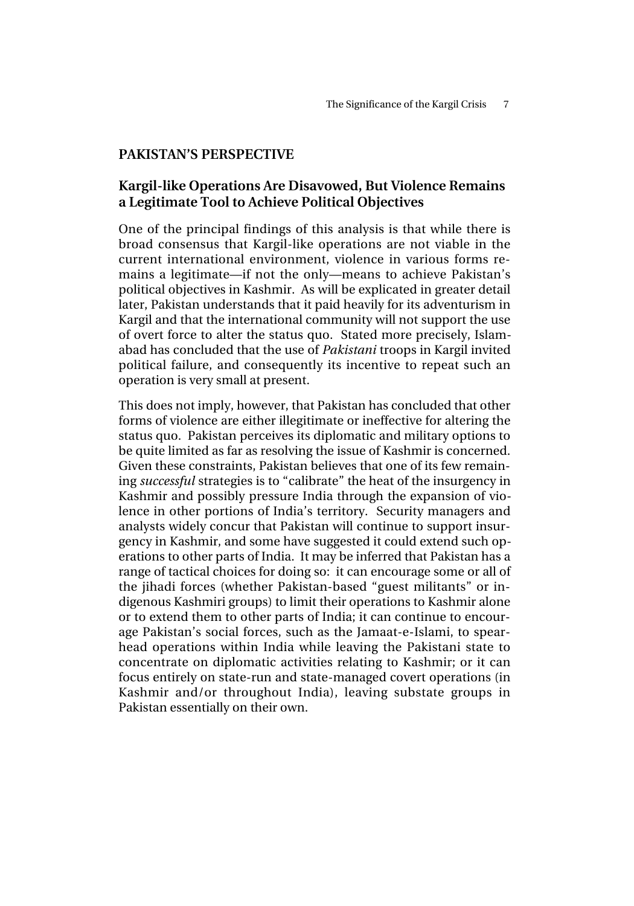## PAKISTAN'S PERSPECTIVE

### Kargil-like Operations Are Disavowed, But Violence Remains a Legitimate Tool to Achieve Political Objectives

One of the principal findings of this analysis is that while there is broad consensus that Kargil-like operations are not viable in the current international environment, violence in various forms remains a legitimate—if not the only—means to achieve Pakistan's political objectives in Kashmir. As will be explicated in greater detail later, Pakistan understands that it paid heavily for its adventurism in Kargil and that the international community will not support the use of overt force to alter the status quo. Stated more precisely, Islamabad has concluded that the use of *Pakistani* troops in Kargil invited political failure, and consequently its incentive to repeat such an operation is very small at present.

This does not imply, however, that Pakistan has concluded that other forms of violence are either illegitimate or ineffective for altering the status quo. Pakistan perceives its diplomatic and military options to be quite limited as far as resolving the issue of Kashmir is concerned. Given these constraints, Pakistan believes that one of its few remaining *successful* strategies is to "calibrate" the heat of the insurgency in Kashmir and possibly pressure India through the expansion of violence in other portions of India's territory. Security managers and analysts widely concur that Pakistan will continue to support insurgency in Kashmir, and some have suggested it could extend such operations to other parts of India. It may be inferred that Pakistan has a range of tactical choices for doing so: it can encourage some or all of the jihadi forces (whether Pakistan-based "guest militants" or indigenous Kashmiri groups) to limit their operations to Kashmir alone or to extend them to other parts of India; it can continue to encourage Pakistan's social forces, such as the Jamaat-e-Islami, to spearhead operations within India while leaving the Pakistani state to concentrate on diplomatic activities relating to Kashmir; or it can focus entirely on state-run and state-managed covert operations (in Kashmir and/or throughout India), leaving substate groups in Pakistan essentially on their own.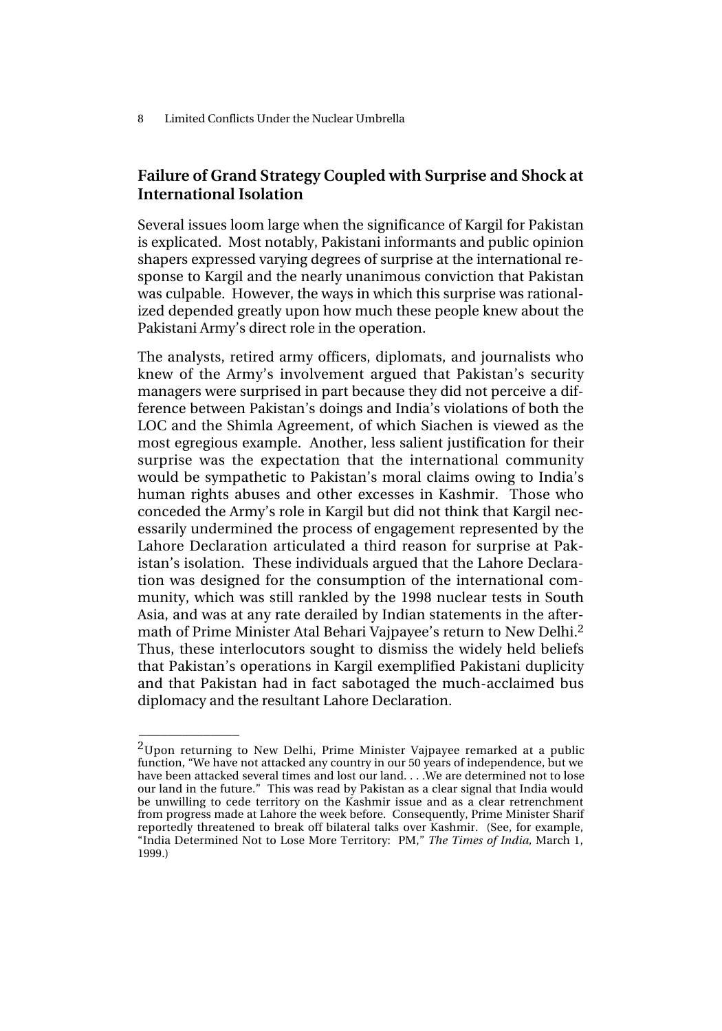## Failure of Grand Strategy Coupled with Surprise and Shock at International Isolation

Several issues loom large when the significance of Kargil for Pakistan is explicated. Most notably, Pakistani informants and public opinion shapers expressed varying degrees of surprise at the international response to Kargil and the nearly unanimous conviction that Pakistan was culpable. However, the ways in which this surprise was rationalized depended greatly upon how much these people knew about the Pakistani Army's direct role in the operation.

The analysts, retired army officers, diplomats, and journalists who knew of the Army's involvement argued that Pakistan's security managers were surprised in part because they did not perceive a difference between Pakistan's doings and India's violations of both the LOC and the Shimla Agreement, of which Siachen is viewed as the most egregious example. Another, less salient justification for their surprise was the expectation that the international community would be sympathetic to Pakistan's moral claims owing to India's human rights abuses and other excesses in Kashmir. Those who conceded the Army's role in Kargil but did not think that Kargil necessarily undermined the process of engagement represented by the Lahore Declaration articulated a third reason for surprise at Pakistan's isolation. These individuals argued that the Lahore Declaration was designed for the consumption of the international community, which was still rankled by the 1998 nuclear tests in South Asia, and was at any rate derailed by Indian statements in the aftermath of Prime Minister Atal Behari Vajpayee's return to New Delhi.[2] Thus, these interlocutors sought to dismiss the widely held beliefs that Pakistan's operations in Kargil exemplified Pakistani duplicity and that Pakistan had in fact sabotaged the much-acclaimed bus diplomacy and the resultant Lahore Declaration.

---

[2]Upon returning to New Delhi, Prime Minister Vajpayee remarked at a public function, "We have not attacked any country in our 50 years of independence, but we have been attacked several times and lost our land. . . .We are determined not to lose our land in the future." This was read by Pakistan as a clear signal that India would be unwilling to cede territory on the Kashmir issue and as a clear retrenchment from progress made at Lahore the week before. Consequently, Prime Minister Sharif reportedly threatened to break off bilateral talks over Kashmir. (See, for example, "India Determined Not to Lose More Territory: PM," *The Times of India,* March 1, 1999.)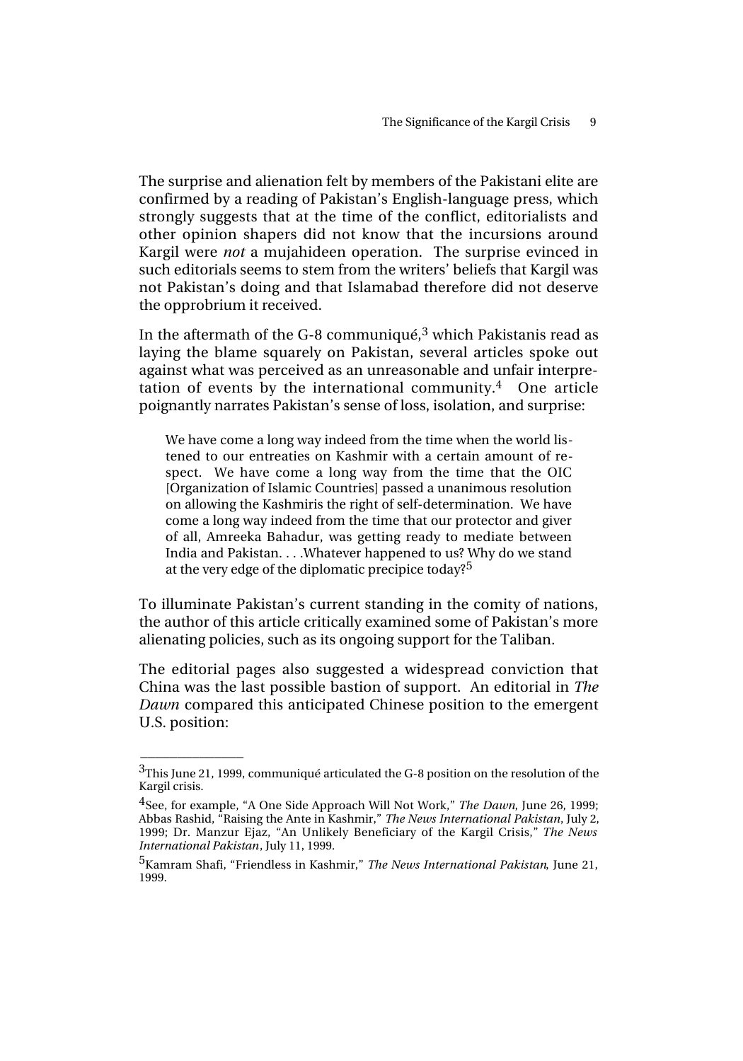The surprise and alienation felt by members of the Pakistani elite are confirmed by a reading of Pakistan's English-language press, which strongly suggests that at the time of the conflict, editorialists and other opinion shapers did not know that the incursions around Kargil were *not* a mujahideen operation. The surprise evinced in such editorials seems to stem from the writers' beliefs that Kargil was not Pakistan's doing and that Islamabad therefore did not deserve the opprobrium it received.

In the aftermath of the G-8 communiqué,[3] which Pakistanis read as laying the blame squarely on Pakistan, several articles spoke out against what was perceived as an unreasonable and unfair interpretation of events by the international community.[4] One article poignantly narrates Pakistan's sense of loss, isolation, and surprise:

> We have come a long way indeed from the time when the world listened to our entreaties on Kashmir with a certain amount of respect. We have come a long way from the time that the OIC [Organization of Islamic Countries] passed a unanimous resolution on allowing the Kashmiris the right of self-determination. We have come a long way indeed from the time that our protector and giver of all, Amreeka Bahadur, was getting ready to mediate between India and Pakistan. . . .Whatever happened to us? Why do we stand at the very edge of the diplomatic precipice today?[5]

To illuminate Pakistan's current standing in the comity of nations, the author of this article critically examined some of Pakistan's more alienating policies, such as its ongoing support for the Taliban.

The editorial pages also suggested a widespread conviction that China was the last possible bastion of support. An editorial in *The Dawn* compared this anticipated Chinese position to the emergent U.S. position:

---

[3]This June 21, 1999, communiqué articulated the G-8 position on the resolution of the Kargil crisis.

[4]See, for example, "A One Side Approach Will Not Work," *The Dawn*, June 26, 1999; Abbas Rashid, "Raising the Ante in Kashmir," *The News International Pakistan*, July 2, 1999; Dr. Manzur Ejaz, "An Unlikely Beneficiary of the Kargil Crisis," *The News International Pakistan*, July 11, 1999.

[5]Kamram Shafi, "Friendless in Kashmir," *The News International Pakistan*, June 21, 1999.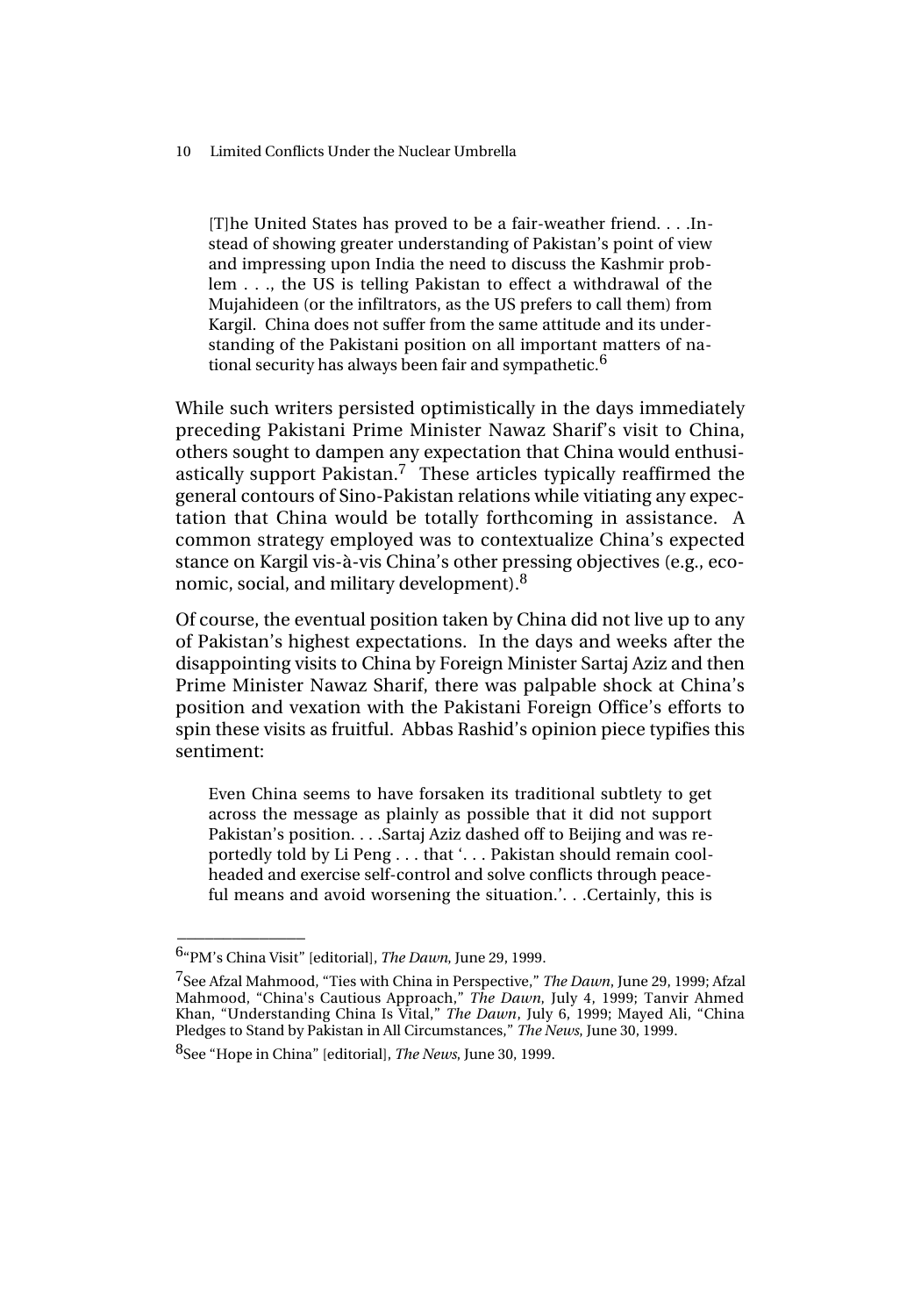> [T]he United States has proved to be a fair-weather friend. . . .Instead of showing greater understanding of Pakistan's point of view and impressing upon India the need to discuss the Kashmir problem . . ., the US is telling Pakistan to effect a withdrawal of the Mujahideen (or the infiltrators, as the US prefers to call them) from Kargil. China does not suffer from the same attitude and its understanding of the Pakistani position on all important matters of national security has always been fair and sympathetic.[6]

While such writers persisted optimistically in the days immediately preceding Pakistani Prime Minister Nawaz Sharif's visit to China, others sought to dampen any expectation that China would enthusiastically support Pakistan.[7] These articles typically reaffirmed the general contours of Sino-Pakistan relations while vitiating any expectation that China would be totally forthcoming in assistance. A common strategy employed was to contextualize China's expected stance on Kargil vis-à-vis China's other pressing objectives (e.g., economic, social, and military development).[8]

Of course, the eventual position taken by China did not live up to any of Pakistan's highest expectations. In the days and weeks after the disappointing visits to China by Foreign Minister Sartaj Aziz and then Prime Minister Nawaz Sharif, there was palpable shock at China's position and vexation with the Pakistani Foreign Office's efforts to spin these visits as fruitful. Abbas Rashid's opinion piece typifies this sentiment:

> Even China seems to have forsaken its traditional subtlety to get across the message as plainly as possible that it did not support Pakistan's position. . . .Sartaj Aziz dashed off to Beijing and was reportedly told by Li Peng . . . that '. . . Pakistan should remain cool-headed and exercise self-control and solve conflicts through peaceful means and avoid worsening the situation.'. . .Certainly, this is

---

[6] "PM's China Visit" [editorial], *The Dawn*, June 29, 1999.

[7] See Afzal Mahmood, "Ties with China in Perspective," *The Dawn*, June 29, 1999; Afzal Mahmood, "China's Cautious Approach," *The Dawn*, July 4, 1999; Tanvir Ahmed Khan, "Understanding China Is Vital," *The Dawn*, July 6, 1999; Mayed Ali, "China Pledges to Stand by Pakistan in All Circumstances," *The News*, June 30, 1999.

[8] See "Hope in China" [editorial], *The News*, June 30, 1999.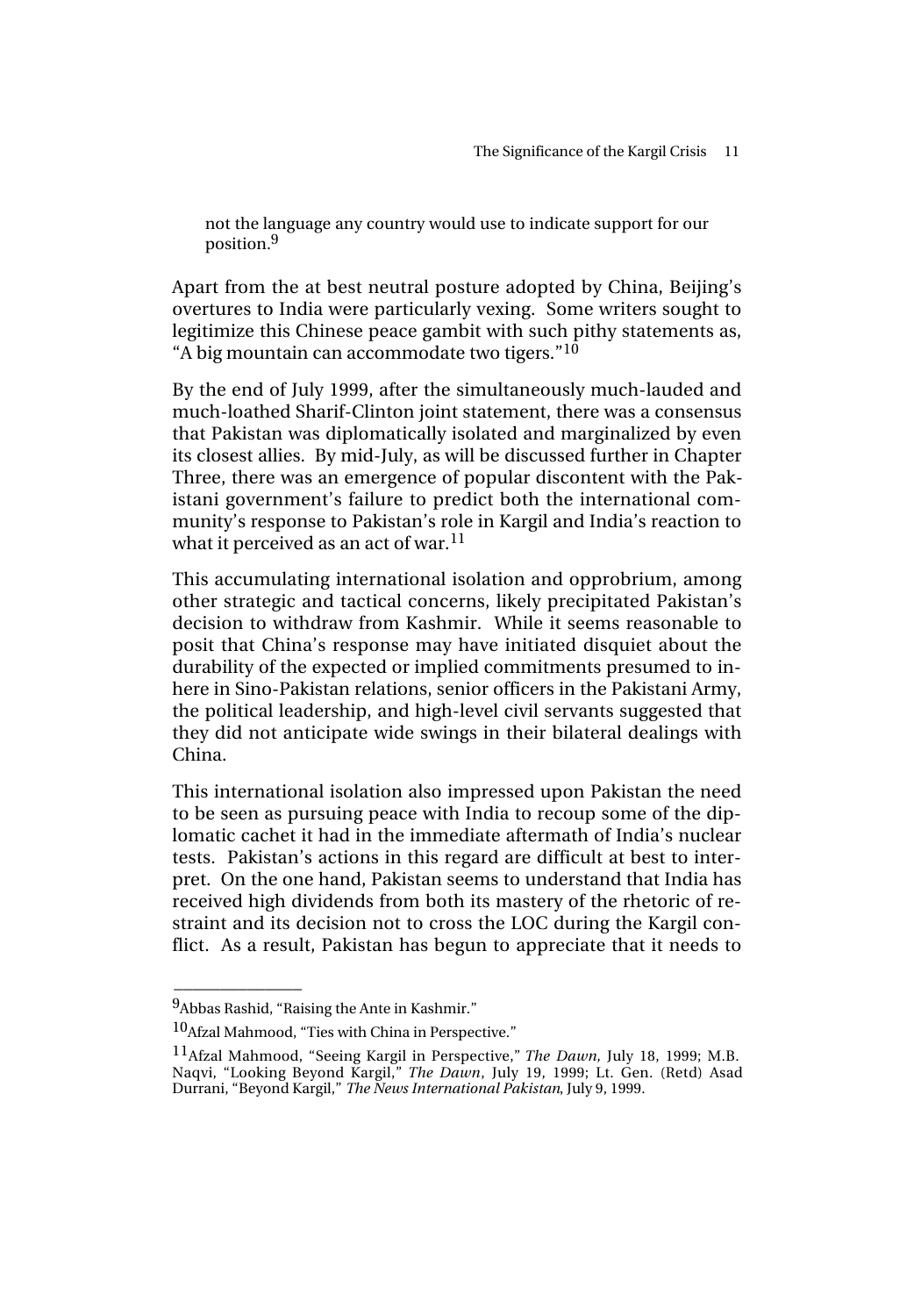not the language any country would use to indicate support for our position.[9]

Apart from the at best neutral posture adopted by China, Beijing's overtures to India were particularly vexing. Some writers sought to legitimize this Chinese peace gambit with such pithy statements as, "A big mountain can accommodate two tigers."[10]

By the end of July 1999, after the simultaneously much-lauded and much-loathed Sharif-Clinton joint statement, there was a consensus that Pakistan was diplomatically isolated and marginalized by even its closest allies. By mid-July, as will be discussed further in Chapter Three, there was an emergence of popular discontent with the Pakistani government's failure to predict both the international community's response to Pakistan's role in Kargil and India's reaction to what it perceived as an act of war.[11]

This accumulating international isolation and opprobrium, among other strategic and tactical concerns, likely precipitated Pakistan's decision to withdraw from Kashmir. While it seems reasonable to posit that China's response may have initiated disquiet about the durability of the expected or implied commitments presumed to inhere in Sino-Pakistan relations, senior officers in the Pakistani Army, the political leadership, and high-level civil servants suggested that they did not anticipate wide swings in their bilateral dealings with China.

This international isolation also impressed upon Pakistan the need to be seen as pursuing peace with India to recoup some of the diplomatic cachet it had in the immediate aftermath of India's nuclear tests. Pakistan's actions in this regard are difficult at best to interpret. On the one hand, Pakistan seems to understand that India has received high dividends from both its mastery of the rhetoric of restraint and its decision not to cross the LOC during the Kargil conflict. As a result, Pakistan has begun to appreciate that it needs to

---

[9]Abbas Rashid, "Raising the Ante in Kashmir."

[10]Afzal Mahmood, "Ties with China in Perspective."

[11]Afzal Mahmood, "Seeing Kargil in Perspective," *The Dawn*, July 18, 1999; M.B. Naqvi, "Looking Beyond Kargil," *The Dawn*, July 19, 1999; Lt. Gen. (Retd) Asad Durrani, "Beyond Kargil," *The News International Pakistan*, July 9, 1999.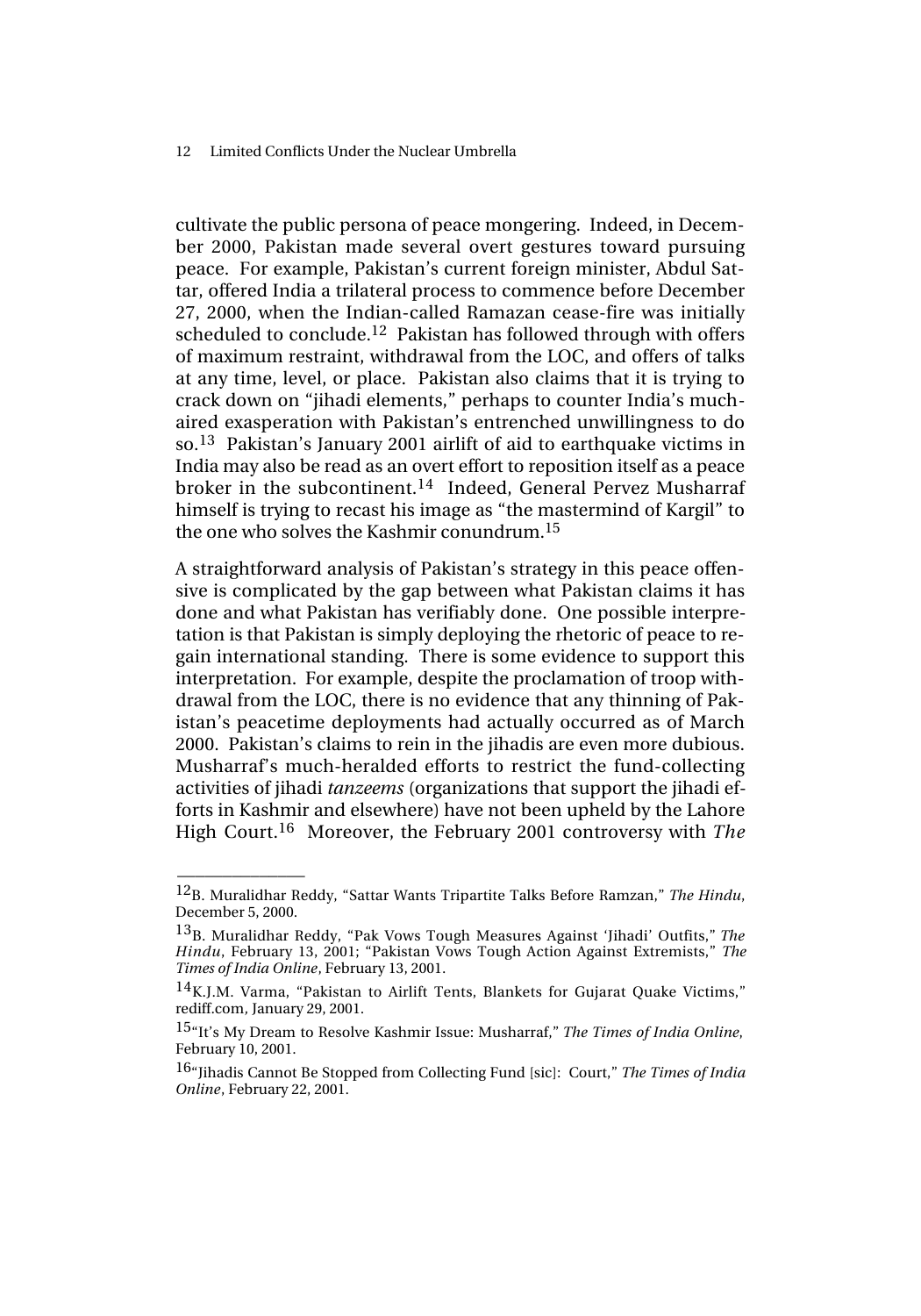cultivate the public persona of peace mongering. Indeed, in December 2000, Pakistan made several overt gestures toward pursuing peace. For example, Pakistan's current foreign minister, Abdul Sattar, offered India a trilateral process to commence before December 27, 2000, when the Indian-called Ramazan cease-fire was initially scheduled to conclude.[12] Pakistan has followed through with offers of maximum restraint, withdrawal from the LOC, and offers of talks at any time, level, or place. Pakistan also claims that it is trying to crack down on "jihadi elements," perhaps to counter India's much-aired exasperation with Pakistan's entrenched unwillingness to do so.[13] Pakistan's January 2001 airlift of aid to earthquake victims in India may also be read as an overt effort to reposition itself as a peace broker in the subcontinent.[14] Indeed, General Pervez Musharraf himself is trying to recast his image as "the mastermind of Kargil" to the one who solves the Kashmir conundrum.[15]

A straightforward analysis of Pakistan's strategy in this peace offensive is complicated by the gap between what Pakistan claims it has done and what Pakistan has verifiably done. One possible interpretation is that Pakistan is simply deploying the rhetoric of peace to regain international standing. There is some evidence to support this interpretation. For example, despite the proclamation of troop withdrawal from the LOC, there is no evidence that any thinning of Pakistan's peacetime deployments had actually occurred as of March 2000. Pakistan's claims to rein in the jihadis are even more dubious. Musharraf's much-heralded efforts to restrict the fund-collecting activities of jihadi *tanzeems* (organizations that support the jihadi efforts in Kashmir and elsewhere) have not been upheld by the Lahore High Court.[16] Moreover, the February 2001 controversy with *The*

---

[12] B. Muralidhar Reddy, "Sattar Wants Tripartite Talks Before Ramzan," *The Hindu*, December 5, 2000.

[13] B. Muralidhar Reddy, "Pak Vows Tough Measures Against 'Jihadi' Outfits," *The Hindu*, February 13, 2001; "Pakistan Vows Tough Action Against Extremists," *The Times of India Online*, February 13, 2001.

[14] K.J.M. Varma, "Pakistan to Airlift Tents, Blankets for Gujarat Quake Victims," rediff.com, January 29, 2001.

[15] "It's My Dream to Resolve Kashmir Issue: Musharraf," *The Times of India Online*, February 10, 2001.

[16] "Jihadis Cannot Be Stopped from Collecting Fund [sic]: Court," *The Times of India Online*, February 22, 2001.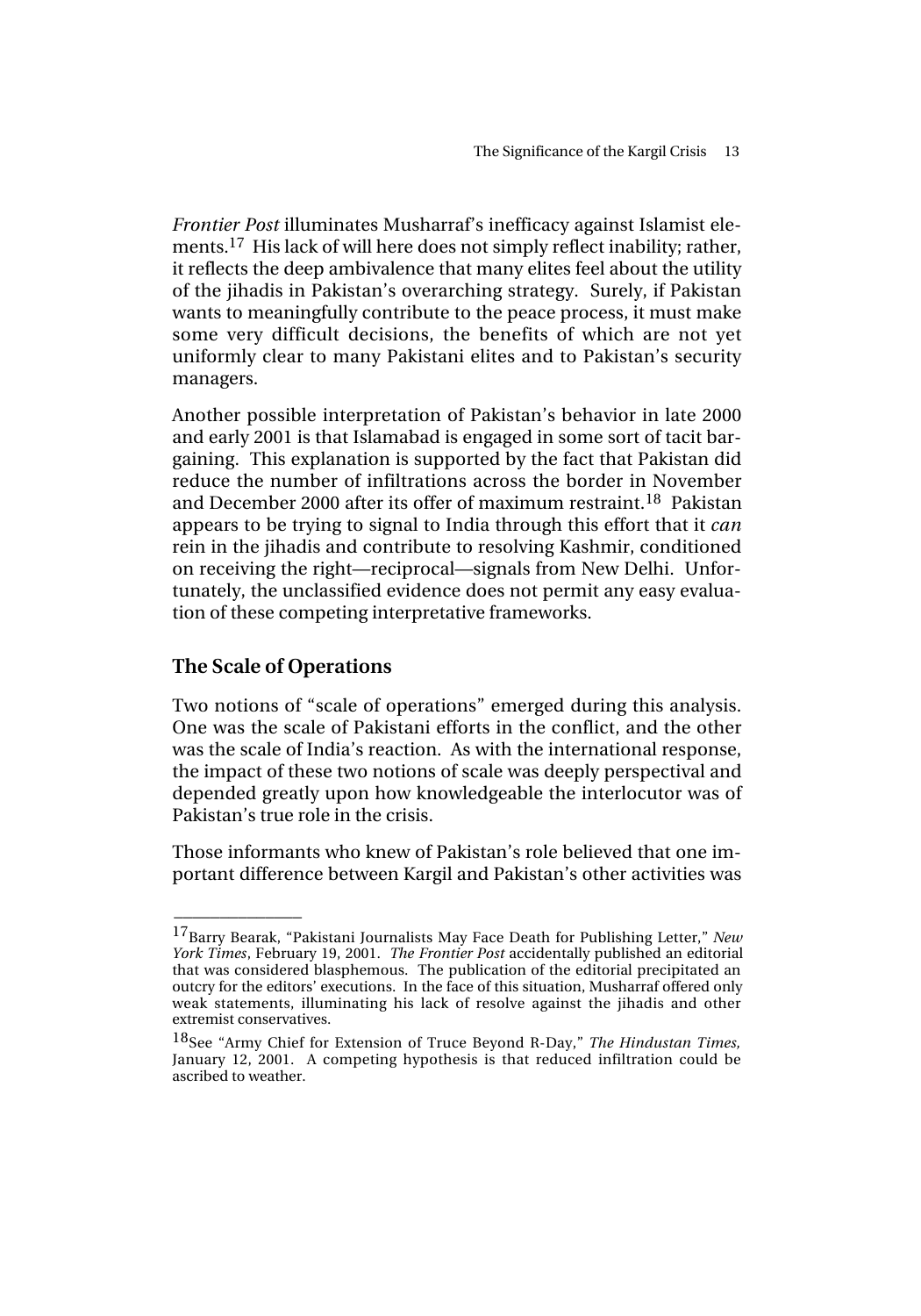*Frontier Post* illuminates Musharraf's inefficacy against Islamist elements.[17] His lack of will here does not simply reflect inability; rather, it reflects the deep ambivalence that many elites feel about the utility of the jihadis in Pakistan's overarching strategy. Surely, if Pakistan wants to meaningfully contribute to the peace process, it must make some very difficult decisions, the benefits of which are not yet uniformly clear to many Pakistani elites and to Pakistan's security managers.

Another possible interpretation of Pakistan's behavior in late 2000 and early 2001 is that Islamabad is engaged in some sort of tacit bargaining. This explanation is supported by the fact that Pakistan did reduce the number of infiltrations across the border in November and December 2000 after its offer of maximum restraint.[18] Pakistan appears to be trying to signal to India through this effort that it *can* rein in the jihadis and contribute to resolving Kashmir, conditioned on receiving the right—reciprocal—signals from New Delhi. Unfortunately, the unclassified evidence does not permit any easy evaluation of these competing interpretative frameworks.

## The Scale of Operations

Two notions of "scale of operations" emerged during this analysis. One was the scale of Pakistani efforts in the conflict, and the other was the scale of India's reaction. As with the international response, the impact of these two notions of scale was deeply perspectival and depended greatly upon how knowledgeable the interlocutor was of Pakistan's true role in the crisis.

Those informants who knew of Pakistan's role believed that one important difference between Kargil and Pakistan's other activities was

---

[17] Barry Bearak, "Pakistani Journalists May Face Death for Publishing Letter," *New York Times*, February 19, 2001. *The Frontier Post* accidentally published an editorial that was considered blasphemous. The publication of the editorial precipitated an outcry for the editors' executions. In the face of this situation, Musharraf offered only weak statements, illuminating his lack of resolve against the jihadis and other extremist conservatives.

[18] See "Army Chief for Extension of Truce Beyond R-Day," *The Hindustan Times,* January 12, 2001. A competing hypothesis is that reduced infiltration could be ascribed to weather.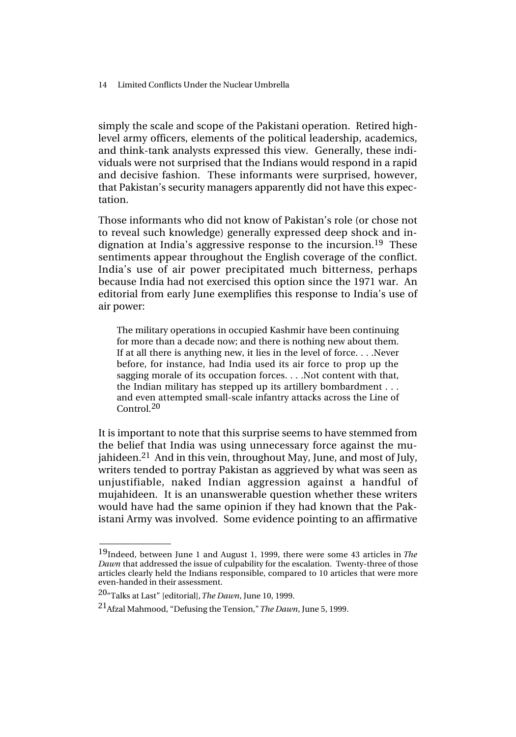simply the scale and scope of the Pakistani operation. Retired high-level army officers, elements of the political leadership, academics, and think-tank analysts expressed this view. Generally, these individuals were not surprised that the Indians would respond in a rapid and decisive fashion. These informants were surprised, however, that Pakistan's security managers apparently did not have this expectation.

Those informants who did not know of Pakistan's role (or chose not to reveal such knowledge) generally expressed deep shock and indignation at India's aggressive response to the incursion.[19] These sentiments appear throughout the English coverage of the conflict. India's use of air power precipitated much bitterness, perhaps because India had not exercised this option since the 1971 war. An editorial from early June exemplifies this response to India's use of air power:

> The military operations in occupied Kashmir have been continuing for more than a decade now; and there is nothing new about them. If at all there is anything new, it lies in the level of force. . . .Never before, for instance, had India used its air force to prop up the sagging morale of its occupation forces. . . .Not content with that, the Indian military has stepped up its artillery bombardment . . . and even attempted small-scale infantry attacks across the Line of Control.[20]

It is important to note that this surprise seems to have stemmed from the belief that India was using unnecessary force against the mujahideen.[21] And in this vein, throughout May, June, and most of July, writers tended to portray Pakistan as aggrieved by what was seen as unjustifiable, naked Indian aggression against a handful of mujahideen. It is an unanswerable question whether these writers would have had the same opinion if they had known that the Pakistani Army was involved. Some evidence pointing to an affirmative

---

[19]Indeed, between June 1 and August 1, 1999, there were some 43 articles in *The Dawn* that addressed the issue of culpability for the escalation. Twenty-three of those articles clearly held the Indians responsible, compared to 10 articles that were more even-handed in their assessment.

[20]"Talks at Last" [editorial], *The Dawn*, June 10, 1999.

[21]Afzal Mahmood, "Defusing the Tension," *The Dawn*, June 5, 1999.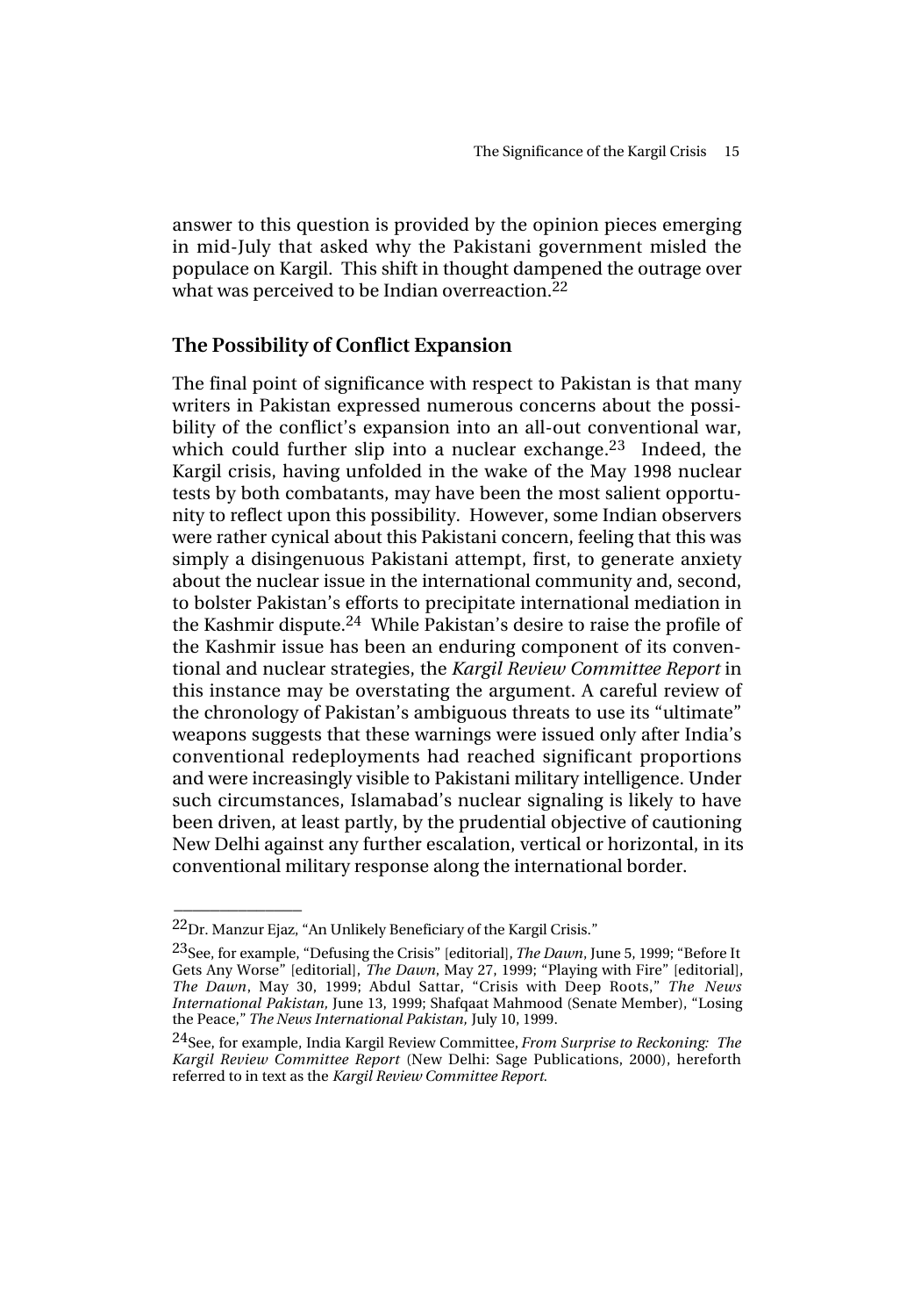answer to this question is provided by the opinion pieces emerging in mid-July that asked why the Pakistani government misled the populace on Kargil. This shift in thought dampened the outrage over what was perceived to be Indian overreaction.[22]

## The Possibility of Conflict Expansion

The final point of significance with respect to Pakistan is that many writers in Pakistan expressed numerous concerns about the possibility of the conflict's expansion into an all-out conventional war, which could further slip into a nuclear exchange.[23] Indeed, the Kargil crisis, having unfolded in the wake of the May 1998 nuclear tests by both combatants, may have been the most salient opportunity to reflect upon this possibility. However, some Indian observers were rather cynical about this Pakistani concern, feeling that this was simply a disingenuous Pakistani attempt, first, to generate anxiety about the nuclear issue in the international community and, second, to bolster Pakistan's efforts to precipitate international mediation in the Kashmir dispute.[24] While Pakistan's desire to raise the profile of the Kashmir issue has been an enduring component of its conventional and nuclear strategies, the *Kargil Review Committee Report* in this instance may be overstating the argument. A careful review of the chronology of Pakistan's ambiguous threats to use its "ultimate" weapons suggests that these warnings were issued only after India's conventional redeployments had reached significant proportions and were increasingly visible to Pakistani military intelligence. Under such circumstances, Islamabad's nuclear signaling is likely to have been driven, at least partly, by the prudential objective of cautioning New Delhi against any further escalation, vertical or horizontal, in its conventional military response along the international border.

---

[22] Dr. Manzur Ejaz, "An Unlikely Beneficiary of the Kargil Crisis."

[23] See, for example, "Defusing the Crisis" [editorial], *The Dawn*, June 5, 1999; "Before It Gets Any Worse" [editorial], *The Dawn*, May 27, 1999; "Playing with Fire" [editorial], *The Dawn*, May 30, 1999; Abdul Sattar, "Crisis with Deep Roots," *The News International Pakistan,* June 13, 1999; Shafqaat Mahmood (Senate Member), "Losing the Peace," *The News International Pakistan,* July 10, 1999.

[24] See, for example, India Kargil Review Committee, *From Surprise to Reckoning: The Kargil Review Committee Report* (New Delhi: Sage Publications, 2000), hereforth referred to in text as the *Kargil Review Committee Report.*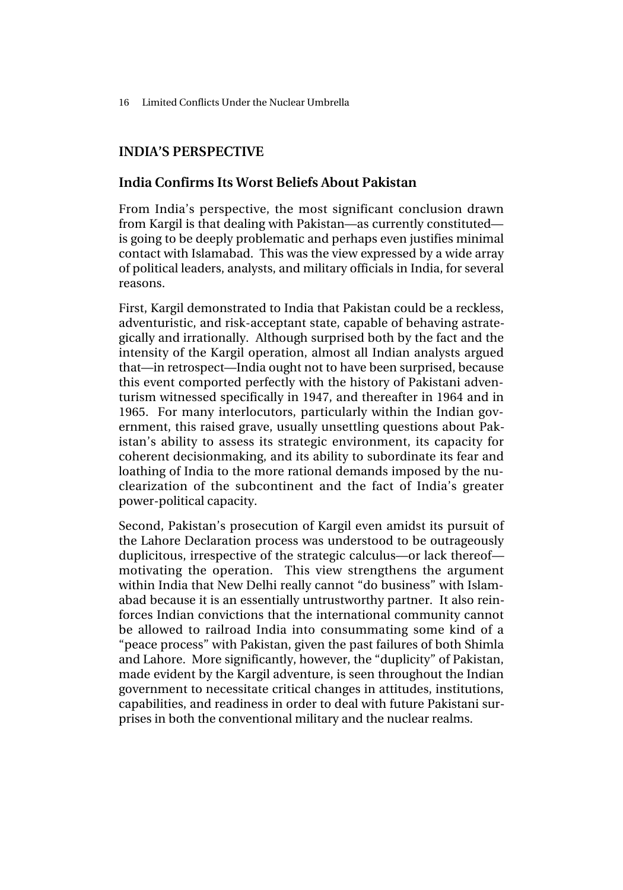## INDIA'S PERSPECTIVE

### India Confirms Its Worst Beliefs About Pakistan

From India's perspective, the most significant conclusion drawn from Kargil is that dealing with Pakistan—as currently constituted—is going to be deeply problematic and perhaps even justifies minimal contact with Islamabad. This was the view expressed by a wide array of political leaders, analysts, and military officials in India, for several reasons.

First, Kargil demonstrated to India that Pakistan could be a reckless, adventuristic, and risk-acceptant state, capable of behaving astrategically and irrationally. Although surprised both by the fact and the intensity of the Kargil operation, almost all Indian analysts argued that—in retrospect—India ought not to have been surprised, because this event comported perfectly with the history of Pakistani adventurism witnessed specifically in 1947, and thereafter in 1964 and in 1965. For many interlocutors, particularly within the Indian government, this raised grave, usually unsettling questions about Pakistan's ability to assess its strategic environment, its capacity for coherent decisionmaking, and its ability to subordinate its fear and loathing of India to the more rational demands imposed by the nuclearization of the subcontinent and the fact of India's greater power-political capacity.

Second, Pakistan's prosecution of Kargil even amidst its pursuit of the Lahore Declaration process was understood to be outrageously duplicitous, irrespective of the strategic calculus—or lack thereof—motivating the operation. This view strengthens the argument within India that New Delhi really cannot "do business" with Islamabad because it is an essentially untrustworthy partner. It also reinforces Indian convictions that the international community cannot be allowed to railroad India into consummating some kind of a "peace process" with Pakistan, given the past failures of both Shimla and Lahore. More significantly, however, the "duplicity" of Pakistan, made evident by the Kargil adventure, is seen throughout the Indian government to necessitate critical changes in attitudes, institutions, capabilities, and readiness in order to deal with future Pakistani surprises in both the conventional military and the nuclear realms.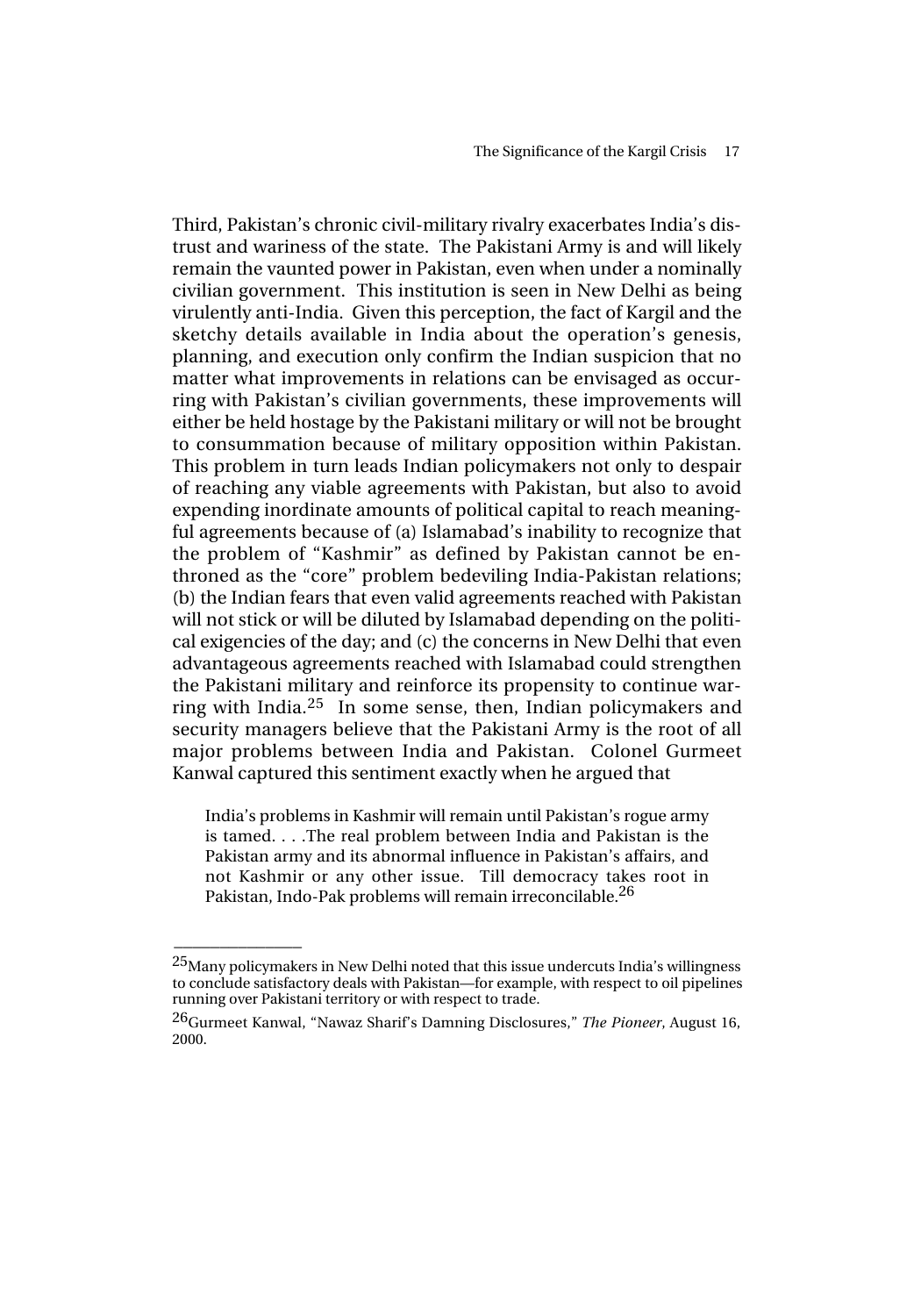Third, Pakistan's chronic civil-military rivalry exacerbates India's distrust and wariness of the state. The Pakistani Army is and will likely remain the vaunted power in Pakistan, even when under a nominally civilian government. This institution is seen in New Delhi as being virulently anti-India. Given this perception, the fact of Kargil and the sketchy details available in India about the operation's genesis, planning, and execution only confirm the Indian suspicion that no matter what improvements in relations can be envisaged as occurring with Pakistan's civilian governments, these improvements will either be held hostage by the Pakistani military or will not be brought to consummation because of military opposition within Pakistan. This problem in turn leads Indian policymakers not only to despair of reaching any viable agreements with Pakistan, but also to avoid expending inordinate amounts of political capital to reach meaningful agreements because of (a) Islamabad's inability to recognize that the problem of "Kashmir" as defined by Pakistan cannot be enthroned as the "core" problem bedeviling India-Pakistan relations; (b) the Indian fears that even valid agreements reached with Pakistan will not stick or will be diluted by Islamabad depending on the political exigencies of the day; and (c) the concerns in New Delhi that even advantageous agreements reached with Islamabad could strengthen the Pakistani military and reinforce its propensity to continue warring with India.[25] In some sense, then, Indian policymakers and security managers believe that the Pakistani Army is the root of all major problems between India and Pakistan. Colonel Gurmeet Kanwal captured this sentiment exactly when he argued that

> India's problems in Kashmir will remain until Pakistan's rogue army is tamed. . . .The real problem between India and Pakistan is the Pakistan army and its abnormal influence in Pakistan's affairs, and not Kashmir or any other issue. Till democracy takes root in Pakistan, Indo-Pak problems will remain irreconcilable.[26]

---

[25] Many policymakers in New Delhi noted that this issue undercuts India's willingness to conclude satisfactory deals with Pakistan—for example, with respect to oil pipelines running over Pakistani territory or with respect to trade.

[26] Gurmeet Kanwal, "Nawaz Sharif's Damning Disclosures," *The Pioneer*, August 16, 2000.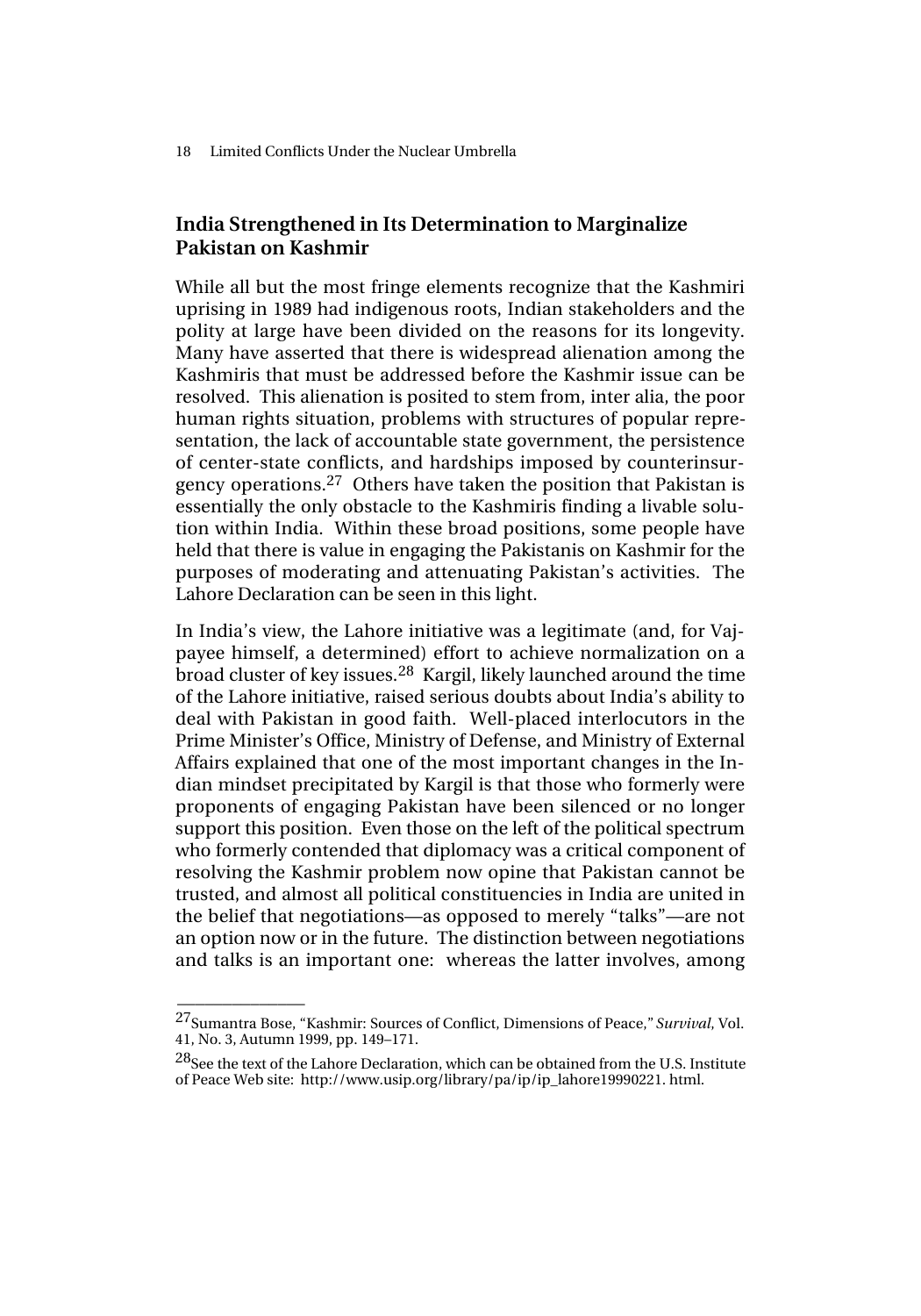## India Strengthened in Its Determination to Marginalize Pakistan on Kashmir

While all but the most fringe elements recognize that the Kashmiri uprising in 1989 had indigenous roots, Indian stakeholders and the polity at large have been divided on the reasons for its longevity. Many have asserted that there is widespread alienation among the Kashmiris that must be addressed before the Kashmir issue can be resolved. This alienation is posited to stem from, inter alia, the poor human rights situation, problems with structures of popular representation, the lack of accountable state government, the persistence of center-state conflicts, and hardships imposed by counterinsurgency operations.[27] Others have taken the position that Pakistan is essentially the only obstacle to the Kashmiris finding a livable solution within India. Within these broad positions, some people have held that there is value in engaging the Pakistanis on Kashmir for the purposes of moderating and attenuating Pakistan's activities. The Lahore Declaration can be seen in this light.

In India's view, the Lahore initiative was a legitimate (and, for Vajpayee himself, a determined) effort to achieve normalization on a broad cluster of key issues.[28] Kargil, likely launched around the time of the Lahore initiative, raised serious doubts about India's ability to deal with Pakistan in good faith. Well-placed interlocutors in the Prime Minister's Office, Ministry of Defense, and Ministry of External Affairs explained that one of the most important changes in the Indian mindset precipitated by Kargil is that those who formerly were proponents of engaging Pakistan have been silenced or no longer support this position. Even those on the left of the political spectrum who formerly contended that diplomacy was a critical component of resolving the Kashmir problem now opine that Pakistan cannot be trusted, and almost all political constituencies in India are united in the belief that negotiations—as opposed to merely "talks"—are not an option now or in the future. The distinction between negotiations and talks is an important one: whereas the latter involves, among

---

[27] Sumantra Bose, "Kashmir: Sources of Conflict, Dimensions of Peace," *Survival*, Vol. 41, No. 3, Autumn 1999, pp. 149–171.

[28] See the text of the Lahore Declaration, which can be obtained from the U.S. Institute of Peace Web site: http://www.usip.org/library/pa/ip/ip_lahore19990221. html.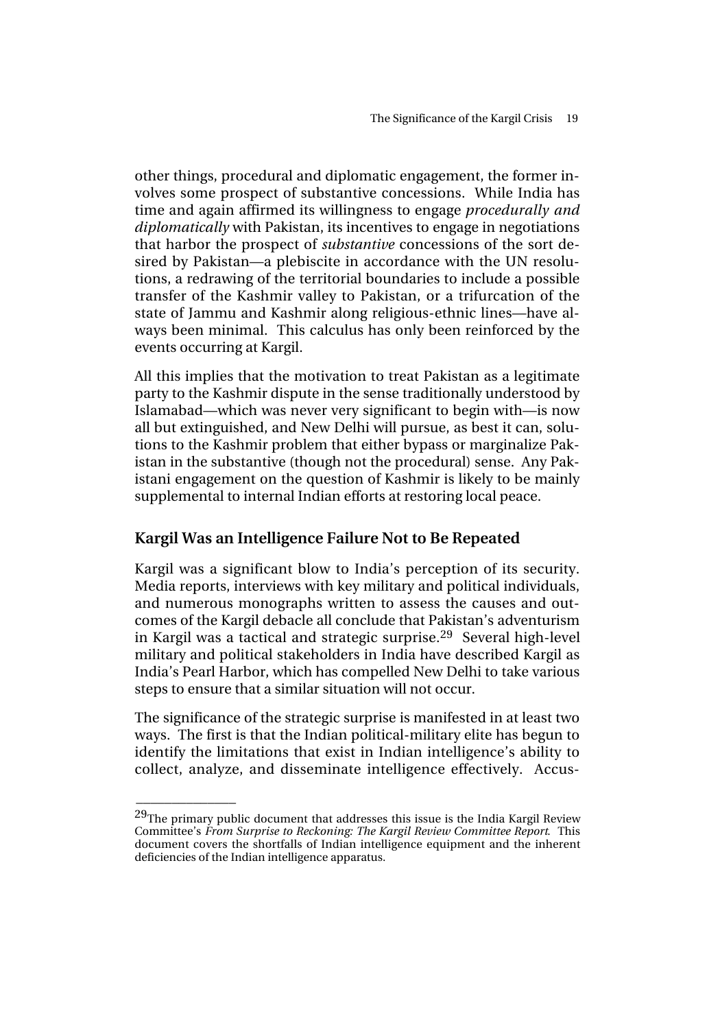other things, procedural and diplomatic engagement, the former involves some prospect of substantive concessions. While India has time and again affirmed its willingness to engage *procedurally and diplomatically* with Pakistan, its incentives to engage in negotiations that harbor the prospect of *substantive* concessions of the sort desired by Pakistan—a plebiscite in accordance with the UN resolutions, a redrawing of the territorial boundaries to include a possible transfer of the Kashmir valley to Pakistan, or a trifurcation of the state of Jammu and Kashmir along religious-ethnic lines—have always been minimal. This calculus has only been reinforced by the events occurring at Kargil.

All this implies that the motivation to treat Pakistan as a legitimate party to the Kashmir dispute in the sense traditionally understood by Islamabad—which was never very significant to begin with—is now all but extinguished, and New Delhi will pursue, as best it can, solutions to the Kashmir problem that either bypass or marginalize Pakistan in the substantive (though not the procedural) sense. Any Pakistani engagement on the question of Kashmir is likely to be mainly supplemental to internal Indian efforts at restoring local peace.

## Kargil Was an Intelligence Failure Not to Be Repeated

Kargil was a significant blow to India's perception of its security. Media reports, interviews with key military and political individuals, and numerous monographs written to assess the causes and outcomes of the Kargil debacle all conclude that Pakistan's adventurism in Kargil was a tactical and strategic surprise.[29] Several high-level military and political stakeholders in India have described Kargil as India's Pearl Harbor, which has compelled New Delhi to take various steps to ensure that a similar situation will not occur.

The significance of the strategic surprise is manifested in at least two ways. The first is that the Indian political-military elite has begun to identify the limitations that exist in Indian intelligence's ability to collect, analyze, and disseminate intelligence effectively. Accus-

---

[29] The primary public document that addresses this issue is the India Kargil Review Committee's *From Surprise to Reckoning: The Kargil Review Committee Report*. This document covers the shortfalls of Indian intelligence equipment and the inherent deficiencies of the Indian intelligence apparatus.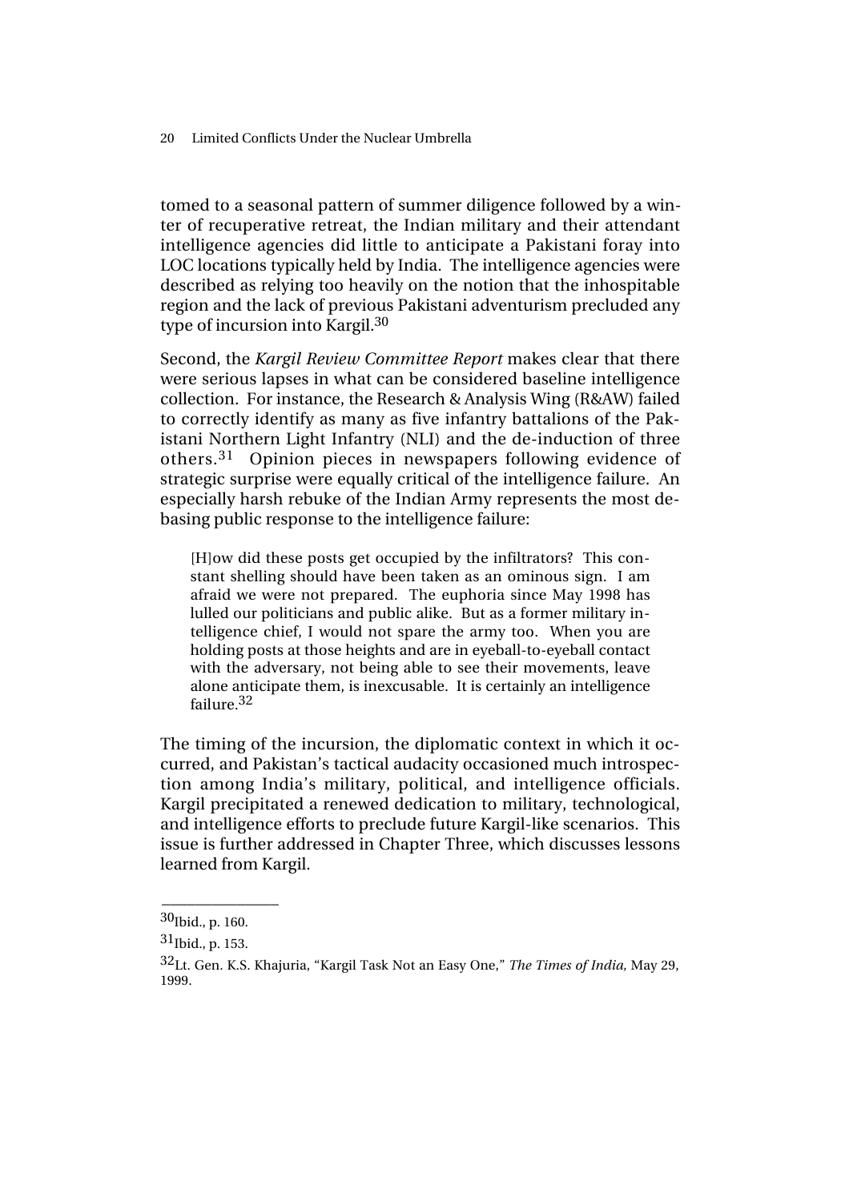tomed to a seasonal pattern of summer diligence followed by a winter of recuperative retreat, the Indian military and their attendant intelligence agencies did little to anticipate a Pakistani foray into LOC locations typically held by India. The intelligence agencies were described as relying too heavily on the notion that the inhospitable region and the lack of previous Pakistani adventurism precluded any type of incursion into Kargil.[30]

Second, the *Kargil Review Committee Report* makes clear that there were serious lapses in what can be considered baseline intelligence collection. For instance, the Research & Analysis Wing (R&AW) failed to correctly identify as many as five infantry battalions of the Pakistani Northern Light Infantry (NLI) and the de-induction of three others.[31] Opinion pieces in newspapers following evidence of strategic surprise were equally critical of the intelligence failure. An especially harsh rebuke of the Indian Army represents the most debasing public response to the intelligence failure:

> [H]ow did these posts get occupied by the infiltrators? This constant shelling should have been taken as an ominous sign. I am afraid we were not prepared. The euphoria since May 1998 has lulled our politicians and public alike. But as a former military intelligence chief, I would not spare the army too. When you are holding posts at those heights and are in eyeball-to-eyeball contact with the adversary, not being able to see their movements, leave alone anticipate them, is inexcusable. It is certainly an intelligence failure.[32]

The timing of the incursion, the diplomatic context in which it occurred, and Pakistan's tactical audacity occasioned much introspection among India's military, political, and intelligence officials. Kargil precipitated a renewed dedication to military, technological, and intelligence efforts to preclude future Kargil-like scenarios. This issue is further addressed in Chapter Three, which discusses lessons learned from Kargil.

---

[30] Ibid., p. 160.

[31] Ibid., p. 153.

[32] Lt. Gen. K.S. Khajuria, "Kargil Task Not an Easy One," *The Times of India,* May 29, 1999.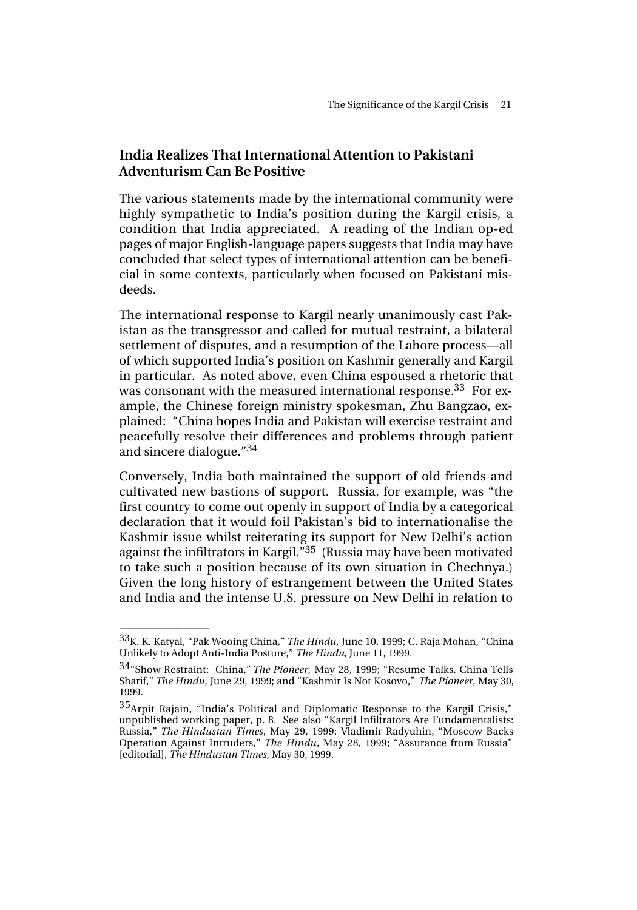## India Realizes That International Attention to Pakistani Adventurism Can Be Positive

The various statements made by the international community were highly sympathetic to India's position during the Kargil crisis, a condition that India appreciated. A reading of the Indian op-ed pages of major English-language papers suggests that India may have concluded that select types of international attention can be beneficial in some contexts, particularly when focused on Pakistani misdeeds.

The international response to Kargil nearly unanimously cast Pakistan as the transgressor and called for mutual restraint, a bilateral settlement of disputes, and a resumption of the Lahore process—all of which supported India's position on Kashmir generally and Kargil in particular. As noted above, even China espoused a rhetoric that was consonant with the measured international response.[33] For example, the Chinese foreign ministry spokesman, Zhu Bangzao, explained: "China hopes India and Pakistan will exercise restraint and peacefully resolve their differences and problems through patient and sincere dialogue."[34]

Conversely, India both maintained the support of old friends and cultivated new bastions of support. Russia, for example, was "the first country to come out openly in support of India by a categorical declaration that it would foil Pakistan's bid to internationalise the Kashmir issue whilst reiterating its support for New Delhi's action against the infiltrators in Kargil."[35] (Russia may have been motivated to take such a position because of its own situation in Chechnya.) Given the long history of estrangement between the United States and India and the intense U.S. pressure on New Delhi in relation to

---

[33] K. K. Katyal, "Pak Wooing China," *The Hindu,* June 10, 1999; C. Raja Mohan, "China Unlikely to Adopt Anti-India Posture," *The Hindu,* June 11, 1999.

[34] "Show Restraint: China," *The Pioneer,* May 28, 1999; "Resume Talks, China Tells Sharif," *The Hindu,* June 29, 1999; and "Kashmir Is Not Kosovo," *The Pioneer*, May 30, 1999.

[35] Arpit Rajain, "India's Political and Diplomatic Response to the Kargil Crisis," unpublished working paper, p. 8. See also "Kargil Infiltrators Are Fundamentalists: Russia," *The Hindustan Times*, May 29, 1999; Vladimir Radyuhin, "Moscow Backs Operation Against Intruders," *The Hindu*, May 28, 1999; "Assurance from Russia" [editorial], *The Hindustan Times,* May 30, 1999.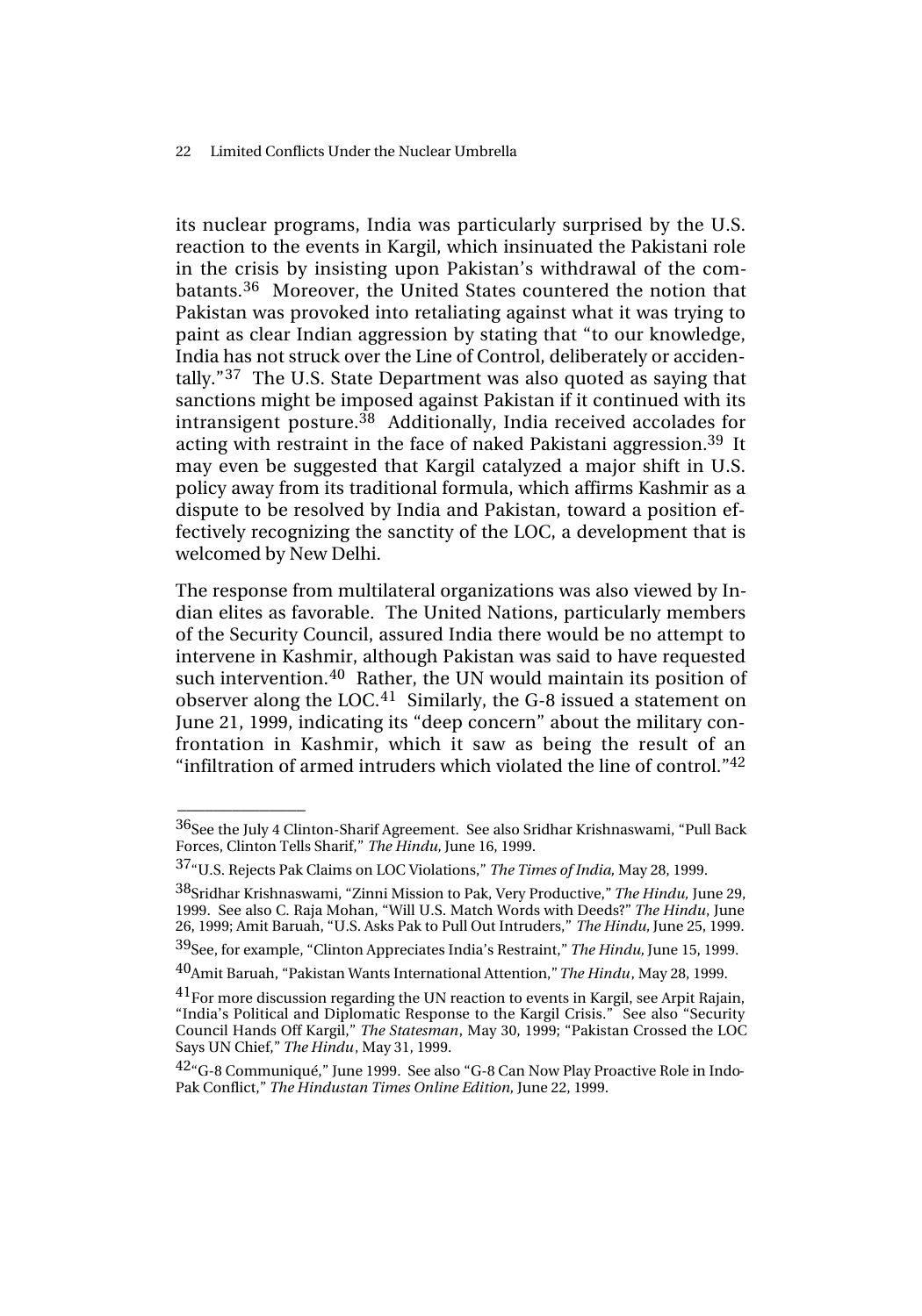its nuclear programs, India was particularly surprised by the U.S. reaction to the events in Kargil, which insinuated the Pakistani role in the crisis by insisting upon Pakistan's withdrawal of the combatants.[36] Moreover, the United States countered the notion that Pakistan was provoked into retaliating against what it was trying to paint as clear Indian aggression by stating that "to our knowledge, India has not struck over the Line of Control, deliberately or accidentally."[37] The U.S. State Department was also quoted as saying that sanctions might be imposed against Pakistan if it continued with its intransigent posture.[38] Additionally, India received accolades for acting with restraint in the face of naked Pakistani aggression.[39] It may even be suggested that Kargil catalyzed a major shift in U.S. policy away from its traditional formula, which affirms Kashmir as a dispute to be resolved by India and Pakistan, toward a position effectively recognizing the sanctity of the LOC, a development that is welcomed by New Delhi.

The response from multilateral organizations was also viewed by Indian elites as favorable. The United Nations, particularly members of the Security Council, assured India there would be no attempt to intervene in Kashmir, although Pakistan was said to have requested such intervention.[40] Rather, the UN would maintain its position of observer along the LOC.[41] Similarly, the G-8 issued a statement on June 21, 1999, indicating its "deep concern" about the military confrontation in Kashmir, which it saw as being the result of an "infiltration of armed intruders which violated the line of control."[42]

---

[36]See the July 4 Clinton-Sharif Agreement. See also Sridhar Krishnaswami, "Pull Back Forces, Clinton Tells Sharif," *The Hindu,* June 16, 1999.

[37]"U.S. Rejects Pak Claims on LOC Violations," *The Times of India,* May 28, 1999.

[38]Sridhar Krishnaswami, "Zinni Mission to Pak, Very Productive," *The Hindu,* June 29, 1999. See also C. Raja Mohan, "Will U.S. Match Words with Deeds?" *The Hindu*, June 26, 1999; Amit Baruah, "U.S. Asks Pak to Pull Out Intruders," *The Hindu,* June 25, 1999.

[39]See, for example, "Clinton Appreciates India's Restraint," *The Hindu,* June 15, 1999.

[40]Amit Baruah, "Pakistan Wants International Attention," *The Hindu*, May 28, 1999.

[41]For more discussion regarding the UN reaction to events in Kargil, see Arpit Rajain, "India's Political and Diplomatic Response to the Kargil Crisis." See also "Security Council Hands Off Kargil," *The Statesman*, May 30, 1999; "Pakistan Crossed the LOC Says UN Chief," *The Hindu*, May 31, 1999.

[42]"G-8 Communiqué," June 1999. See also "G-8 Can Now Play Proactive Role in Indo-Pak Conflict," *The Hindustan Times Online Edition,* June 22, 1999.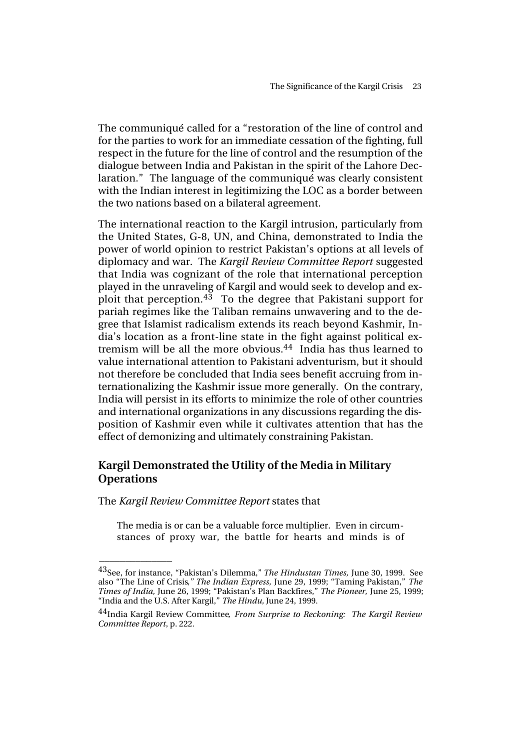The communiqué called for a "restoration of the line of control and for the parties to work for an immediate cessation of the fighting, full respect in the future for the line of control and the resumption of the dialogue between India and Pakistan in the spirit of the Lahore Declaration." The language of the communiqué was clearly consistent with the Indian interest in legitimizing the LOC as a border between the two nations based on a bilateral agreement.

The international reaction to the Kargil intrusion, particularly from the United States, G-8, UN, and China, demonstrated to India the power of world opinion to restrict Pakistan's options at all levels of diplomacy and war. The *Kargil Review Committee Report* suggested that India was cognizant of the role that international perception played in the unraveling of Kargil and would seek to develop and exploit that perception.[43] To the degree that Pakistani support for pariah regimes like the Taliban remains unwavering and to the degree that Islamist radicalism extends its reach beyond Kashmir, India's location as a front-line state in the fight against political extremism will be all the more obvious.[44] India has thus learned to value international attention to Pakistani adventurism, but it should not therefore be concluded that India sees benefit accruing from internationalizing the Kashmir issue more generally. On the contrary, India will persist in its efforts to minimize the role of other countries and international organizations in any discussions regarding the disposition of Kashmir even while it cultivates attention that has the effect of demonizing and ultimately constraining Pakistan.

## Kargil Demonstrated the Utility of the Media in Military Operations

The *Kargil Review Committee Report* states that

> The media is or can be a valuable force multiplier. Even in circumstances of proxy war, the battle for hearts and minds is of

---

[43] See, for instance, "Pakistan's Dilemma," *The Hindustan Times,* June 30, 1999. See also "The Line of Crisis," *The Indian Express,* June 29, 1999; "Taming Pakistan," *The Times of India,* June 26, 1999; "Pakistan's Plan Backfires," *The Pioneer,* June 25, 1999; "India and the U.S. After Kargil," *The Hindu,* June 24, 1999.

[44] India Kargil Review Committee*, From Surprise to Reckoning: The Kargil Review Committee Report*, p. 222.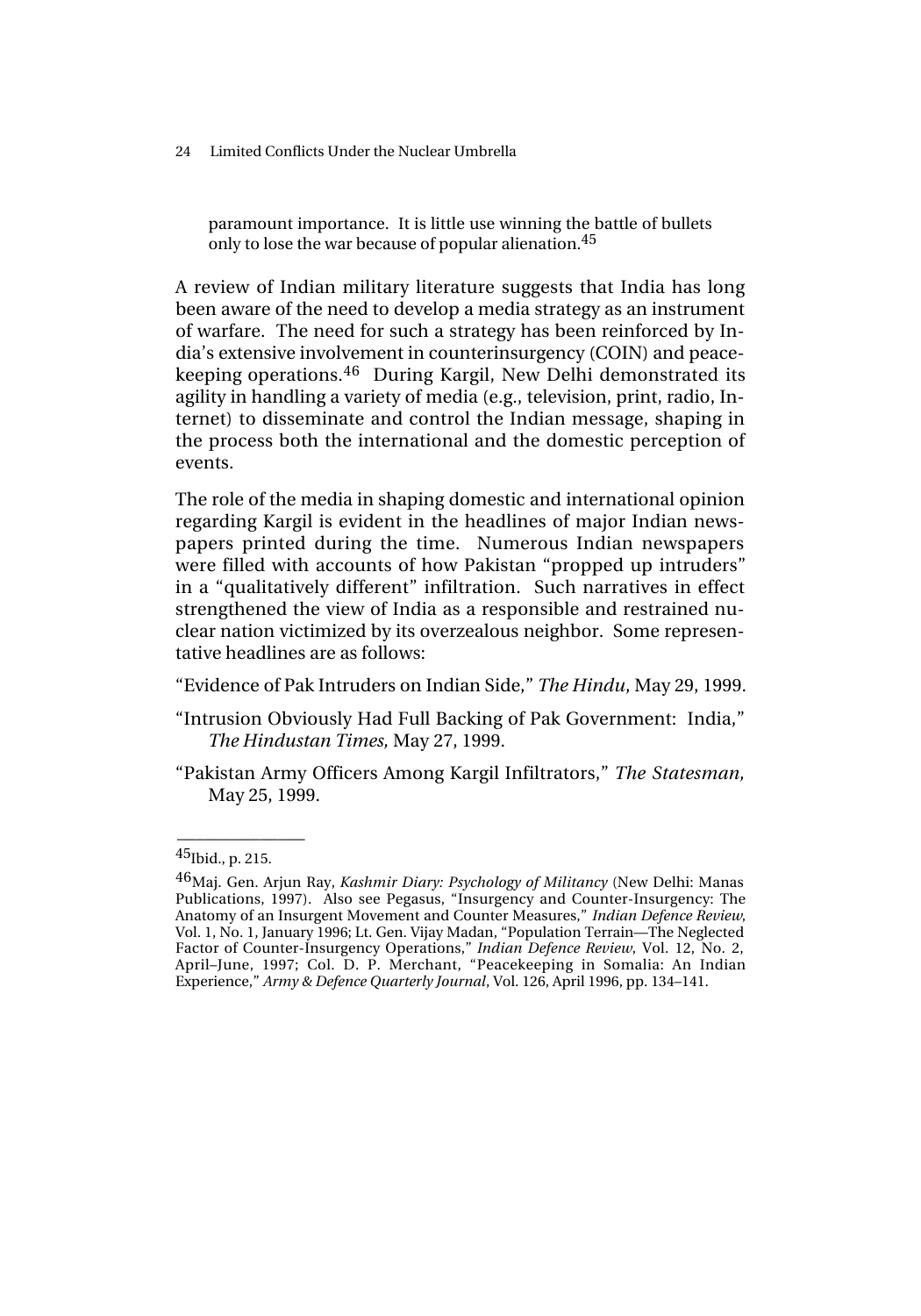> paramount importance. It is little use winning the battle of bullets only to lose the war because of popular alienation.[45]

A review of Indian military literature suggests that India has long been aware of the need to develop a media strategy as an instrument of warfare. The need for such a strategy has been reinforced by India's extensive involvement in counterinsurgency (COIN) and peacekeeping operations.[46] During Kargil, New Delhi demonstrated its agility in handling a variety of media (e.g., television, print, radio, Internet) to disseminate and control the Indian message, shaping in the process both the international and the domestic perception of events.

The role of the media in shaping domestic and international opinion regarding Kargil is evident in the headlines of major Indian newspapers printed during the time. Numerous Indian newspapers were filled with accounts of how Pakistan "propped up intruders" in a "qualitatively different" infiltration. Such narratives in effect strengthened the view of India as a responsible and restrained nuclear nation victimized by its overzealous neighbor. Some representative headlines are as follows:

"Evidence of Pak Intruders on Indian Side," *The Hindu*, May 29, 1999.

"Intrusion Obviously Had Full Backing of Pak Government: India," *The Hindustan Times,* May 27, 1999.

"Pakistan Army Officers Among Kargil Infiltrators," *The Statesman,* May 25, 1999.

---

[45]Ibid., p. 215.

[46]Maj. Gen. Arjun Ray, *Kashmir Diary: Psychology of Militancy* (New Delhi: Manas Publications, 1997). Also see Pegasus, "Insurgency and Counter-Insurgency: The Anatomy of an Insurgent Movement and Counter Measures," *Indian Defence Review*, Vol. 1, No. 1, January 1996; Lt. Gen. Vijay Madan, "Population Terrain—The Neglected Factor of Counter-Insurgency Operations," *Indian Defence Review*, Vol. 12, No. 2, April–June, 1997; Col. D. P. Merchant, "Peacekeeping in Somalia: An Indian Experience," *Army & Defence Quarterly Journal*, Vol. 126, April 1996, pp. 134–141.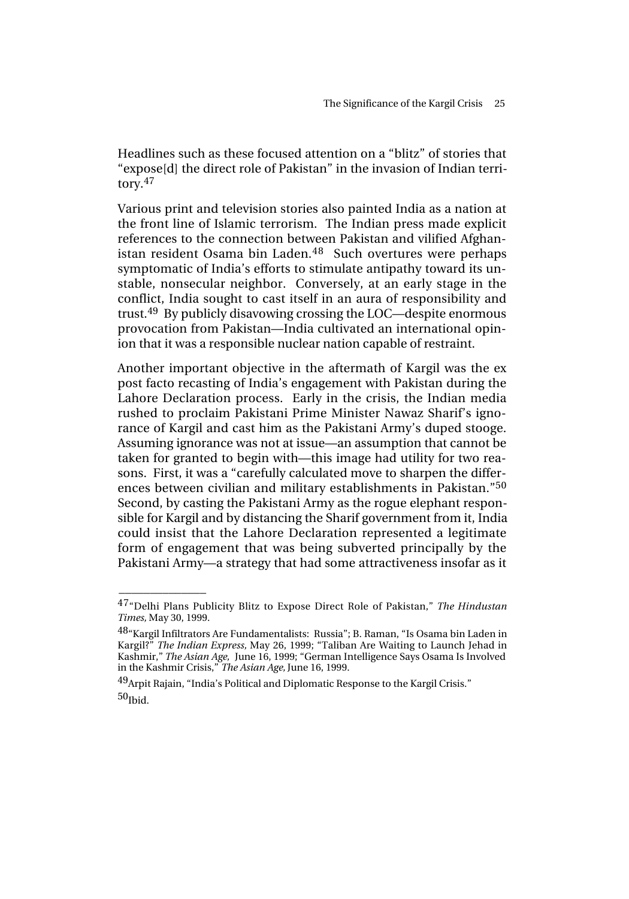Headlines such as these focused attention on a "blitz" of stories that "expose[d] the direct role of Pakistan" in the invasion of Indian territory.[47]

Various print and television stories also painted India as a nation at the front line of Islamic terrorism. The Indian press made explicit references to the connection between Pakistan and vilified Afghanistan resident Osama bin Laden.[48] Such overtures were perhaps symptomatic of India's efforts to stimulate antipathy toward its unstable, nonsecular neighbor. Conversely, at an early stage in the conflict, India sought to cast itself in an aura of responsibility and trust.[49] By publicly disavowing crossing the LOC—despite enormous provocation from Pakistan—India cultivated an international opinion that it was a responsible nuclear nation capable of restraint.

Another important objective in the aftermath of Kargil was the ex post facto recasting of India's engagement with Pakistan during the Lahore Declaration process. Early in the crisis, the Indian media rushed to proclaim Pakistani Prime Minister Nawaz Sharif's ignorance of Kargil and cast him as the Pakistani Army's duped stooge. Assuming ignorance was not at issue—an assumption that cannot be taken for granted to begin with—this image had utility for two reasons. First, it was a "carefully calculated move to sharpen the differences between civilian and military establishments in Pakistan."[50] Second, by casting the Pakistani Army as the rogue elephant responsible for Kargil and by distancing the Sharif government from it, India could insist that the Lahore Declaration represented a legitimate form of engagement that was being subverted principally by the Pakistani Army—a strategy that had some attractiveness insofar as it

---

[47] "Delhi Plans Publicity Blitz to Expose Direct Role of Pakistan," *The Hindustan Times*, May 30, 1999.

[48] "Kargil Infiltrators Are Fundamentalists: Russia"; B. Raman, "Is Osama bin Laden in Kargil?" *The Indian Express*, May 26, 1999; "Taliban Are Waiting to Launch Jehad in Kashmir," *The Asian Age*, June 16, 1999; "German Intelligence Says Osama Is Involved in the Kashmir Crisis," *The Asian Age*, June 16, 1999.

[49] Arpit Rajain, "India's Political and Diplomatic Response to the Kargil Crisis."

[50] Ibid.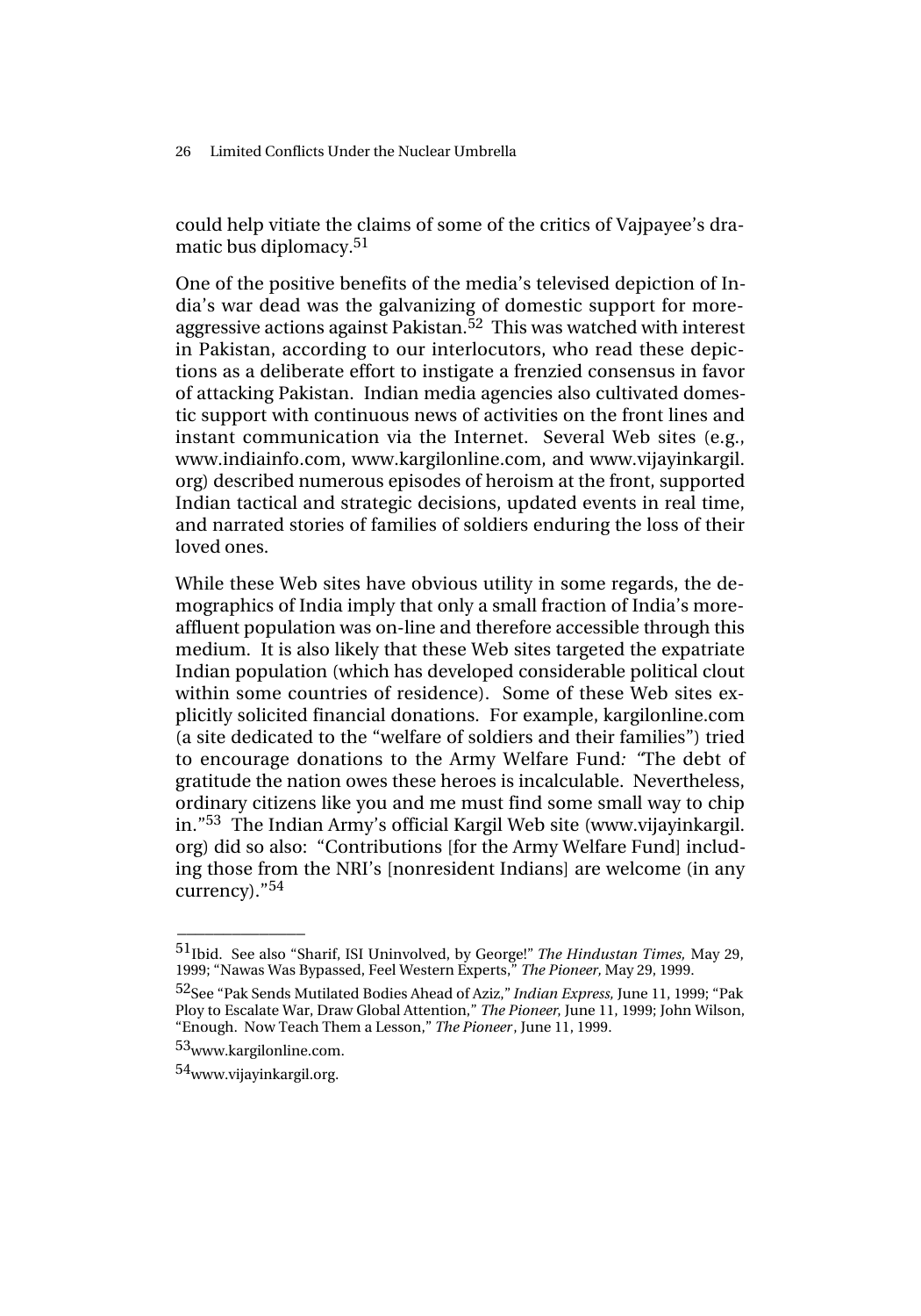could help vitiate the claims of some of the critics of Vajpayee's dramatic bus diplomacy.[51]

One of the positive benefits of the media's televised depiction of India's war dead was the galvanizing of domestic support for more-aggressive actions against Pakistan.[52] This was watched with interest in Pakistan, according to our interlocutors, who read these depictions as a deliberate effort to instigate a frenzied consensus in favor of attacking Pakistan. Indian media agencies also cultivated domestic support with continuous news of activities on the front lines and instant communication via the Internet. Several Web sites (e.g., www.indiainfo.com, www.kargilonline.com, and www.vijayinkargil.org) described numerous episodes of heroism at the front, supported Indian tactical and strategic decisions, updated events in real time, and narrated stories of families of soldiers enduring the loss of their loved ones.

While these Web sites have obvious utility in some regards, the demographics of India imply that only a small fraction of India's more-affluent population was on-line and therefore accessible through this medium. It is also likely that these Web sites targeted the expatriate Indian population (which has developed considerable political clout within some countries of residence). Some of these Web sites explicitly solicited financial donations. For example, kargilonline.com (a site dedicated to the "welfare of soldiers and their families") tried to encourage donations to the Army Welfare Fund*:* "The debt of gratitude the nation owes these heroes is incalculable. Nevertheless, ordinary citizens like you and me must find some small way to chip in."[53] The Indian Army's official Kargil Web site (www.vijayinkargil.org) did so also: "Contributions [for the Army Welfare Fund] including those from the NRI's [nonresident Indians] are welcome (in any currency)."[54]

---

[51]Ibid. See also "Sharif, ISI Uninvolved, by George!" *The Hindustan Times,* May 29, 1999; "Nawas Was Bypassed, Feel Western Experts," *The Pioneer,* May 29, 1999.

[52]See "Pak Sends Mutilated Bodies Ahead of Aziz," *Indian Express,* June 11, 1999; "Pak Ploy to Escalate War, Draw Global Attention," *The Pioneer*, June 11, 1999; John Wilson, "Enough. Now Teach Them a Lesson," *The Pioneer*, June 11, 1999.

[53]www.kargilonline.com.

[54]www.vijayinkargil.org.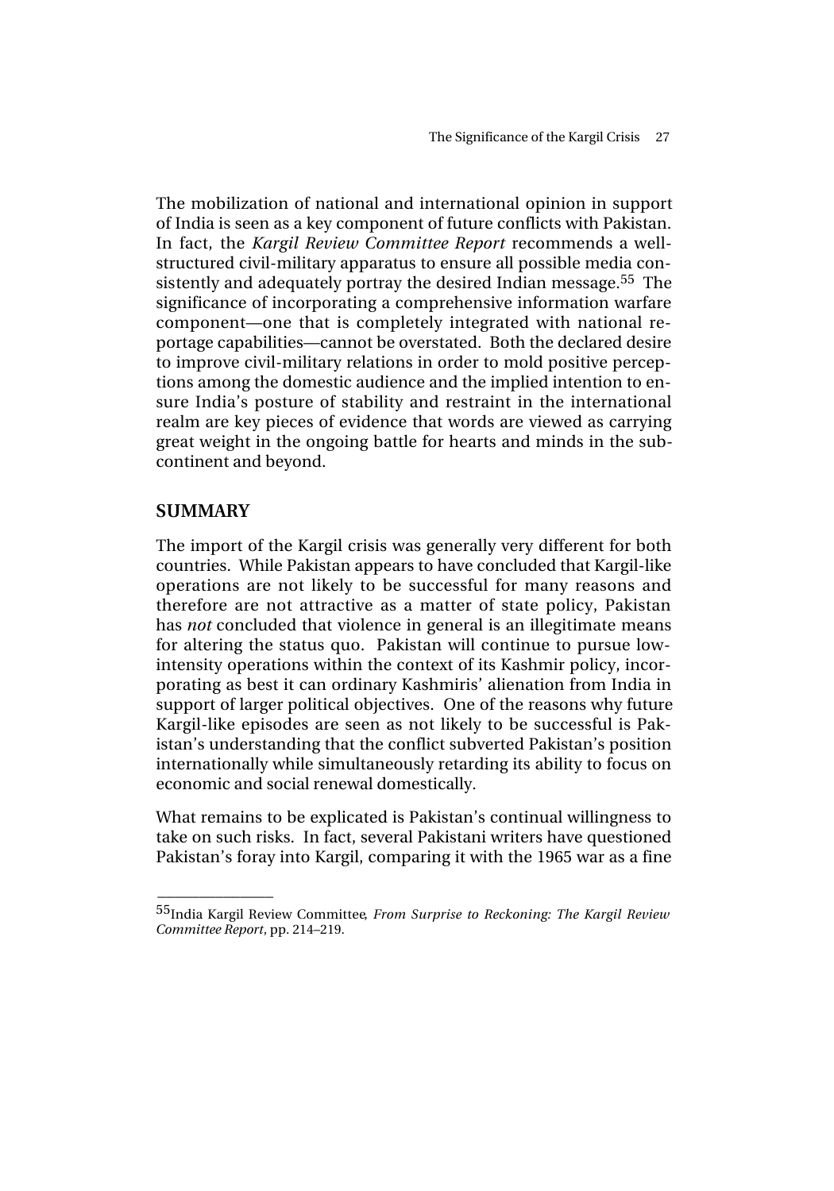The mobilization of national and international opinion in support of India is seen as a key component of future conflicts with Pakistan. In fact, the *Kargil Review Committee Report* recommends a well-structured civil-military apparatus to ensure all possible media consistently and adequately portray the desired Indian message.[55] The significance of incorporating a comprehensive information warfare component—one that is completely integrated with national reportage capabilities—cannot be overstated. Both the declared desire to improve civil-military relations in order to mold positive perceptions among the domestic audience and the implied intention to ensure India's posture of stability and restraint in the international realm are key pieces of evidence that words are viewed as carrying great weight in the ongoing battle for hearts and minds in the subcontinent and beyond.

## SUMMARY

The import of the Kargil crisis was generally very different for both countries. While Pakistan appears to have concluded that Kargil-like operations are not likely to be successful for many reasons and therefore are not attractive as a matter of state policy, Pakistan has *not* concluded that violence in general is an illegitimate means for altering the status quo. Pakistan will continue to pursue low-intensity operations within the context of its Kashmir policy, incorporating as best it can ordinary Kashmiris' alienation from India in support of larger political objectives. One of the reasons why future Kargil-like episodes are seen as not likely to be successful is Pakistan's understanding that the conflict subverted Pakistan's position internationally while simultaneously retarding its ability to focus on economic and social renewal domestically.

What remains to be explicated is Pakistan's continual willingness to take on such risks. In fact, several Pakistani writers have questioned Pakistan's foray into Kargil, comparing it with the 1965 war as a fine

---

[55] India Kargil Review Committee, *From Surprise to Reckoning: The Kargil Review Committee Report*, pp. 214–219.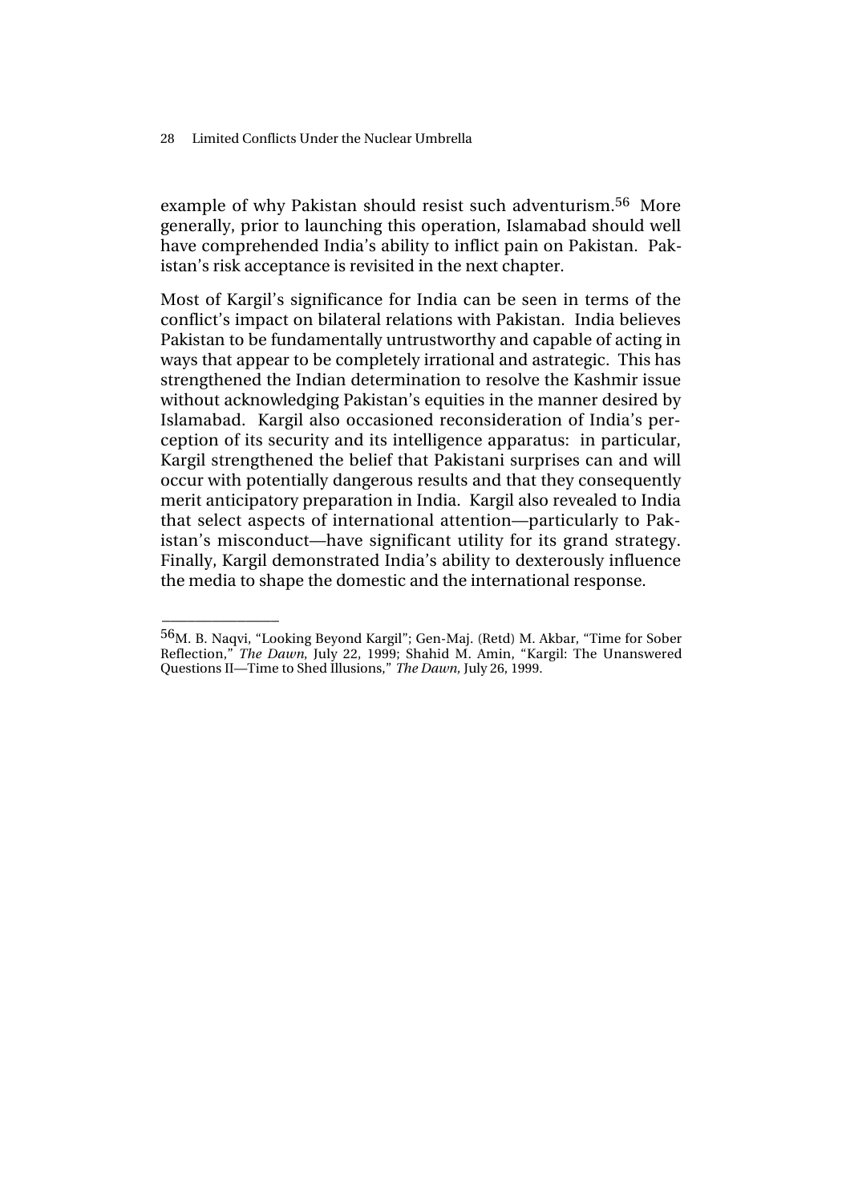example of why Pakistan should resist such adventurism.[56] More generally, prior to launching this operation, Islamabad should well have comprehended India's ability to inflict pain on Pakistan. Pakistan's risk acceptance is revisited in the next chapter.

Most of Kargil's significance for India can be seen in terms of the conflict's impact on bilateral relations with Pakistan. India believes Pakistan to be fundamentally untrustworthy and capable of acting in ways that appear to be completely irrational and astrategic. This has strengthened the Indian determination to resolve the Kashmir issue without acknowledging Pakistan's equities in the manner desired by Islamabad. Kargil also occasioned reconsideration of India's perception of its security and its intelligence apparatus: in particular, Kargil strengthened the belief that Pakistani surprises can and will occur with potentially dangerous results and that they consequently merit anticipatory preparation in India. Kargil also revealed to India that select aspects of international attention—particularly to Pakistan's misconduct—have significant utility for its grand strategy. Finally, Kargil demonstrated India's ability to dexterously influence the media to shape the domestic and the international response.

---

[56] M. B. Naqvi, "Looking Beyond Kargil"; Gen-Maj. (Retd) M. Akbar, "Time for Sober Reflection," *The Dawn*, July 22, 1999; Shahid M. Amin, "Kargil: The Unanswered Questions II—Time to Shed Illusions," *The Dawn*, July 26, 1999.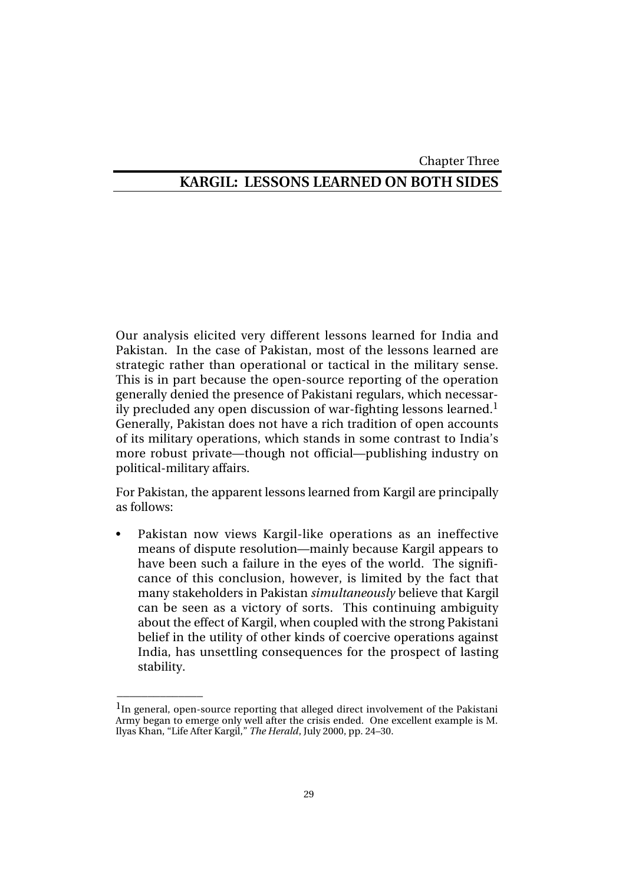Chapter Three

# KARGIL: LESSONS LEARNED ON BOTH SIDES

Our analysis elicited very different lessons learned for India and Pakistan. In the case of Pakistan, most of the lessons learned are strategic rather than operational or tactical in the military sense. This is in part because the open-source reporting of the operation generally denied the presence of Pakistani regulars, which necessarily precluded any open discussion of war-fighting lessons learned.[1] Generally, Pakistan does not have a rich tradition of open accounts of its military operations, which stands in some contrast to India's more robust private—though not official—publishing industry on political-military affairs.

For Pakistan, the apparent lessons learned from Kargil are principally as follows:

- Pakistan now views Kargil-like operations as an ineffective means of dispute resolution—mainly because Kargil appears to have been such a failure in the eyes of the world. The significance of this conclusion, however, is limited by the fact that many stakeholders in Pakistan *simultaneously* believe that Kargil can be seen as a victory of sorts. This continuing ambiguity about the effect of Kargil, when coupled with the strong Pakistani belief in the utility of other kinds of coercive operations against India, has unsettling consequences for the prospect of lasting stability.

---

[1] In general, open-source reporting that alleged direct involvement of the Pakistani Army began to emerge only well after the crisis ended. One excellent example is M. Ilyas Khan, "Life After Kargil," *The Herald*, July 2000, pp. 24–30.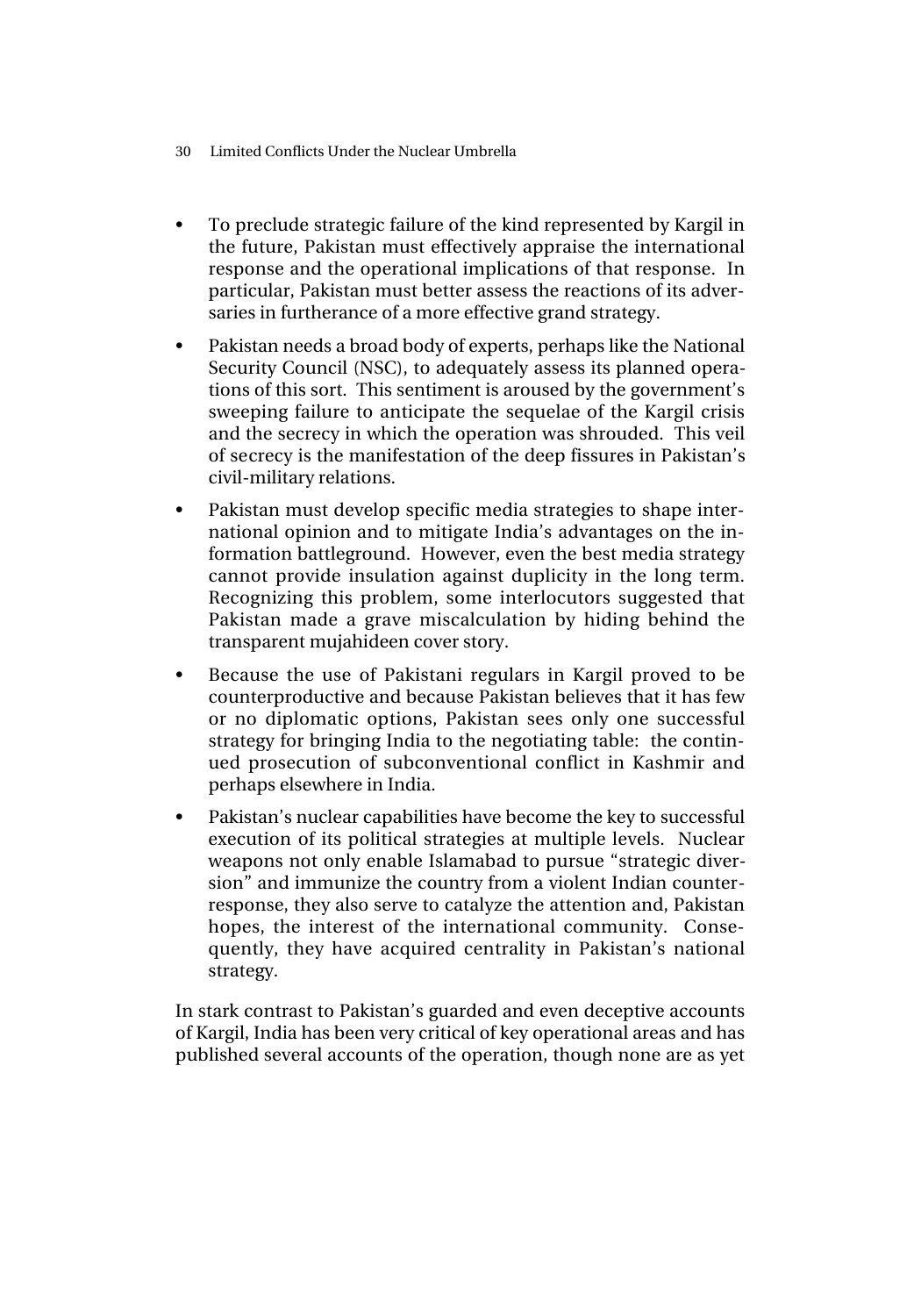- To preclude strategic failure of the kind represented by Kargil in the future, Pakistan must effectively appraise the international response and the operational implications of that response. In particular, Pakistan must better assess the reactions of its adversaries in furtherance of a more effective grand strategy.
- Pakistan needs a broad body of experts, perhaps like the National Security Council (NSC), to adequately assess its planned operations of this sort. This sentiment is aroused by the government's sweeping failure to anticipate the sequelae of the Kargil crisis and the secrecy in which the operation was shrouded. This veil of secrecy is the manifestation of the deep fissures in Pakistan's civil-military relations.
- Pakistan must develop specific media strategies to shape international opinion and to mitigate India's advantages on the information battleground. However, even the best media strategy cannot provide insulation against duplicity in the long term. Recognizing this problem, some interlocutors suggested that Pakistan made a grave miscalculation by hiding behind the transparent mujahideen cover story.
- Because the use of Pakistani regulars in Kargil proved to be counterproductive and because Pakistan believes that it has few or no diplomatic options, Pakistan sees only one successful strategy for bringing India to the negotiating table: the continued prosecution of subconventional conflict in Kashmir and perhaps elsewhere in India.
- Pakistan's nuclear capabilities have become the key to successful execution of its political strategies at multiple levels. Nuclear weapons not only enable Islamabad to pursue "strategic diversion" and immunize the country from a violent Indian counterresponse, they also serve to catalyze the attention and, Pakistan hopes, the interest of the international community. Consequently, they have acquired centrality in Pakistan's national strategy.

In stark contrast to Pakistan's guarded and even deceptive accounts of Kargil, India has been very critical of key operational areas and has published several accounts of the operation, though none are as yet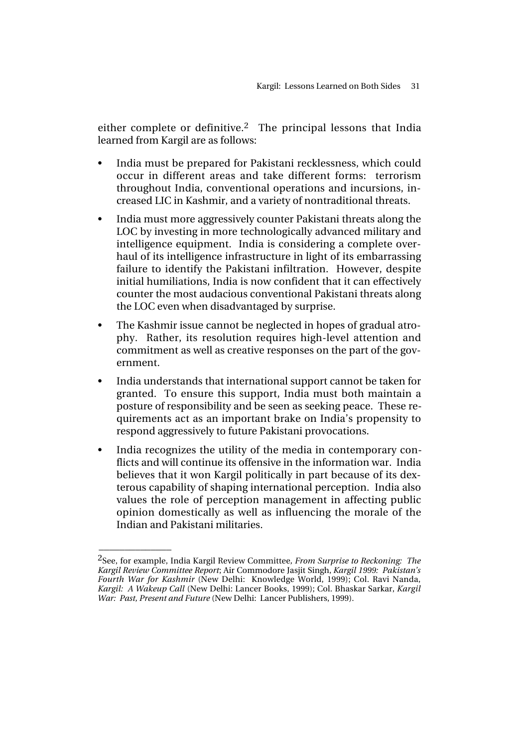either complete or definitive.[2] The principal lessons that India learned from Kargil are as follows:

- India must be prepared for Pakistani recklessness, which could occur in different areas and take different forms: terrorism throughout India, conventional operations and incursions, increased LIC in Kashmir, and a variety of nontraditional threats.
- India must more aggressively counter Pakistani threats along the LOC by investing in more technologically advanced military and intelligence equipment. India is considering a complete overhaul of its intelligence infrastructure in light of its embarrassing failure to identify the Pakistani infiltration. However, despite initial humiliations, India is now confident that it can effectively counter the most audacious conventional Pakistani threats along the LOC even when disadvantaged by surprise.
- The Kashmir issue cannot be neglected in hopes of gradual atrophy. Rather, its resolution requires high-level attention and commitment as well as creative responses on the part of the government.
- India understands that international support cannot be taken for granted. To ensure this support, India must both maintain a posture of responsibility and be seen as seeking peace. These requirements act as an important brake on India's propensity to respond aggressively to future Pakistani provocations.
- India recognizes the utility of the media in contemporary conflicts and will continue its offensive in the information war. India believes that it won Kargil politically in part because of its dexterous capability of shaping international perception. India also values the role of perception management in affecting public opinion domestically as well as influencing the morale of the Indian and Pakistani militaries.

---

[2]See, for example, India Kargil Review Committee, *From Surprise to Reckoning: The Kargil Review Committee Report*; Air Commodore Jasjit Singh, *Kargil 1999: Pakistan's Fourth War for Kashmir* (New Delhi: Knowledge World, 1999); Col. Ravi Nanda, *Kargil: A Wakeup Call* (New Delhi: Lancer Books, 1999); Col. Bhaskar Sarkar, *Kargil War: Past, Present and Future* (New Delhi: Lancer Publishers, 1999).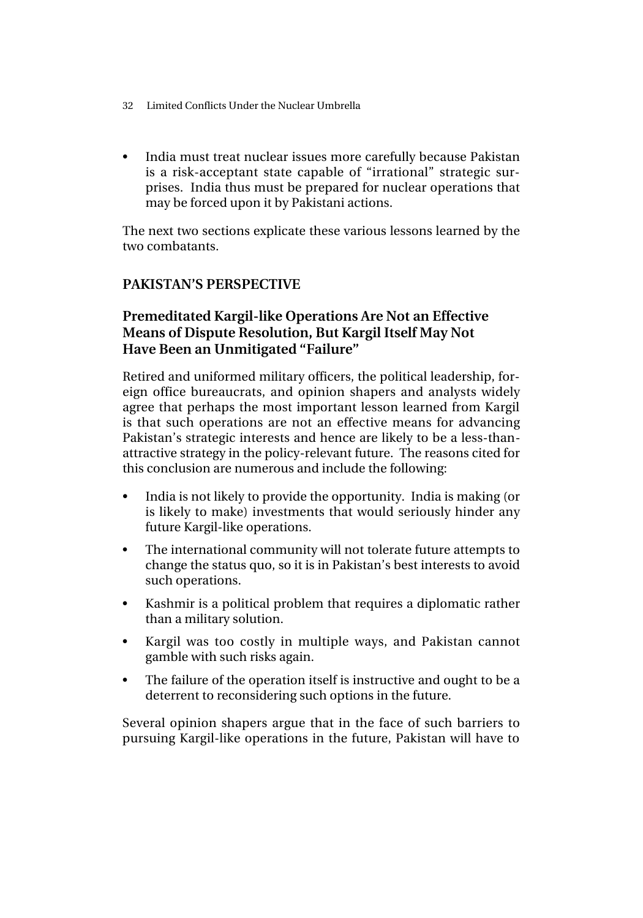- India must treat nuclear issues more carefully because Pakistan is a risk-acceptant state capable of "irrational" strategic surprises. India thus must be prepared for nuclear operations that may be forced upon it by Pakistani actions.

The next two sections explicate these various lessons learned by the two combatants.

## PAKISTAN'S PERSPECTIVE

### Premeditated Kargil-like Operations Are Not an Effective Means of Dispute Resolution, But Kargil Itself May Not Have Been an Unmitigated "Failure"

Retired and uniformed military officers, the political leadership, foreign office bureaucrats, and opinion shapers and analysts widely agree that perhaps the most important lesson learned from Kargil is that such operations are not an effective means for advancing Pakistan's strategic interests and hence are likely to be a less-than-attractive strategy in the policy-relevant future. The reasons cited for this conclusion are numerous and include the following:

- India is not likely to provide the opportunity. India is making (or is likely to make) investments that would seriously hinder any future Kargil-like operations.
- The international community will not tolerate future attempts to change the status quo, so it is in Pakistan's best interests to avoid such operations.
- Kashmir is a political problem that requires a diplomatic rather than a military solution.
- Kargil was too costly in multiple ways, and Pakistan cannot gamble with such risks again.
- The failure of the operation itself is instructive and ought to be a deterrent to reconsidering such options in the future.

Several opinion shapers argue that in the face of such barriers to pursuing Kargil-like operations in the future, Pakistan will have to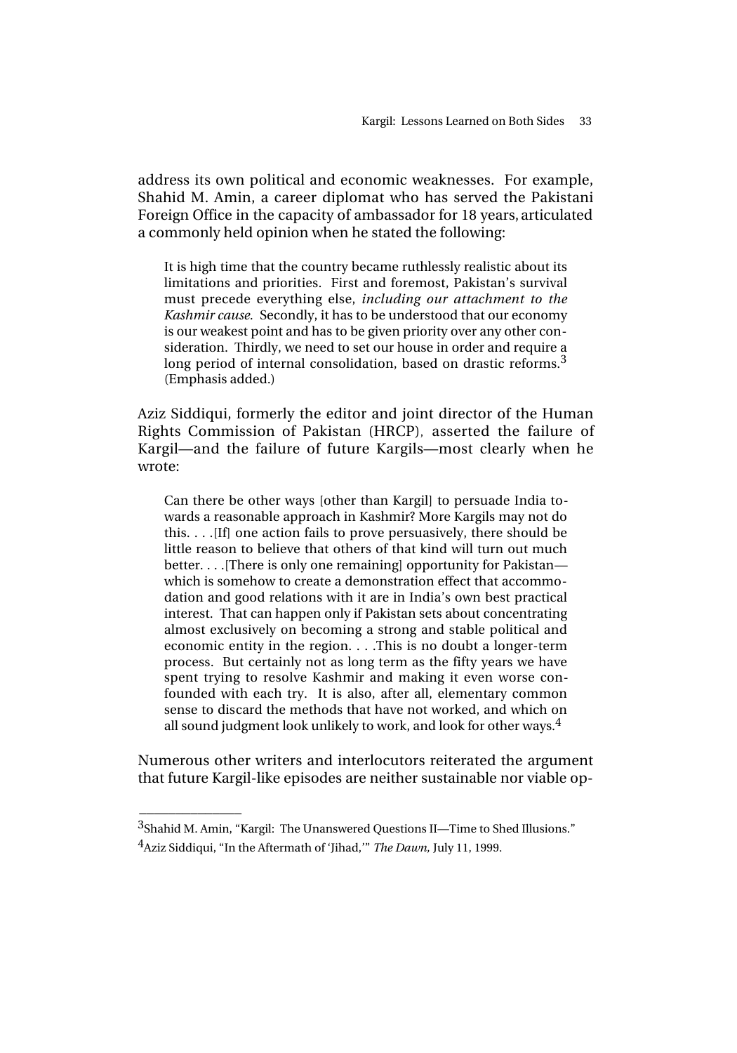address its own political and economic weaknesses. For example, Shahid M. Amin, a career diplomat who has served the Pakistani Foreign Office in the capacity of ambassador for 18 years, articulated a commonly held opinion when he stated the following:

> It is high time that the country became ruthlessly realistic about its limitations and priorities. First and foremost, Pakistan's survival must precede everything else, *including our attachment to the Kashmir cause*. Secondly, it has to be understood that our economy is our weakest point and has to be given priority over any other consideration. Thirdly, we need to set our house in order and require a long period of internal consolidation, based on drastic reforms.[3] (Emphasis added.)

Aziz Siddiqui, formerly the editor and joint director of the Human Rights Commission of Pakistan (HRCP), asserted the failure of Kargil—and the failure of future Kargils—most clearly when he wrote:

> Can there be other ways [other than Kargil] to persuade India towards a reasonable approach in Kashmir? More Kargils may not do this. . . .[If] one action fails to prove persuasively, there should be little reason to believe that others of that kind will turn out much better. . . .[There is only one remaining] opportunity for Pakistan—which is somehow to create a demonstration effect that accommodation and good relations with it are in India's own best practical interest. That can happen only if Pakistan sets about concentrating almost exclusively on becoming a strong and stable political and economic entity in the region. . . .This is no doubt a longer-term process. But certainly not as long term as the fifty years we have spent trying to resolve Kashmir and making it even worse confounded with each try. It is also, after all, elementary common sense to discard the methods that have not worked, and which on all sound judgment look unlikely to work, and look for other ways.[4]

Numerous other writers and interlocutors reiterated the argument that future Kargil-like episodes are neither sustainable nor viable op-

---

[3] Shahid M. Amin, "Kargil: The Unanswered Questions II—Time to Shed Illusions."

[4] Aziz Siddiqui, "In the Aftermath of 'Jihad,'" *The Dawn,* July 11, 1999.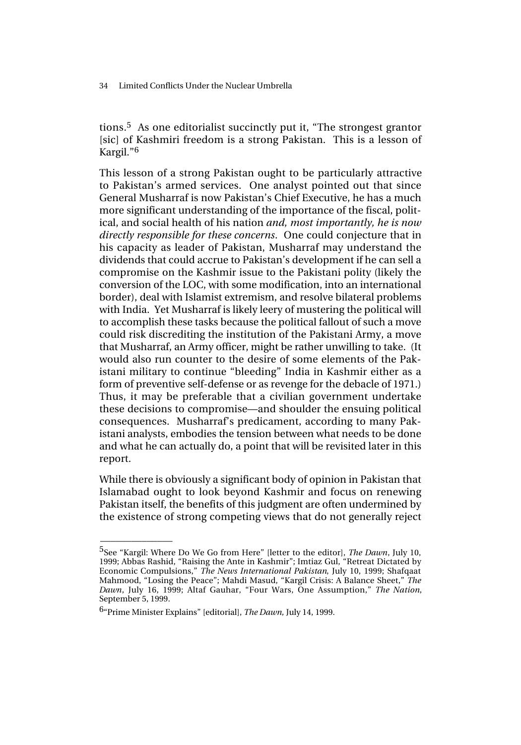tions.[5] As one editorialist succinctly put it, "The strongest grantor [sic] of Kashmiri freedom is a strong Pakistan. This is a lesson of Kargil."[6]

This lesson of a strong Pakistan ought to be particularly attractive to Pakistan's armed services. One analyst pointed out that since General Musharraf is now Pakistan's Chief Executive, he has a much more significant understanding of the importance of the fiscal, political, and social health of his nation *and, most importantly, he is now directly responsible for these concerns*. One could conjecture that in his capacity as leader of Pakistan, Musharraf may understand the dividends that could accrue to Pakistan's development if he can sell a compromise on the Kashmir issue to the Pakistani polity (likely the conversion of the LOC, with some modification, into an international border), deal with Islamist extremism, and resolve bilateral problems with India. Yet Musharraf is likely leery of mustering the political will to accomplish these tasks because the political fallout of such a move could risk discrediting the institution of the Pakistani Army, a move that Musharraf, an Army officer, might be rather unwilling to take. (It would also run counter to the desire of some elements of the Pakistani military to continue "bleeding" India in Kashmir either as a form of preventive self-defense or as revenge for the debacle of 1971.) Thus, it may be preferable that a civilian government undertake these decisions to compromise—and shoulder the ensuing political consequences. Musharraf's predicament, according to many Pakistani analysts, embodies the tension between what needs to be done and what he can actually do, a point that will be revisited later in this report.

While there is obviously a significant body of opinion in Pakistan that Islamabad ought to look beyond Kashmir and focus on renewing Pakistan itself, the benefits of this judgment are often undermined by the existence of strong competing views that do not generally reject

---

[5] See "Kargil: Where Do We Go from Here" [letter to the editor], *The Dawn*, July 10, 1999; Abbas Rashid, "Raising the Ante in Kashmir"; Imtiaz Gul, "Retreat Dictated by Economic Compulsions," *The News International Pakistan*, July 10, 1999; Shafqaat Mahmood, "Losing the Peace"; Mahdi Masud, "Kargil Crisis: A Balance Sheet," *The Dawn*, July 16, 1999; Altaf Gauhar, "Four Wars, One Assumption," *The Nation*, September 5, 1999.

[6] "Prime Minister Explains" [editorial], *The Dawn,* July 14, 1999.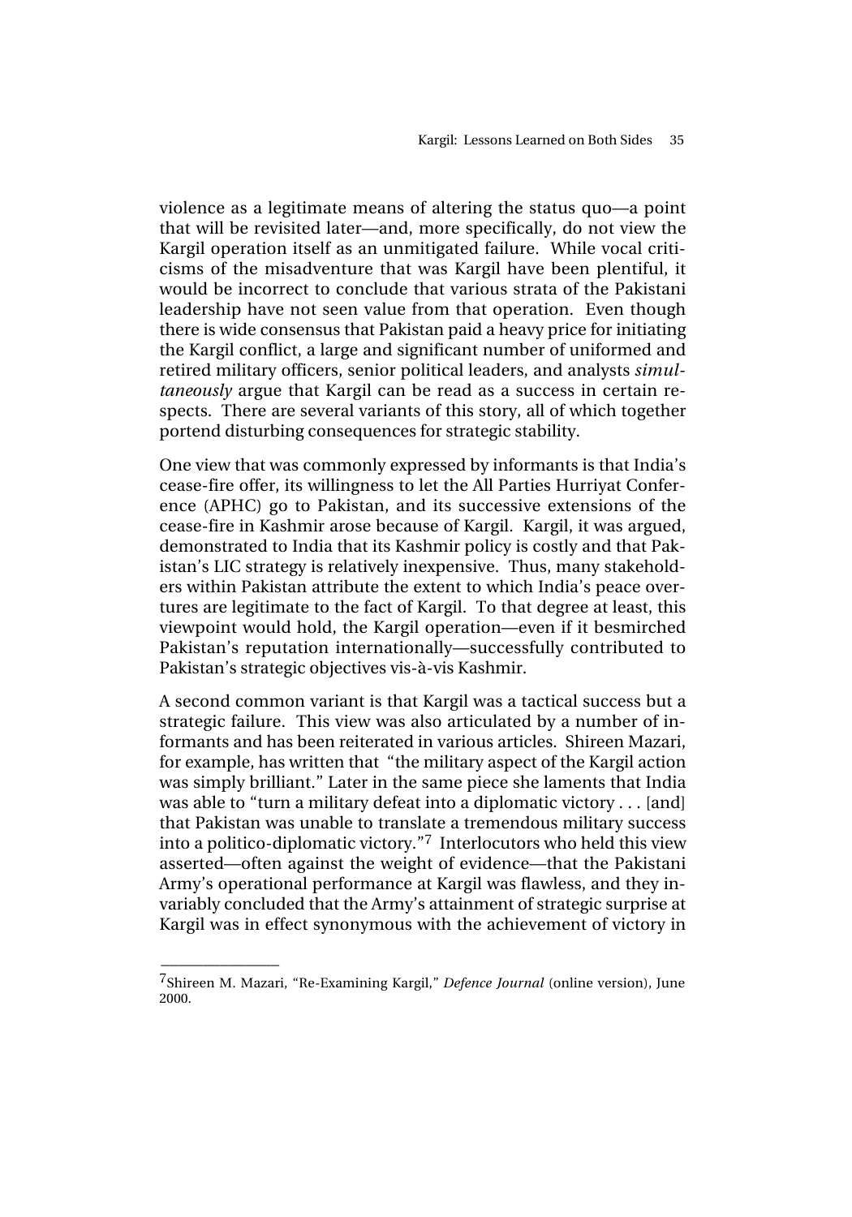violence as a legitimate means of altering the status quo—a point that will be revisited later—and, more specifically, do not view the Kargil operation itself as an unmitigated failure. While vocal criticisms of the misadventure that was Kargil have been plentiful, it would be incorrect to conclude that various strata of the Pakistani leadership have not seen value from that operation. Even though there is wide consensus that Pakistan paid a heavy price for initiating the Kargil conflict, a large and significant number of uniformed and retired military officers, senior political leaders, and analysts *simultaneously* argue that Kargil can be read as a success in certain respects. There are several variants of this story, all of which together portend disturbing consequences for strategic stability.

One view that was commonly expressed by informants is that India's cease-fire offer, its willingness to let the All Parties Hurriyat Conference (APHC) go to Pakistan, and its successive extensions of the cease-fire in Kashmir arose because of Kargil. Kargil, it was argued, demonstrated to India that its Kashmir policy is costly and that Pakistan's LIC strategy is relatively inexpensive. Thus, many stakeholders within Pakistan attribute the extent to which India's peace overtures are legitimate to the fact of Kargil. To that degree at least, this viewpoint would hold, the Kargil operation—even if it besmirched Pakistan's reputation internationally—successfully contributed to Pakistan's strategic objectives vis-à-vis Kashmir.

A second common variant is that Kargil was a tactical success but a strategic failure. This view was also articulated by a number of informants and has been reiterated in various articles. Shireen Mazari, for example, has written that "the military aspect of the Kargil action was simply brilliant." Later in the same piece she laments that India was able to "turn a military defeat into a diplomatic victory . . . [and] that Pakistan was unable to translate a tremendous military success into a politico-diplomatic victory."[7] Interlocutors who held this view asserted—often against the weight of evidence—that the Pakistani Army's operational performance at Kargil was flawless, and they invariably concluded that the Army's attainment of strategic surprise at Kargil was in effect synonymous with the achievement of victory in

[7]Shireen M. Mazari, "Re-Examining Kargil," *Defence Journal* (online version), June 2000.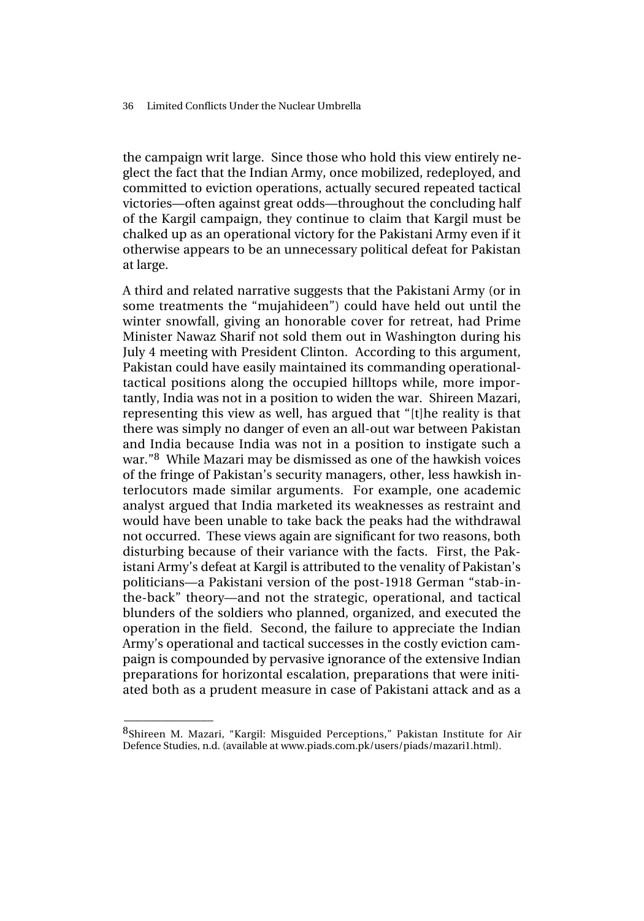the campaign writ large. Since those who hold this view entirely neglect the fact that the Indian Army, once mobilized, redeployed, and committed to eviction operations, actually secured repeated tactical victories—often against great odds—throughout the concluding half of the Kargil campaign, they continue to claim that Kargil must be chalked up as an operational victory for the Pakistani Army even if it otherwise appears to be an unnecessary political defeat for Pakistan at large.

A third and related narrative suggests that the Pakistani Army (or in some treatments the "mujahideen") could have held out until the winter snowfall, giving an honorable cover for retreat, had Prime Minister Nawaz Sharif not sold them out in Washington during his July 4 meeting with President Clinton. According to this argument, Pakistan could have easily maintained its commanding operational-tactical positions along the occupied hilltops while, more importantly, India was not in a position to widen the war. Shireen Mazari, representing this view as well, has argued that "[t]he reality is that there was simply no danger of even an all-out war between Pakistan and India because India was not in a position to instigate such a war."[8] While Mazari may be dismissed as one of the hawkish voices of the fringe of Pakistan's security managers, other, less hawkish interlocutors made similar arguments. For example, one academic analyst argued that India marketed its weaknesses as restraint and would have been unable to take back the peaks had the withdrawal not occurred. These views again are significant for two reasons, both disturbing because of their variance with the facts. First, the Pakistani Army's defeat at Kargil is attributed to the venality of Pakistan's politicians—a Pakistani version of the post-1918 German "stab-in-the-back" theory—and not the strategic, operational, and tactical blunders of the soldiers who planned, organized, and executed the operation in the field. Second, the failure to appreciate the Indian Army's operational and tactical successes in the costly eviction campaign is compounded by pervasive ignorance of the extensive Indian preparations for horizontal escalation, preparations that were initiated both as a prudent measure in case of Pakistani attack and as a

---

[8]Shireen M. Mazari, "Kargil: Misguided Perceptions," Pakistan Institute for Air Defence Studies, n.d. (available at www.piads.com.pk/users/piads/mazari1.html).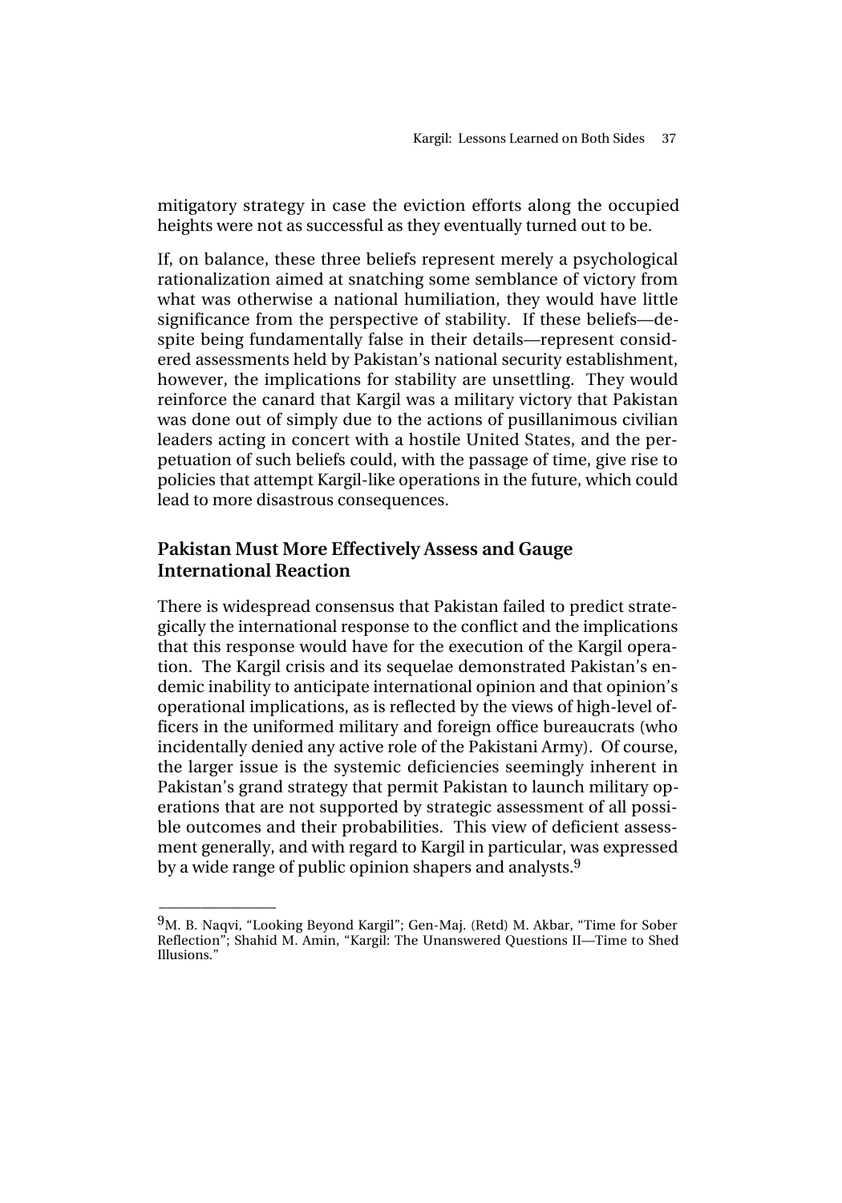mitigatory strategy in case the eviction efforts along the occupied heights were not as successful as they eventually turned out to be.

If, on balance, these three beliefs represent merely a psychological rationalization aimed at snatching some semblance of victory from what was otherwise a national humiliation, they would have little significance from the perspective of stability. If these beliefs—despite being fundamentally false in their details—represent considered assessments held by Pakistan's national security establishment, however, the implications for stability are unsettling. They would reinforce the canard that Kargil was a military victory that Pakistan was done out of simply due to the actions of pusillanimous civilian leaders acting in concert with a hostile United States, and the perpetuation of such beliefs could, with the passage of time, give rise to policies that attempt Kargil-like operations in the future, which could lead to more disastrous consequences.

### Pakistan Must More Effectively Assess and Gauge International Reaction

There is widespread consensus that Pakistan failed to predict strategically the international response to the conflict and the implications that this response would have for the execution of the Kargil operation. The Kargil crisis and its sequelae demonstrated Pakistan's endemic inability to anticipate international opinion and that opinion's operational implications, as is reflected by the views of high-level officers in the uniformed military and foreign office bureaucrats (who incidentally denied any active role of the Pakistani Army). Of course, the larger issue is the systemic deficiencies seemingly inherent in Pakistan's grand strategy that permit Pakistan to launch military operations that are not supported by strategic assessment of all possible outcomes and their probabilities. This view of deficient assessment generally, and with regard to Kargil in particular, was expressed by a wide range of public opinion shapers and analysts.[9]

---

[9]M. B. Naqvi, "Looking Beyond Kargil"; Gen-Maj. (Retd) M. Akbar, "Time for Sober Reflection"; Shahid M. Amin, "Kargil: The Unanswered Questions II—Time to Shed Illusions."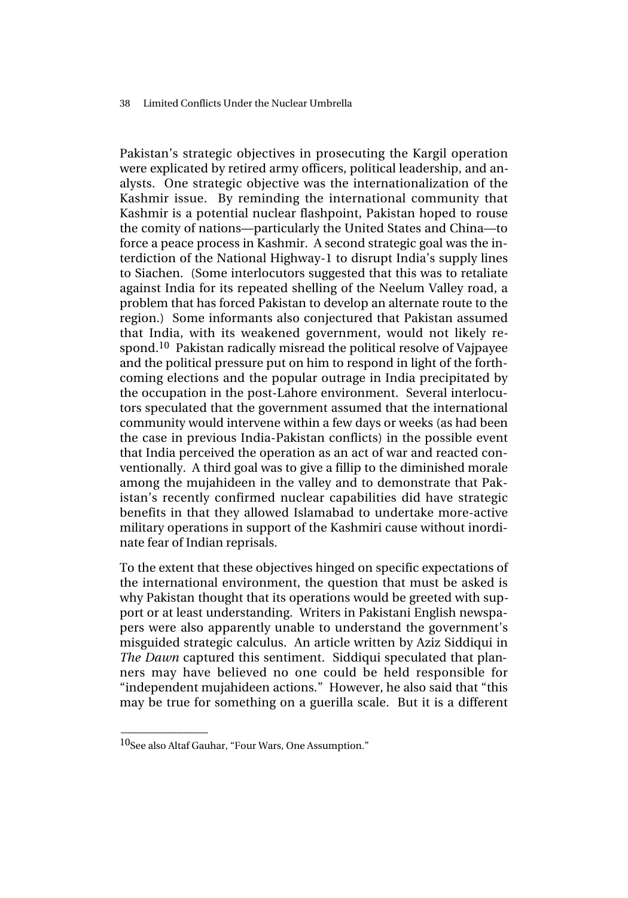Pakistan's strategic objectives in prosecuting the Kargil operation were explicated by retired army officers, political leadership, and analysts. One strategic objective was the internationalization of the Kashmir issue. By reminding the international community that Kashmir is a potential nuclear flashpoint, Pakistan hoped to rouse the comity of nations—particularly the United States and China—to force a peace process in Kashmir. A second strategic goal was the interdiction of the National Highway-1 to disrupt India's supply lines to Siachen. (Some interlocutors suggested that this was to retaliate against India for its repeated shelling of the Neelum Valley road, a problem that has forced Pakistan to develop an alternate route to the region.) Some informants also conjectured that Pakistan assumed that India, with its weakened government, would not likely respond.[10] Pakistan radically misread the political resolve of Vajpayee and the political pressure put on him to respond in light of the forthcoming elections and the popular outrage in India precipitated by the occupation in the post-Lahore environment. Several interlocutors speculated that the government assumed that the international community would intervene within a few days or weeks (as had been the case in previous India-Pakistan conflicts) in the possible event that India perceived the operation as an act of war and reacted conventionally. A third goal was to give a fillip to the diminished morale among the mujahideen in the valley and to demonstrate that Pakistan's recently confirmed nuclear capabilities did have strategic benefits in that they allowed Islamabad to undertake more-active military operations in support of the Kashmiri cause without inordinate fear of Indian reprisals.

To the extent that these objectives hinged on specific expectations of the international environment, the question that must be asked is why Pakistan thought that its operations would be greeted with support or at least understanding. Writers in Pakistani English newspapers were also apparently unable to understand the government's misguided strategic calculus. An article written by Aziz Siddiqui in *The Dawn* captured this sentiment. Siddiqui speculated that planners may have believed no one could be held responsible for "independent mujahideen actions." However, he also said that "this may be true for something on a guerilla scale. But it is a different

---

[10] See also Altaf Gauhar, "Four Wars, One Assumption."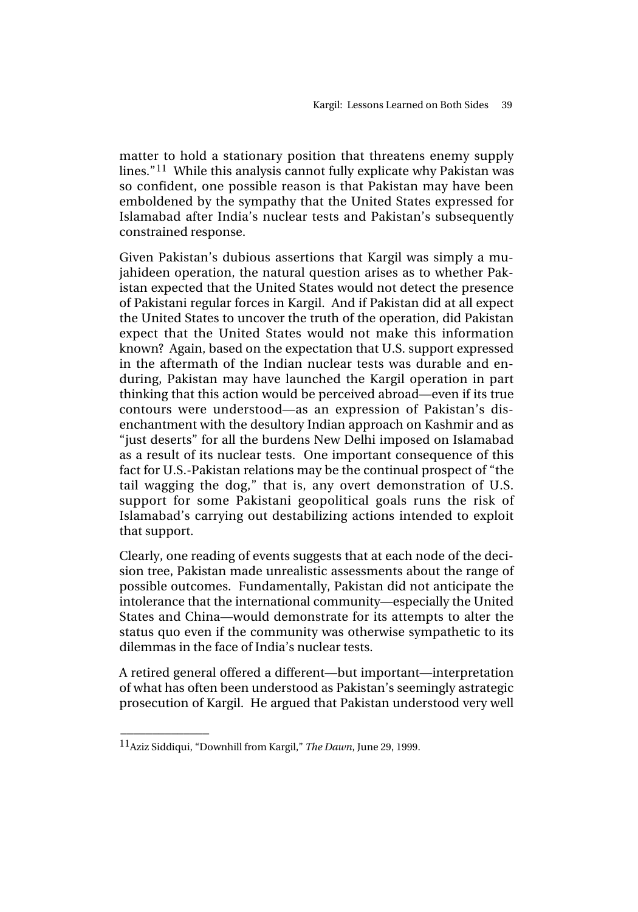matter to hold a stationary position that threatens enemy supply lines."[11] While this analysis cannot fully explicate why Pakistan was so confident, one possible reason is that Pakistan may have been emboldened by the sympathy that the United States expressed for Islamabad after India's nuclear tests and Pakistan's subsequently constrained response.

Given Pakistan's dubious assertions that Kargil was simply a mujahideen operation, the natural question arises as to whether Pakistan expected that the United States would not detect the presence of Pakistani regular forces in Kargil. And if Pakistan did at all expect the United States to uncover the truth of the operation, did Pakistan expect that the United States would not make this information known? Again, based on the expectation that U.S. support expressed in the aftermath of the Indian nuclear tests was durable and enduring, Pakistan may have launched the Kargil operation in part thinking that this action would be perceived abroad—even if its true contours were understood—as an expression of Pakistan's disenchantment with the desultory Indian approach on Kashmir and as "just deserts" for all the burdens New Delhi imposed on Islamabad as a result of its nuclear tests. One important consequence of this fact for U.S.-Pakistan relations may be the continual prospect of "the tail wagging the dog," that is, any overt demonstration of U.S. support for some Pakistani geopolitical goals runs the risk of Islamabad's carrying out destabilizing actions intended to exploit that support.

Clearly, one reading of events suggests that at each node of the decision tree, Pakistan made unrealistic assessments about the range of possible outcomes. Fundamentally, Pakistan did not anticipate the intolerance that the international community—especially the United States and China—would demonstrate for its attempts to alter the status quo even if the community was otherwise sympathetic to its dilemmas in the face of India's nuclear tests.

A retired general offered a different—but important—interpretation of what has often been understood as Pakistan's seemingly astrategic prosecution of Kargil. He argued that Pakistan understood very well

---

[11] Aziz Siddiqui, "Downhill from Kargil," *The Dawn*, June 29, 1999.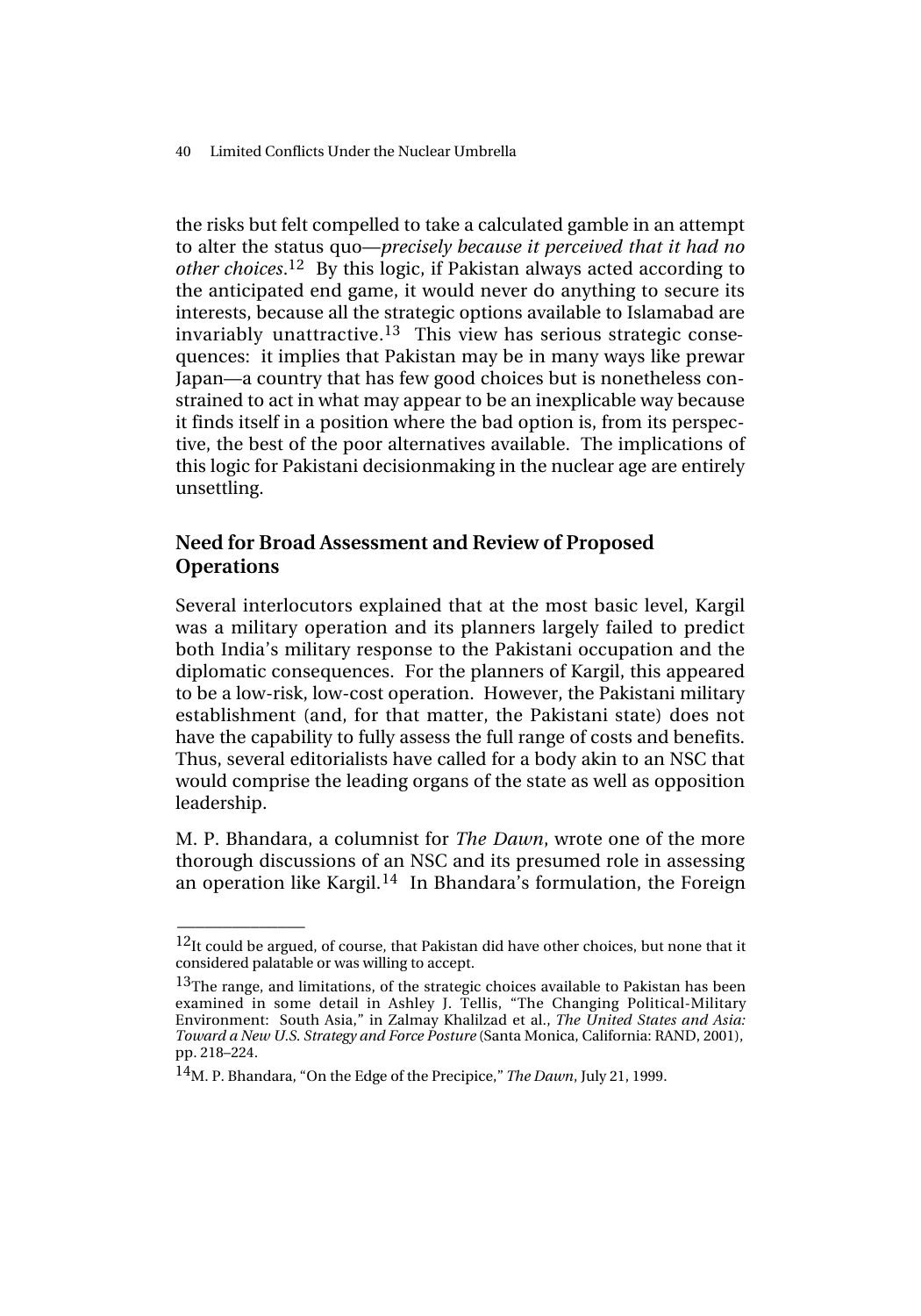the risks but felt compelled to take a calculated gamble in an attempt to alter the status quo—*precisely because it perceived that it had no other choices*.[12] By this logic, if Pakistan always acted according to the anticipated end game, it would never do anything to secure its interests, because all the strategic options available to Islamabad are invariably unattractive.[13] This view has serious strategic consequences: it implies that Pakistan may be in many ways like prewar Japan—a country that has few good choices but is nonetheless constrained to act in what may appear to be an inexplicable way because it finds itself in a position where the bad option is, from its perspective, the best of the poor alternatives available. The implications of this logic for Pakistani decisionmaking in the nuclear age are entirely unsettling.

### Need for Broad Assessment and Review of Proposed Operations

Several interlocutors explained that at the most basic level, Kargil was a military operation and its planners largely failed to predict both India's military response to the Pakistani occupation and the diplomatic consequences. For the planners of Kargil, this appeared to be a low-risk, low-cost operation. However, the Pakistani military establishment (and, for that matter, the Pakistani state) does not have the capability to fully assess the full range of costs and benefits. Thus, several editorialists have called for a body akin to an NSC that would comprise the leading organs of the state as well as opposition leadership.

M. P. Bhandara, a columnist for *The Dawn*, wrote one of the more thorough discussions of an NSC and its presumed role in assessing an operation like Kargil.[14] In Bhandara's formulation, the Foreign

---

[12] It could be argued, of course, that Pakistan did have other choices, but none that it considered palatable or was willing to accept.

[13] The range, and limitations, of the strategic choices available to Pakistan has been examined in some detail in Ashley J. Tellis, "The Changing Political-Military Environment: South Asia," in Zalmay Khalilzad et al., *The United States and Asia: Toward a New U.S. Strategy and Force Posture* (Santa Monica, California: RAND, 2001), pp. 218–224.

[14] M. P. Bhandara, "On the Edge of the Precipice," *The Dawn*, July 21, 1999.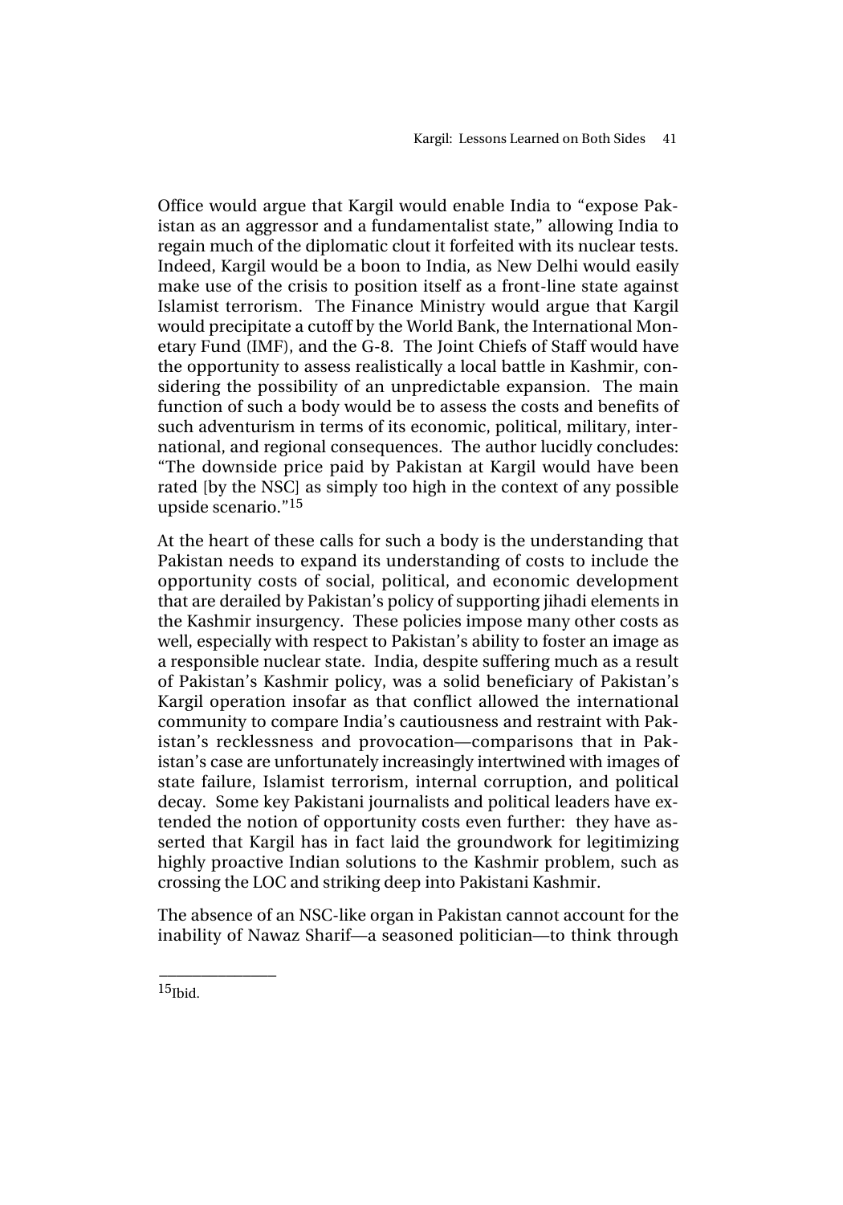Office would argue that Kargil would enable India to "expose Pakistan as an aggressor and a fundamentalist state," allowing India to regain much of the diplomatic clout it forfeited with its nuclear tests. Indeed, Kargil would be a boon to India, as New Delhi would easily make use of the crisis to position itself as a front-line state against Islamist terrorism. The Finance Ministry would argue that Kargil would precipitate a cutoff by the World Bank, the International Monetary Fund (IMF), and the G-8. The Joint Chiefs of Staff would have the opportunity to assess realistically a local battle in Kashmir, considering the possibility of an unpredictable expansion. The main function of such a body would be to assess the costs and benefits of such adventurism in terms of its economic, political, military, international, and regional consequences. The author lucidly concludes: "The downside price paid by Pakistan at Kargil would have been rated [by the NSC] as simply too high in the context of any possible upside scenario."[15]

At the heart of these calls for such a body is the understanding that Pakistan needs to expand its understanding of costs to include the opportunity costs of social, political, and economic development that are derailed by Pakistan's policy of supporting jihadi elements in the Kashmir insurgency. These policies impose many other costs as well, especially with respect to Pakistan's ability to foster an image as a responsible nuclear state. India, despite suffering much as a result of Pakistan's Kashmir policy, was a solid beneficiary of Pakistan's Kargil operation insofar as that conflict allowed the international community to compare India's cautiousness and restraint with Pakistan's recklessness and provocation—comparisons that in Pakistan's case are unfortunately increasingly intertwined with images of state failure, Islamist terrorism, internal corruption, and political decay. Some key Pakistani journalists and political leaders have extended the notion of opportunity costs even further: they have asserted that Kargil has in fact laid the groundwork for legitimizing highly proactive Indian solutions to the Kashmir problem, such as crossing the LOC and striking deep into Pakistani Kashmir.

The absence of an NSC-like organ in Pakistan cannot account for the inability of Nawaz Sharif—a seasoned politician—to think through

---

[15]Ibid.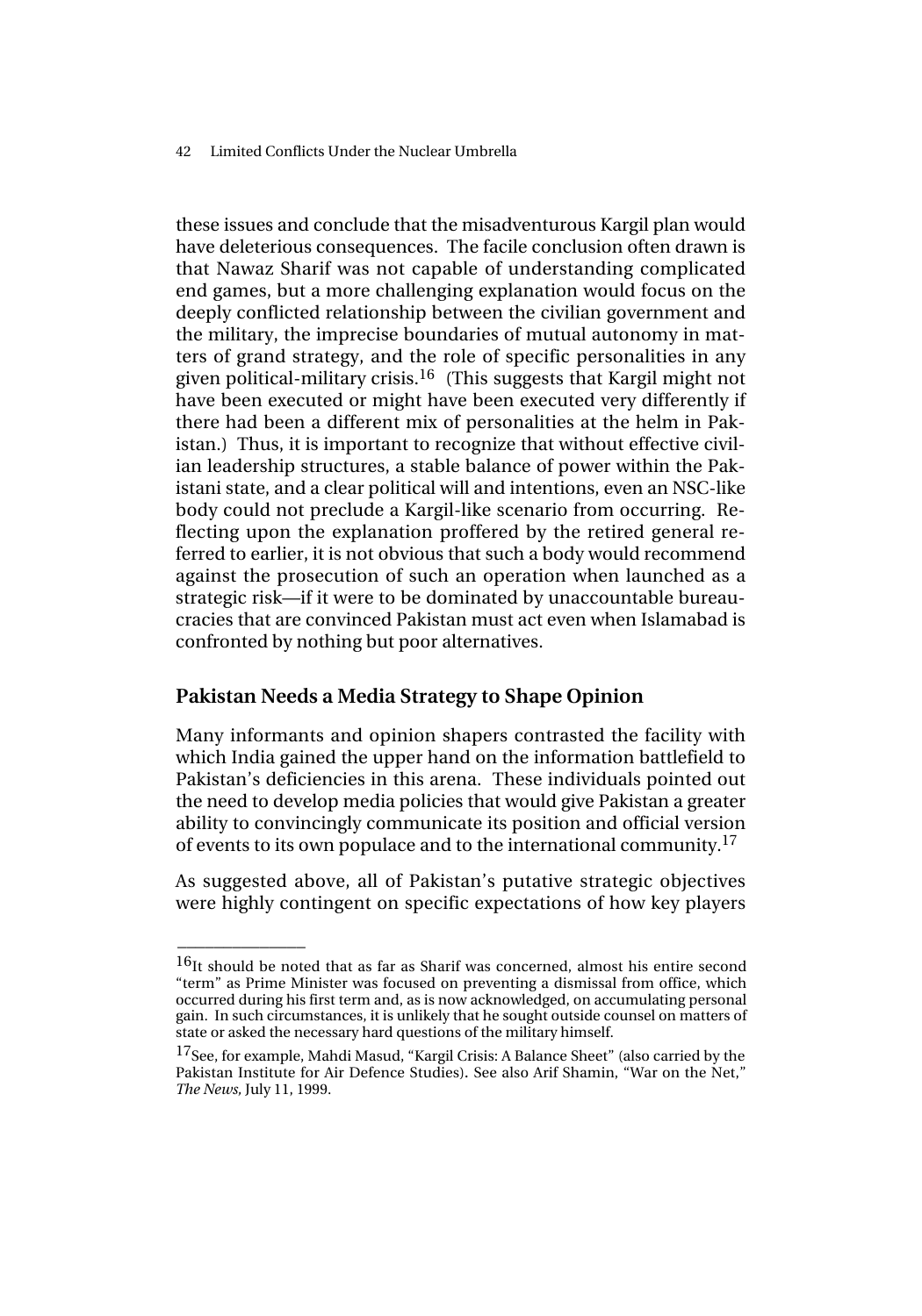these issues and conclude that the misadventurous Kargil plan would have deleterious consequences. The facile conclusion often drawn is that Nawaz Sharif was not capable of understanding complicated end games, but a more challenging explanation would focus on the deeply conflicted relationship between the civilian government and the military, the imprecise boundaries of mutual autonomy in matters of grand strategy, and the role of specific personalities in any given political-military crisis.[16] (This suggests that Kargil might not have been executed or might have been executed very differently if there had been a different mix of personalities at the helm in Pakistan.) Thus, it is important to recognize that without effective civilian leadership structures, a stable balance of power within the Pakistani state, and a clear political will and intentions, even an NSC-like body could not preclude a Kargil-like scenario from occurring. Reflecting upon the explanation proffered by the retired general referred to earlier, it is not obvious that such a body would recommend against the prosecution of such an operation when launched as a strategic risk—if it were to be dominated by unaccountable bureaucracies that are convinced Pakistan must act even when Islamabad is confronted by nothing but poor alternatives.

### Pakistan Needs a Media Strategy to Shape Opinion

Many informants and opinion shapers contrasted the facility with which India gained the upper hand on the information battlefield to Pakistan's deficiencies in this arena. These individuals pointed out the need to develop media policies that would give Pakistan a greater ability to convincingly communicate its position and official version of events to its own populace and to the international community.[17]

As suggested above, all of Pakistan's putative strategic objectives were highly contingent on specific expectations of how key players

---

[16] It should be noted that as far as Sharif was concerned, almost his entire second "term" as Prime Minister was focused on preventing a dismissal from office, which occurred during his first term and, as is now acknowledged, on accumulating personal gain. In such circumstances, it is unlikely that he sought outside counsel on matters of state or asked the necessary hard questions of the military himself.

[17] See, for example, Mahdi Masud, "Kargil Crisis: A Balance Sheet" (also carried by the Pakistan Institute for Air Defence Studies). See also Arif Shamin, "War on the Net," *The News,* July 11, 1999.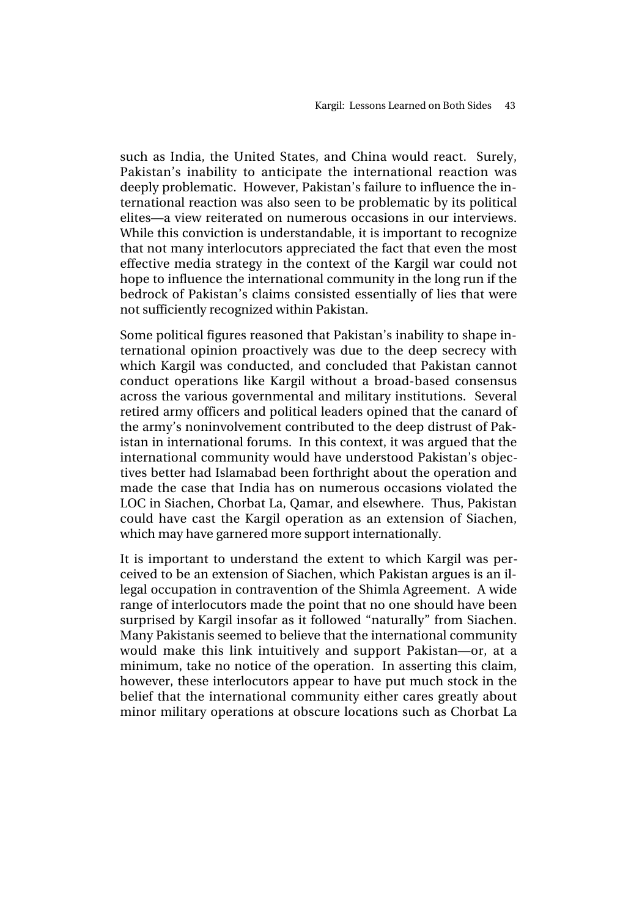such as India, the United States, and China would react. Surely, Pakistan's inability to anticipate the international reaction was deeply problematic. However, Pakistan's failure to influence the international reaction was also seen to be problematic by its political elites—a view reiterated on numerous occasions in our interviews. While this conviction is understandable, it is important to recognize that not many interlocutors appreciated the fact that even the most effective media strategy in the context of the Kargil war could not hope to influence the international community in the long run if the bedrock of Pakistan's claims consisted essentially of lies that were not sufficiently recognized within Pakistan.

Some political figures reasoned that Pakistan's inability to shape international opinion proactively was due to the deep secrecy with which Kargil was conducted, and concluded that Pakistan cannot conduct operations like Kargil without a broad-based consensus across the various governmental and military institutions. Several retired army officers and political leaders opined that the canard of the army's noninvolvement contributed to the deep distrust of Pakistan in international forums. In this context, it was argued that the international community would have understood Pakistan's objectives better had Islamabad been forthright about the operation and made the case that India has on numerous occasions violated the LOC in Siachen, Chorbat La, Qamar, and elsewhere. Thus, Pakistan could have cast the Kargil operation as an extension of Siachen, which may have garnered more support internationally.

It is important to understand the extent to which Kargil was perceived to be an extension of Siachen, which Pakistan argues is an illegal occupation in contravention of the Shimla Agreement. A wide range of interlocutors made the point that no one should have been surprised by Kargil insofar as it followed "naturally" from Siachen. Many Pakistanis seemed to believe that the international community would make this link intuitively and support Pakistan—or, at a minimum, take no notice of the operation. In asserting this claim, however, these interlocutors appear to have put much stock in the belief that the international community either cares greatly about minor military operations at obscure locations such as Chorbat La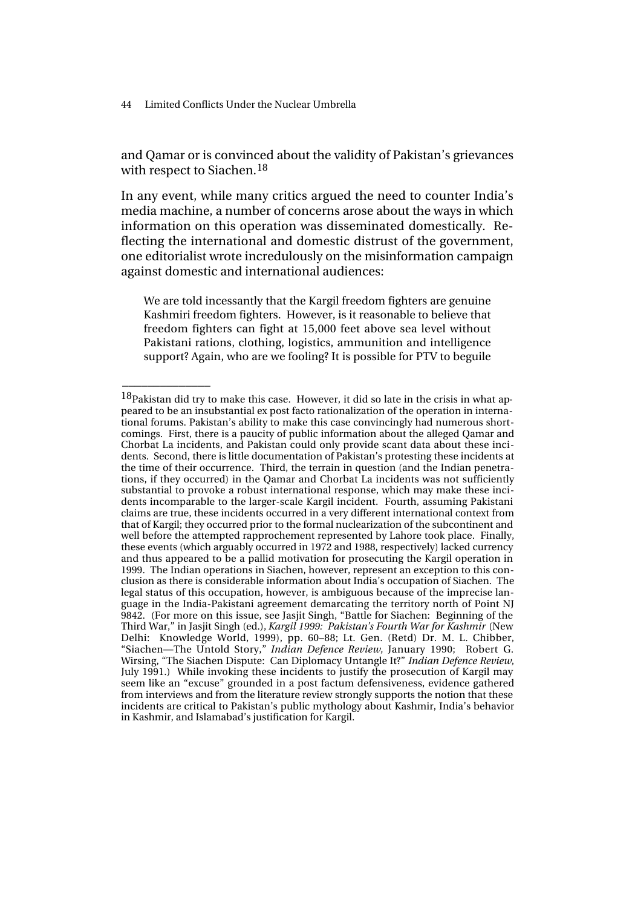and Qamar or is convinced about the validity of Pakistan's grievances with respect to Siachen.[18]

In any event, while many critics argued the need to counter India's media machine, a number of concerns arose about the ways in which information on this operation was disseminated domestically. Reflecting the international and domestic distrust of the government, one editorialist wrote incredulously on the misinformation campaign against domestic and international audiences:

> We are told incessantly that the Kargil freedom fighters are genuine Kashmiri freedom fighters. However, is it reasonable to believe that freedom fighters can fight at 15,000 feet above sea level without Pakistani rations, clothing, logistics, ammunition and intelligence support? Again, who are we fooling? It is possible for PTV to beguile

---

[18]Pakistan did try to make this case. However, it did so late in the crisis in what appeared to be an insubstantial ex post facto rationalization of the operation in international forums. Pakistan's ability to make this case convincingly had numerous shortcomings. First, there is a paucity of public information about the alleged Qamar and Chorbat La incidents, and Pakistan could only provide scant data about these incidents. Second, there is little documentation of Pakistan's protesting these incidents at the time of their occurrence. Third, the terrain in question (and the Indian penetrations, if they occurred) in the Qamar and Chorbat La incidents was not sufficiently substantial to provoke a robust international response, which may make these incidents incomparable to the larger-scale Kargil incident. Fourth, assuming Pakistani claims are true, these incidents occurred in a very different international context from that of Kargil; they occurred prior to the formal nuclearization of the subcontinent and well before the attempted rapprochement represented by Lahore took place. Finally, these events (which arguably occurred in 1972 and 1988, respectively) lacked currency and thus appeared to be a pallid motivation for prosecuting the Kargil operation in 1999. The Indian operations in Siachen, however, represent an exception to this conclusion as there is considerable information about India's occupation of Siachen. The legal status of this occupation, however, is ambiguous because of the imprecise language in the India-Pakistani agreement demarcating the territory north of Point NJ 9842. (For more on this issue, see Jasjit Singh, "Battle for Siachen: Beginning of the Third War," in Jasjit Singh (ed.), *Kargil 1999: Pakistan's Fourth War for Kashmir* (New Delhi: Knowledge World, 1999), pp. 60–88; Lt. Gen. (Retd) Dr. M. L. Chibber, "Siachen—The Untold Story," *Indian Defence Review,* January 1990; Robert G. Wirsing, "The Siachen Dispute: Can Diplomacy Untangle It?" *Indian Defence Review*, July 1991.) While invoking these incidents to justify the prosecution of Kargil may seem like an "excuse" grounded in a post factum defensiveness, evidence gathered from interviews and from the literature review strongly supports the notion that these incidents are critical to Pakistan's public mythology about Kashmir, India's behavior in Kashmir, and Islamabad's justification for Kargil.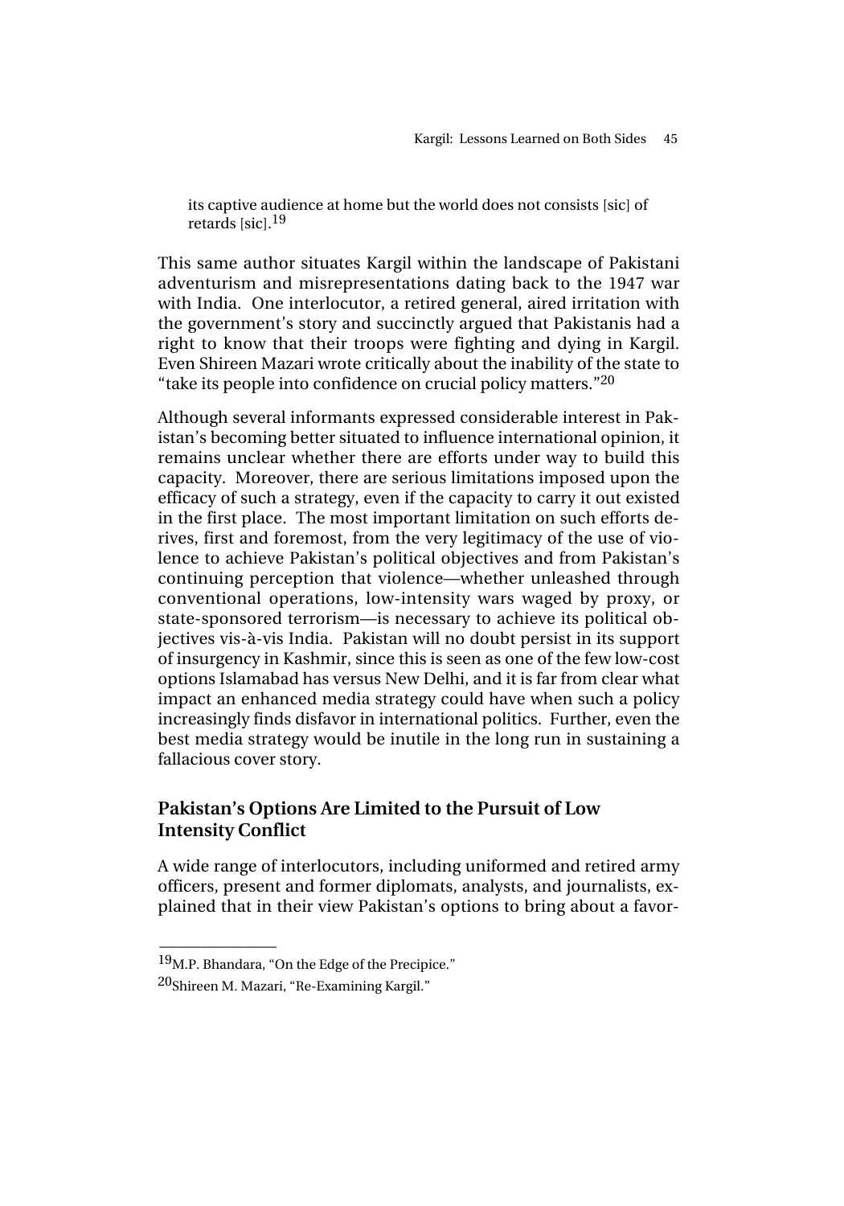> its captive audience at home but the world does not consists [sic] of retards [sic].[19]

This same author situates Kargil within the landscape of Pakistani adventurism and misrepresentations dating back to the 1947 war with India. One interlocutor, a retired general, aired irritation with the government's story and succinctly argued that Pakistanis had a right to know that their troops were fighting and dying in Kargil. Even Shireen Mazari wrote critically about the inability of the state to "take its people into confidence on crucial policy matters."[20]

Although several informants expressed considerable interest in Pakistan's becoming better situated to influence international opinion, it remains unclear whether there are efforts under way to build this capacity. Moreover, there are serious limitations imposed upon the efficacy of such a strategy, even if the capacity to carry it out existed in the first place. The most important limitation on such efforts derives, first and foremost, from the very legitimacy of the use of violence to achieve Pakistan's political objectives and from Pakistan's continuing perception that violence—whether unleashed through conventional operations, low-intensity wars waged by proxy, or state-sponsored terrorism—is necessary to achieve its political objectives vis-à-vis India. Pakistan will no doubt persist in its support of insurgency in Kashmir, since this is seen as one of the few low-cost options Islamabad has versus New Delhi, and it is far from clear what impact an enhanced media strategy could have when such a policy increasingly finds disfavor in international politics. Further, even the best media strategy would be inutile in the long run in sustaining a fallacious cover story.

## Pakistan's Options Are Limited to the Pursuit of Low Intensity Conflict

A wide range of interlocutors, including uniformed and retired army officers, present and former diplomats, analysts, and journalists, explained that in their view Pakistan's options to bring about a favor-

---

[19] M.P. Bhandara, "On the Edge of the Precipice."

[20] Shireen M. Mazari, "Re-Examining Kargil."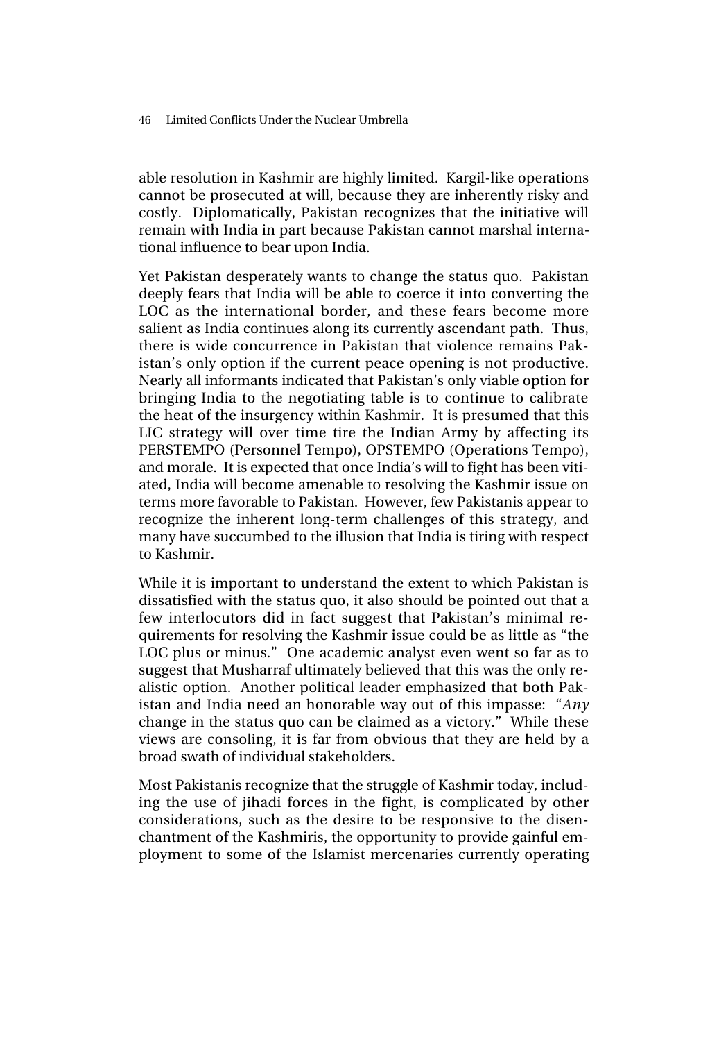able resolution in Kashmir are highly limited. Kargil-like operations cannot be prosecuted at will, because they are inherently risky and costly. Diplomatically, Pakistan recognizes that the initiative will remain with India in part because Pakistan cannot marshal international influence to bear upon India.

Yet Pakistan desperately wants to change the status quo. Pakistan deeply fears that India will be able to coerce it into converting the LOC as the international border, and these fears become more salient as India continues along its currently ascendant path. Thus, there is wide concurrence in Pakistan that violence remains Pakistan's only option if the current peace opening is not productive. Nearly all informants indicated that Pakistan's only viable option for bringing India to the negotiating table is to continue to calibrate the heat of the insurgency within Kashmir. It is presumed that this LIC strategy will over time tire the Indian Army by affecting its PERSTEMPO (Personnel Tempo), OPSTEMPO (Operations Tempo), and morale. It is expected that once India's will to fight has been vitiated, India will become amenable to resolving the Kashmir issue on terms more favorable to Pakistan. However, few Pakistanis appear to recognize the inherent long-term challenges of this strategy, and many have succumbed to the illusion that India is tiring with respect to Kashmir.

While it is important to understand the extent to which Pakistan is dissatisfied with the status quo, it also should be pointed out that a few interlocutors did in fact suggest that Pakistan's minimal requirements for resolving the Kashmir issue could be as little as "the LOC plus or minus." One academic analyst even went so far as to suggest that Musharraf ultimately believed that this was the only realistic option. Another political leader emphasized that both Pakistan and India need an honorable way out of this impasse: "*Any* change in the status quo can be claimed as a victory." While these views are consoling, it is far from obvious that they are held by a broad swath of individual stakeholders.

Most Pakistanis recognize that the struggle of Kashmir today, including the use of jihadi forces in the fight, is complicated by other considerations, such as the desire to be responsive to the disenchantment of the Kashmiris, the opportunity to provide gainful employment to some of the Islamist mercenaries currently operating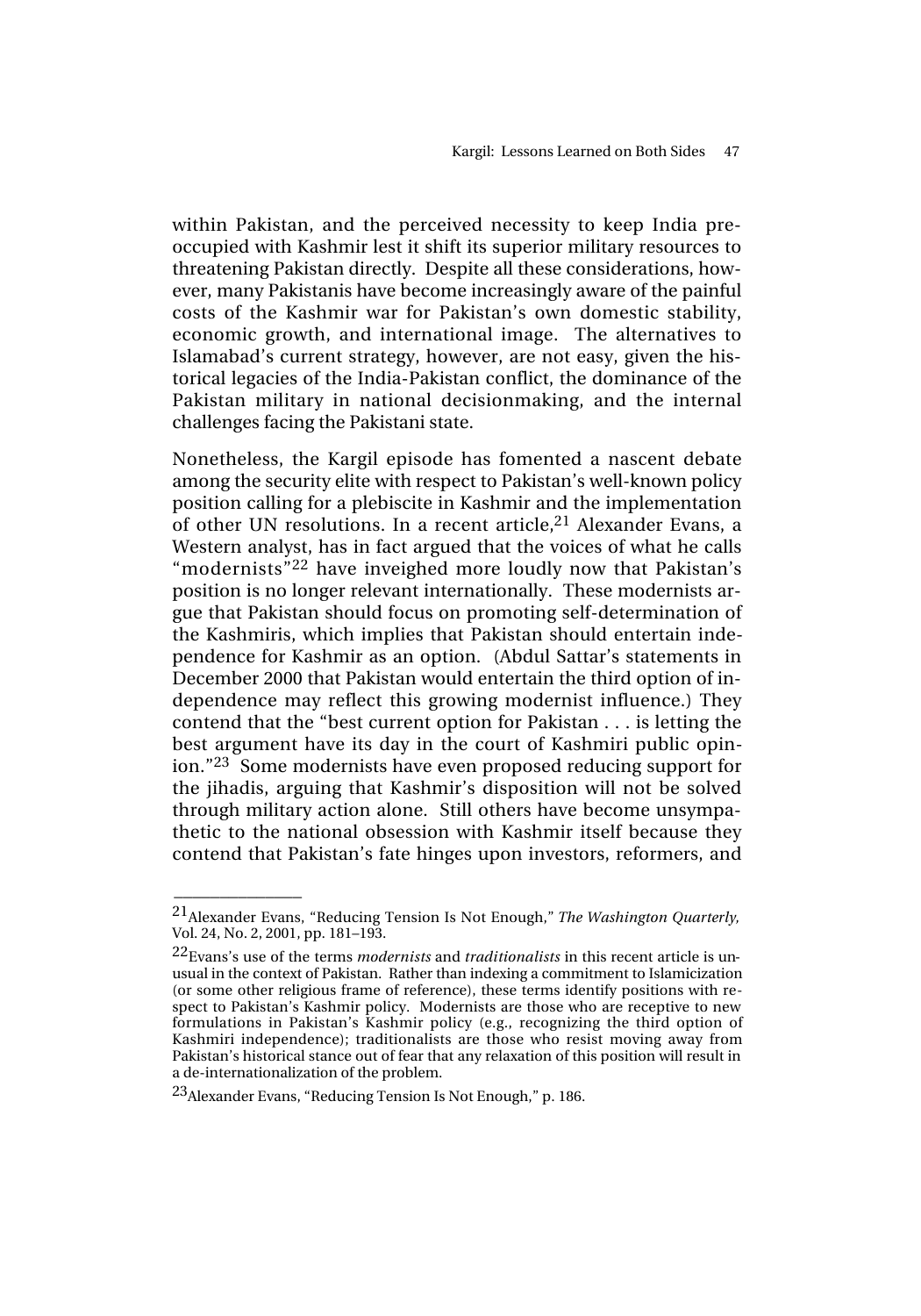within Pakistan, and the perceived necessity to keep India preoccupied with Kashmir lest it shift its superior military resources to threatening Pakistan directly. Despite all these considerations, however, many Pakistanis have become increasingly aware of the painful costs of the Kashmir war for Pakistan's own domestic stability, economic growth, and international image. The alternatives to Islamabad's current strategy, however, are not easy, given the historical legacies of the India-Pakistan conflict, the dominance of the Pakistan military in national decisionmaking, and the internal challenges facing the Pakistani state.

Nonetheless, the Kargil episode has fomented a nascent debate among the security elite with respect to Pakistan's well-known policy position calling for a plebiscite in Kashmir and the implementation of other UN resolutions. In a recent article,[21] Alexander Evans, a Western analyst, has in fact argued that the voices of what he calls "modernists"[22] have inveighed more loudly now that Pakistan's position is no longer relevant internationally. These modernists argue that Pakistan should focus on promoting self-determination of the Kashmiris, which implies that Pakistan should entertain independence for Kashmir as an option. (Abdul Sattar's statements in December 2000 that Pakistan would entertain the third option of independence may reflect this growing modernist influence.) They contend that the "best current option for Pakistan . . . is letting the best argument have its day in the court of Kashmiri public opinion."[23] Some modernists have even proposed reducing support for the jihadis, arguing that Kashmir's disposition will not be solved through military action alone. Still others have become unsympathetic to the national obsession with Kashmir itself because they contend that Pakistan's fate hinges upon investors, reformers, and

---

[21] Alexander Evans, "Reducing Tension Is Not Enough," *The Washington Quarterly*, Vol. 24, No. 2, 2001, pp. 181–193.

[22] Evans's use of the terms *modernists* and *traditionalists* in this recent article is unusual in the context of Pakistan. Rather than indexing a commitment to Islamicization (or some other religious frame of reference), these terms identify positions with respect to Pakistan's Kashmir policy. Modernists are those who are receptive to new formulations in Pakistan's Kashmir policy (e.g., recognizing the third option of Kashmiri independence); traditionalists are those who resist moving away from Pakistan's historical stance out of fear that any relaxation of this position will result in a de-internationalization of the problem.

[23] Alexander Evans, "Reducing Tension Is Not Enough," p. 186.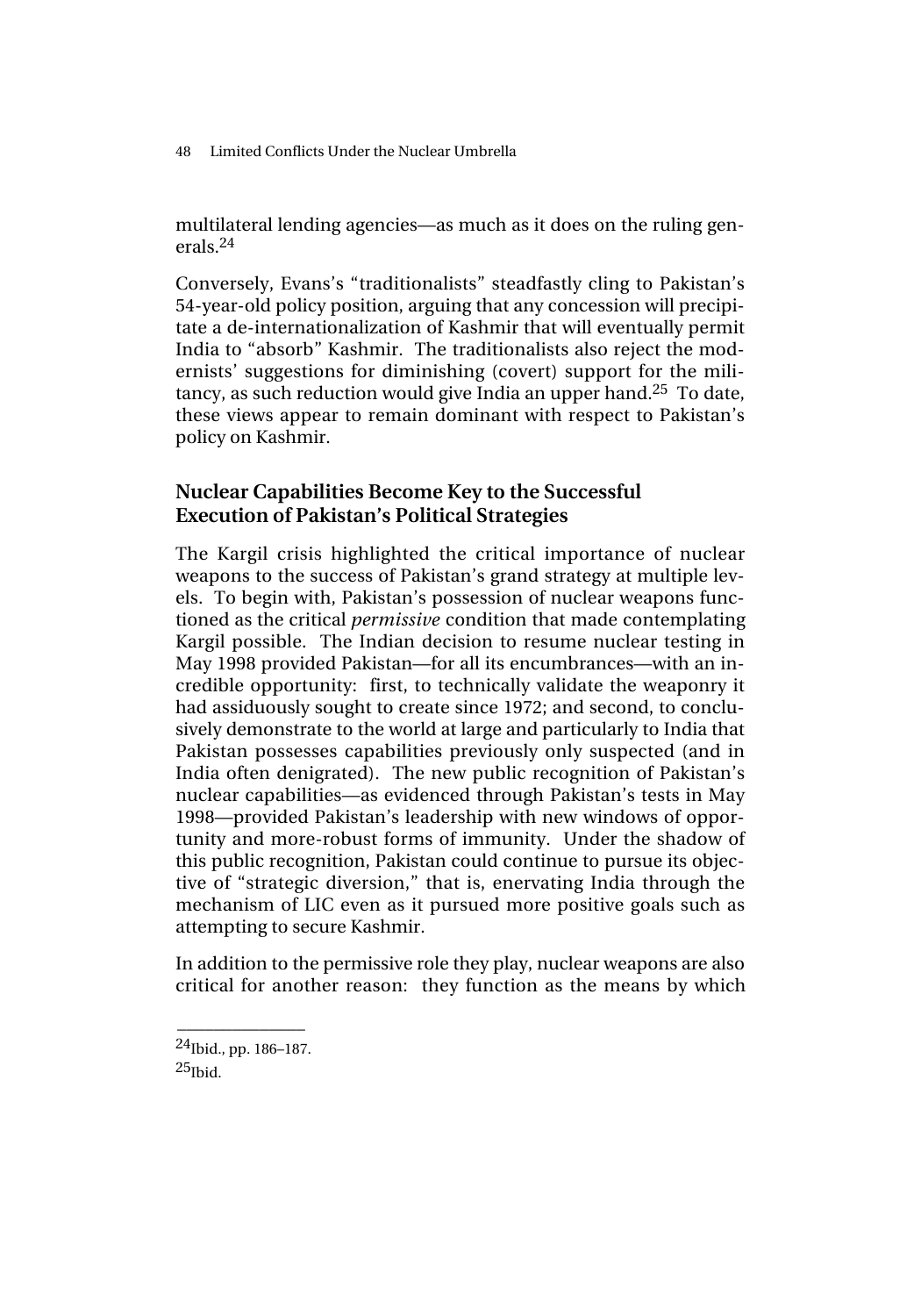multilateral lending agencies—as much as it does on the ruling generals.[24]

Conversely, Evans's "traditionalists" steadfastly cling to Pakistan's 54-year-old policy position, arguing that any concession will precipitate a de-internationalization of Kashmir that will eventually permit India to "absorb" Kashmir. The traditionalists also reject the modernists' suggestions for diminishing (covert) support for the militancy, as such reduction would give India an upper hand.[25] To date, these views appear to remain dominant with respect to Pakistan's policy on Kashmir.

## Nuclear Capabilities Become Key to the Successful Execution of Pakistan's Political Strategies

The Kargil crisis highlighted the critical importance of nuclear weapons to the success of Pakistan's grand strategy at multiple levels. To begin with, Pakistan's possession of nuclear weapons functioned as the critical *permissive* condition that made contemplating Kargil possible. The Indian decision to resume nuclear testing in May 1998 provided Pakistan—for all its encumbrances—with an incredible opportunity: first, to technically validate the weaponry it had assiduously sought to create since 1972; and second, to conclusively demonstrate to the world at large and particularly to India that Pakistan possesses capabilities previously only suspected (and in India often denigrated). The new public recognition of Pakistan's nuclear capabilities—as evidenced through Pakistan's tests in May 1998—provided Pakistan's leadership with new windows of opportunity and more-robust forms of immunity. Under the shadow of this public recognition, Pakistan could continue to pursue its objective of "strategic diversion," that is, enervating India through the mechanism of LIC even as it pursued more positive goals such as attempting to secure Kashmir.

In addition to the permissive role they play, nuclear weapons are also critical for another reason: they function as the means by which

---

[24] Ibid., pp. 186–187.

[25] Ibid.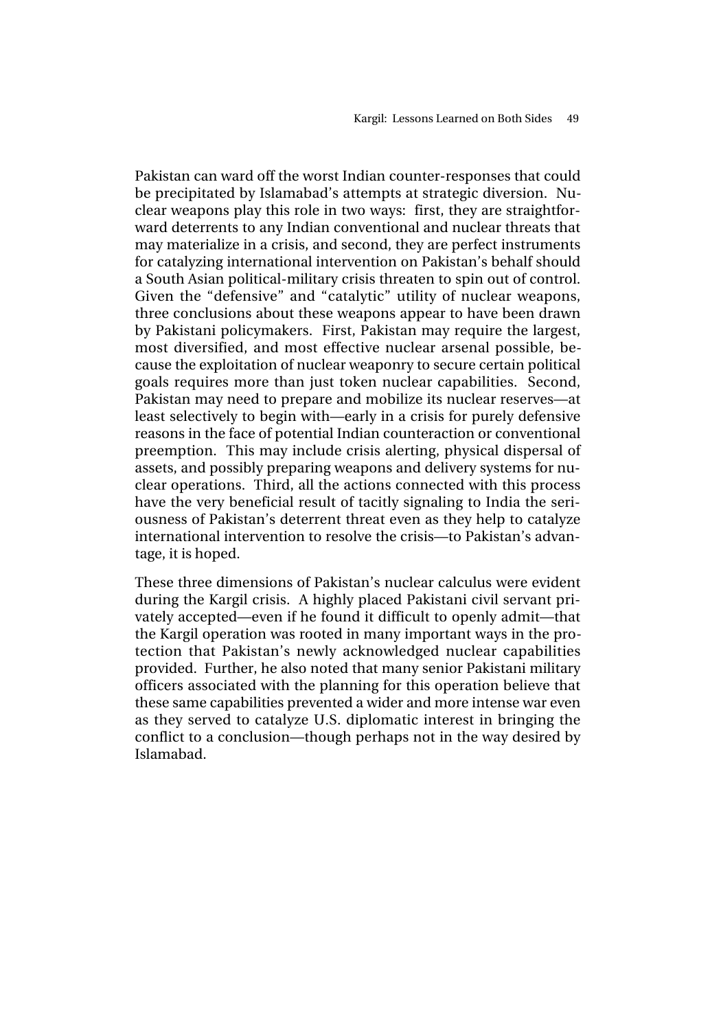Pakistan can ward off the worst Indian counter-responses that could be precipitated by Islamabad's attempts at strategic diversion. Nuclear weapons play this role in two ways: first, they are straightforward deterrents to any Indian conventional and nuclear threats that may materialize in a crisis, and second, they are perfect instruments for catalyzing international intervention on Pakistan's behalf should a South Asian political-military crisis threaten to spin out of control. Given the "defensive" and "catalytic" utility of nuclear weapons, three conclusions about these weapons appear to have been drawn by Pakistani policymakers. First, Pakistan may require the largest, most diversified, and most effective nuclear arsenal possible, because the exploitation of nuclear weaponry to secure certain political goals requires more than just token nuclear capabilities. Second, Pakistan may need to prepare and mobilize its nuclear reserves—at least selectively to begin with—early in a crisis for purely defensive reasons in the face of potential Indian counteraction or conventional preemption. This may include crisis alerting, physical dispersal of assets, and possibly preparing weapons and delivery systems for nuclear operations. Third, all the actions connected with this process have the very beneficial result of tacitly signaling to India the seriousness of Pakistan's deterrent threat even as they help to catalyze international intervention to resolve the crisis—to Pakistan's advantage, it is hoped.

These three dimensions of Pakistan's nuclear calculus were evident during the Kargil crisis. A highly placed Pakistani civil servant privately accepted—even if he found it difficult to openly admit—that the Kargil operation was rooted in many important ways in the protection that Pakistan's newly acknowledged nuclear capabilities provided. Further, he also noted that many senior Pakistani military officers associated with the planning for this operation believe that these same capabilities prevented a wider and more intense war even as they served to catalyze U.S. diplomatic interest in bringing the conflict to a conclusion—though perhaps not in the way desired by Islamabad.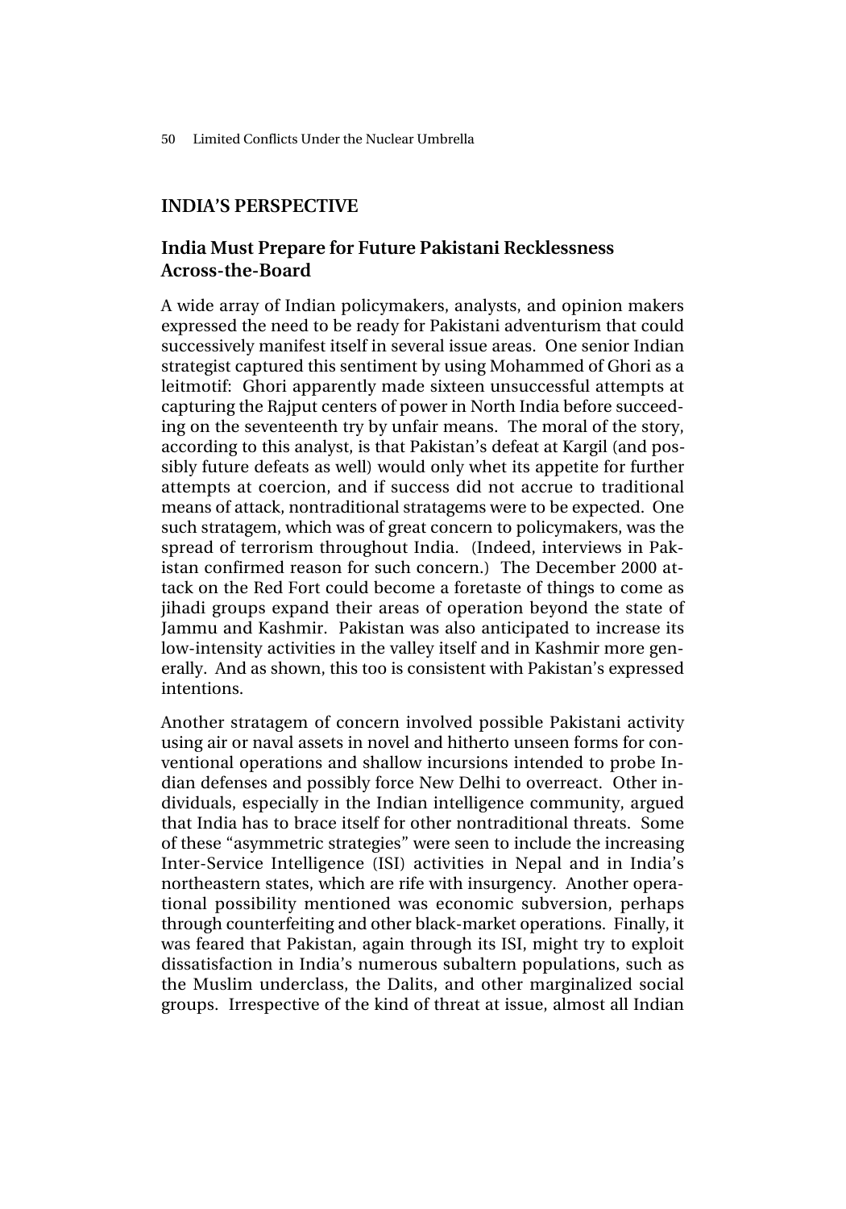## INDIA'S PERSPECTIVE

### India Must Prepare for Future Pakistani Recklessness Across-the-Board

A wide array of Indian policymakers, analysts, and opinion makers expressed the need to be ready for Pakistani adventurism that could successively manifest itself in several issue areas. One senior Indian strategist captured this sentiment by using Mohammed of Ghori as a leitmotif: Ghori apparently made sixteen unsuccessful attempts at capturing the Rajput centers of power in North India before succeeding on the seventeenth try by unfair means. The moral of the story, according to this analyst, is that Pakistan's defeat at Kargil (and possibly future defeats as well) would only whet its appetite for further attempts at coercion, and if success did not accrue to traditional means of attack, nontraditional stratagems were to be expected. One such stratagem, which was of great concern to policymakers, was the spread of terrorism throughout India. (Indeed, interviews in Pakistan confirmed reason for such concern.) The December 2000 attack on the Red Fort could become a foretaste of things to come as jihadi groups expand their areas of operation beyond the state of Jammu and Kashmir. Pakistan was also anticipated to increase its low-intensity activities in the valley itself and in Kashmir more generally. And as shown, this too is consistent with Pakistan's expressed intentions.

Another stratagem of concern involved possible Pakistani activity using air or naval assets in novel and hitherto unseen forms for conventional operations and shallow incursions intended to probe Indian defenses and possibly force New Delhi to overreact. Other individuals, especially in the Indian intelligence community, argued that India has to brace itself for other nontraditional threats. Some of these "asymmetric strategies" were seen to include the increasing Inter-Service Intelligence (ISI) activities in Nepal and in India's northeastern states, which are rife with insurgency. Another operational possibility mentioned was economic subversion, perhaps through counterfeiting and other black-market operations. Finally, it was feared that Pakistan, again through its ISI, might try to exploit dissatisfaction in India's numerous subaltern populations, such as the Muslim underclass, the Dalits, and other marginalized social groups. Irrespective of the kind of threat at issue, almost all Indian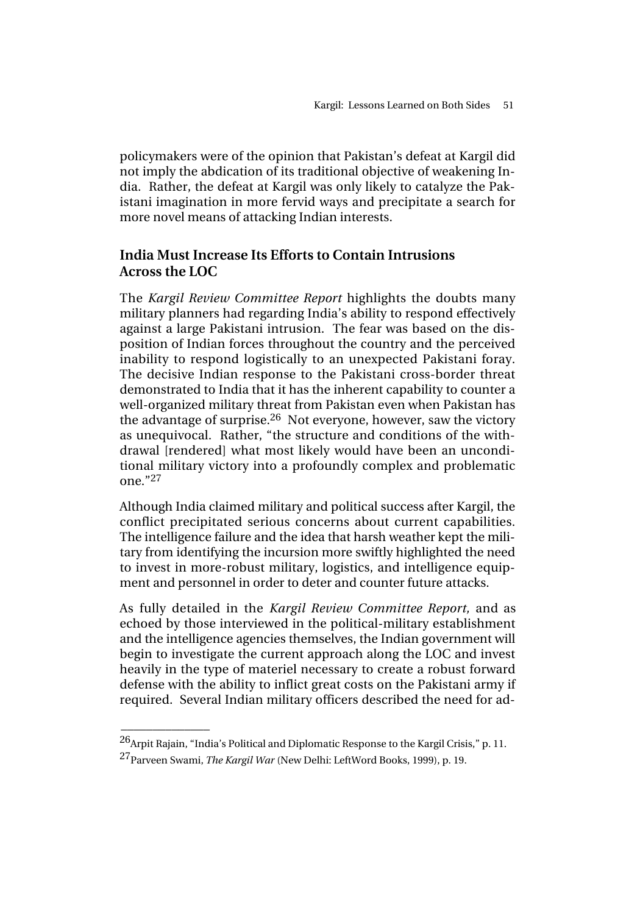policymakers were of the opinion that Pakistan's defeat at Kargil did not imply the abdication of its traditional objective of weakening India. Rather, the defeat at Kargil was only likely to catalyze the Pakistani imagination in more fervid ways and precipitate a search for more novel means of attacking Indian interests.

## India Must Increase Its Efforts to Contain Intrusions Across the LOC

The *Kargil Review Committee Report* highlights the doubts many military planners had regarding India's ability to respond effectively against a large Pakistani intrusion. The fear was based on the disposition of Indian forces throughout the country and the perceived inability to respond logistically to an unexpected Pakistani foray. The decisive Indian response to the Pakistani cross-border threat demonstrated to India that it has the inherent capability to counter a well-organized military threat from Pakistan even when Pakistan has the advantage of surprise.[26] Not everyone, however, saw the victory as unequivocal. Rather, "the structure and conditions of the withdrawal [rendered] what most likely would have been an unconditional military victory into a profoundly complex and problematic one."[27]

Although India claimed military and political success after Kargil, the conflict precipitated serious concerns about current capabilities. The intelligence failure and the idea that harsh weather kept the military from identifying the incursion more swiftly highlighted the need to invest in more-robust military, logistics, and intelligence equipment and personnel in order to deter and counter future attacks.

As fully detailed in the *Kargil Review Committee Report,* and as echoed by those interviewed in the political-military establishment and the intelligence agencies themselves, the Indian government will begin to investigate the current approach along the LOC and invest heavily in the type of materiel necessary to create a robust forward defense with the ability to inflict great costs on the Pakistani army if required. Several Indian military officers described the need for ad-

---

[26]Arpit Rajain, "India's Political and Diplomatic Response to the Kargil Crisis," p. 11.

[27]Parveen Swami, *The Kargil War* (New Delhi: LeftWord Books, 1999), p. 19.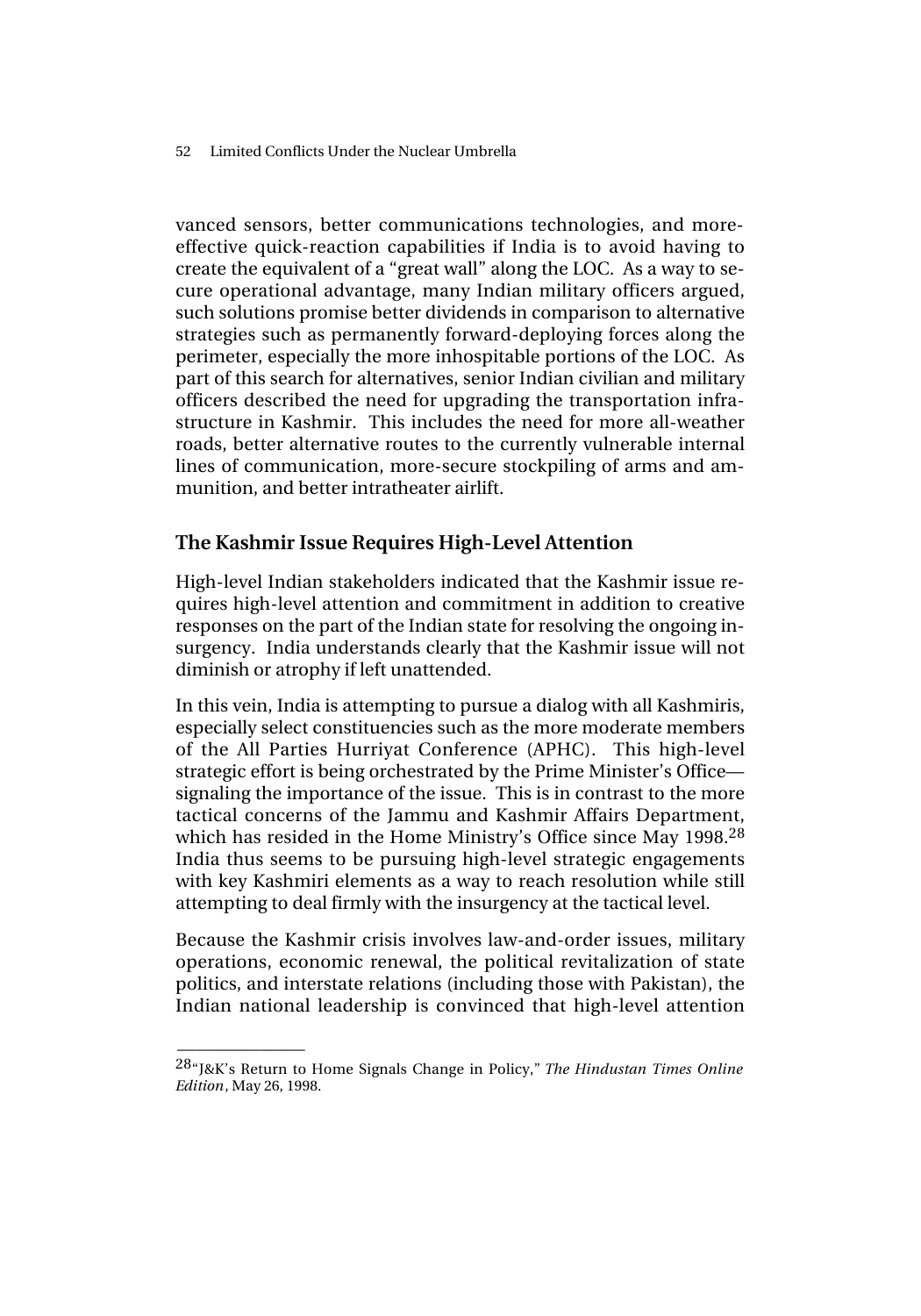vanced sensors, better communications technologies, and more-effective quick-reaction capabilities if India is to avoid having to create the equivalent of a "great wall" along the LOC. As a way to secure operational advantage, many Indian military officers argued, such solutions promise better dividends in comparison to alternative strategies such as permanently forward-deploying forces along the perimeter, especially the more inhospitable portions of the LOC. As part of this search for alternatives, senior Indian civilian and military officers described the need for upgrading the transportation infrastructure in Kashmir. This includes the need for more all-weather roads, better alternative routes to the currently vulnerable internal lines of communication, more-secure stockpiling of arms and ammunition, and better intratheater airlift.

## The Kashmir Issue Requires High-Level Attention

High-level Indian stakeholders indicated that the Kashmir issue requires high-level attention and commitment in addition to creative responses on the part of the Indian state for resolving the ongoing insurgency. India understands clearly that the Kashmir issue will not diminish or atrophy if left unattended.

In this vein, India is attempting to pursue a dialog with all Kashmiris, especially select constituencies such as the more moderate members of the All Parties Hurriyat Conference (APHC). This high-level strategic effort is being orchestrated by the Prime Minister's Office—signaling the importance of the issue. This is in contrast to the more tactical concerns of the Jammu and Kashmir Affairs Department, which has resided in the Home Ministry's Office since May 1998.[28] India thus seems to be pursuing high-level strategic engagements with key Kashmiri elements as a way to reach resolution while still attempting to deal firmly with the insurgency at the tactical level.

Because the Kashmir crisis involves law-and-order issues, military operations, economic renewal, the political revitalization of state politics, and interstate relations (including those with Pakistan), the Indian national leadership is convinced that high-level attention

---

[28] "J&K's Return to Home Signals Change in Policy," *The Hindustan Times Online Edition*, May 26, 1998.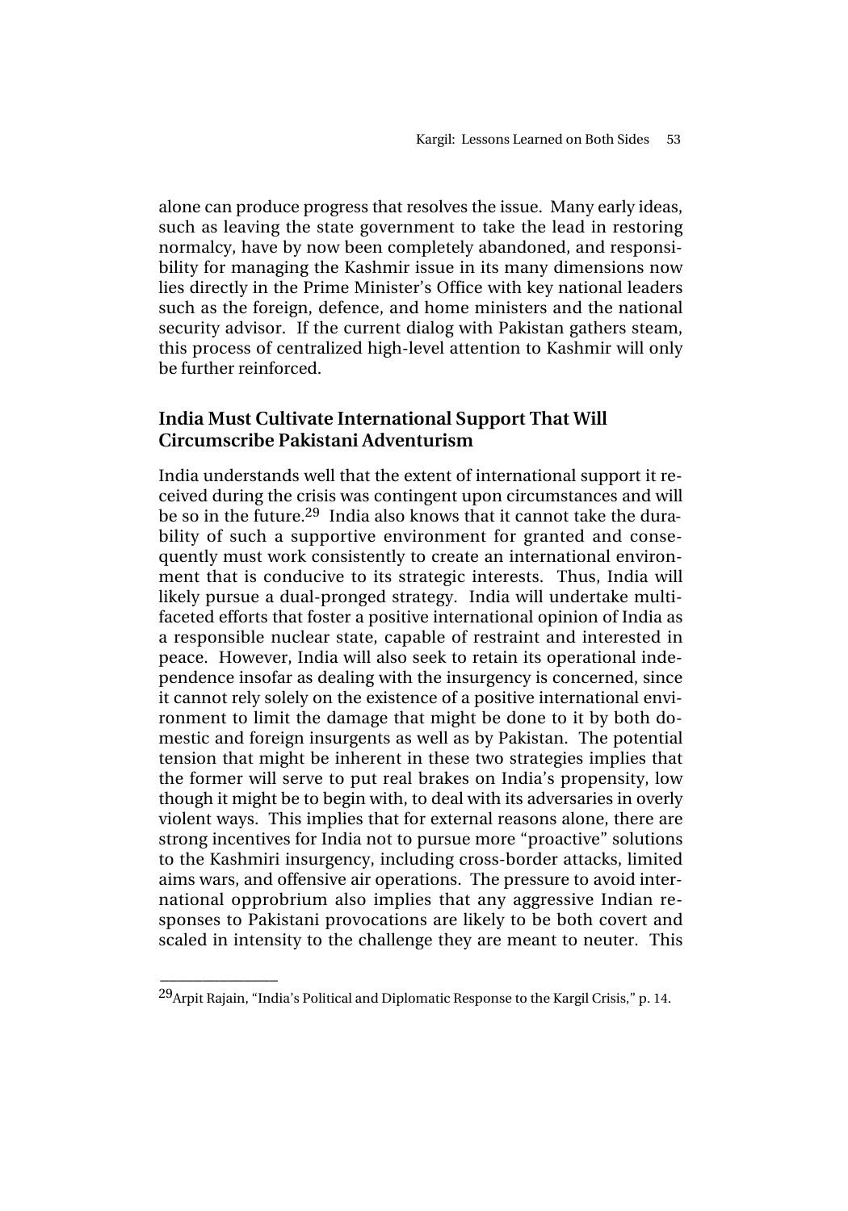alone can produce progress that resolves the issue. Many early ideas, such as leaving the state government to take the lead in restoring normalcy, have by now been completely abandoned, and responsibility for managing the Kashmir issue in its many dimensions now lies directly in the Prime Minister's Office with key national leaders such as the foreign, defence, and home ministers and the national security advisor. If the current dialog with Pakistan gathers steam, this process of centralized high-level attention to Kashmir will only be further reinforced.

### India Must Cultivate International Support That Will Circumscribe Pakistani Adventurism

India understands well that the extent of international support it received during the crisis was contingent upon circumstances and will be so in the future.[29] India also knows that it cannot take the durability of such a supportive environment for granted and consequently must work consistently to create an international environment that is conducive to its strategic interests. Thus, India will likely pursue a dual-pronged strategy. India will undertake multifaceted efforts that foster a positive international opinion of India as a responsible nuclear state, capable of restraint and interested in peace. However, India will also seek to retain its operational independence insofar as dealing with the insurgency is concerned, since it cannot rely solely on the existence of a positive international environment to limit the damage that might be done to it by both domestic and foreign insurgents as well as by Pakistan. The potential tension that might be inherent in these two strategies implies that the former will serve to put real brakes on India's propensity, low though it might be to begin with, to deal with its adversaries in overly violent ways. This implies that for external reasons alone, there are strong incentives for India not to pursue more "proactive" solutions to the Kashmiri insurgency, including cross-border attacks, limited aims wars, and offensive air operations. The pressure to avoid international opprobrium also implies that any aggressive Indian responses to Pakistani provocations are likely to be both covert and scaled in intensity to the challenge they are meant to neuter. This

---

[29] Arpit Rajain, "India's Political and Diplomatic Response to the Kargil Crisis," p. 14.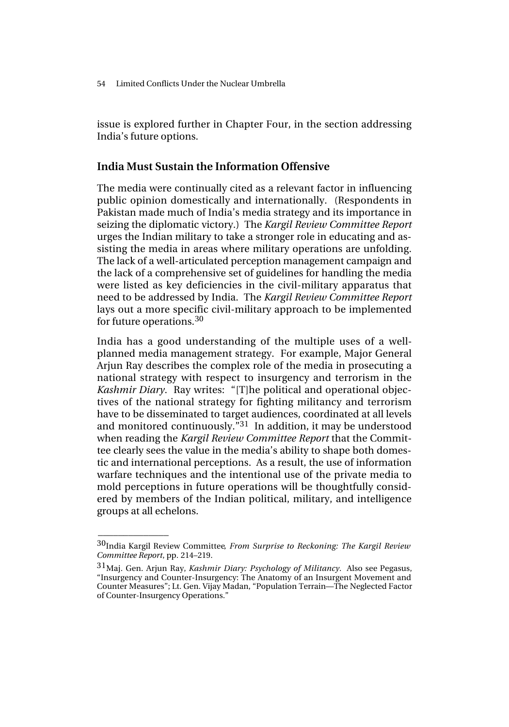issue is explored further in Chapter Four, in the section addressing India's future options.

### India Must Sustain the Information Offensive

The media were continually cited as a relevant factor in influencing public opinion domestically and internationally. (Respondents in Pakistan made much of India's media strategy and its importance in seizing the diplomatic victory.) The *Kargil Review Committee Report* urges the Indian military to take a stronger role in educating and assisting the media in areas where military operations are unfolding. The lack of a well-articulated perception management campaign and the lack of a comprehensive set of guidelines for handling the media were listed as key deficiencies in the civil-military apparatus that need to be addressed by India. The *Kargil Review Committee Report* lays out a more specific civil-military approach to be implemented for future operations.[30]

India has a good understanding of the multiple uses of a well-planned media management strategy. For example, Major General Arjun Ray describes the complex role of the media in prosecuting a national strategy with respect to insurgency and terrorism in the *Kashmir Diary*. Ray writes: "[T]he political and operational objectives of the national strategy for fighting militancy and terrorism have to be disseminated to target audiences, coordinated at all levels and monitored continuously."[31] In addition, it may be understood when reading the *Kargil Review Committee Report* that the Committee clearly sees the value in the media's ability to shape both domestic and international perceptions. As a result, the use of information warfare techniques and the intentional use of the private media to mold perceptions in future operations will be thoughtfully considered by members of the Indian political, military, and intelligence groups at all echelons.

---

[30] India Kargil Review Committee, *From Surprise to Reckoning: The Kargil Review Committee Report*, pp. 214–219.

[31] Maj. Gen. Arjun Ray, *Kashmir Diary: Psychology of Militancy*. Also see Pegasus, "Insurgency and Counter-Insurgency: The Anatomy of an Insurgent Movement and Counter Measures"; Lt. Gen. Vijay Madan, "Population Terrain—The Neglected Factor of Counter-Insurgency Operations."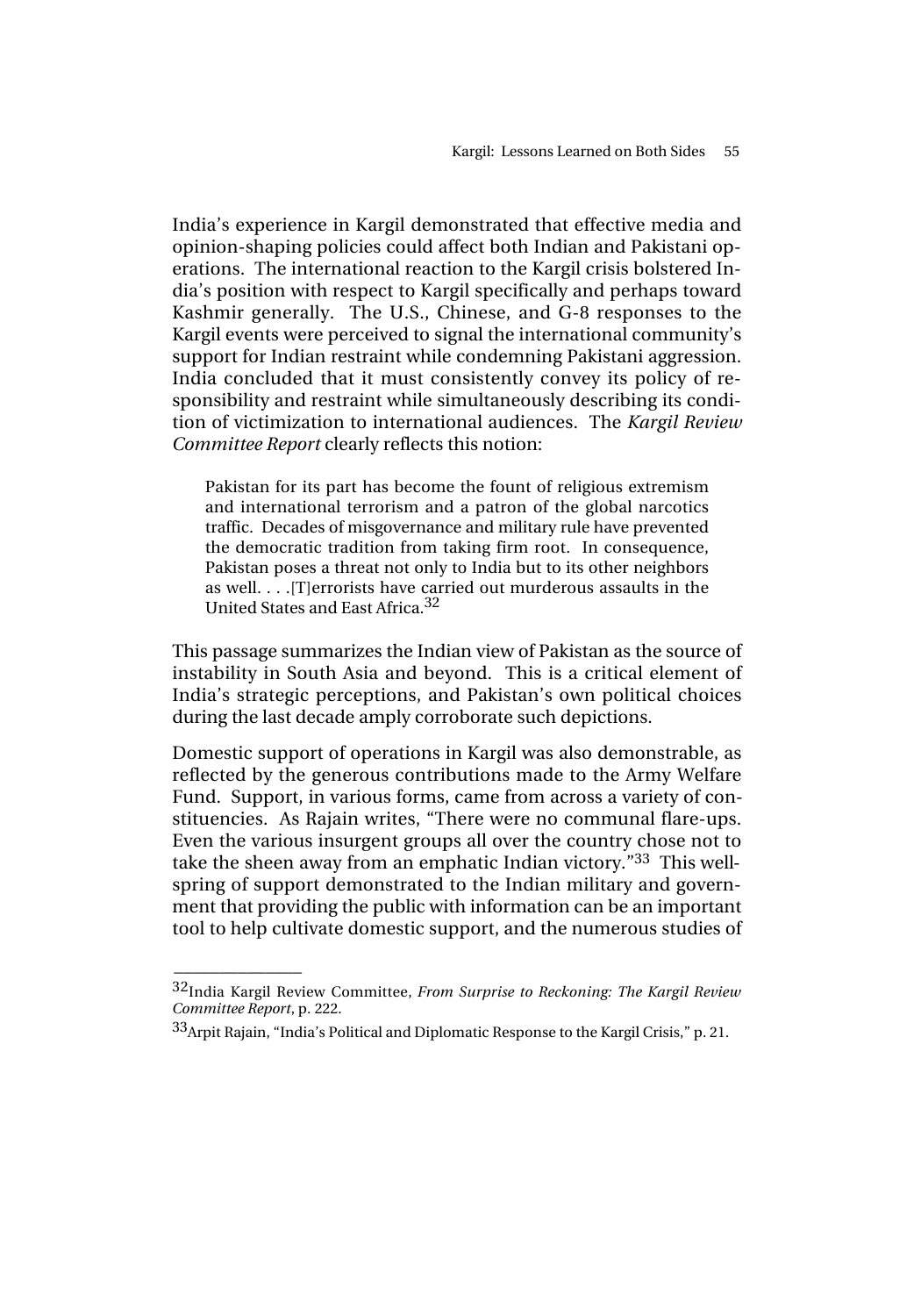India's experience in Kargil demonstrated that effective media and opinion-shaping policies could affect both Indian and Pakistani operations. The international reaction to the Kargil crisis bolstered India's position with respect to Kargil specifically and perhaps toward Kashmir generally. The U.S., Chinese, and G-8 responses to the Kargil events were perceived to signal the international community's support for Indian restraint while condemning Pakistani aggression. India concluded that it must consistently convey its policy of responsibility and restraint while simultaneously describing its condition of victimization to international audiences. The *Kargil Review Committee Report* clearly reflects this notion:

> Pakistan for its part has become the fount of religious extremism and international terrorism and a patron of the global narcotics traffic. Decades of misgovernance and military rule have prevented the democratic tradition from taking firm root. In consequence, Pakistan poses a threat not only to India but to its other neighbors as well. . . .[T]errorists have carried out murderous assaults in the United States and East Africa.[32]

This passage summarizes the Indian view of Pakistan as the source of instability in South Asia and beyond. This is a critical element of India's strategic perceptions, and Pakistan's own political choices during the last decade amply corroborate such depictions.

Domestic support of operations in Kargil was also demonstrable, as reflected by the generous contributions made to the Army Welfare Fund. Support, in various forms, came from across a variety of constituencies. As Rajain writes, "There were no communal flare-ups. Even the various insurgent groups all over the country chose not to take the sheen away from an emphatic Indian victory."[33] This wellspring of support demonstrated to the Indian military and government that providing the public with information can be an important tool to help cultivate domestic support, and the numerous studies of

---

[32] India Kargil Review Committee, *From Surprise to Reckoning: The Kargil Review Committee Report*, p. 222.

[33] Arpit Rajain, "India's Political and Diplomatic Response to the Kargil Crisis," p. 21.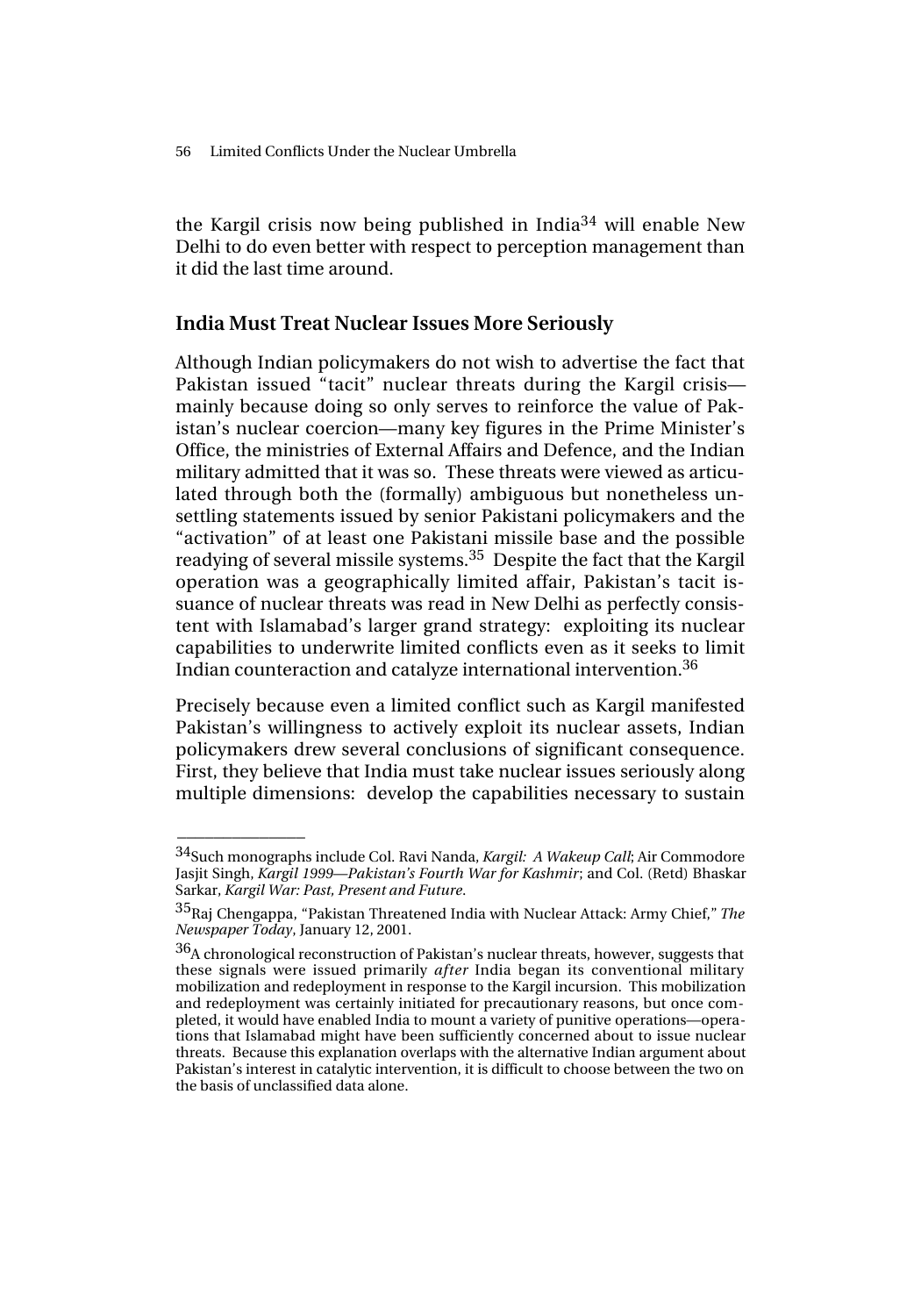the Kargil crisis now being published in India[34] will enable New Delhi to do even better with respect to perception management than it did the last time around.

### India Must Treat Nuclear Issues More Seriously

Although Indian policymakers do not wish to advertise the fact that Pakistan issued "tacit" nuclear threats during the Kargil crisis—mainly because doing so only serves to reinforce the value of Pakistan's nuclear coercion—many key figures in the Prime Minister's Office, the ministries of External Affairs and Defence, and the Indian military admitted that it was so. These threats were viewed as articulated through both the (formally) ambiguous but nonetheless unsettling statements issued by senior Pakistani policymakers and the "activation" of at least one Pakistani missile base and the possible readying of several missile systems.[35] Despite the fact that the Kargil operation was a geographically limited affair, Pakistan's tacit issuance of nuclear threats was read in New Delhi as perfectly consistent with Islamabad's larger grand strategy: exploiting its nuclear capabilities to underwrite limited conflicts even as it seeks to limit Indian counteraction and catalyze international intervention.[36]

Precisely because even a limited conflict such as Kargil manifested Pakistan's willingness to actively exploit its nuclear assets, Indian policymakers drew several conclusions of significant consequence. First, they believe that India must take nuclear issues seriously along multiple dimensions: develop the capabilities necessary to sustain

---

[34] Such monographs include Col. Ravi Nanda, *Kargil: A Wakeup Call*; Air Commodore Jasjit Singh, *Kargil 1999—Pakistan's Fourth War for Kashmir*; and Col. (Retd) Bhaskar Sarkar, *Kargil War: Past, Present and Future*.

[35] Raj Chengappa, "Pakistan Threatened India with Nuclear Attack: Army Chief," *The Newspaper Today*, January 12, 2001.

[36] A chronological reconstruction of Pakistan's nuclear threats, however, suggests that these signals were issued primarily *after* India began its conventional military mobilization and redeployment in response to the Kargil incursion. This mobilization and redeployment was certainly initiated for precautionary reasons, but once completed, it would have enabled India to mount a variety of punitive operations—operations that Islamabad might have been sufficiently concerned about to issue nuclear threats. Because this explanation overlaps with the alternative Indian argument about Pakistan's interest in catalytic intervention, it is difficult to choose between the two on the basis of unclassified data alone.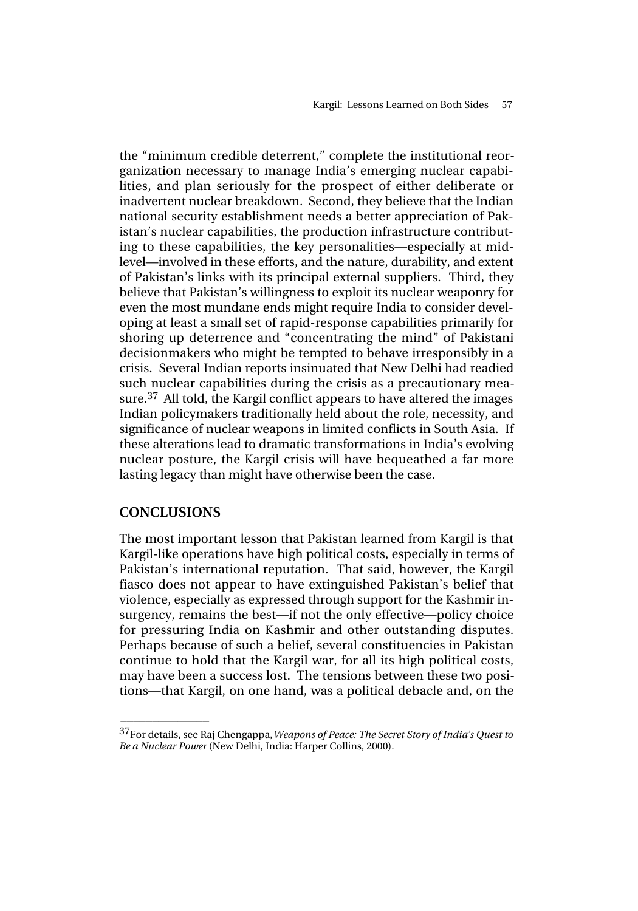the "minimum credible deterrent," complete the institutional reorganization necessary to manage India's emerging nuclear capabilities, and plan seriously for the prospect of either deliberate or inadvertent nuclear breakdown. Second, they believe that the Indian national security establishment needs a better appreciation of Pakistan's nuclear capabilities, the production infrastructure contributing to these capabilities, the key personalities—especially at mid-level—involved in these efforts, and the nature, durability, and extent of Pakistan's links with its principal external suppliers. Third, they believe that Pakistan's willingness to exploit its nuclear weaponry for even the most mundane ends might require India to consider developing at least a small set of rapid-response capabilities primarily for shoring up deterrence and "concentrating the mind" of Pakistani decisionmakers who might be tempted to behave irresponsibly in a crisis. Several Indian reports insinuated that New Delhi had readied such nuclear capabilities during the crisis as a precautionary measure.[37] All told, the Kargil conflict appears to have altered the images Indian policymakers traditionally held about the role, necessity, and significance of nuclear weapons in limited conflicts in South Asia. If these alterations lead to dramatic transformations in India's evolving nuclear posture, the Kargil crisis will have bequeathed a far more lasting legacy than might have otherwise been the case.

## CONCLUSIONS

The most important lesson that Pakistan learned from Kargil is that Kargil-like operations have high political costs, especially in terms of Pakistan's international reputation. That said, however, the Kargil fiasco does not appear to have extinguished Pakistan's belief that violence, especially as expressed through support for the Kashmir insurgency, remains the best—if not the only effective—policy choice for pressuring India on Kashmir and other outstanding disputes. Perhaps because of such a belief, several constituencies in Pakistan continue to hold that the Kargil war, for all its high political costs, may have been a success lost. The tensions between these two positions—that Kargil, on one hand, was a political debacle and, on the

---

[37]For details, see Raj Chengappa, *Weapons of Peace: The Secret Story of India's Quest to Be a Nuclear Power* (New Delhi, India: Harper Collins, 2000).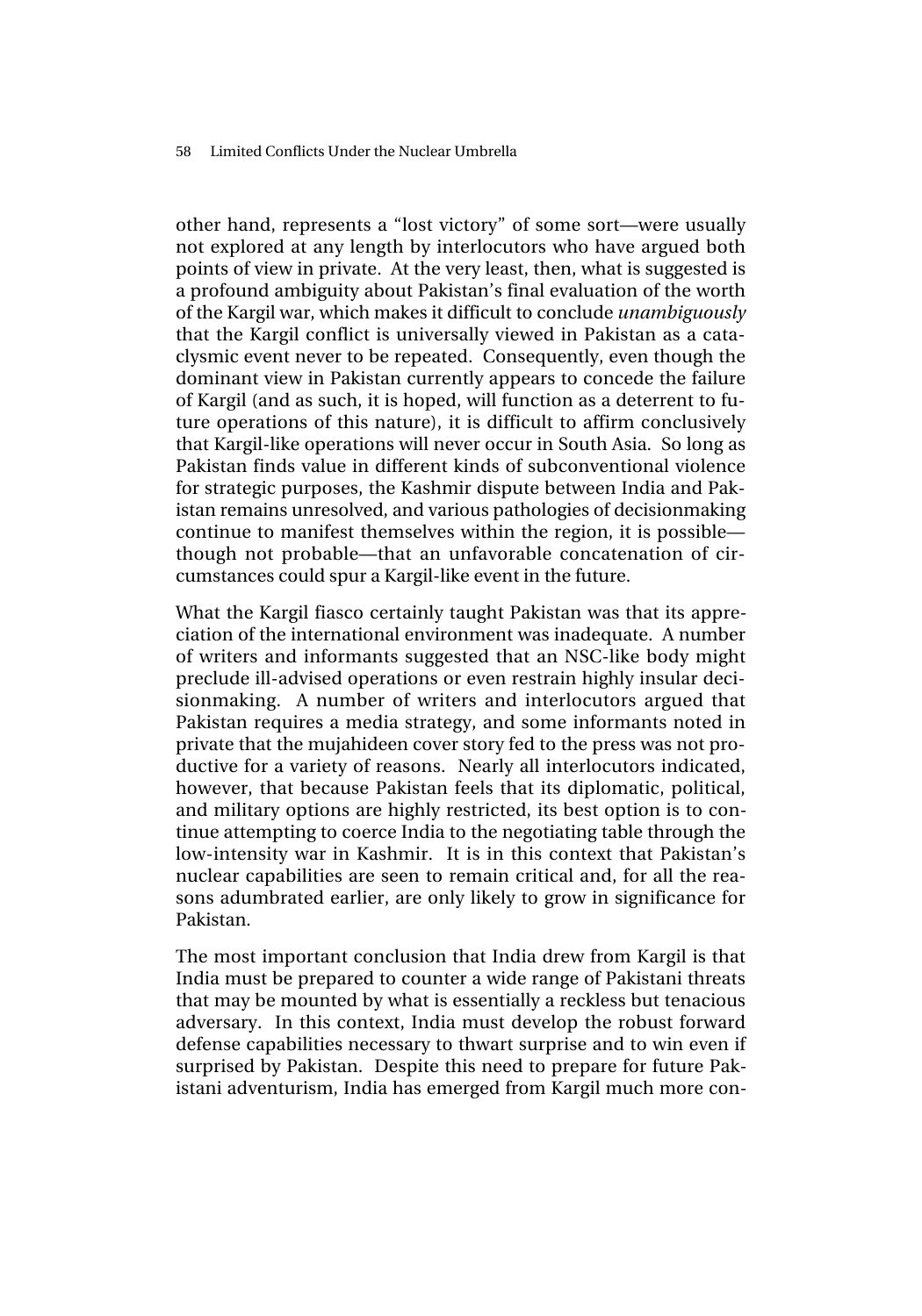other hand, represents a "lost victory" of some sort—were usually not explored at any length by interlocutors who have argued both points of view in private. At the very least, then, what is suggested is a profound ambiguity about Pakistan's final evaluation of the worth of the Kargil war, which makes it difficult to conclude *unambiguously* that the Kargil conflict is universally viewed in Pakistan as a cataclysmic event never to be repeated. Consequently, even though the dominant view in Pakistan currently appears to concede the failure of Kargil (and as such, it is hoped, will function as a deterrent to future operations of this nature), it is difficult to affirm conclusively that Kargil-like operations will never occur in South Asia. So long as Pakistan finds value in different kinds of subconventional violence for strategic purposes, the Kashmir dispute between India and Pakistan remains unresolved, and various pathologies of decisionmaking continue to manifest themselves within the region, it is possible—though not probable—that an unfavorable concatenation of circumstances could spur a Kargil-like event in the future.

What the Kargil fiasco certainly taught Pakistan was that its appreciation of the international environment was inadequate. A number of writers and informants suggested that an NSC-like body might preclude ill-advised operations or even restrain highly insular decisionmaking. A number of writers and interlocutors argued that Pakistan requires a media strategy, and some informants noted in private that the mujahideen cover story fed to the press was not productive for a variety of reasons. Nearly all interlocutors indicated, however, that because Pakistan feels that its diplomatic, political, and military options are highly restricted, its best option is to continue attempting to coerce India to the negotiating table through the low-intensity war in Kashmir. It is in this context that Pakistan's nuclear capabilities are seen to remain critical and, for all the reasons adumbrated earlier, are only likely to grow in significance for Pakistan.

The most important conclusion that India drew from Kargil is that India must be prepared to counter a wide range of Pakistani threats that may be mounted by what is essentially a reckless but tenacious adversary. In this context, India must develop the robust forward defense capabilities necessary to thwart surprise and to win even if surprised by Pakistan. Despite this need to prepare for future Pakistani adventurism, India has emerged from Kargil much more con-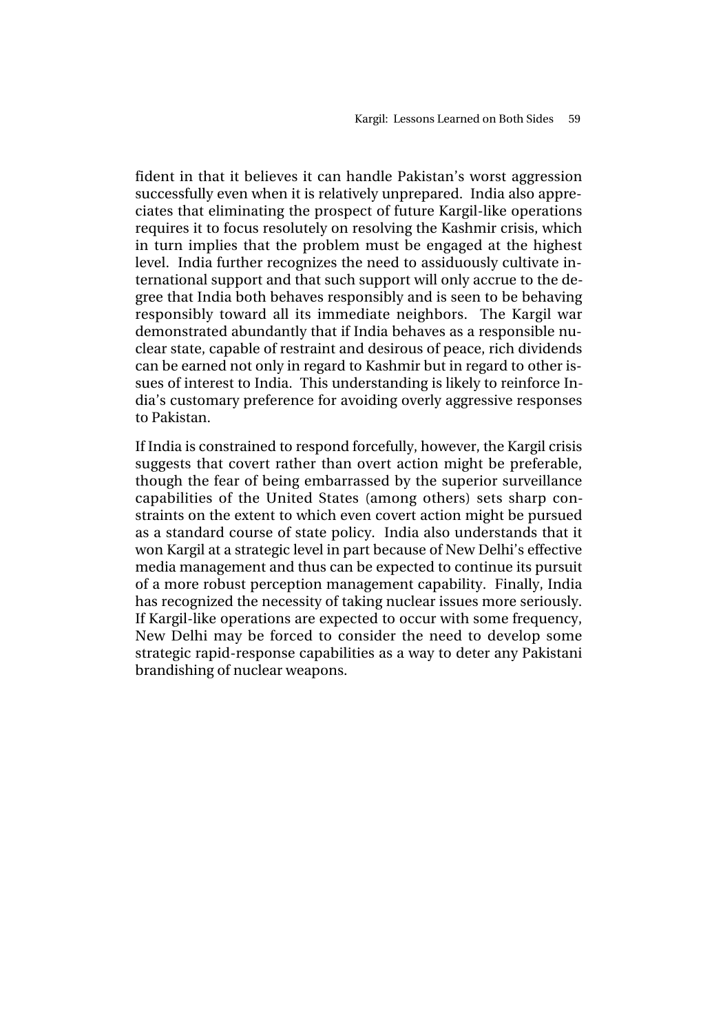fident in that it believes it can handle Pakistan's worst aggression successfully even when it is relatively unprepared. India also appreciates that eliminating the prospect of future Kargil-like operations requires it to focus resolutely on resolving the Kashmir crisis, which in turn implies that the problem must be engaged at the highest level. India further recognizes the need to assiduously cultivate international support and that such support will only accrue to the degree that India both behaves responsibly and is seen to be behaving responsibly toward all its immediate neighbors. The Kargil war demonstrated abundantly that if India behaves as a responsible nuclear state, capable of restraint and desirous of peace, rich dividends can be earned not only in regard to Kashmir but in regard to other issues of interest to India. This understanding is likely to reinforce India's customary preference for avoiding overly aggressive responses to Pakistan.

If India is constrained to respond forcefully, however, the Kargil crisis suggests that covert rather than overt action might be preferable, though the fear of being embarrassed by the superior surveillance capabilities of the United States (among others) sets sharp constraints on the extent to which even covert action might be pursued as a standard course of state policy. India also understands that it won Kargil at a strategic level in part because of New Delhi's effective media management and thus can be expected to continue its pursuit of a more robust perception management capability. Finally, India has recognized the necessity of taking nuclear issues more seriously. If Kargil-like operations are expected to occur with some frequency, New Delhi may be forced to consider the need to develop some strategic rapid-response capabilities as a way to deter any Pakistani brandishing of nuclear weapons.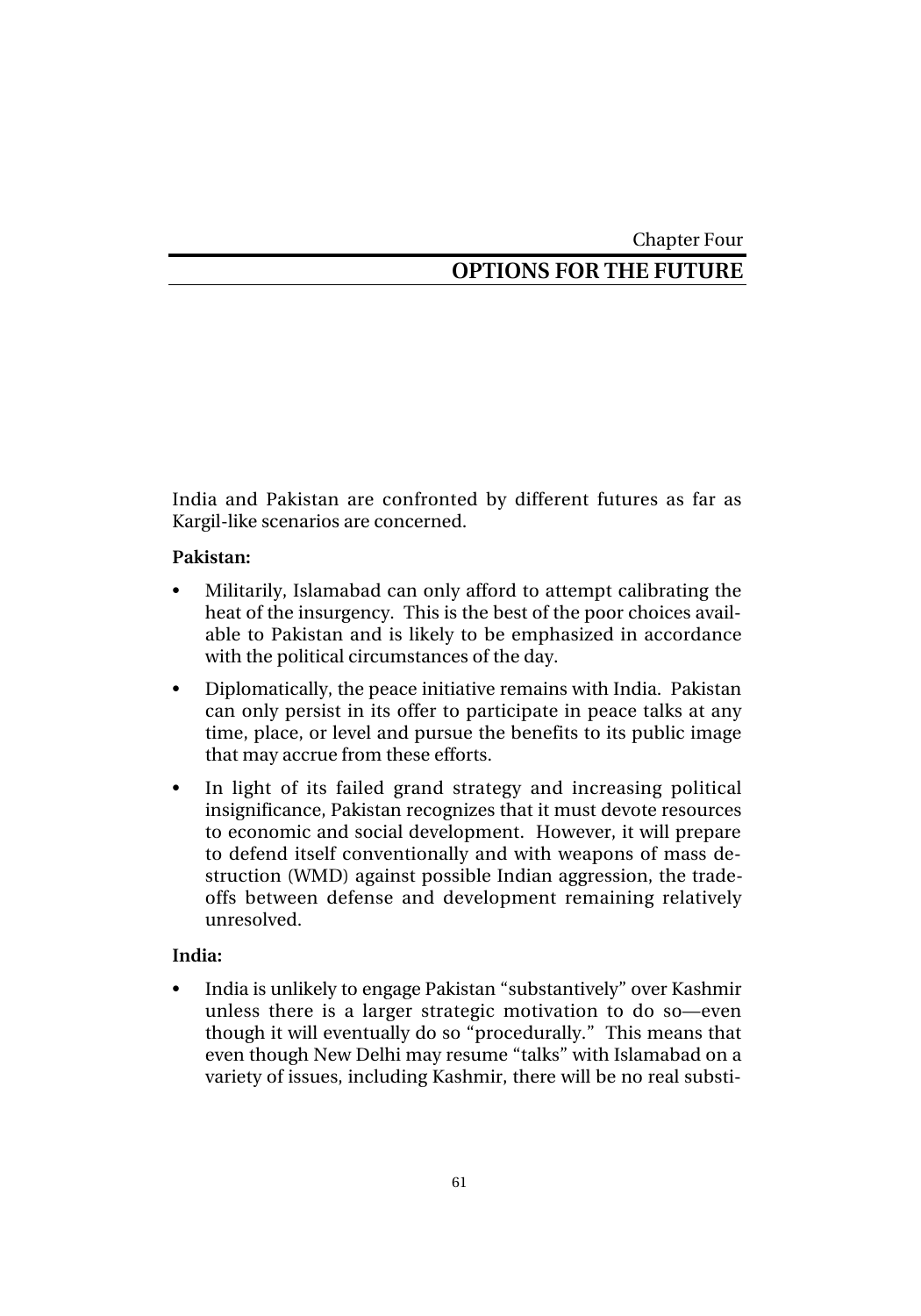Chapter Four

# OPTIONS FOR THE FUTURE

India and Pakistan are confronted by different futures as far as Kargil-like scenarios are concerned.

**Pakistan:**

- Militarily, Islamabad can only afford to attempt calibrating the heat of the insurgency. This is the best of the poor choices available to Pakistan and is likely to be emphasized in accordance with the political circumstances of the day.
- Diplomatically, the peace initiative remains with India. Pakistan can only persist in its offer to participate in peace talks at any time, place, or level and pursue the benefits to its public image that may accrue from these efforts.
- In light of its failed grand strategy and increasing political insignificance, Pakistan recognizes that it must devote resources to economic and social development. However, it will prepare to defend itself conventionally and with weapons of mass destruction (WMD) against possible Indian aggression, the trade-offs between defense and development remaining relatively unresolved.

**India:**

- India is unlikely to engage Pakistan "substantively" over Kashmir unless there is a larger strategic motivation to do so—even though it will eventually do so "procedurally." This means that even though New Delhi may resume "talks" with Islamabad on a variety of issues, including Kashmir, there will be no real substi-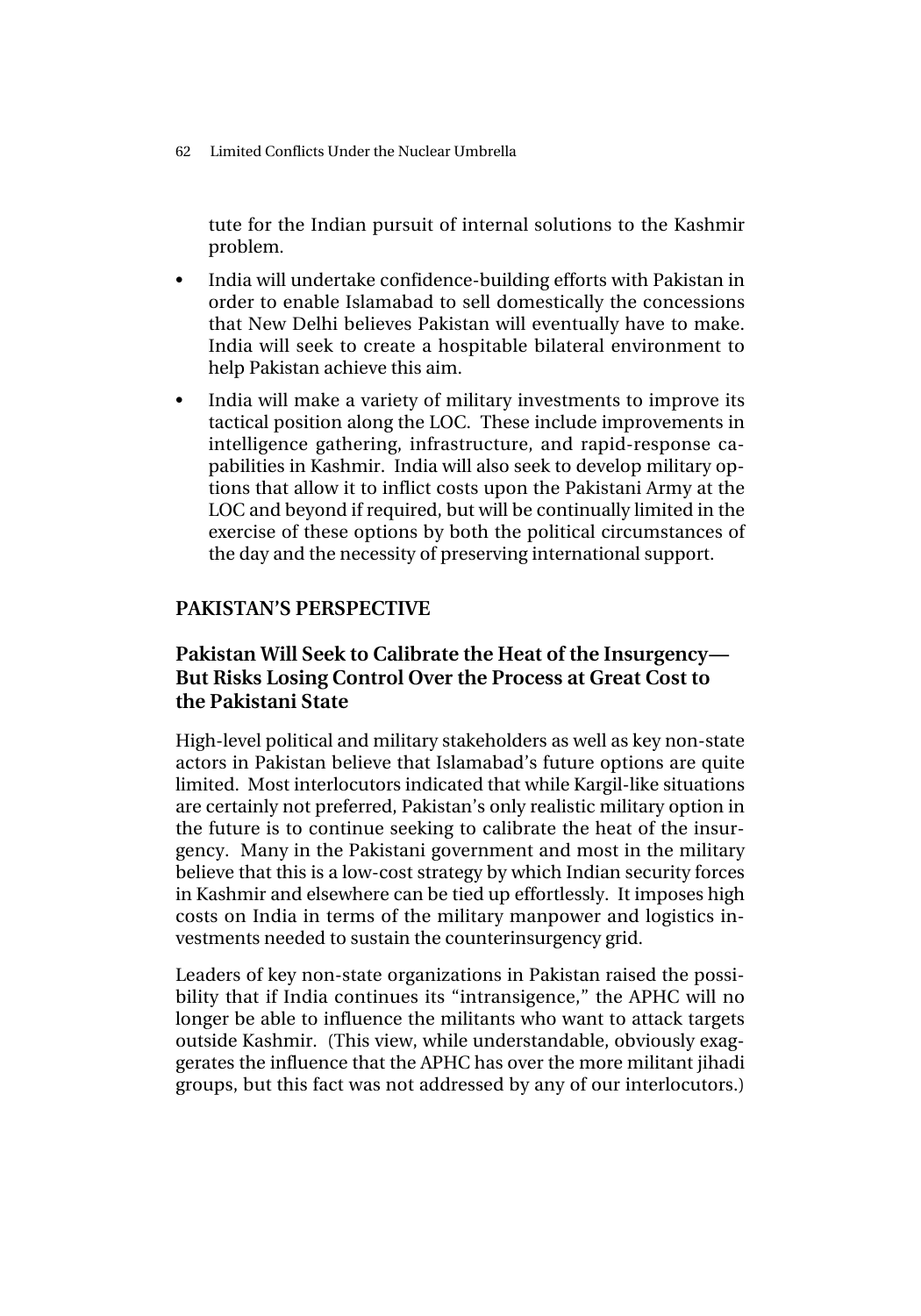tute for the Indian pursuit of internal solutions to the Kashmir problem.

- India will undertake confidence-building efforts with Pakistan in order to enable Islamabad to sell domestically the concessions that New Delhi believes Pakistan will eventually have to make. India will seek to create a hospitable bilateral environment to help Pakistan achieve this aim.
- India will make a variety of military investments to improve its tactical position along the LOC. These include improvements in intelligence gathering, infrastructure, and rapid-response capabilities in Kashmir. India will also seek to develop military options that allow it to inflict costs upon the Pakistani Army at the LOC and beyond if required, but will be continually limited in the exercise of these options by both the political circumstances of the day and the necessity of preserving international support.

## PAKISTAN'S PERSPECTIVE

### Pakistan Will Seek to Calibrate the Heat of the Insurgency—But Risks Losing Control Over the Process at Great Cost to the Pakistani State

High-level political and military stakeholders as well as key non-state actors in Pakistan believe that Islamabad's future options are quite limited. Most interlocutors indicated that while Kargil-like situations are certainly not preferred, Pakistan's only realistic military option in the future is to continue seeking to calibrate the heat of the insurgency. Many in the Pakistani government and most in the military believe that this is a low-cost strategy by which Indian security forces in Kashmir and elsewhere can be tied up effortlessly. It imposes high costs on India in terms of the military manpower and logistics investments needed to sustain the counterinsurgency grid.

Leaders of key non-state organizations in Pakistan raised the possibility that if India continues its "intransigence," the APHC will no longer be able to influence the militants who want to attack targets outside Kashmir. (This view, while understandable, obviously exaggerates the influence that the APHC has over the more militant jihadi groups, but this fact was not addressed by any of our interlocutors.)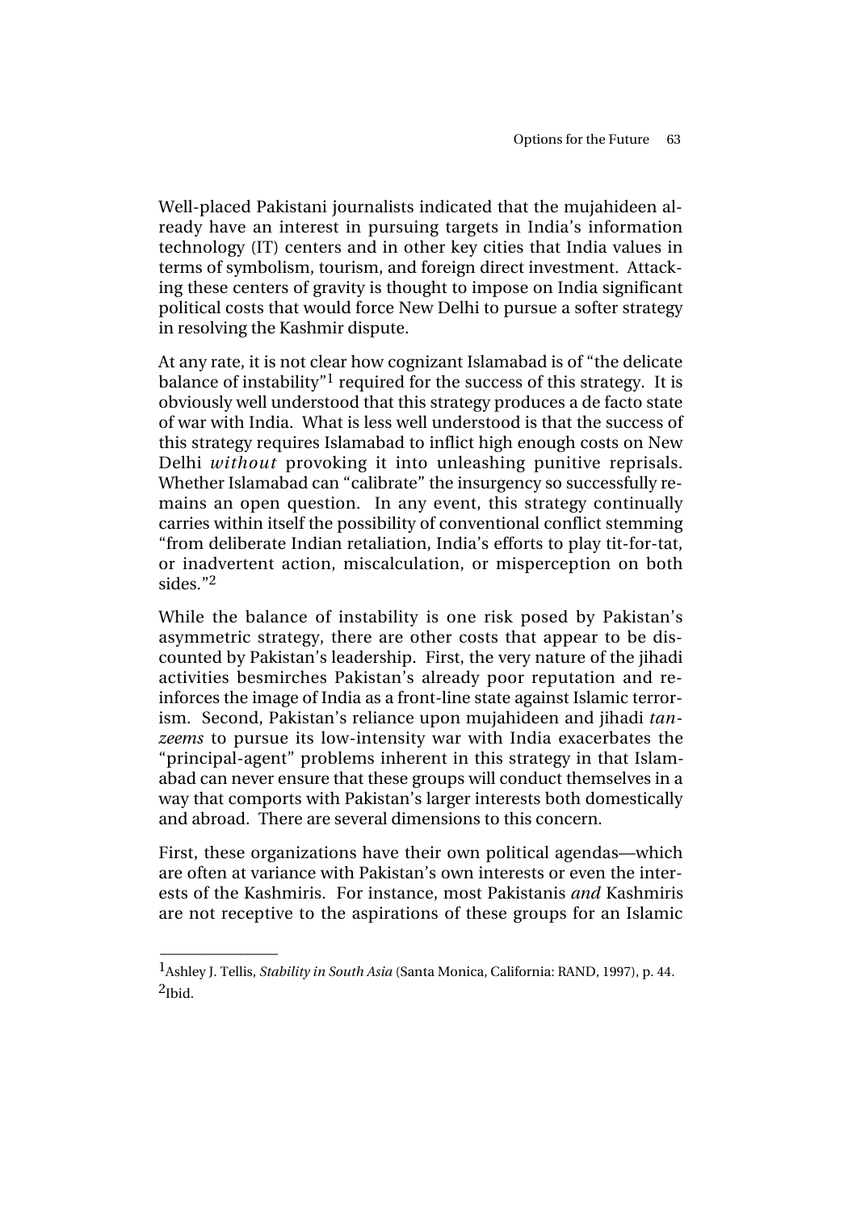Well-placed Pakistani journalists indicated that the mujahideen already have an interest in pursuing targets in India's information technology (IT) centers and in other key cities that India values in terms of symbolism, tourism, and foreign direct investment. Attacking these centers of gravity is thought to impose on India significant political costs that would force New Delhi to pursue a softer strategy in resolving the Kashmir dispute.

At any rate, it is not clear how cognizant Islamabad is of "the delicate balance of instability"[1] required for the success of this strategy. It is obviously well understood that this strategy produces a de facto state of war with India. What is less well understood is that the success of this strategy requires Islamabad to inflict high enough costs on New Delhi *without* provoking it into unleashing punitive reprisals. Whether Islamabad can "calibrate" the insurgency so successfully remains an open question. In any event, this strategy continually carries within itself the possibility of conventional conflict stemming "from deliberate Indian retaliation, India's efforts to play tit-for-tat, or inadvertent action, miscalculation, or misperception on both sides."[2]

While the balance of instability is one risk posed by Pakistan's asymmetric strategy, there are other costs that appear to be discounted by Pakistan's leadership. First, the very nature of the jihadi activities besmirches Pakistan's already poor reputation and reinforces the image of India as a front-line state against Islamic terrorism. Second, Pakistan's reliance upon mujahideen and jihadi *tanzeems* to pursue its low-intensity war with India exacerbates the "principal-agent" problems inherent in this strategy in that Islamabad can never ensure that these groups will conduct themselves in a way that comports with Pakistan's larger interests both domestically and abroad. There are several dimensions to this concern.

First, these organizations have their own political agendas—which are often at variance with Pakistan's own interests or even the interests of the Kashmiris. For instance, most Pakistanis *and* Kashmiris are not receptive to the aspirations of these groups for an Islamic

---

[1] Ashley J. Tellis, *Stability in South Asia* (Santa Monica, California: RAND, 1997), p. 44.

[2] Ibid.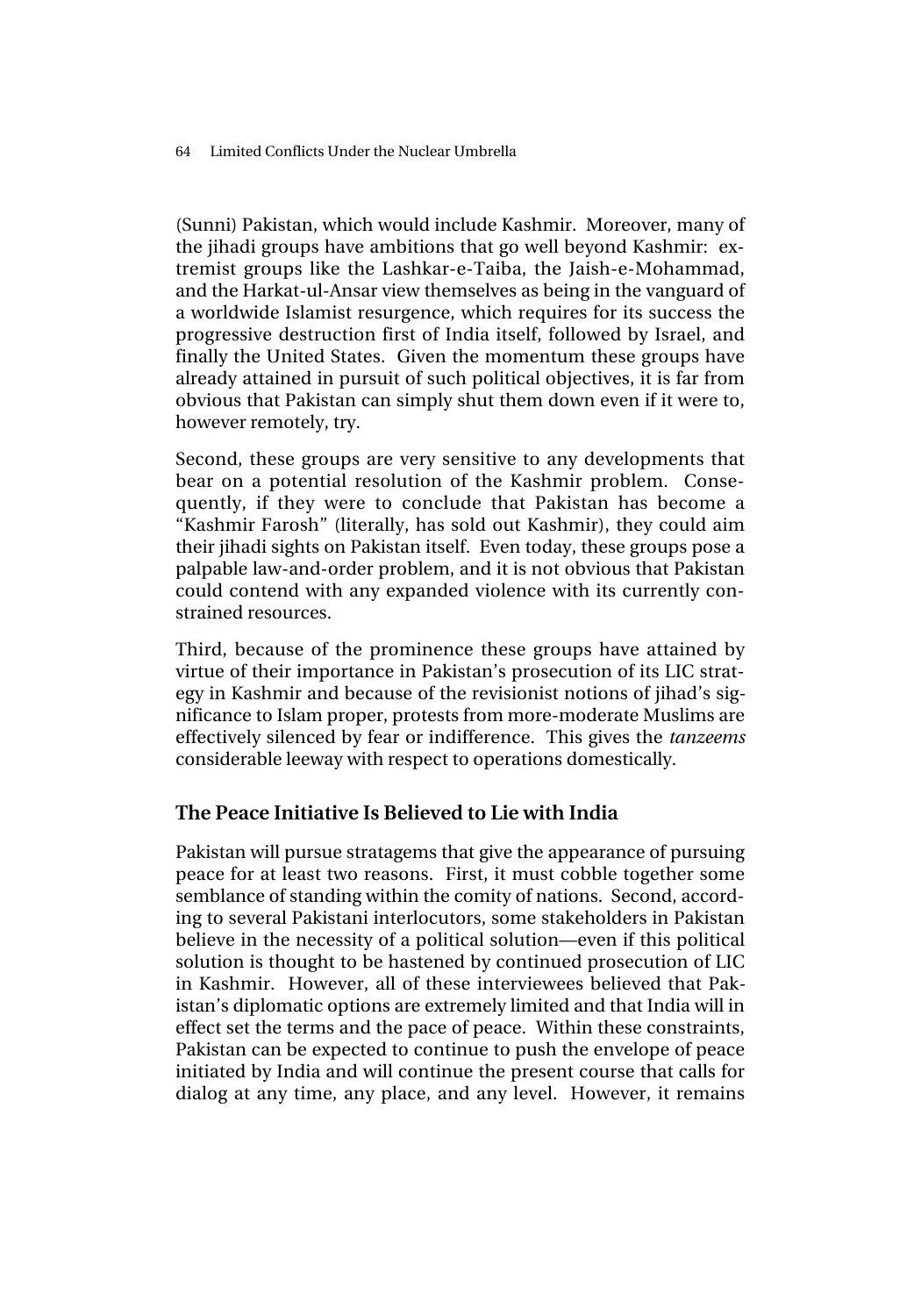(Sunni) Pakistan, which would include Kashmir. Moreover, many of the jihadi groups have ambitions that go well beyond Kashmir: extremist groups like the Lashkar-e-Taiba, the Jaish-e-Mohammad, and the Harkat-ul-Ansar view themselves as being in the vanguard of a worldwide Islamist resurgence, which requires for its success the progressive destruction first of India itself, followed by Israel, and finally the United States. Given the momentum these groups have already attained in pursuit of such political objectives, it is far from obvious that Pakistan can simply shut them down even if it were to, however remotely, try.

Second, these groups are very sensitive to any developments that bear on a potential resolution of the Kashmir problem. Consequently, if they were to conclude that Pakistan has become a "Kashmir Farosh" (literally, has sold out Kashmir), they could aim their jihadi sights on Pakistan itself. Even today, these groups pose a palpable law-and-order problem, and it is not obvious that Pakistan could contend with any expanded violence with its currently constrained resources.

Third, because of the prominence these groups have attained by virtue of their importance in Pakistan's prosecution of its LIC strategy in Kashmir and because of the revisionist notions of jihad's significance to Islam proper, protests from more-moderate Muslims are effectively silenced by fear or indifference. This gives the *tanzeems* considerable leeway with respect to operations domestically.

## The Peace Initiative Is Believed to Lie with India

Pakistan will pursue stratagems that give the appearance of pursuing peace for at least two reasons. First, it must cobble together some semblance of standing within the comity of nations. Second, according to several Pakistani interlocutors, some stakeholders in Pakistan believe in the necessity of a political solution—even if this political solution is thought to be hastened by continued prosecution of LIC in Kashmir. However, all of these interviewees believed that Pakistan's diplomatic options are extremely limited and that India will in effect set the terms and the pace of peace. Within these constraints, Pakistan can be expected to continue to push the envelope of peace initiated by India and will continue the present course that calls for dialog at any time, any place, and any level. However, it remains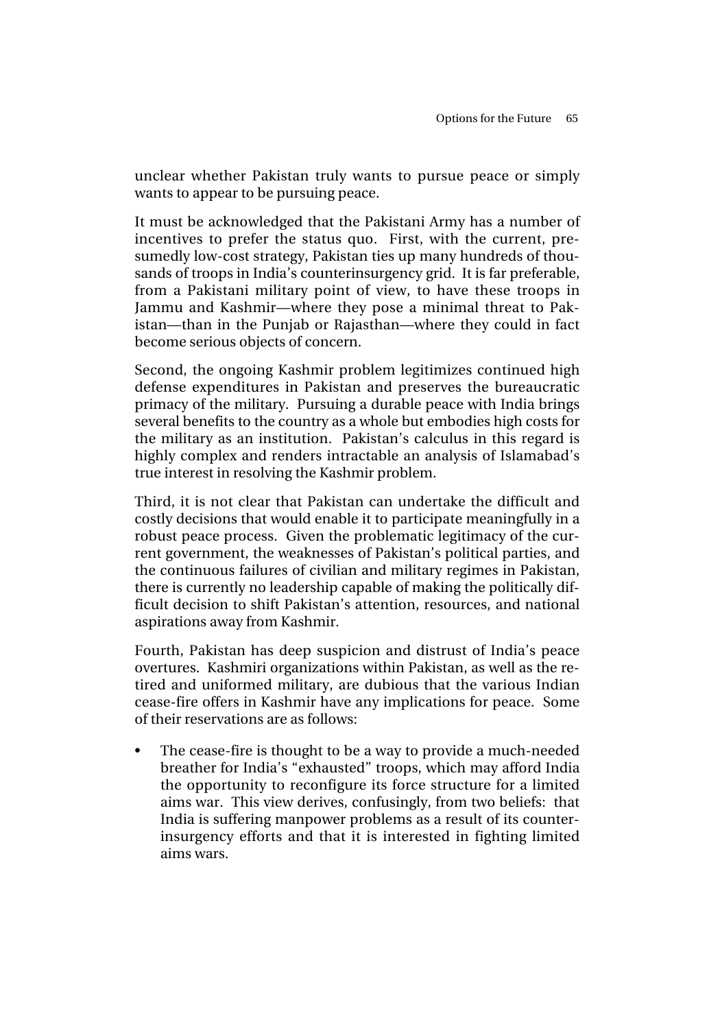unclear whether Pakistan truly wants to pursue peace or simply wants to appear to be pursuing peace.

It must be acknowledged that the Pakistani Army has a number of incentives to prefer the status quo. First, with the current, presumedly low-cost strategy, Pakistan ties up many hundreds of thousands of troops in India's counterinsurgency grid. It is far preferable, from a Pakistani military point of view, to have these troops in Jammu and Kashmir—where they pose a minimal threat to Pakistan—than in the Punjab or Rajasthan—where they could in fact become serious objects of concern.

Second, the ongoing Kashmir problem legitimizes continued high defense expenditures in Pakistan and preserves the bureaucratic primacy of the military. Pursuing a durable peace with India brings several benefits to the country as a whole but embodies high costs for the military as an institution. Pakistan's calculus in this regard is highly complex and renders intractable an analysis of Islamabad's true interest in resolving the Kashmir problem.

Third, it is not clear that Pakistan can undertake the difficult and costly decisions that would enable it to participate meaningfully in a robust peace process. Given the problematic legitimacy of the current government, the weaknesses of Pakistan's political parties, and the continuous failures of civilian and military regimes in Pakistan, there is currently no leadership capable of making the politically difficult decision to shift Pakistan's attention, resources, and national aspirations away from Kashmir.

Fourth, Pakistan has deep suspicion and distrust of India's peace overtures. Kashmiri organizations within Pakistan, as well as the retired and uniformed military, are dubious that the various Indian cease-fire offers in Kashmir have any implications for peace. Some of their reservations are as follows:

- The cease-fire is thought to be a way to provide a much-needed breather for India's "exhausted" troops, which may afford India the opportunity to reconfigure its force structure for a limited aims war. This view derives, confusingly, from two beliefs: that India is suffering manpower problems as a result of its counterinsurgency efforts and that it is interested in fighting limited aims wars.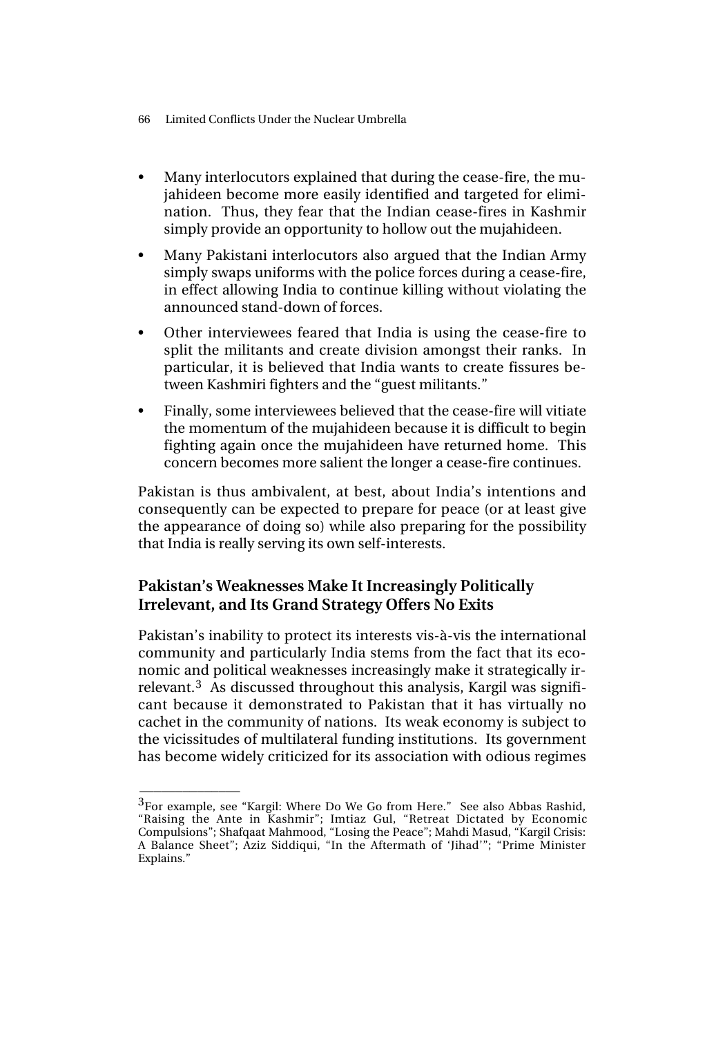- Many interlocutors explained that during the cease-fire, the mujahideen become more easily identified and targeted for elimination. Thus, they fear that the Indian cease-fires in Kashmir simply provide an opportunity to hollow out the mujahideen.
- Many Pakistani interlocutors also argued that the Indian Army simply swaps uniforms with the police forces during a cease-fire, in effect allowing India to continue killing without violating the announced stand-down of forces.
- Other interviewees feared that India is using the cease-fire to split the militants and create division amongst their ranks. In particular, it is believed that India wants to create fissures between Kashmiri fighters and the "guest militants."
- Finally, some interviewees believed that the cease-fire will vitiate the momentum of the mujahideen because it is difficult to begin fighting again once the mujahideen have returned home. This concern becomes more salient the longer a cease-fire continues.

Pakistan is thus ambivalent, at best, about India's intentions and consequently can be expected to prepare for peace (or at least give the appearance of doing so) while also preparing for the possibility that India is really serving its own self-interests.

### Pakistan's Weaknesses Make It Increasingly Politically Irrelevant, and Its Grand Strategy Offers No Exits

Pakistan's inability to protect its interests vis-à-vis the international community and particularly India stems from the fact that its economic and political weaknesses increasingly make it strategically irrelevant.[3] As discussed throughout this analysis, Kargil was significant because it demonstrated to Pakistan that it has virtually no cachet in the community of nations. Its weak economy is subject to the vicissitudes of multilateral funding institutions. Its government has become widely criticized for its association with odious regimes

---

[3]For example, see "Kargil: Where Do We Go from Here." See also Abbas Rashid, "Raising the Ante in Kashmir"; Imtiaz Gul, "Retreat Dictated by Economic Compulsions"; Shafqaat Mahmood, "Losing the Peace"; Mahdi Masud, "Kargil Crisis: A Balance Sheet"; Aziz Siddiqui, "In the Aftermath of 'Jihad'"; "Prime Minister Explains."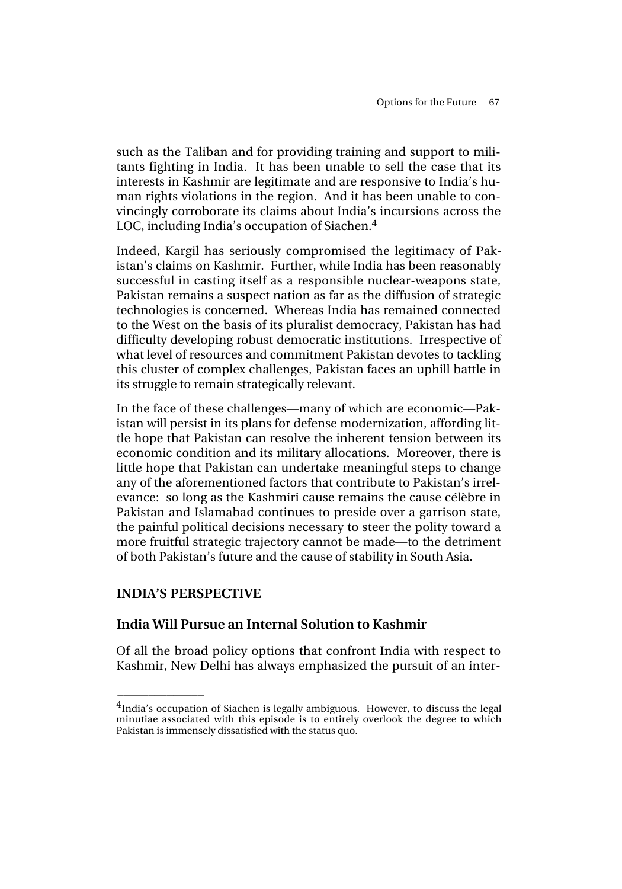such as the Taliban and for providing training and support to militants fighting in India. It has been unable to sell the case that its interests in Kashmir are legitimate and are responsive to India's human rights violations in the region. And it has been unable to convincingly corroborate its claims about India's incursions across the LOC, including India's occupation of Siachen.[4]

Indeed, Kargil has seriously compromised the legitimacy of Pakistan's claims on Kashmir. Further, while India has been reasonably successful in casting itself as a responsible nuclear-weapons state, Pakistan remains a suspect nation as far as the diffusion of strategic technologies is concerned. Whereas India has remained connected to the West on the basis of its pluralist democracy, Pakistan has had difficulty developing robust democratic institutions. Irrespective of what level of resources and commitment Pakistan devotes to tackling this cluster of complex challenges, Pakistan faces an uphill battle in its struggle to remain strategically relevant.

In the face of these challenges—many of which are economic—Pakistan will persist in its plans for defense modernization, affording little hope that Pakistan can resolve the inherent tension between its economic condition and its military allocations. Moreover, there is little hope that Pakistan can undertake meaningful steps to change any of the aforementioned factors that contribute to Pakistan's irrelevance: so long as the Kashmiri cause remains the cause célèbre in Pakistan and Islamabad continues to preside over a garrison state, the painful political decisions necessary to steer the polity toward a more fruitful strategic trajectory cannot be made—to the detriment of both Pakistan's future and the cause of stability in South Asia.

## INDIA'S PERSPECTIVE

### India Will Pursue an Internal Solution to Kashmir

Of all the broad policy options that confront India with respect to Kashmir, New Delhi has always emphasized the pursuit of an inter-

---

[4]India's occupation of Siachen is legally ambiguous. However, to discuss the legal minutiae associated with this episode is to entirely overlook the degree to which Pakistan is immensely dissatisfied with the status quo.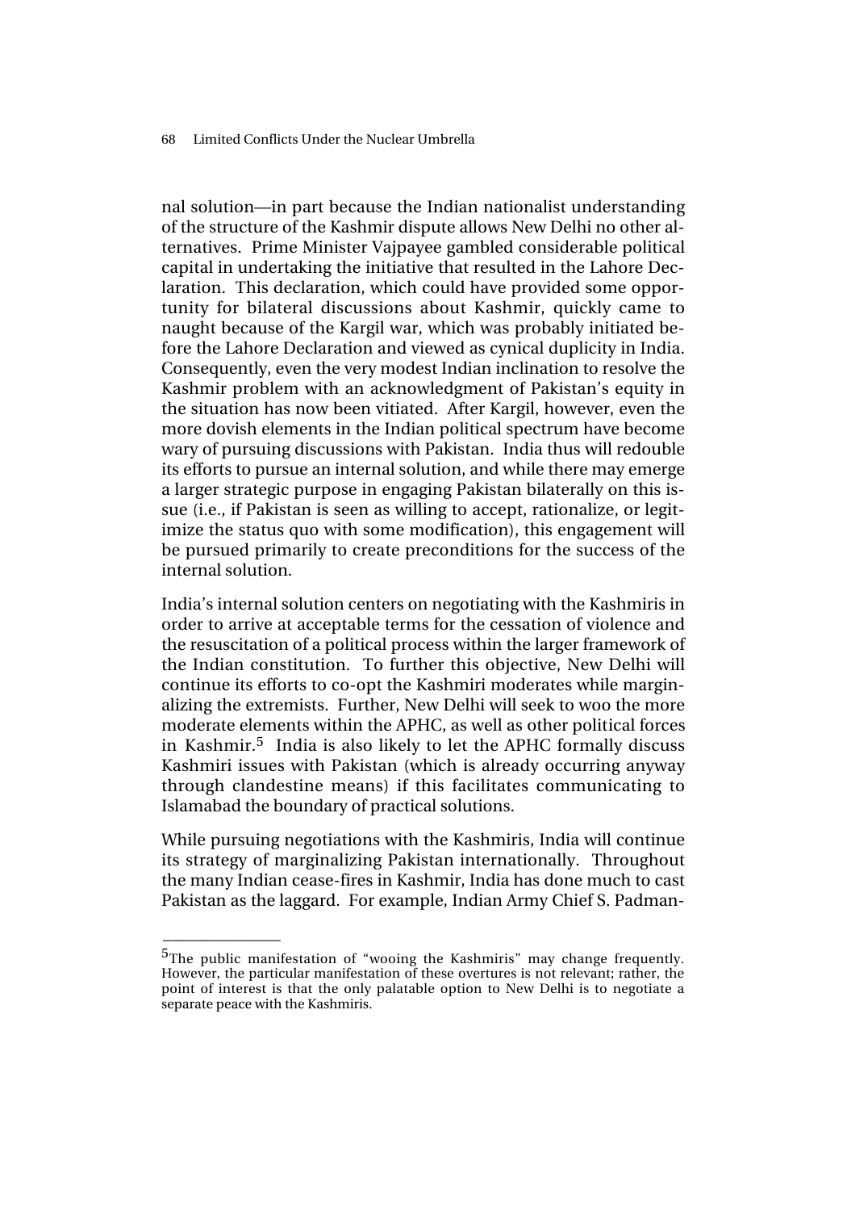nal solution—in part because the Indian nationalist understanding of the structure of the Kashmir dispute allows New Delhi no other alternatives. Prime Minister Vajpayee gambled considerable political capital in undertaking the initiative that resulted in the Lahore Declaration. This declaration, which could have provided some opportunity for bilateral discussions about Kashmir, quickly came to naught because of the Kargil war, which was probably initiated before the Lahore Declaration and viewed as cynical duplicity in India. Consequently, even the very modest Indian inclination to resolve the Kashmir problem with an acknowledgment of Pakistan's equity in the situation has now been vitiated. After Kargil, however, even the more dovish elements in the Indian political spectrum have become wary of pursuing discussions with Pakistan. India thus will redouble its efforts to pursue an internal solution, and while there may emerge a larger strategic purpose in engaging Pakistan bilaterally on this issue (i.e., if Pakistan is seen as willing to accept, rationalize, or legitimize the status quo with some modification), this engagement will be pursued primarily to create preconditions for the success of the internal solution.

India's internal solution centers on negotiating with the Kashmiris in order to arrive at acceptable terms for the cessation of violence and the resuscitation of a political process within the larger framework of the Indian constitution. To further this objective, New Delhi will continue its efforts to co-opt the Kashmiri moderates while marginalizing the extremists. Further, New Delhi will seek to woo the more moderate elements within the APHC, as well as other political forces in Kashmir.[5] India is also likely to let the APHC formally discuss Kashmiri issues with Pakistan (which is already occurring anyway through clandestine means) if this facilitates communicating to Islamabad the boundary of practical solutions.

While pursuing negotiations with the Kashmiris, India will continue its strategy of marginalizing Pakistan internationally. Throughout the many Indian cease-fires in Kashmir, India has done much to cast Pakistan as the laggard. For example, Indian Army Chief S. Padman-

---

[5] The public manifestation of "wooing the Kashmiris" may change frequently. However, the particular manifestation of these overtures is not relevant; rather, the point of interest is that the only palatable option to New Delhi is to negotiate a separate peace with the Kashmiris.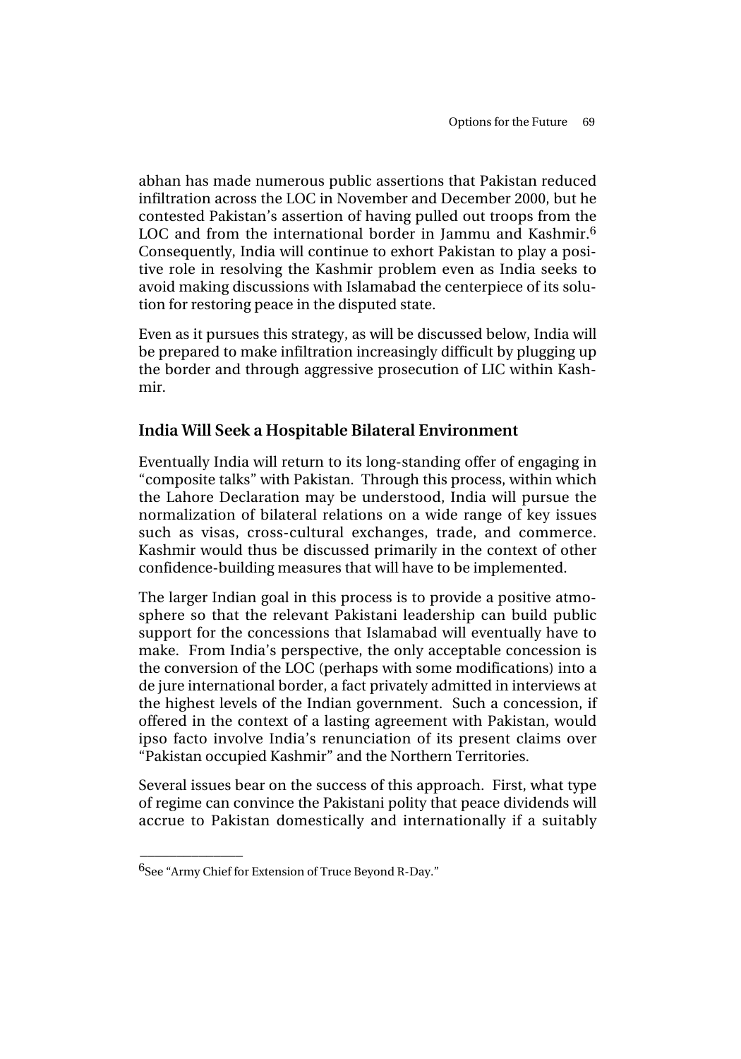abhan has made numerous public assertions that Pakistan reduced infiltration across the LOC in November and December 2000, but he contested Pakistan's assertion of having pulled out troops from the LOC and from the international border in Jammu and Kashmir.[6] Consequently, India will continue to exhort Pakistan to play a positive role in resolving the Kashmir problem even as India seeks to avoid making discussions with Islamabad the centerpiece of its solution for restoring peace in the disputed state.

Even as it pursues this strategy, as will be discussed below, India will be prepared to make infiltration increasingly difficult by plugging up the border and through aggressive prosecution of LIC within Kashmir.

### India Will Seek a Hospitable Bilateral Environment

Eventually India will return to its long-standing offer of engaging in "composite talks" with Pakistan. Through this process, within which the Lahore Declaration may be understood, India will pursue the normalization of bilateral relations on a wide range of key issues such as visas, cross-cultural exchanges, trade, and commerce. Kashmir would thus be discussed primarily in the context of other confidence-building measures that will have to be implemented.

The larger Indian goal in this process is to provide a positive atmosphere so that the relevant Pakistani leadership can build public support for the concessions that Islamabad will eventually have to make. From India's perspective, the only acceptable concession is the conversion of the LOC (perhaps with some modifications) into a de jure international border, a fact privately admitted in interviews at the highest levels of the Indian government. Such a concession, if offered in the context of a lasting agreement with Pakistan, would ipso facto involve India's renunciation of its present claims over "Pakistan occupied Kashmir" and the Northern Territories.

Several issues bear on the success of this approach. First, what type of regime can convince the Pakistani polity that peace dividends will accrue to Pakistan domestically and internationally if a suitably

---

[6] See "Army Chief for Extension of Truce Beyond R-Day."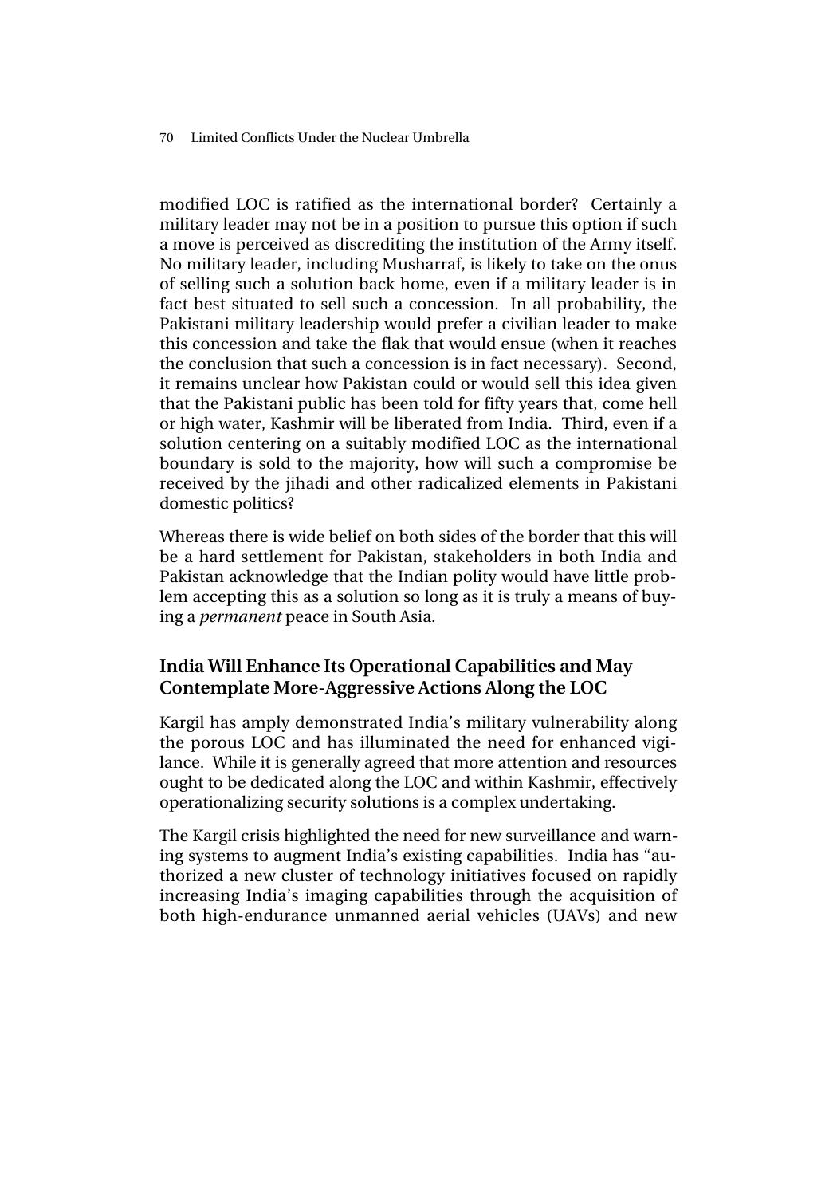modified LOC is ratified as the international border? Certainly a military leader may not be in a position to pursue this option if such a move is perceived as discrediting the institution of the Army itself. No military leader, including Musharraf, is likely to take on the onus of selling such a solution back home, even if a military leader is in fact best situated to sell such a concession. In all probability, the Pakistani military leadership would prefer a civilian leader to make this concession and take the flak that would ensue (when it reaches the conclusion that such a concession is in fact necessary). Second, it remains unclear how Pakistan could or would sell this idea given that the Pakistani public has been told for fifty years that, come hell or high water, Kashmir will be liberated from India. Third, even if a solution centering on a suitably modified LOC as the international boundary is sold to the majority, how will such a compromise be received by the jihadi and other radicalized elements in Pakistani domestic politics?

Whereas there is wide belief on both sides of the border that this will be a hard settlement for Pakistan, stakeholders in both India and Pakistan acknowledge that the Indian polity would have little problem accepting this as a solution so long as it is truly a means of buying a *permanent* peace in South Asia.

### India Will Enhance Its Operational Capabilities and May Contemplate More-Aggressive Actions Along the LOC

Kargil has amply demonstrated India's military vulnerability along the porous LOC and has illuminated the need for enhanced vigilance. While it is generally agreed that more attention and resources ought to be dedicated along the LOC and within Kashmir, effectively operationalizing security solutions is a complex undertaking.

The Kargil crisis highlighted the need for new surveillance and warning systems to augment India's existing capabilities. India has "authorized a new cluster of technology initiatives focused on rapidly increasing India's imaging capabilities through the acquisition of both high-endurance unmanned aerial vehicles (UAVs) and new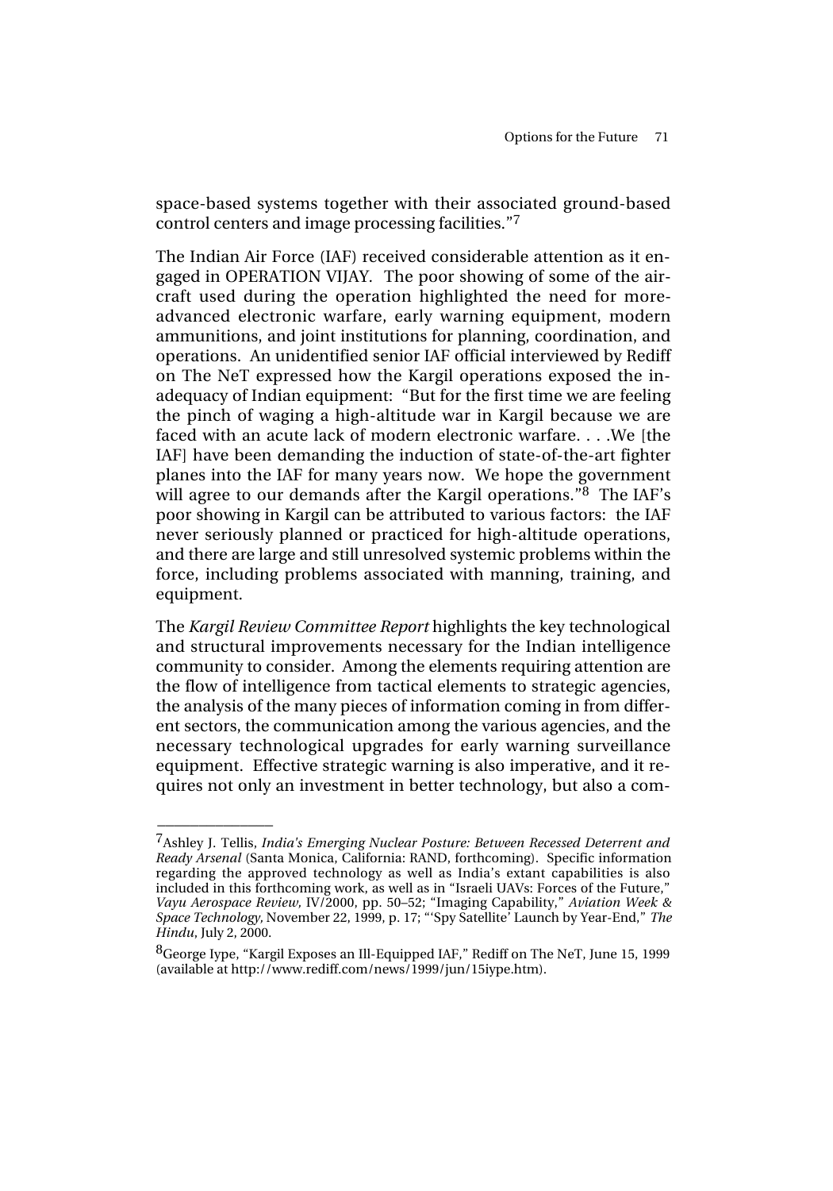space-based systems together with their associated ground-based control centers and image processing facilities."[7]

The Indian Air Force (IAF) received considerable attention as it engaged in OPERATION VIJAY. The poor showing of some of the aircraft used during the operation highlighted the need for more-advanced electronic warfare, early warning equipment, modern ammunitions, and joint institutions for planning, coordination, and operations. An unidentified senior IAF official interviewed by Rediff on The NeT expressed how the Kargil operations exposed the inadequacy of Indian equipment: "But for the first time we are feeling the pinch of waging a high-altitude war in Kargil because we are faced with an acute lack of modern electronic warfare. . . .We [the IAF] have been demanding the induction of state-of-the-art fighter planes into the IAF for many years now. We hope the government will agree to our demands after the Kargil operations."[8] The IAF's poor showing in Kargil can be attributed to various factors: the IAF never seriously planned or practiced for high-altitude operations, and there are large and still unresolved systemic problems within the force, including problems associated with manning, training, and equipment.

The *Kargil Review Committee Report* highlights the key technological and structural improvements necessary for the Indian intelligence community to consider. Among the elements requiring attention are the flow of intelligence from tactical elements to strategic agencies, the analysis of the many pieces of information coming in from different sectors, the communication among the various agencies, and the necessary technological upgrades for early warning surveillance equipment. Effective strategic warning is also imperative, and it requires not only an investment in better technology, but also a com-

---

[7] Ashley J. Tellis, *India's Emerging Nuclear Posture: Between Recessed Deterrent and Ready Arsenal* (Santa Monica, California: RAND, forthcoming). Specific information regarding the approved technology as well as India's extant capabilities is also included in this forthcoming work, as well as in "Israeli UAVs: Forces of the Future," *Vayu Aerospace Review,* IV/2000, pp. 50–52; "Imaging Capability," *Aviation Week & Space Technology,* November 22, 1999, p. 17; "'Spy Satellite' Launch by Year-End," *The Hindu*, July 2, 2000.

[8] George Iype, "Kargil Exposes an Ill-Equipped IAF," Rediff on The NeT, June 15, 1999 (available at http://www.rediff.com/news/1999/jun/15iype.htm).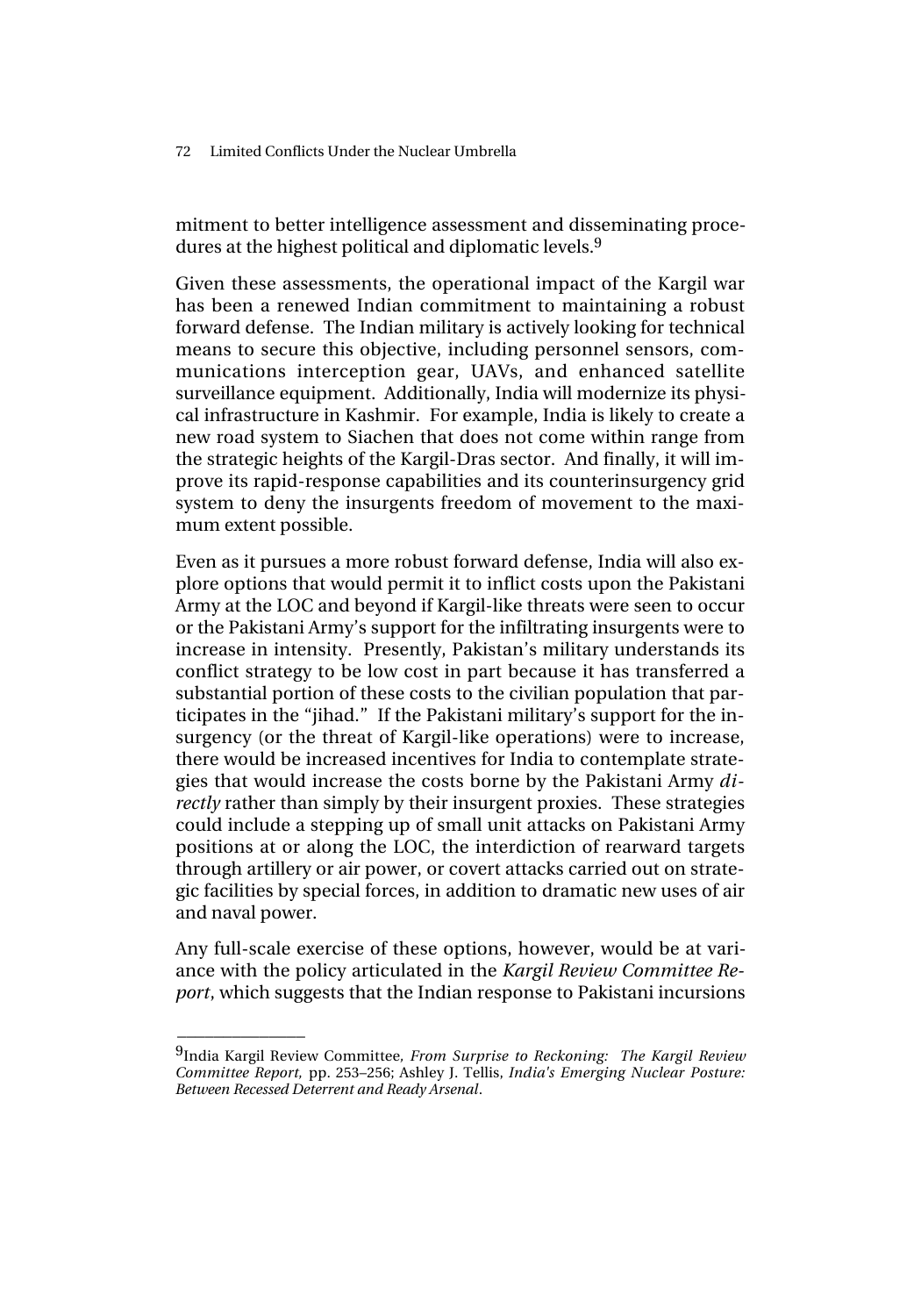mitment to better intelligence assessment and disseminating procedures at the highest political and diplomatic levels.[9]

Given these assessments, the operational impact of the Kargil war has been a renewed Indian commitment to maintaining a robust forward defense. The Indian military is actively looking for technical means to secure this objective, including personnel sensors, communications interception gear, UAVs, and enhanced satellite surveillance equipment. Additionally, India will modernize its physical infrastructure in Kashmir. For example, India is likely to create a new road system to Siachen that does not come within range from the strategic heights of the Kargil-Dras sector. And finally, it will improve its rapid-response capabilities and its counterinsurgency grid system to deny the insurgents freedom of movement to the maximum extent possible.

Even as it pursues a more robust forward defense, India will also explore options that would permit it to inflict costs upon the Pakistani Army at the LOC and beyond if Kargil-like threats were seen to occur or the Pakistani Army's support for the infiltrating insurgents were to increase in intensity. Presently, Pakistan's military understands its conflict strategy to be low cost in part because it has transferred a substantial portion of these costs to the civilian population that participates in the "jihad." If the Pakistani military's support for the insurgency (or the threat of Kargil-like operations) were to increase, there would be increased incentives for India to contemplate strategies that would increase the costs borne by the Pakistani Army *directly* rather than simply by their insurgent proxies. These strategies could include a stepping up of small unit attacks on Pakistani Army positions at or along the LOC, the interdiction of rearward targets through artillery or air power, or covert attacks carried out on strategic facilities by special forces, in addition to dramatic new uses of air and naval power.

Any full-scale exercise of these options, however, would be at variance with the policy articulated in the *Kargil Review Committee Report*, which suggests that the Indian response to Pakistani incursions

---

[9] India Kargil Review Committee, *From Surprise to Reckoning: The Kargil Review Committee Report,* pp. 253–256; Ashley J. Tellis, *India's Emerging Nuclear Posture: Between Recessed Deterrent and Ready Arsenal*.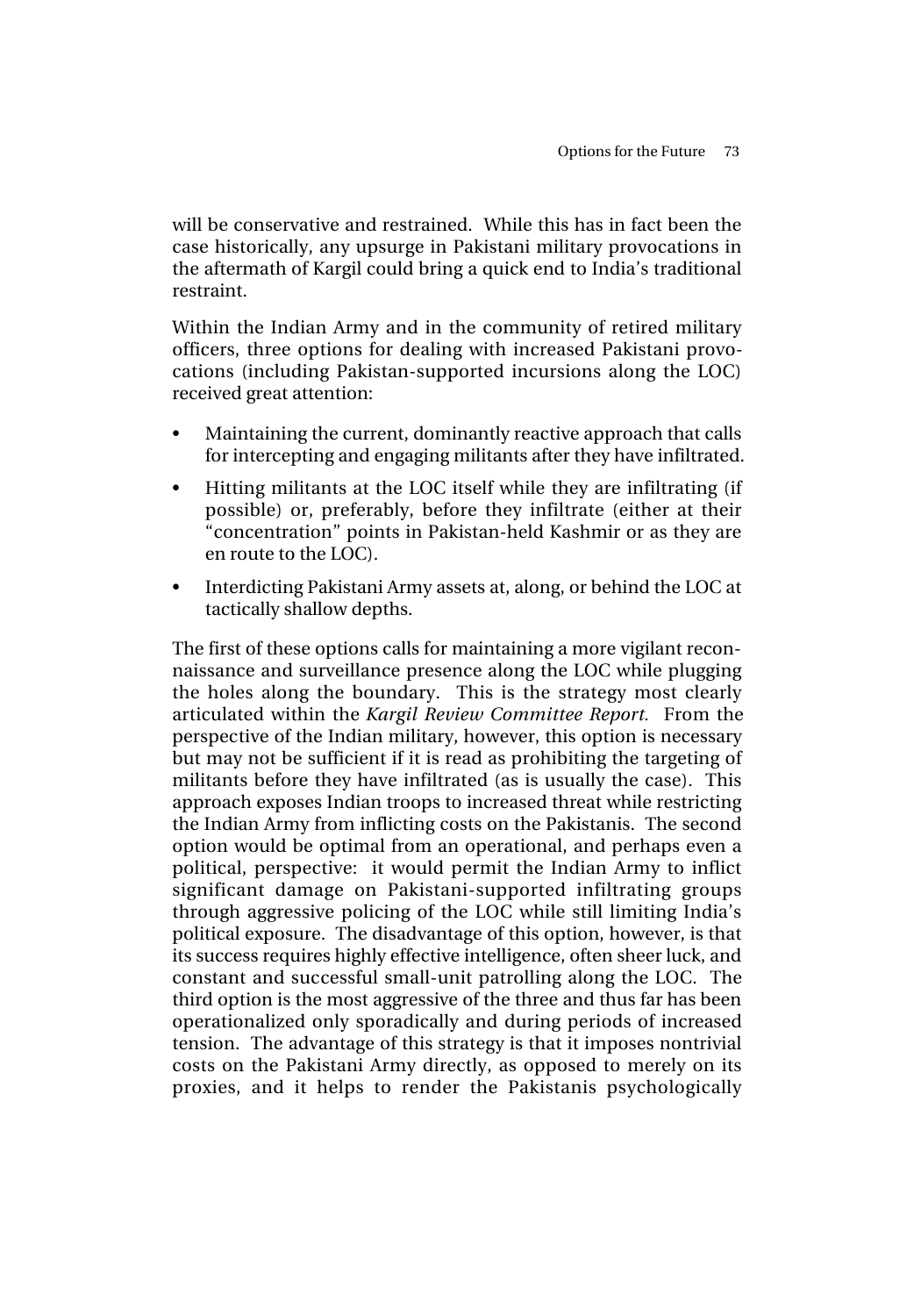will be conservative and restrained. While this has in fact been the case historically, any upsurge in Pakistani military provocations in the aftermath of Kargil could bring a quick end to India's traditional restraint.

Within the Indian Army and in the community of retired military officers, three options for dealing with increased Pakistani provocations (including Pakistan-supported incursions along the LOC) received great attention:

- Maintaining the current, dominantly reactive approach that calls for intercepting and engaging militants after they have infiltrated.
- Hitting militants at the LOC itself while they are infiltrating (if possible) or, preferably, before they infiltrate (either at their "concentration" points in Pakistan-held Kashmir or as they are en route to the LOC).
- Interdicting Pakistani Army assets at, along, or behind the LOC at tactically shallow depths.

The first of these options calls for maintaining a more vigilant reconnaissance and surveillance presence along the LOC while plugging the holes along the boundary. This is the strategy most clearly articulated within the *Kargil Review Committee Report.* From the perspective of the Indian military, however, this option is necessary but may not be sufficient if it is read as prohibiting the targeting of militants before they have infiltrated (as is usually the case). This approach exposes Indian troops to increased threat while restricting the Indian Army from inflicting costs on the Pakistanis. The second option would be optimal from an operational, and perhaps even a political, perspective: it would permit the Indian Army to inflict significant damage on Pakistani-supported infiltrating groups through aggressive policing of the LOC while still limiting India's political exposure. The disadvantage of this option, however, is that its success requires highly effective intelligence, often sheer luck, and constant and successful small-unit patrolling along the LOC. The third option is the most aggressive of the three and thus far has been operationalized only sporadically and during periods of increased tension. The advantage of this strategy is that it imposes nontrivial costs on the Pakistani Army directly, as opposed to merely on its proxies, and it helps to render the Pakistanis psychologically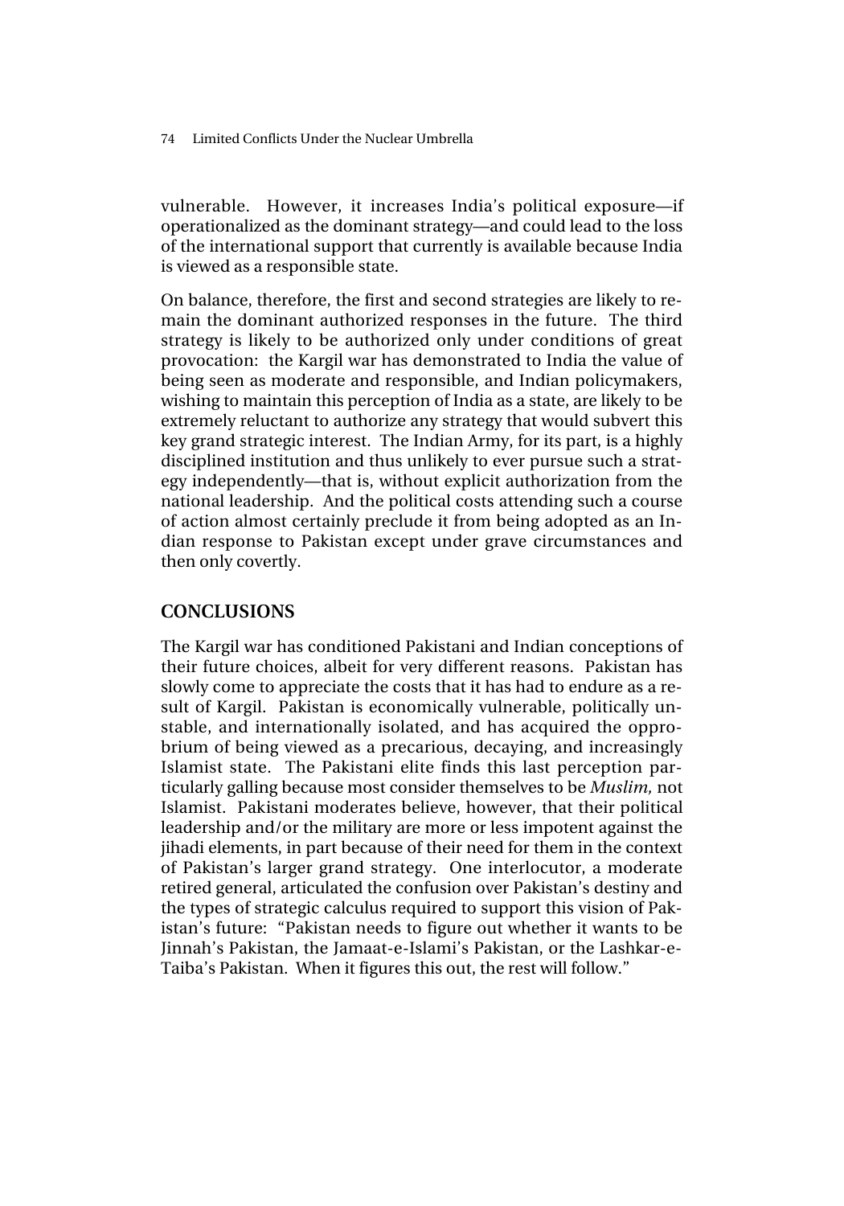vulnerable. However, it increases India's political exposure—if operationalized as the dominant strategy—and could lead to the loss of the international support that currently is available because India is viewed as a responsible state.

On balance, therefore, the first and second strategies are likely to remain the dominant authorized responses in the future. The third strategy is likely to be authorized only under conditions of great provocation: the Kargil war has demonstrated to India the value of being seen as moderate and responsible, and Indian policymakers, wishing to maintain this perception of India as a state, are likely to be extremely reluctant to authorize any strategy that would subvert this key grand strategic interest. The Indian Army, for its part, is a highly disciplined institution and thus unlikely to ever pursue such a strategy independently—that is, without explicit authorization from the national leadership. And the political costs attending such a course of action almost certainly preclude it from being adopted as an Indian response to Pakistan except under grave circumstances and then only covertly.

## CONCLUSIONS

The Kargil war has conditioned Pakistani and Indian conceptions of their future choices, albeit for very different reasons. Pakistan has slowly come to appreciate the costs that it has had to endure as a result of Kargil. Pakistan is economically vulnerable, politically unstable, and internationally isolated, and has acquired the opprobrium of being viewed as a precarious, decaying, and increasingly Islamist state. The Pakistani elite finds this last perception particularly galling because most consider themselves to be *Muslim*, not Islamist. Pakistani moderates believe, however, that their political leadership and/or the military are more or less impotent against the jihadi elements, in part because of their need for them in the context of Pakistan's larger grand strategy. One interlocutor, a moderate retired general, articulated the confusion over Pakistan's destiny and the types of strategic calculus required to support this vision of Pakistan's future: "Pakistan needs to figure out whether it wants to be Jinnah's Pakistan, the Jamaat-e-Islami's Pakistan, or the Lashkar-e-Taiba's Pakistan. When it figures this out, the rest will follow."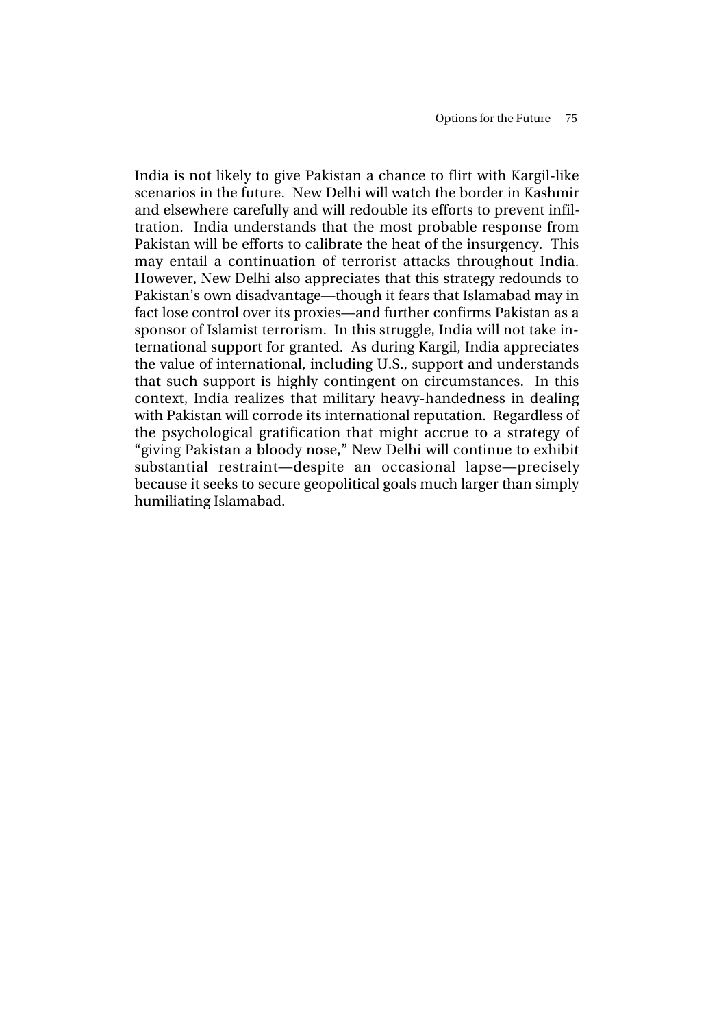India is not likely to give Pakistan a chance to flirt with Kargil-like scenarios in the future. New Delhi will watch the border in Kashmir and elsewhere carefully and will redouble its efforts to prevent infiltration. India understands that the most probable response from Pakistan will be efforts to calibrate the heat of the insurgency. This may entail a continuation of terrorist attacks throughout India. However, New Delhi also appreciates that this strategy redounds to Pakistan's own disadvantage—though it fears that Islamabad may in fact lose control over its proxies—and further confirms Pakistan as a sponsor of Islamist terrorism. In this struggle, India will not take international support for granted. As during Kargil, India appreciates the value of international, including U.S., support and understands that such support is highly contingent on circumstances. In this context, India realizes that military heavy-handedness in dealing with Pakistan will corrode its international reputation. Regardless of the psychological gratification that might accrue to a strategy of "giving Pakistan a bloody nose," New Delhi will continue to exhibit substantial restraint—despite an occasional lapse—precisely because it seeks to secure geopolitical goals much larger than simply humiliating Islamabad.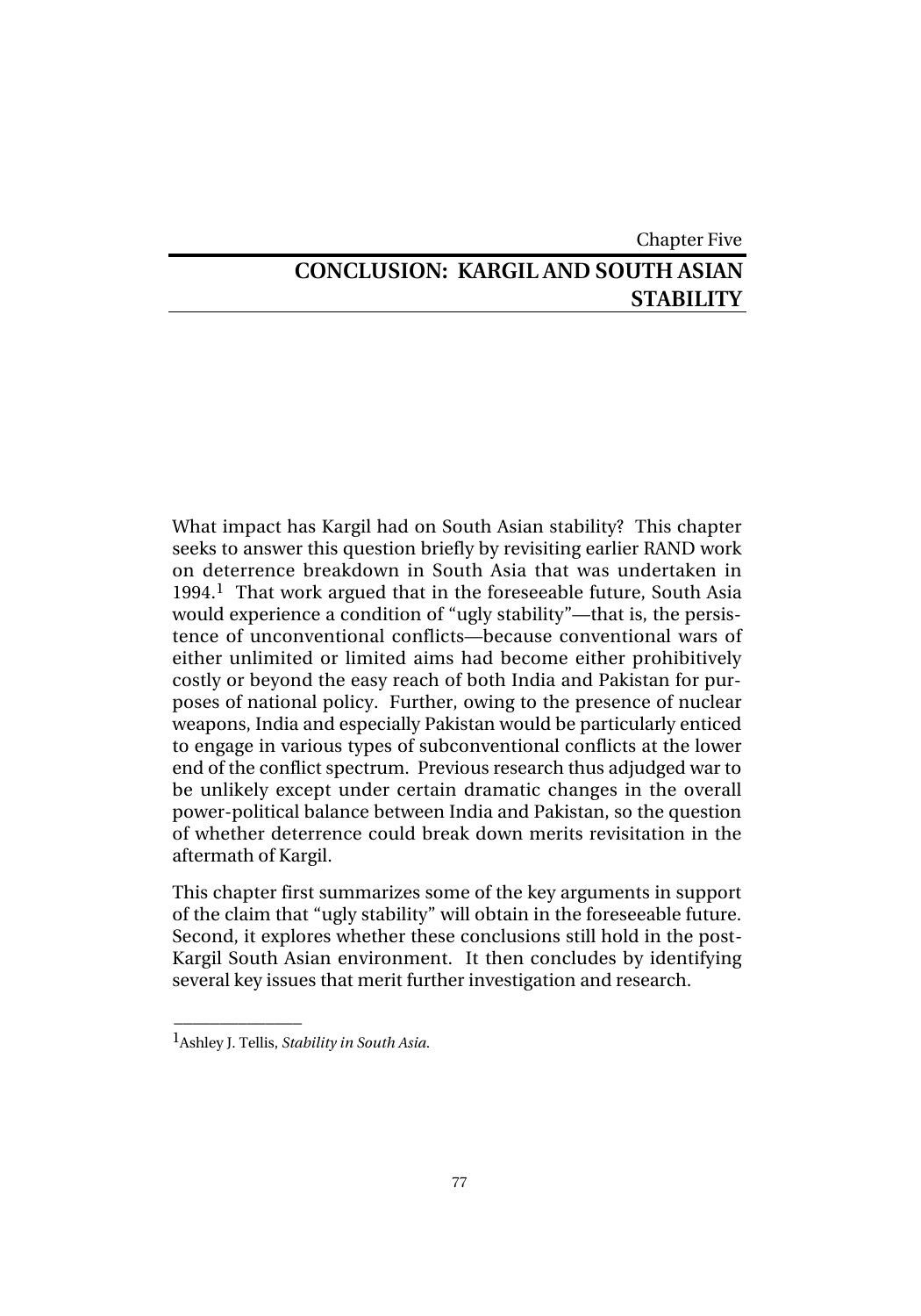Chapter Five

# CONCLUSION: KARGIL AND SOUTH ASIAN STABILITY

What impact has Kargil had on South Asian stability? This chapter seeks to answer this question briefly by revisiting earlier RAND work on deterrence breakdown in South Asia that was undertaken in 1994.[1] That work argued that in the foreseeable future, South Asia would experience a condition of "ugly stability"—that is, the persistence of unconventional conflicts—because conventional wars of either unlimited or limited aims had become either prohibitively costly or beyond the easy reach of both India and Pakistan for purposes of national policy. Further, owing to the presence of nuclear weapons, India and especially Pakistan would be particularly enticed to engage in various types of subconventional conflicts at the lower end of the conflict spectrum. Previous research thus adjudged war to be unlikely except under certain dramatic changes in the overall power-political balance between India and Pakistan, so the question of whether deterrence could break down merits revisitation in the aftermath of Kargil.

This chapter first summarizes some of the key arguments in support of the claim that "ugly stability" will obtain in the foreseeable future. Second, it explores whether these conclusions still hold in the post-Kargil South Asian environment. It then concludes by identifying several key issues that merit further investigation and research.

---

[1] Ashley J. Tellis, *Stability in South Asia*.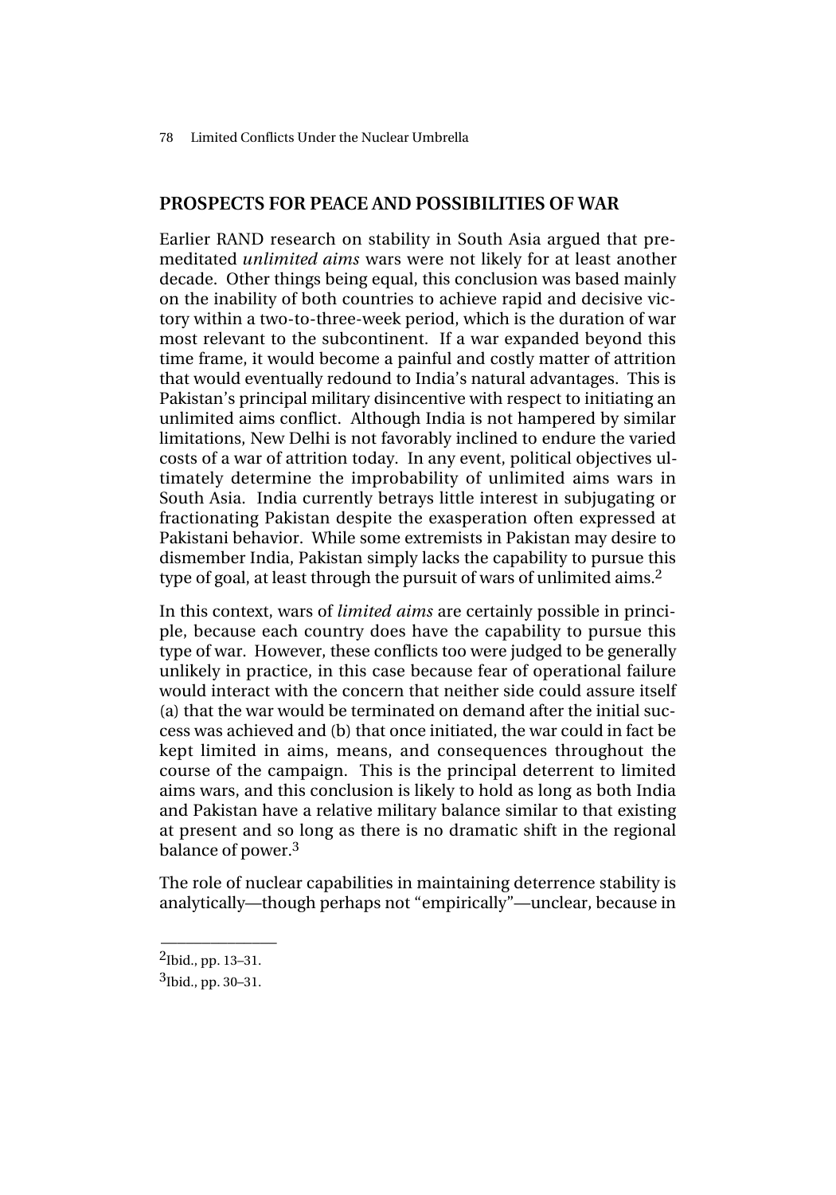## PROSPECTS FOR PEACE AND POSSIBILITIES OF WAR

Earlier RAND research on stability in South Asia argued that premeditated *unlimited aims* wars were not likely for at least another decade. Other things being equal, this conclusion was based mainly on the inability of both countries to achieve rapid and decisive victory within a two-to-three-week period, which is the duration of war most relevant to the subcontinent. If a war expanded beyond this time frame, it would become a painful and costly matter of attrition that would eventually redound to India's natural advantages. This is Pakistan's principal military disincentive with respect to initiating an unlimited aims conflict. Although India is not hampered by similar limitations, New Delhi is not favorably inclined to endure the varied costs of a war of attrition today. In any event, political objectives ultimately determine the improbability of unlimited aims wars in South Asia. India currently betrays little interest in subjugating or fractionating Pakistan despite the exasperation often expressed at Pakistani behavior. While some extremists in Pakistan may desire to dismember India, Pakistan simply lacks the capability to pursue this type of goal, at least through the pursuit of wars of unlimited aims.[2]

In this context, wars of *limited aims* are certainly possible in principle, because each country does have the capability to pursue this type of war. However, these conflicts too were judged to be generally unlikely in practice, in this case because fear of operational failure would interact with the concern that neither side could assure itself (a) that the war would be terminated on demand after the initial success was achieved and (b) that once initiated, the war could in fact be kept limited in aims, means, and consequences throughout the course of the campaign. This is the principal deterrent to limited aims wars, and this conclusion is likely to hold as long as both India and Pakistan have a relative military balance similar to that existing at present and so long as there is no dramatic shift in the regional balance of power.[3]

The role of nuclear capabilities in maintaining deterrence stability is analytically—though perhaps not "empirically"—unclear, because in

---

[2]Ibid., pp. 13–31.

[3]Ibid., pp. 30–31.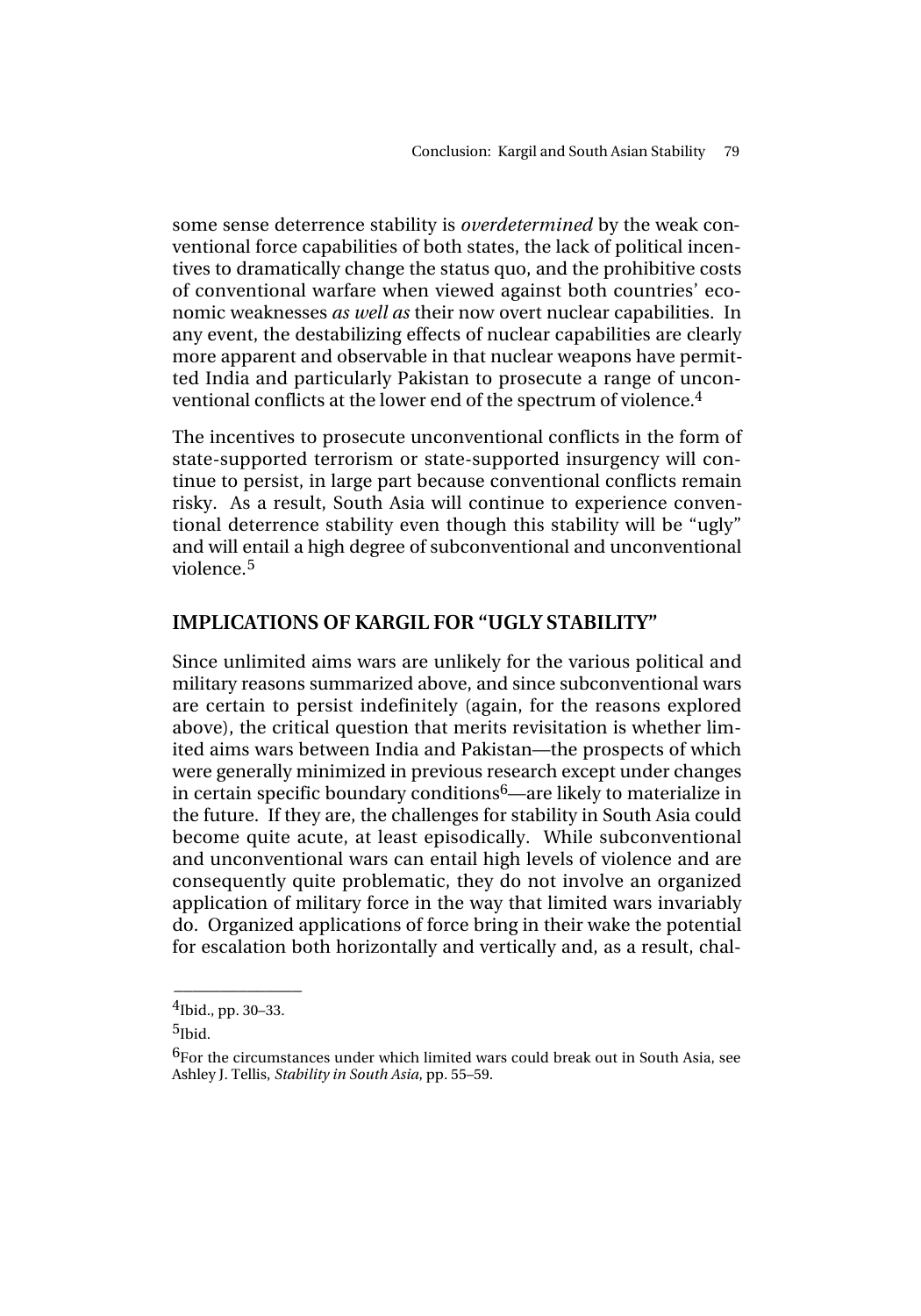some sense deterrence stability is *overdetermined* by the weak conventional force capabilities of both states, the lack of political incentives to dramatically change the status quo, and the prohibitive costs of conventional warfare when viewed against both countries' economic weaknesses *as well as* their now overt nuclear capabilities. In any event, the destabilizing effects of nuclear capabilities are clearly more apparent and observable in that nuclear weapons have permitted India and particularly Pakistan to prosecute a range of unconventional conflicts at the lower end of the spectrum of violence.[4]

The incentives to prosecute unconventional conflicts in the form of state-supported terrorism or state-supported insurgency will continue to persist, in large part because conventional conflicts remain risky. As a result, South Asia will continue to experience conventional deterrence stability even though this stability will be "ugly" and will entail a high degree of subconventional and unconventional violence.[5]

## IMPLICATIONS OF KARGIL FOR "UGLY STABILITY"

Since unlimited aims wars are unlikely for the various political and military reasons summarized above, and since subconventional wars are certain to persist indefinitely (again, for the reasons explored above), the critical question that merits revisitation is whether limited aims wars between India and Pakistan—the prospects of which were generally minimized in previous research except under changes in certain specific boundary conditions[6]—are likely to materialize in the future. If they are, the challenges for stability in South Asia could become quite acute, at least episodically. While subconventional and unconventional wars can entail high levels of violence and are consequently quite problematic, they do not involve an organized application of military force in the way that limited wars invariably do. Organized applications of force bring in their wake the potential for escalation both horizontally and vertically and, as a result, chal-

---

[4]Ibid., pp. 30–33.

[5]Ibid.

[6]For the circumstances under which limited wars could break out in South Asia, see Ashley J. Tellis, *Stability in South Asia*, pp. 55–59.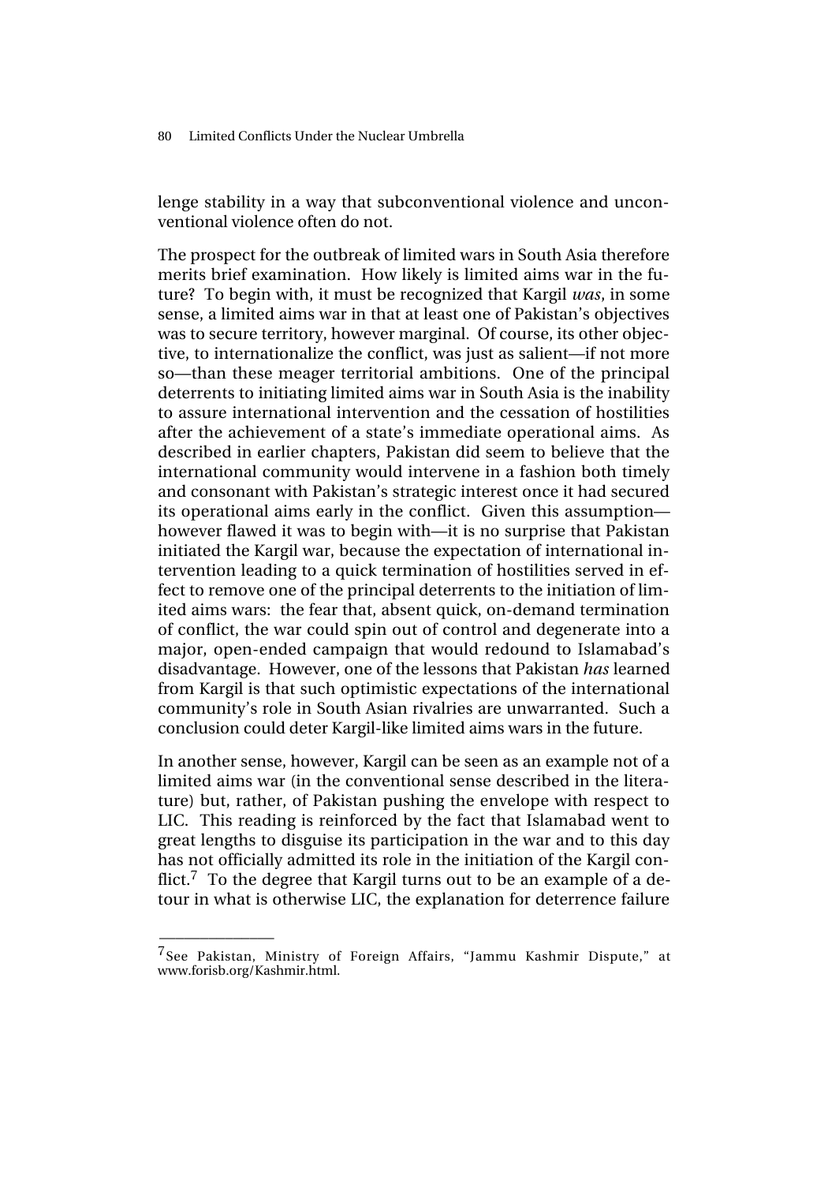lenge stability in a way that subconventional violence and unconventional violence often do not.

The prospect for the outbreak of limited wars in South Asia therefore merits brief examination. How likely is limited aims war in the future? To begin with, it must be recognized that Kargil *was*, in some sense, a limited aims war in that at least one of Pakistan's objectives was to secure territory, however marginal. Of course, its other objective, to internationalize the conflict, was just as salient—if not more so—than these meager territorial ambitions. One of the principal deterrents to initiating limited aims war in South Asia is the inability to assure international intervention and the cessation of hostilities after the achievement of a state's immediate operational aims. As described in earlier chapters, Pakistan did seem to believe that the international community would intervene in a fashion both timely and consonant with Pakistan's strategic interest once it had secured its operational aims early in the conflict. Given this assumption—however flawed it was to begin with—it is no surprise that Pakistan initiated the Kargil war, because the expectation of international intervention leading to a quick termination of hostilities served in effect to remove one of the principal deterrents to the initiation of limited aims wars: the fear that, absent quick, on-demand termination of conflict, the war could spin out of control and degenerate into a major, open-ended campaign that would redound to Islamabad's disadvantage. However, one of the lessons that Pakistan *has* learned from Kargil is that such optimistic expectations of the international community's role in South Asian rivalries are unwarranted. Such a conclusion could deter Kargil-like limited aims wars in the future.

In another sense, however, Kargil can be seen as an example not of a limited aims war (in the conventional sense described in the literature) but, rather, of Pakistan pushing the envelope with respect to LIC. This reading is reinforced by the fact that Islamabad went to great lengths to disguise its participation in the war and to this day has not officially admitted its role in the initiation of the Kargil conflict.[7] To the degree that Kargil turns out to be an example of a detour in what is otherwise LIC, the explanation for deterrence failure

---

[7] See Pakistan, Ministry of Foreign Affairs, "Jammu Kashmir Dispute," at www.forisb.org/Kashmir.html.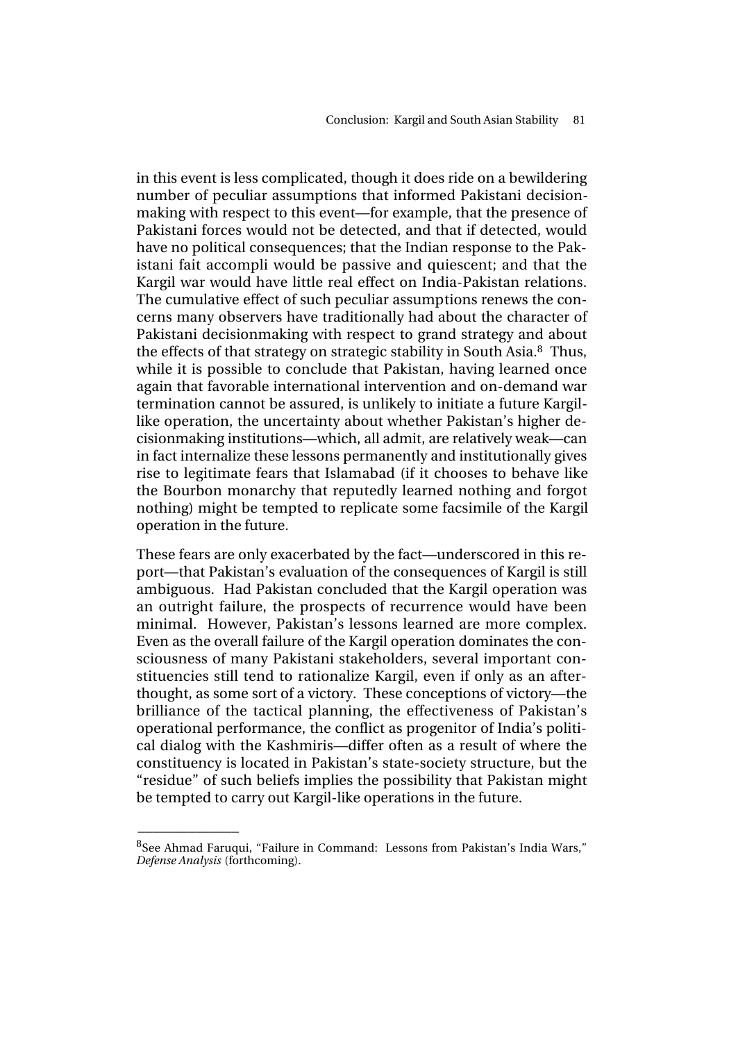in this event is less complicated, though it does ride on a bewildering number of peculiar assumptions that informed Pakistani decisionmaking with respect to this event—for example, that the presence of Pakistani forces would not be detected, and that if detected, would have no political consequences; that the Indian response to the Pakistani fait accompli would be passive and quiescent; and that the Kargil war would have little real effect on India-Pakistan relations. The cumulative effect of such peculiar assumptions renews the concerns many observers have traditionally had about the character of Pakistani decisionmaking with respect to grand strategy and about the effects of that strategy on strategic stability in South Asia.[8] Thus, while it is possible to conclude that Pakistan, having learned once again that favorable international intervention and on-demand war termination cannot be assured, is unlikely to initiate a future Kargil-like operation, the uncertainty about whether Pakistan's higher decisionmaking institutions—which, all admit, are relatively weak—can in fact internalize these lessons permanently and institutionally gives rise to legitimate fears that Islamabad (if it chooses to behave like the Bourbon monarchy that reputedly learned nothing and forgot nothing) might be tempted to replicate some facsimile of the Kargil operation in the future.

These fears are only exacerbated by the fact—underscored in this report—that Pakistan's evaluation of the consequences of Kargil is still ambiguous. Had Pakistan concluded that the Kargil operation was an outright failure, the prospects of recurrence would have been minimal. However, Pakistan's lessons learned are more complex. Even as the overall failure of the Kargil operation dominates the consciousness of many Pakistani stakeholders, several important constituencies still tend to rationalize Kargil, even if only as an afterthought, as some sort of a victory. These conceptions of victory—the brilliance of the tactical planning, the effectiveness of Pakistan's operational performance, the conflict as progenitor of India's political dialog with the Kashmiris—differ often as a result of where the constituency is located in Pakistan's state-society structure, but the "residue" of such beliefs implies the possibility that Pakistan might be tempted to carry out Kargil-like operations in the future.

---

[8]See Ahmad Faruqui, "Failure in Command: Lessons from Pakistan's India Wars," *Defense Analysis* (forthcoming).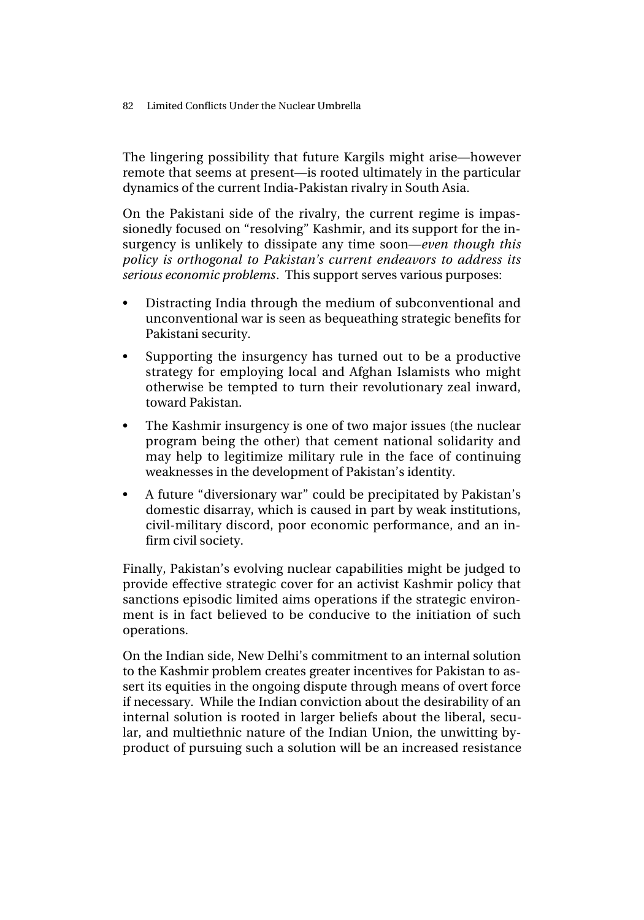The lingering possibility that future Kargils might arise—however remote that seems at present—is rooted ultimately in the particular dynamics of the current India-Pakistan rivalry in South Asia.

On the Pakistani side of the rivalry, the current regime is impassionedly focused on "resolving" Kashmir, and its support for the insurgency is unlikely to dissipate any time soon—*even though this policy is orthogonal to Pakistan's current endeavors to address its serious economic problems*. This support serves various purposes:

- Distracting India through the medium of subconventional and unconventional war is seen as bequeathing strategic benefits for Pakistani security.
- Supporting the insurgency has turned out to be a productive strategy for employing local and Afghan Islamists who might otherwise be tempted to turn their revolutionary zeal inward, toward Pakistan.
- The Kashmir insurgency is one of two major issues (the nuclear program being the other) that cement national solidarity and may help to legitimize military rule in the face of continuing weaknesses in the development of Pakistan's identity.
- A future "diversionary war" could be precipitated by Pakistan's domestic disarray, which is caused in part by weak institutions, civil-military discord, poor economic performance, and an infirm civil society.

Finally, Pakistan's evolving nuclear capabilities might be judged to provide effective strategic cover for an activist Kashmir policy that sanctions episodic limited aims operations if the strategic environment is in fact believed to be conducive to the initiation of such operations.

On the Indian side, New Delhi's commitment to an internal solution to the Kashmir problem creates greater incentives for Pakistan to assert its equities in the ongoing dispute through means of overt force if necessary. While the Indian conviction about the desirability of an internal solution is rooted in larger beliefs about the liberal, secular, and multiethnic nature of the Indian Union, the unwitting byproduct of pursuing such a solution will be an increased resistance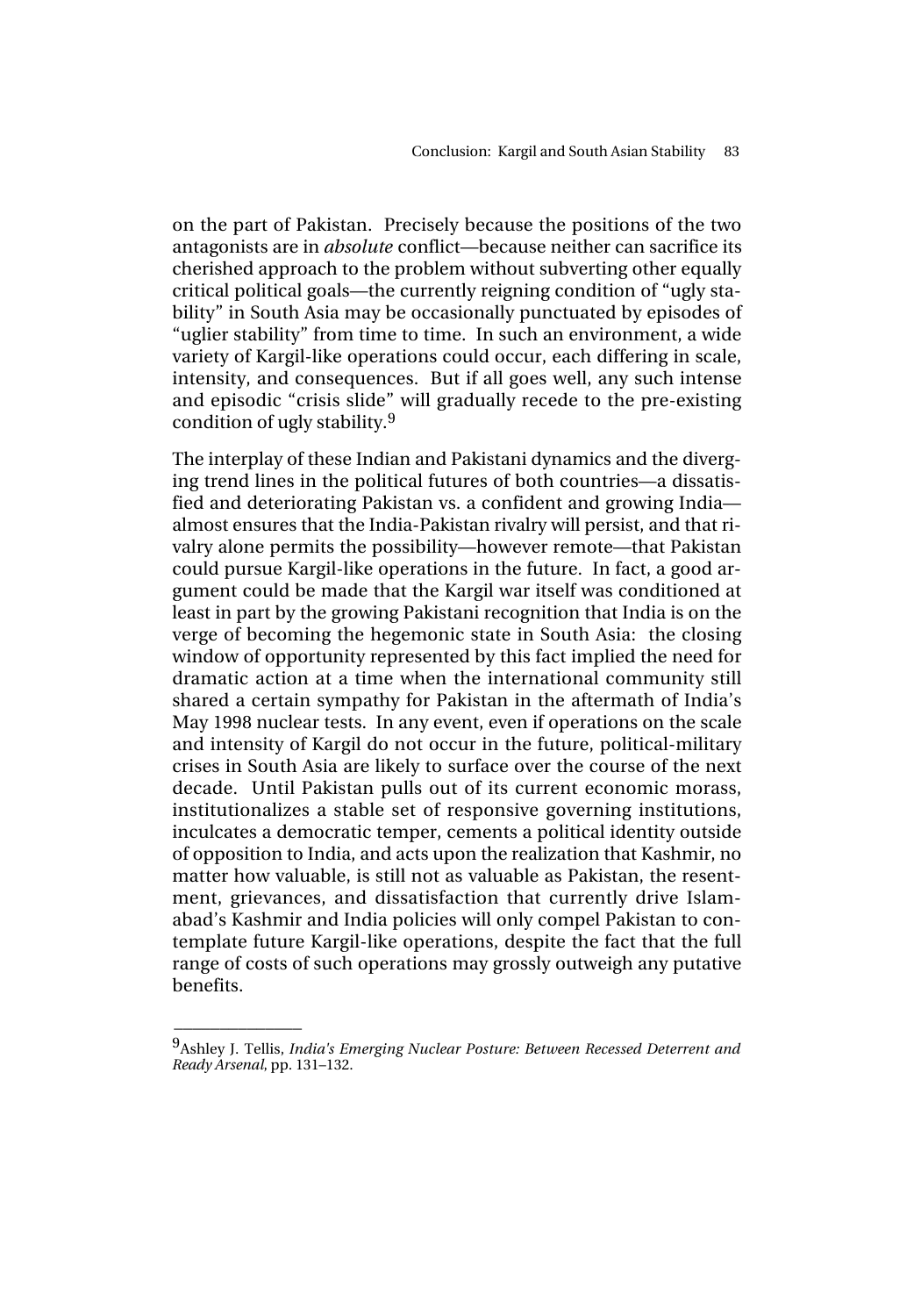on the part of Pakistan. Precisely because the positions of the two antagonists are in *absolute* conflict—because neither can sacrifice its cherished approach to the problem without subverting other equally critical political goals—the currently reigning condition of "ugly stability" in South Asia may be occasionally punctuated by episodes of "uglier stability" from time to time. In such an environment, a wide variety of Kargil-like operations could occur, each differing in scale, intensity, and consequences. But if all goes well, any such intense and episodic "crisis slide" will gradually recede to the pre-existing condition of ugly stability.[9]

The interplay of these Indian and Pakistani dynamics and the diverging trend lines in the political futures of both countries—a dissatisfied and deteriorating Pakistan vs. a confident and growing India—almost ensures that the India-Pakistan rivalry will persist, and that rivalry alone permits the possibility—however remote—that Pakistan could pursue Kargil-like operations in the future. In fact, a good argument could be made that the Kargil war itself was conditioned at least in part by the growing Pakistani recognition that India is on the verge of becoming the hegemonic state in South Asia: the closing window of opportunity represented by this fact implied the need for dramatic action at a time when the international community still shared a certain sympathy for Pakistan in the aftermath of India's May 1998 nuclear tests. In any event, even if operations on the scale and intensity of Kargil do not occur in the future, political-military crises in South Asia are likely to surface over the course of the next decade. Until Pakistan pulls out of its current economic morass, institutionalizes a stable set of responsive governing institutions, inculcates a democratic temper, cements a political identity outside of opposition to India, and acts upon the realization that Kashmir, no matter how valuable, is still not as valuable as Pakistan, the resentment, grievances, and dissatisfaction that currently drive Islamabad's Kashmir and India policies will only compel Pakistan to contemplate future Kargil-like operations, despite the fact that the full range of costs of such operations may grossly outweigh any putative benefits.

---

[9] Ashley J. Tellis, *India's Emerging Nuclear Posture: Between Recessed Deterrent and Ready Arsenal*, pp. 131–132.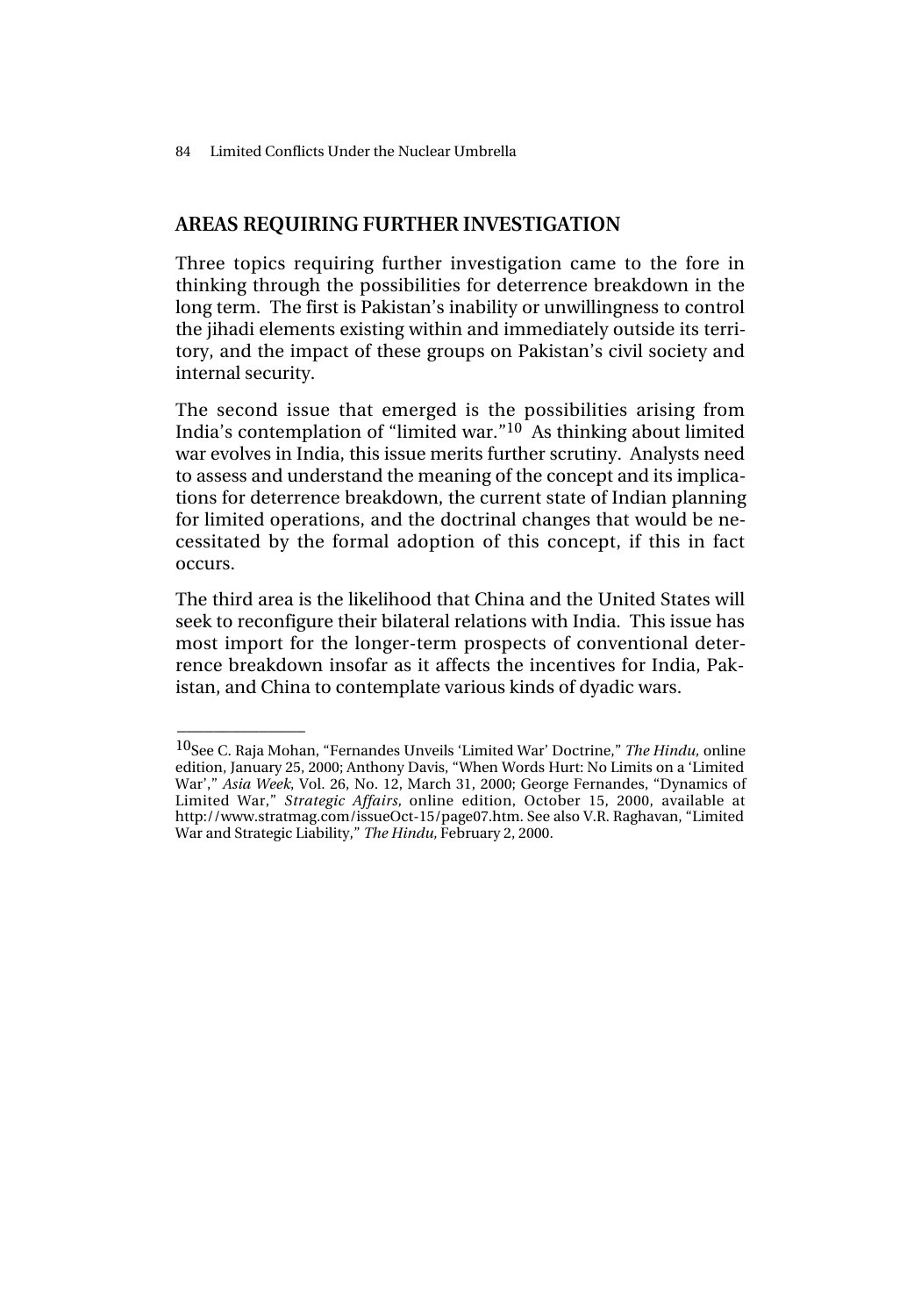## AREAS REQUIRING FURTHER INVESTIGATION

Three topics requiring further investigation came to the fore in thinking through the possibilities for deterrence breakdown in the long term. The first is Pakistan's inability or unwillingness to control the jihadi elements existing within and immediately outside its territory, and the impact of these groups on Pakistan's civil society and internal security.

The second issue that emerged is the possibilities arising from India's contemplation of "limited war."[10] As thinking about limited war evolves in India, this issue merits further scrutiny. Analysts need to assess and understand the meaning of the concept and its implications for deterrence breakdown, the current state of Indian planning for limited operations, and the doctrinal changes that would be necessitated by the formal adoption of this concept, if this in fact occurs.

The third area is the likelihood that China and the United States will seek to reconfigure their bilateral relations with India. This issue has most import for the longer-term prospects of conventional deterrence breakdown insofar as it affects the incentives for India, Pakistan, and China to contemplate various kinds of dyadic wars.

---

[10]See C. Raja Mohan, "Fernandes Unveils 'Limited War' Doctrine," *The Hindu*, online edition, January 25, 2000; Anthony Davis, "When Words Hurt: No Limits on a 'Limited War'," *Asia Week*, Vol. 26, No. 12, March 31, 2000; George Fernandes, "Dynamics of Limited War," *Strategic Affairs*, online edition, October 15, 2000, available at http://www.stratmag.com/issueOct-15/page07.htm. See also V.R. Raghavan, "Limited War and Strategic Liability," *The Hindu*, February 2, 2000.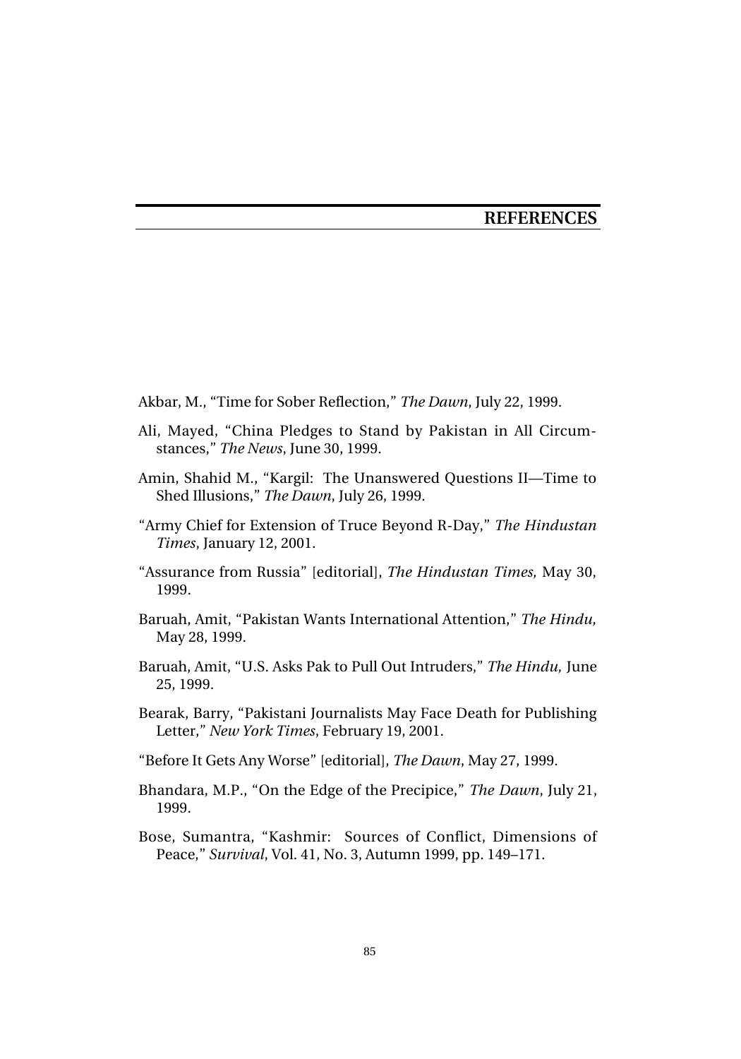# REFERENCES

Akbar, M., "Time for Sober Reflection," *The Dawn*, July 22, 1999.

Ali, Mayed, "China Pledges to Stand by Pakistan in All Circumstances," *The News*, June 30, 1999.

Amin, Shahid M., "Kargil: The Unanswered Questions II—Time to Shed Illusions," *The Dawn*, July 26, 1999.

"Army Chief for Extension of Truce Beyond R-Day," *The Hindustan Times*, January 12, 2001.

"Assurance from Russia" [editorial], *The Hindustan Times,* May 30, 1999.

Baruah, Amit, "Pakistan Wants International Attention," *The Hindu,* May 28, 1999.

Baruah, Amit, "U.S. Asks Pak to Pull Out Intruders," *The Hindu,* June 25, 1999.

Bearak, Barry, "Pakistani Journalists May Face Death for Publishing Letter," *New York Times*, February 19, 2001.

"Before It Gets Any Worse" [editorial], *The Dawn*, May 27, 1999.

Bhandara, M.P., "On the Edge of the Precipice," *The Dawn*, July 21, 1999.

Bose, Sumantra, "Kashmir: Sources of Conflict, Dimensions of Peace," *Survival*, Vol. 41, No. 3, Autumn 1999, pp. 149–171.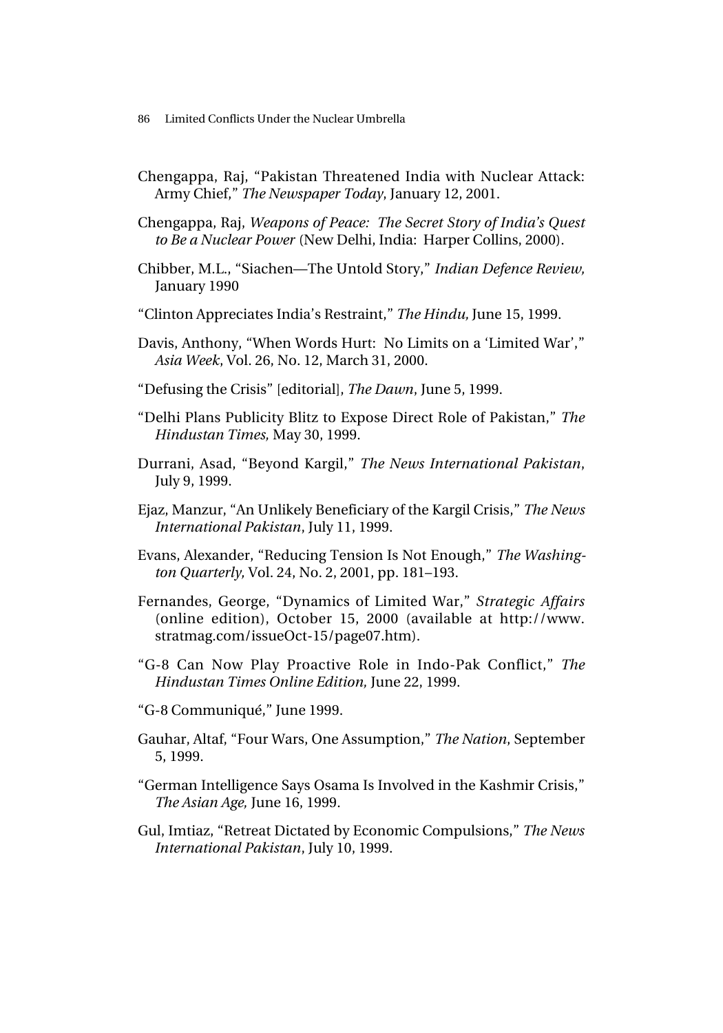Chengappa, Raj, "Pakistan Threatened India with Nuclear Attack: Army Chief," *The Newspaper Today*, January 12, 2001.

Chengappa, Raj, *Weapons of Peace: The Secret Story of India's Quest to Be a Nuclear Power* (New Delhi, India: Harper Collins, 2000).

Chibber, M.L., "Siachen—The Untold Story," *Indian Defence Review,* January 1990

"Clinton Appreciates India's Restraint," *The Hindu,* June 15, 1999.

Davis, Anthony, "When Words Hurt: No Limits on a 'Limited War'," *Asia Week*, Vol. 26, No. 12, March 31, 2000.

"Defusing the Crisis" [editorial], *The Dawn*, June 5, 1999.

"Delhi Plans Publicity Blitz to Expose Direct Role of Pakistan," *The Hindustan Times,* May 30, 1999.

Durrani, Asad, "Beyond Kargil," *The News International Pakistan*, July 9, 1999.

Ejaz, Manzur, "An Unlikely Beneficiary of the Kargil Crisis," *The News International Pakistan*, July 11, 1999.

Evans, Alexander, "Reducing Tension Is Not Enough," *The Washington Quarterly,* Vol. 24, No. 2, 2001, pp. 181–193.

Fernandes, George, "Dynamics of Limited War," *Strategic Affairs* (online edition), October 15, 2000 (available at http://www.stratmag.com/issueOct-15/page07.htm).

"G-8 Can Now Play Proactive Role in Indo-Pak Conflict," *The Hindustan Times Online Edition,* June 22, 1999.

"G-8 Communiqué," June 1999.

Gauhar, Altaf, "Four Wars, One Assumption," *The Nation*, September 5, 1999.

"German Intelligence Says Osama Is Involved in the Kashmir Crisis," *The Asian Age,* June 16, 1999.

Gul, Imtiaz, "Retreat Dictated by Economic Compulsions," *The News International Pakistan*, July 10, 1999.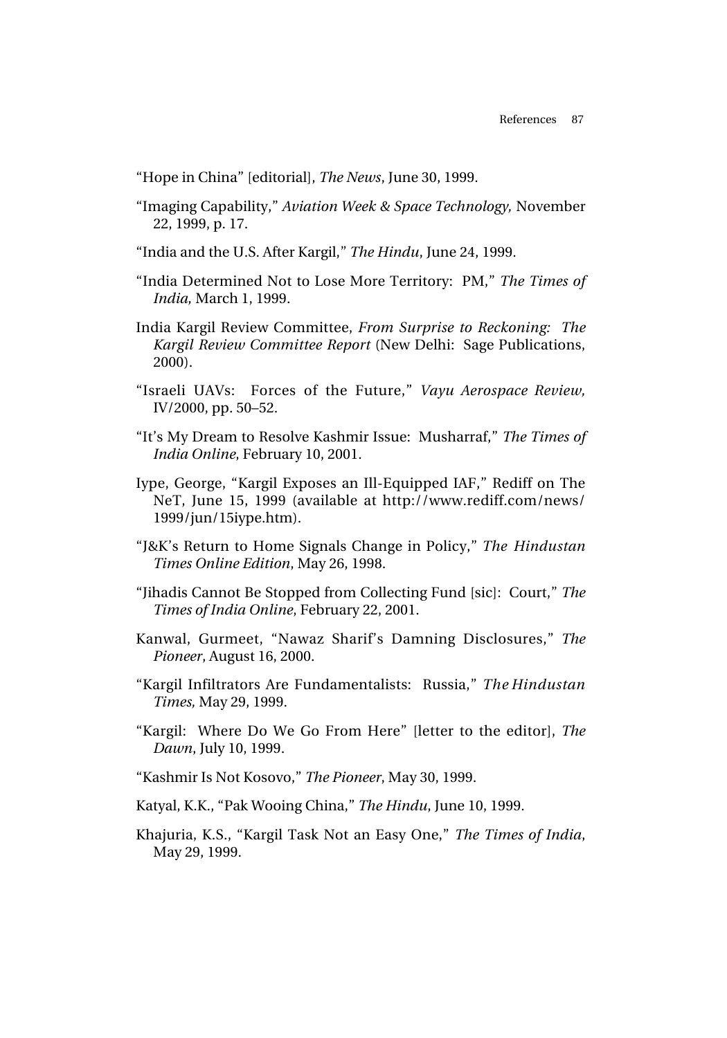"Hope in China" [editorial], *The News*, June 30, 1999.

"Imaging Capability," *Aviation Week & Space Technology,* November 22, 1999, p. 17.

"India and the U.S. After Kargil," *The Hindu*, June 24, 1999.

"India Determined Not to Lose More Territory: PM," *The Times of India,* March 1, 1999.

India Kargil Review Committee, *From Surprise to Reckoning: The Kargil Review Committee Report* (New Delhi: Sage Publications, 2000).

"Israeli UAVs: Forces of the Future," *Vayu Aerospace Review,* IV/2000, pp. 50–52.

"It's My Dream to Resolve Kashmir Issue: Musharraf," *The Times of India Online*, February 10, 2001.

Iype, George, "Kargil Exposes an Ill-Equipped IAF," Rediff on The NeT, June 15, 1999 (available at http://www.rediff.com/news/1999/jun/15iype.htm).

"J&K's Return to Home Signals Change in Policy," *The Hindustan Times Online Edition*, May 26, 1998.

"Jihadis Cannot Be Stopped from Collecting Fund [sic]: Court," *The Times of India Online*, February 22, 2001.

Kanwal, Gurmeet, "Nawaz Sharif's Damning Disclosures," *The Pioneer*, August 16, 2000.

"Kargil Infiltrators Are Fundamentalists: Russia," *The Hindustan Times,* May 29, 1999.

"Kargil: Where Do We Go From Here" [letter to the editor], *The Dawn*, July 10, 1999.

"Kashmir Is Not Kosovo," *The Pioneer*, May 30, 1999.

Katyal, K.K., "Pak Wooing China," *The Hindu*, June 10, 1999.

Khajuria, K.S., "Kargil Task Not an Easy One," *The Times of India*, May 29, 1999.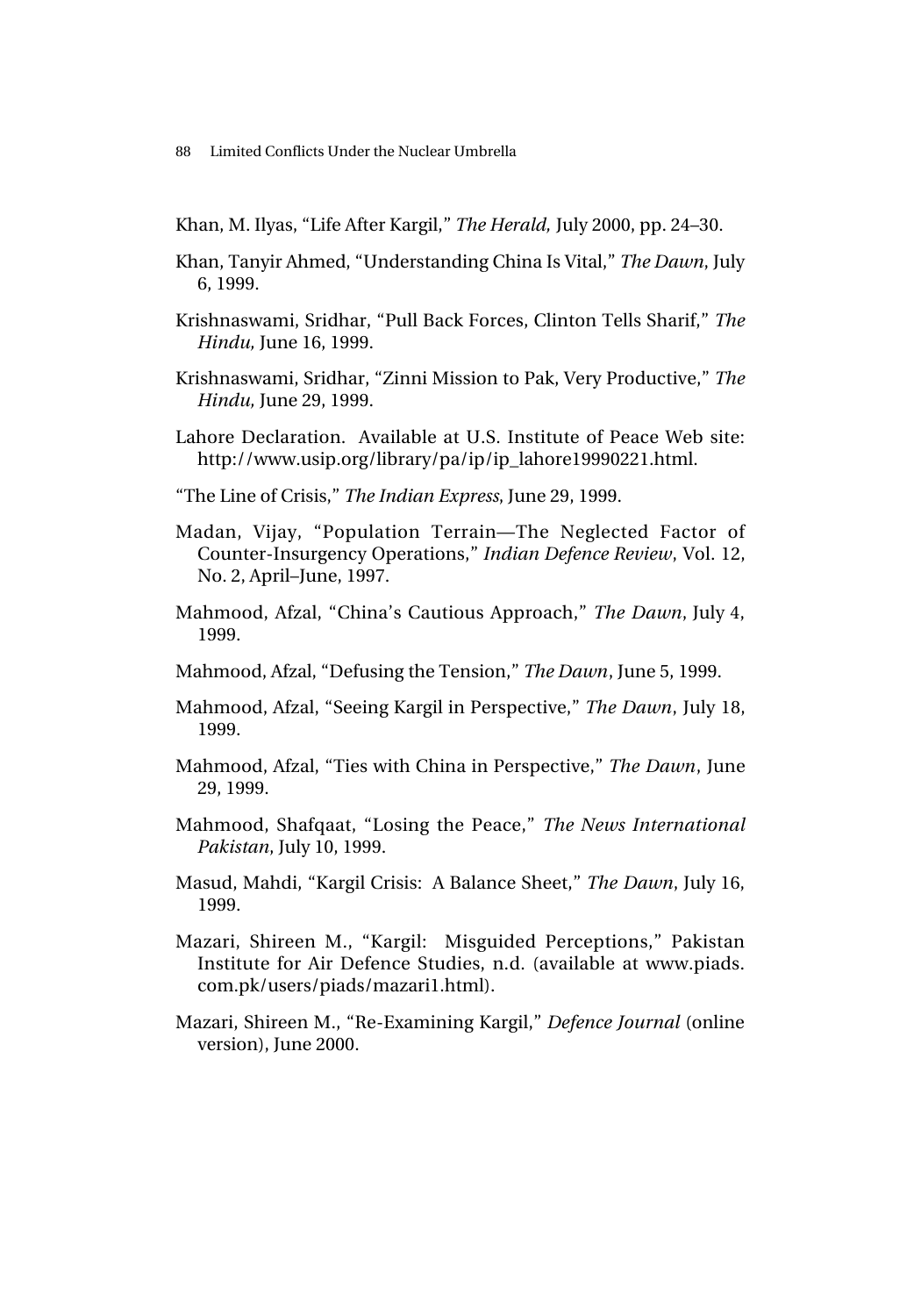Khan, M. Ilyas, "Life After Kargil," *The Herald,* July 2000, pp. 24–30.

Khan, Tanyir Ahmed, "Understanding China Is Vital," *The Dawn*, July 6, 1999.

Krishnaswami, Sridhar, "Pull Back Forces, Clinton Tells Sharif," *The Hindu,* June 16, 1999.

Krishnaswami, Sridhar, "Zinni Mission to Pak, Very Productive," *The Hindu,* June 29, 1999.

Lahore Declaration. Available at U.S. Institute of Peace Web site: http://www.usip.org/library/pa/ip/ip_lahore19990221.html.

"The Line of Crisis," *The Indian Express*, June 29, 1999.

Madan, Vijay, "Population Terrain—The Neglected Factor of Counter-Insurgency Operations," *Indian Defence Review*, Vol. 12, No. 2, April–June, 1997.

Mahmood, Afzal, "China's Cautious Approach," *The Dawn*, July 4, 1999.

Mahmood, Afzal, "Defusing the Tension," *The Dawn*, June 5, 1999.

Mahmood, Afzal, "Seeing Kargil in Perspective," *The Dawn*, July 18, 1999.

Mahmood, Afzal, "Ties with China in Perspective," *The Dawn*, June 29, 1999.

Mahmood, Shafqaat, "Losing the Peace," *The News International Pakistan*, July 10, 1999.

Masud, Mahdi, "Kargil Crisis: A Balance Sheet," *The Dawn*, July 16, 1999.

Mazari, Shireen M., "Kargil: Misguided Perceptions," Pakistan Institute for Air Defence Studies, n.d. (available at www.piads.com.pk/users/piads/mazari1.html).

Mazari, Shireen M., "Re-Examining Kargil," *Defence Journal* (online version), June 2000.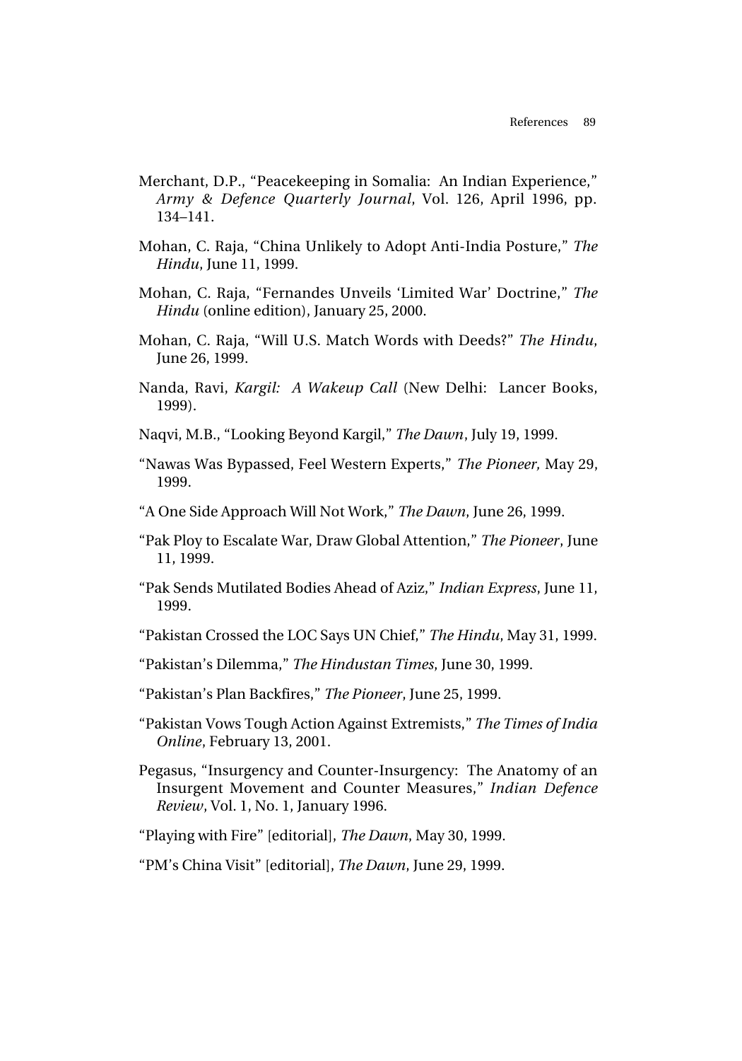Merchant, D.P., "Peacekeeping in Somalia: An Indian Experience," *Army & Defence Quarterly Journal*, Vol. 126, April 1996, pp. 134–141.

Mohan, C. Raja, "China Unlikely to Adopt Anti-India Posture," *The Hindu*, June 11, 1999.

Mohan, C. Raja, "Fernandes Unveils 'Limited War' Doctrine," *The Hindu* (online edition), January 25, 2000.

Mohan, C. Raja, "Will U.S. Match Words with Deeds?" *The Hindu*, June 26, 1999.

Nanda, Ravi, *Kargil: A Wakeup Call* (New Delhi: Lancer Books, 1999).

Naqvi, M.B., "Looking Beyond Kargil," *The Dawn*, July 19, 1999.

"Nawas Was Bypassed, Feel Western Experts," *The Pioneer,* May 29, 1999.

"A One Side Approach Will Not Work," *The Dawn*, June 26, 1999.

"Pak Ploy to Escalate War, Draw Global Attention," *The Pioneer*, June 11, 1999.

"Pak Sends Mutilated Bodies Ahead of Aziz," *Indian Express*, June 11, 1999.

"Pakistan Crossed the LOC Says UN Chief," *The Hindu*, May 31, 1999.

"Pakistan's Dilemma," *The Hindustan Times*, June 30, 1999.

"Pakistan's Plan Backfires," *The Pioneer*, June 25, 1999.

"Pakistan Vows Tough Action Against Extremists," *The Times of India Online*, February 13, 2001.

Pegasus, "Insurgency and Counter-Insurgency: The Anatomy of an Insurgent Movement and Counter Measures," *Indian Defence Review*, Vol. 1, No. 1, January 1996.

"Playing with Fire" [editorial], *The Dawn*, May 30, 1999.

"PM's China Visit" [editorial], *The Dawn*, June 29, 1999.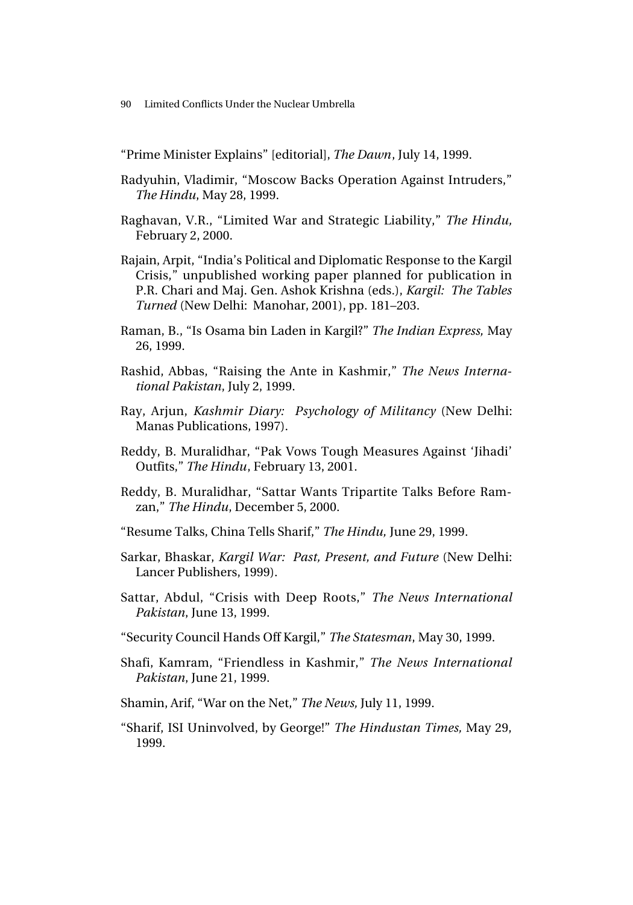"Prime Minister Explains" [editorial], *The Dawn*, July 14, 1999.

Radyuhin, Vladimir, "Moscow Backs Operation Against Intruders," *The Hindu*, May 28, 1999.

Raghavan, V.R., "Limited War and Strategic Liability," *The Hindu,* February 2, 2000.

Rajain, Arpit, "India's Political and Diplomatic Response to the Kargil Crisis," unpublished working paper planned for publication in P.R. Chari and Maj. Gen. Ashok Krishna (eds.), *Kargil: The Tables Turned* (New Delhi: Manohar, 2001), pp. 181–203.

Raman, B., "Is Osama bin Laden in Kargil?" *The Indian Express,* May 26, 1999.

Rashid, Abbas, "Raising the Ante in Kashmir," *The News International Pakistan*, July 2, 1999.

Ray, Arjun, *Kashmir Diary: Psychology of Militancy* (New Delhi: Manas Publications, 1997).

Reddy, B. Muralidhar, "Pak Vows Tough Measures Against 'Jihadi' Outfits," *The Hindu*, February 13, 2001.

Reddy, B. Muralidhar, "Sattar Wants Tripartite Talks Before Ramzan," *The Hindu*, December 5, 2000.

"Resume Talks, China Tells Sharif," *The Hindu,* June 29, 1999.

Sarkar, Bhaskar, *Kargil War: Past, Present, and Future* (New Delhi: Lancer Publishers, 1999).

Sattar, Abdul, "Crisis with Deep Roots," *The News International Pakistan*, June 13, 1999.

"Security Council Hands Off Kargil," *The Statesman*, May 30, 1999.

Shafi, Kamram, "Friendless in Kashmir," *The News International Pakistan*, June 21, 1999.

Shamin, Arif, "War on the Net," *The News,* July 11, 1999.

"Sharif, ISI Uninvolved, by George!" *The Hindustan Times,* May 29, 1999.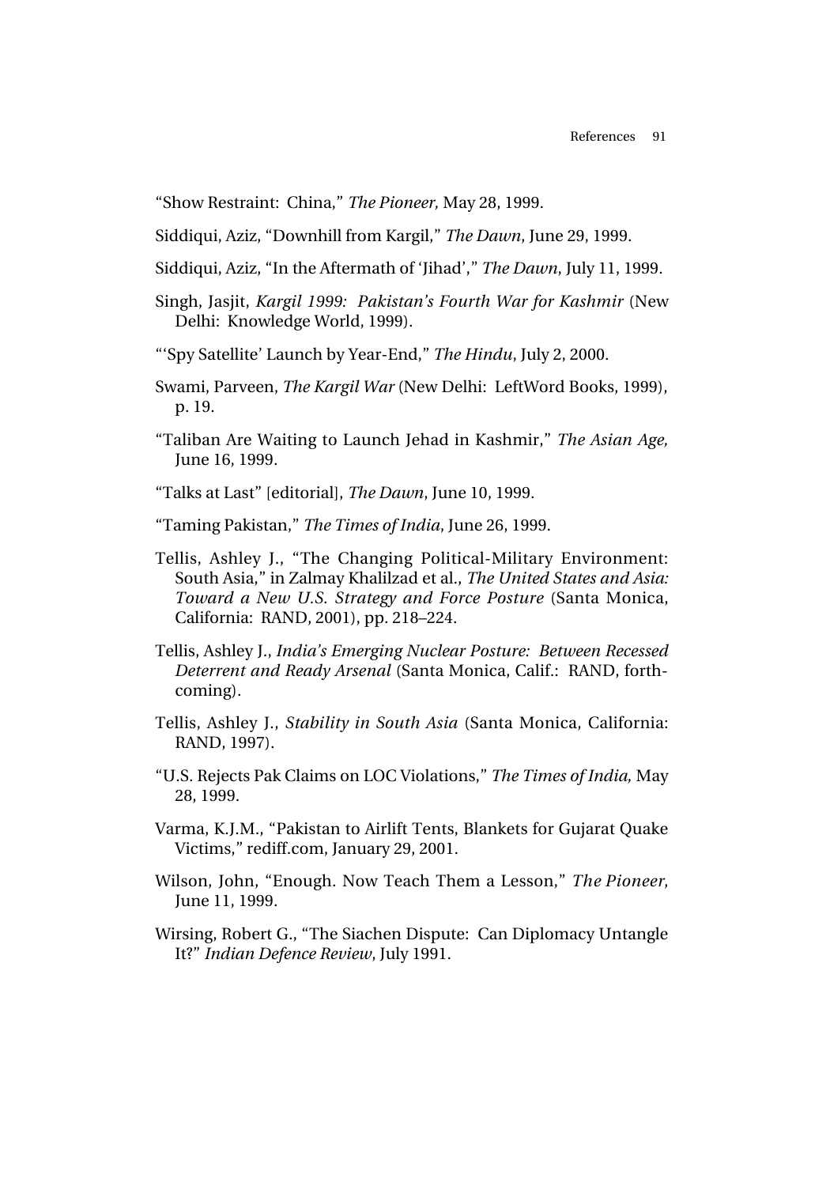"Show Restraint: China," *The Pioneer,* May 28, 1999.

Siddiqui, Aziz, "Downhill from Kargil," *The Dawn*, June 29, 1999.

Siddiqui, Aziz, "In the Aftermath of 'Jihad'," *The Dawn*, July 11, 1999.

Singh, Jasjit, *Kargil 1999: Pakistan's Fourth War for Kashmir* (New Delhi: Knowledge World, 1999).

"'Spy Satellite' Launch by Year-End," *The Hindu*, July 2, 2000.

Swami, Parveen, *The Kargil War* (New Delhi: LeftWord Books, 1999), p. 19.

"Taliban Are Waiting to Launch Jehad in Kashmir," *The Asian Age,* June 16, 1999.

"Talks at Last" [editorial], *The Dawn*, June 10, 1999.

"Taming Pakistan," *The Times of India*, June 26, 1999.

Tellis, Ashley J., "The Changing Political-Military Environment: South Asia," in Zalmay Khalilzad et al., *The United States and Asia: Toward a New U.S. Strategy and Force Posture* (Santa Monica, California: RAND, 2001), pp. 218–224.

Tellis, Ashley J., *India's Emerging Nuclear Posture: Between Recessed Deterrent and Ready Arsenal* (Santa Monica, Calif.: RAND, forthcoming).

Tellis, Ashley J., *Stability in South Asia* (Santa Monica, California: RAND, 1997).

"U.S. Rejects Pak Claims on LOC Violations," *The Times of India,* May 28, 1999.

Varma, K.J.M., "Pakistan to Airlift Tents, Blankets for Gujarat Quake Victims," rediff.com, January 29, 2001.

Wilson, John, "Enough. Now Teach Them a Lesson," *The Pioneer*, June 11, 1999.

Wirsing, Robert G., "The Siachen Dispute: Can Diplomacy Untangle It?" *Indian Defence Review*, July 1991.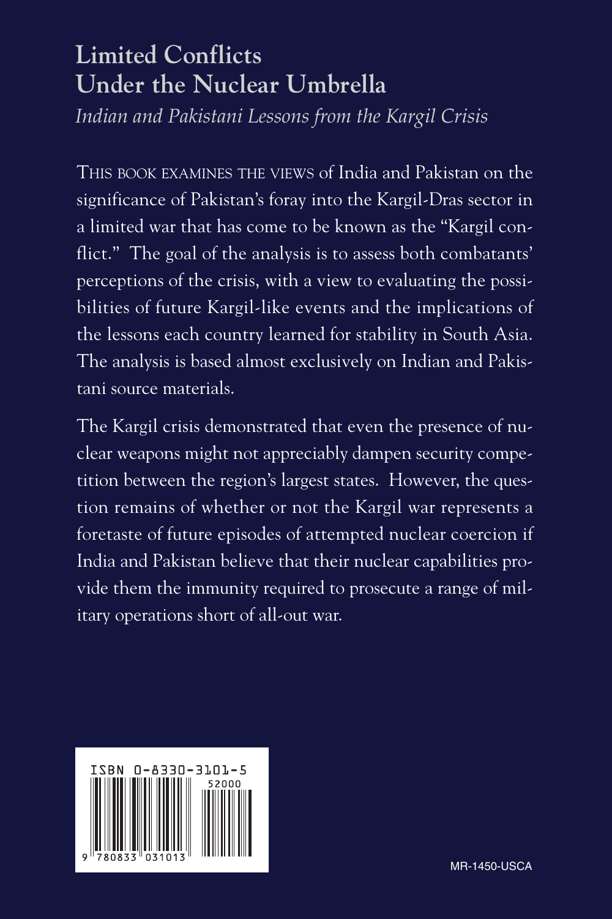# Limited Conflicts Under the Nuclear Umbrella

*Indian and Pakistani Lessons from the Kargil Crisis*

THIS BOOK EXAMINES THE VIEWS of India and Pakistan on the significance of Pakistan's foray into the Kargil-Dras sector in a limited war that has come to be known as the "Kargil conflict." The goal of the analysis is to assess both combatants' perceptions of the crisis, with a view to evaluating the possibilities of future Kargil-like events and the implications of the lessons each country learned for stability in South Asia. The analysis is based almost exclusively on Indian and Pakistani source materials.

The Kargil crisis demonstrated that even the presence of nuclear weapons might not appreciably dampen security competition between the region's largest states. However, the question remains of whether or not the Kargil war represents a foretaste of future episodes of attempted nuclear coercion if India and Pakistan believe that their nuclear capabilities provide them the immunity required to prosecute a range of military operations short of all-out war.

ISBN 0-8330-3101-5

52000

9 780833 031013

MR-1450-USCA